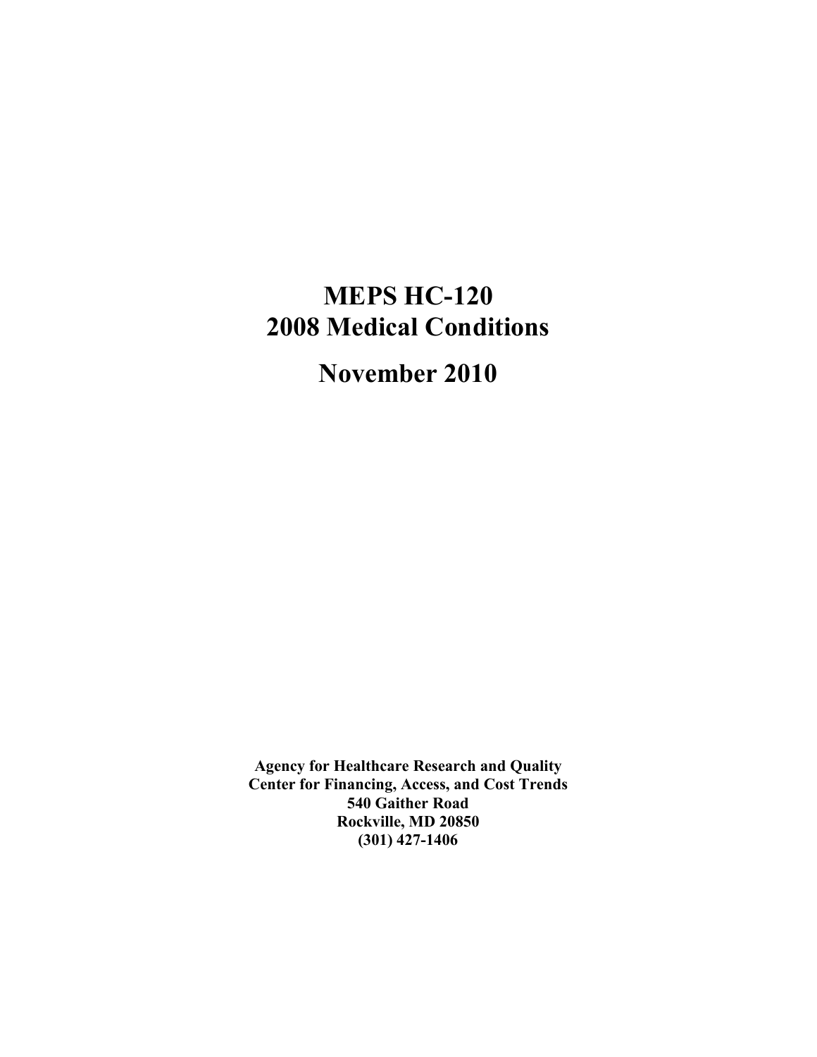# MEPS HC-120
# 2008 Medical Conditions

# November 2010

**Agency for Healthcare Research and Quality**
**Center for Financing, Access, and Cost Trends**
**540 Gaither Road**
**Rockville, MD 20850**
**(301) 427-1406**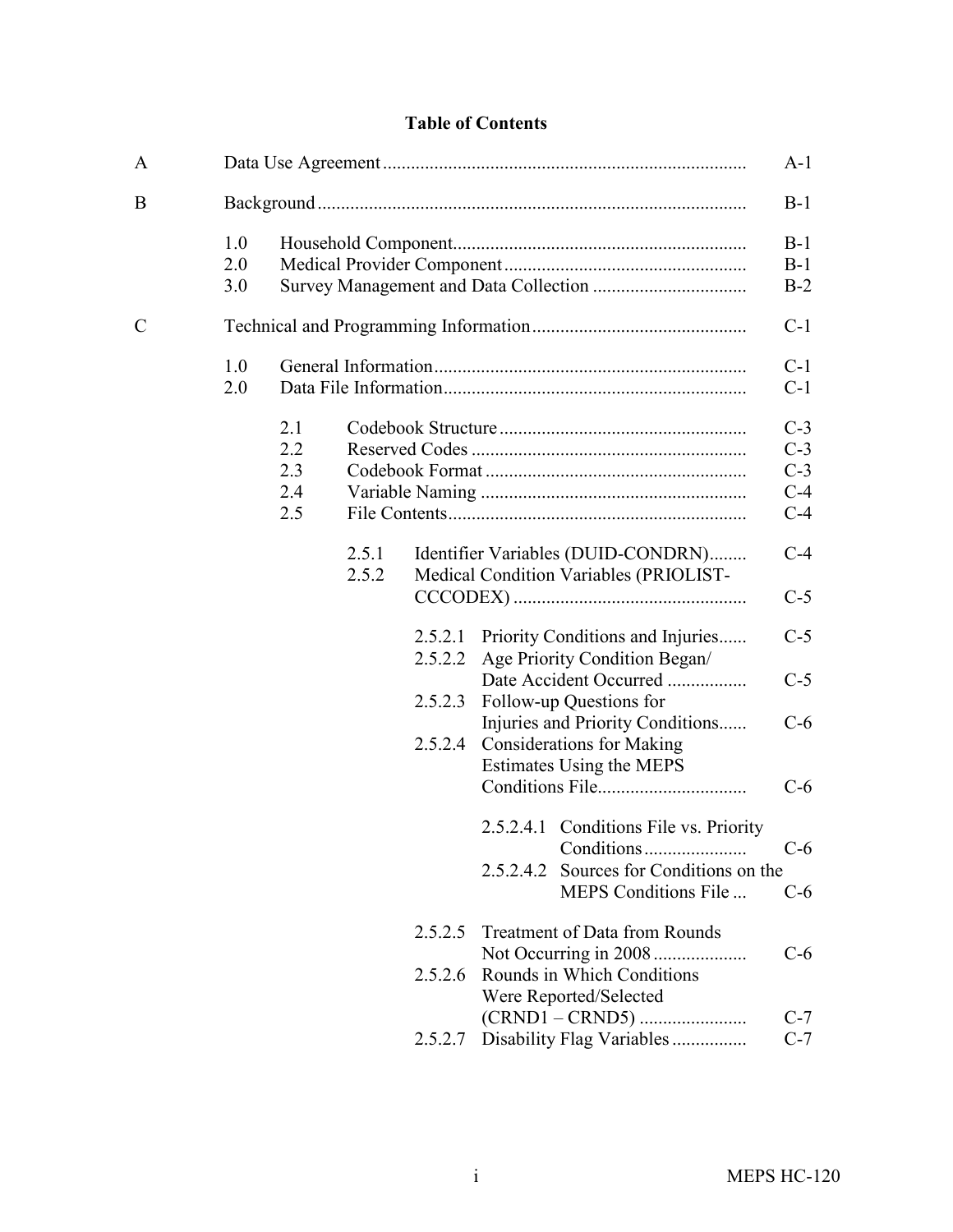# Table of Contents

| | | | | | | |
|---|---|---|---|---|---|---|
| A | Data Use Agreement | | | | | A-1 |
| B | Background | | | | | B-1 |
| | 1.0 | Household Component | | | | B-1 |
| | 2.0 | Medical Provider Component | | | | B-1 |
| | 3.0 | Survey Management and Data Collection | | | | B-2 |
| C | Technical and Programming Information | | | | | C-1 |
| | 1.0 | General Information | | | | C-1 |
| | 2.0 | Data File Information | | | | C-1 |
| | | 2.1 | Codebook Structure | | | C-3 |
| | | 2.2 | Reserved Codes | | | C-3 |
| | | 2.3 | Codebook Format | | | C-3 |
| | | 2.4 | Variable Naming | | | C-4 |
| | | 2.5 | File Contents | | | C-4 |
| | | | 2.5.1 | Identifier Variables (DUID-CONDRN) | | C-4 |
| | | | 2.5.2 | Medical Condition Variables (PRIOLIST-CCCODEX) | | C-5 |
| | | | | 2.5.2.1 | Priority Conditions and Injuries | C-5 |
| | | | | 2.5.2.2 | Age Priority Condition Began/ Date Accident Occurred | C-5 |
| | | | | 2.5.2.3 | Follow-up Questions for Injuries and Priority Conditions | C-6 |
| | | | | 2.5.2.4 | Considerations for Making Estimates Using the MEPS Conditions File | C-6 |
| | | | | 2.5.2.4.1 | Conditions File vs. Priority Conditions | C-6 |
| | | | | 2.5.2.4.2 | Sources for Conditions on the MEPS Conditions File | C-6 |
| | | | | 2.5.2.5 | Treatment of Data from Rounds Not Occurring in 2008 | C-6 |
| | | | | 2.5.2.6 | Rounds in Which Conditions Were Reported/Selected (CRND1 – CRND5) | C-7 |
| | | | | 2.5.2.7 | Disability Flag Variables | C-7 |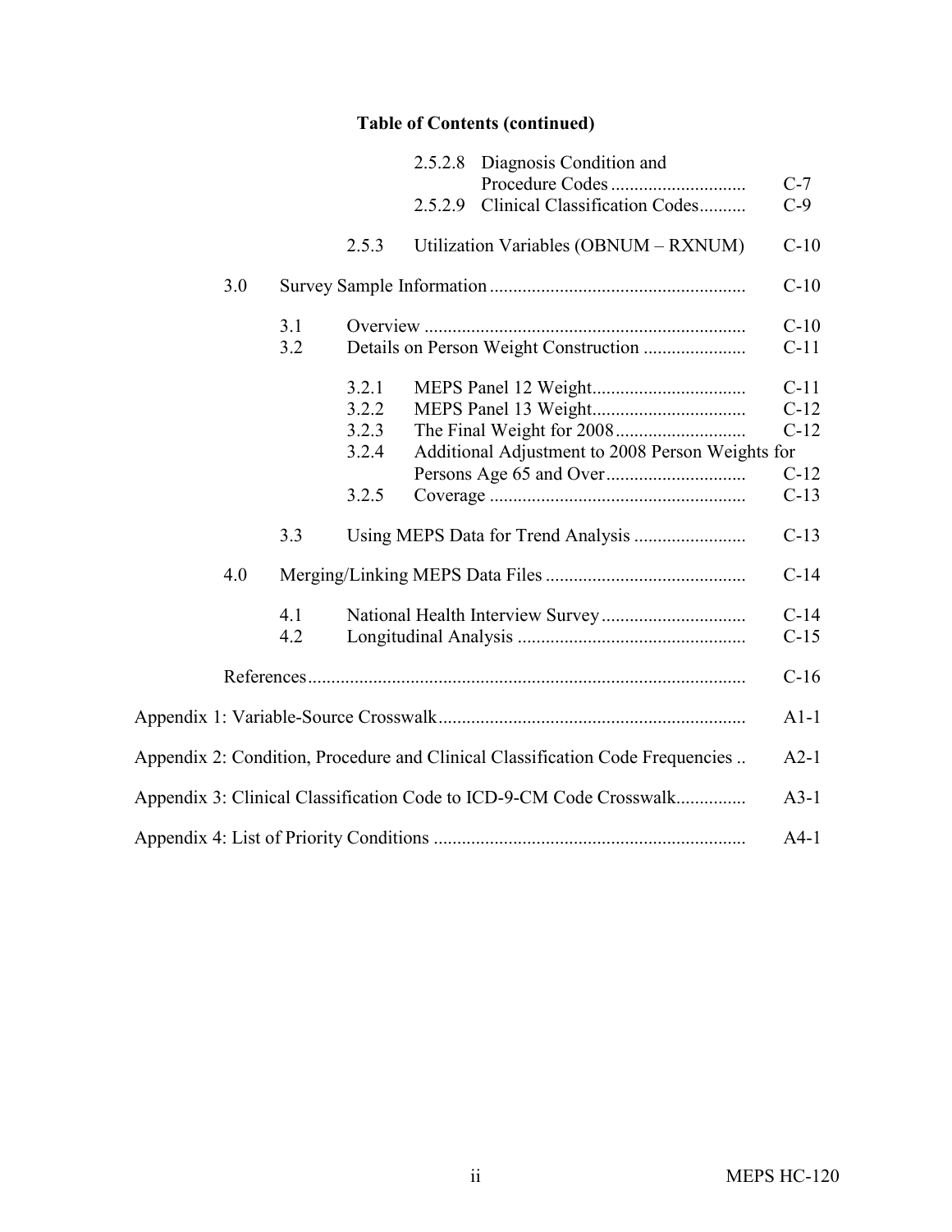**Table of Contents (continued)**

| | | | | |
|---|---|---|---|---|
| | | | 2.5.2.8 Diagnosis Condition and Procedure Codes | C-7 |
| | | | 2.5.2.9 Clinical Classification Codes | C-9 |
| | | 2.5.3 | Utilization Variables (OBNUM – RXNUM) | C-10 |
| 3.0 | Survey Sample Information | | | C-10 |
| | 3.1 | Overview | | C-10 |
| | 3.2 | Details on Person Weight Construction | | C-11 |
| | | 3.2.1 | MEPS Panel 12 Weight | C-11 |
| | | 3.2.2 | MEPS Panel 13 Weight | C-12 |
| | | 3.2.3 | The Final Weight for 2008 | C-12 |
| | | 3.2.4 | Additional Adjustment to 2008 Person Weights for Persons Age 65 and Over | C-12 |
| | | 3.2.5 | Coverage | C-13 |
| | 3.3 | Using MEPS Data for Trend Analysis | | C-13 |
| 4.0 | Merging/Linking MEPS Data Files | | | C-14 |
| | 4.1 | National Health Interview Survey | | C-14 |
| | 4.2 | Longitudinal Analysis | | C-15 |
| References | | | | C-16 |

Appendix 1: Variable-Source Crosswalk ........ A1-1

Appendix 2: Condition, Procedure and Clinical Classification Code Frequencies ........ A2-1

Appendix 3: Clinical Classification Code to ICD-9-CM Code Crosswalk ........ A3-1

Appendix 4: List of Priority Conditions ........ A4-1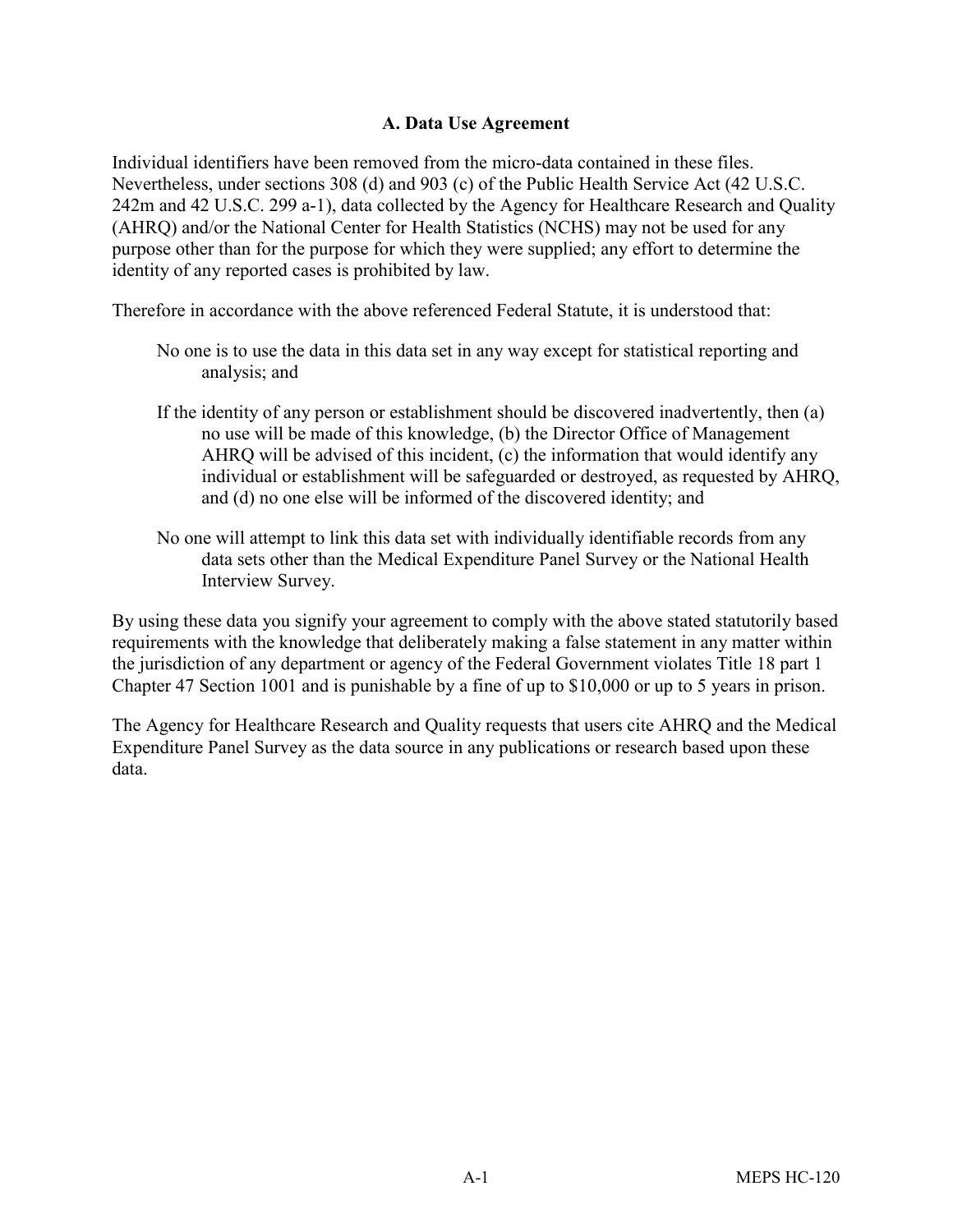## A. Data Use Agreement

Individual identifiers have been removed from the micro-data contained in these files. Nevertheless, under sections 308 (d) and 903 (c) of the Public Health Service Act (42 U.S.C. 242m and 42 U.S.C. 299 a-1), data collected by the Agency for Healthcare Research and Quality (AHRQ) and/or the National Center for Health Statistics (NCHS) may not be used for any purpose other than for the purpose for which they were supplied; any effort to determine the identity of any reported cases is prohibited by law.

Therefore in accordance with the above referenced Federal Statute, it is understood that:

No one is to use the data in this data set in any way except for statistical reporting and analysis; and

If the identity of any person or establishment should be discovered inadvertently, then (a) no use will be made of this knowledge, (b) the Director Office of Management AHRQ will be advised of this incident, (c) the information that would identify any individual or establishment will be safeguarded or destroyed, as requested by AHRQ, and (d) no one else will be informed of the discovered identity; and

No one will attempt to link this data set with individually identifiable records from any data sets other than the Medical Expenditure Panel Survey or the National Health Interview Survey.

By using these data you signify your agreement to comply with the above stated statutorily based requirements with the knowledge that deliberately making a false statement in any matter within the jurisdiction of any department or agency of the Federal Government violates Title 18 part 1 Chapter 47 Section 1001 and is punishable by a fine of up to $10,000 or up to 5 years in prison.

The Agency for Healthcare Research and Quality requests that users cite AHRQ and the Medical Expenditure Panel Survey as the data source in any publications or research based upon these data.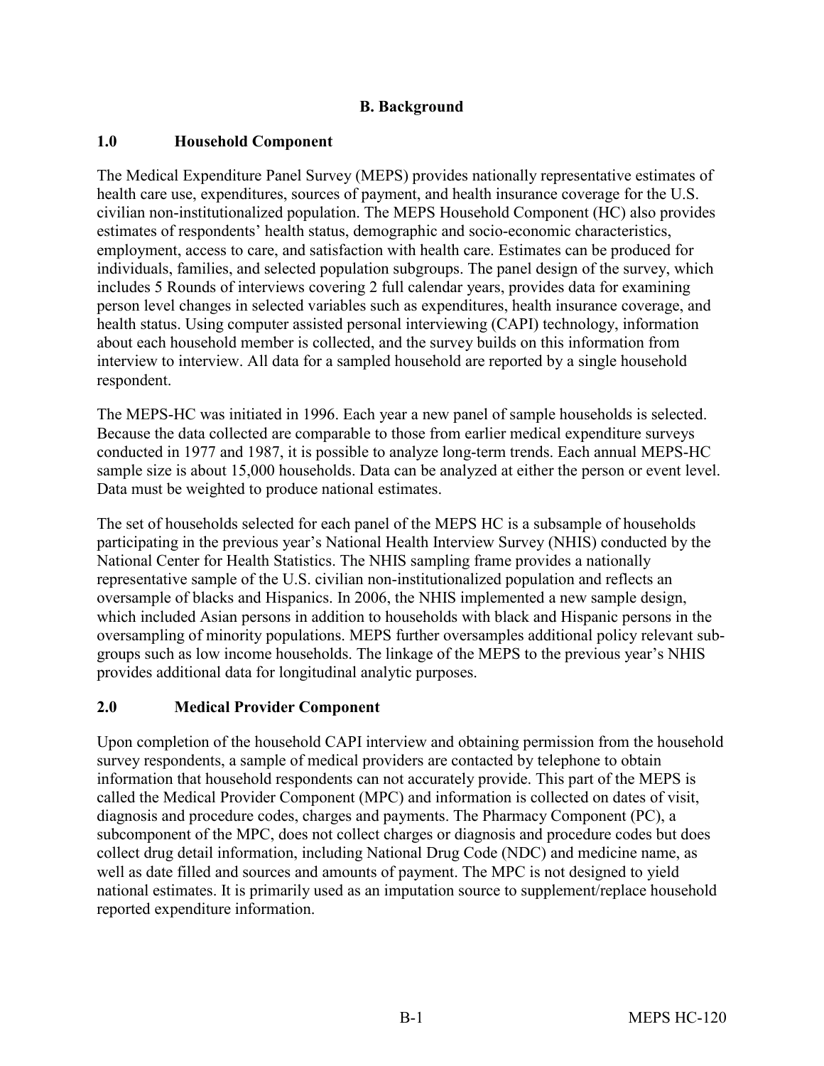## B. Background

### 1.0 Household Component

The Medical Expenditure Panel Survey (MEPS) provides nationally representative estimates of health care use, expenditures, sources of payment, and health insurance coverage for the U.S. civilian non-institutionalized population. The MEPS Household Component (HC) also provides estimates of respondents' health status, demographic and socio-economic characteristics, employment, access to care, and satisfaction with health care. Estimates can be produced for individuals, families, and selected population subgroups. The panel design of the survey, which includes 5 Rounds of interviews covering 2 full calendar years, provides data for examining person level changes in selected variables such as expenditures, health insurance coverage, and health status. Using computer assisted personal interviewing (CAPI) technology, information about each household member is collected, and the survey builds on this information from interview to interview. All data for a sampled household are reported by a single household respondent.

The MEPS-HC was initiated in 1996. Each year a new panel of sample households is selected. Because the data collected are comparable to those from earlier medical expenditure surveys conducted in 1977 and 1987, it is possible to analyze long-term trends. Each annual MEPS-HC sample size is about 15,000 households. Data can be analyzed at either the person or event level. Data must be weighted to produce national estimates.

The set of households selected for each panel of the MEPS HC is a subsample of households participating in the previous year's National Health Interview Survey (NHIS) conducted by the National Center for Health Statistics. The NHIS sampling frame provides a nationally representative sample of the U.S. civilian non-institutionalized population and reflects an oversample of blacks and Hispanics. In 2006, the NHIS implemented a new sample design, which included Asian persons in addition to households with black and Hispanic persons in the oversampling of minority populations. MEPS further oversamples additional policy relevant sub-groups such as low income households. The linkage of the MEPS to the previous year's NHIS provides additional data for longitudinal analytic purposes.

### 2.0 Medical Provider Component

Upon completion of the household CAPI interview and obtaining permission from the household survey respondents, a sample of medical providers are contacted by telephone to obtain information that household respondents can not accurately provide. This part of the MEPS is called the Medical Provider Component (MPC) and information is collected on dates of visit, diagnosis and procedure codes, charges and payments. The Pharmacy Component (PC), a subcomponent of the MPC, does not collect charges or diagnosis and procedure codes but does collect drug detail information, including National Drug Code (NDC) and medicine name, as well as date filled and sources and amounts of payment. The MPC is not designed to yield national estimates. It is primarily used as an imputation source to supplement/replace household reported expenditure information.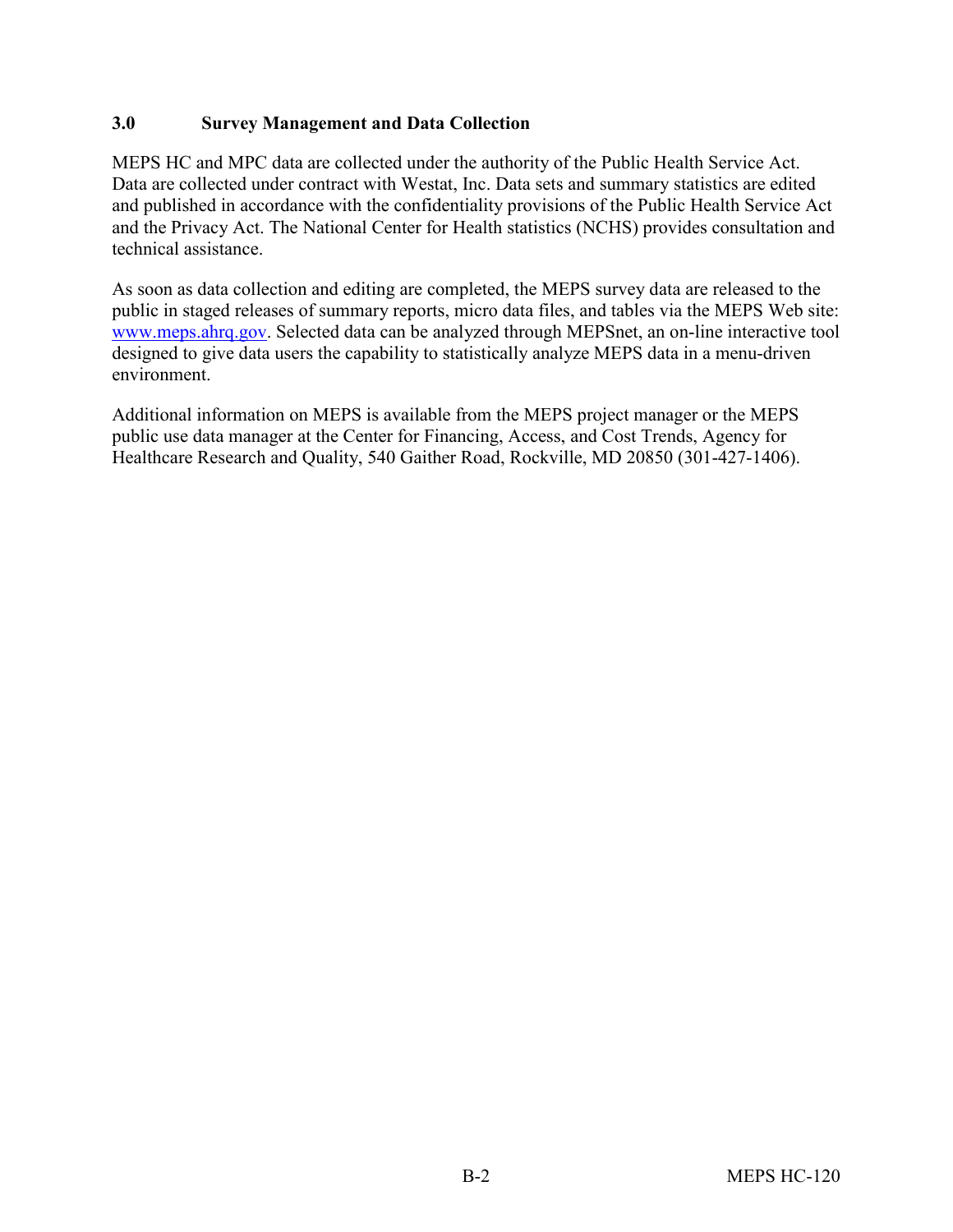## 3.0 Survey Management and Data Collection

MEPS HC and MPC data are collected under the authority of the Public Health Service Act. Data are collected under contract with Westat, Inc. Data sets and summary statistics are edited and published in accordance with the confidentiality provisions of the Public Health Service Act and the Privacy Act. The National Center for Health statistics (NCHS) provides consultation and technical assistance.

As soon as data collection and editing are completed, the MEPS survey data are released to the public in staged releases of summary reports, micro data files, and tables via the MEPS Web site: www.meps.ahrq.gov. Selected data can be analyzed through MEPSnet, an on-line interactive tool designed to give data users the capability to statistically analyze MEPS data in a menu-driven environment.

Additional information on MEPS is available from the MEPS project manager or the MEPS public use data manager at the Center for Financing, Access, and Cost Trends, Agency for Healthcare Research and Quality, 540 Gaither Road, Rockville, MD 20850 (301-427-1406).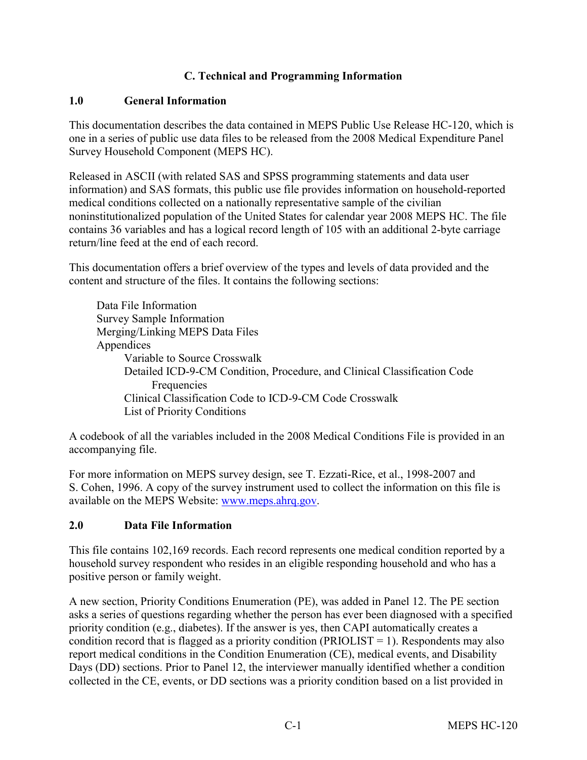# C. Technical and Programming Information

## 1.0 General Information

This documentation describes the data contained in MEPS Public Use Release HC-120, which is one in a series of public use data files to be released from the 2008 Medical Expenditure Panel Survey Household Component (MEPS HC).

Released in ASCII (with related SAS and SPSS programming statements and data user information) and SAS formats, this public use file provides information on household-reported medical conditions collected on a nationally representative sample of the civilian noninstitutionalized population of the United States for calendar year 2008 MEPS HC. The file contains 36 variables and has a logical record length of 105 with an additional 2-byte carriage return/line feed at the end of each record.

This documentation offers a brief overview of the types and levels of data provided and the content and structure of the files. It contains the following sections:

- Data File Information
- Survey Sample Information
- Merging/Linking MEPS Data Files
- Appendices
  - Variable to Source Crosswalk
  - Detailed ICD-9-CM Condition, Procedure, and Clinical Classification Code Frequencies
  - Clinical Classification Code to ICD-9-CM Code Crosswalk
  - List of Priority Conditions

A codebook of all the variables included in the 2008 Medical Conditions File is provided in an accompanying file.

For more information on MEPS survey design, see T. Ezzati-Rice, et al., 1998-2007 and S. Cohen, 1996. A copy of the survey instrument used to collect the information on this file is available on the MEPS Website: www.meps.ahrq.gov.

## 2.0 Data File Information

This file contains 102,169 records. Each record represents one medical condition reported by a household survey respondent who resides in an eligible responding household and who has a positive person or family weight.

A new section, Priority Conditions Enumeration (PE), was added in Panel 12. The PE section asks a series of questions regarding whether the person has ever been diagnosed with a specified priority condition (e.g., diabetes). If the answer is yes, then CAPI automatically creates a condition record that is flagged as a priority condition (PRIOLIST = 1). Respondents may also report medical conditions in the Condition Enumeration (CE), medical events, and Disability Days (DD) sections. Prior to Panel 12, the interviewer manually identified whether a condition collected in the CE, events, or DD sections was a priority condition based on a list provided in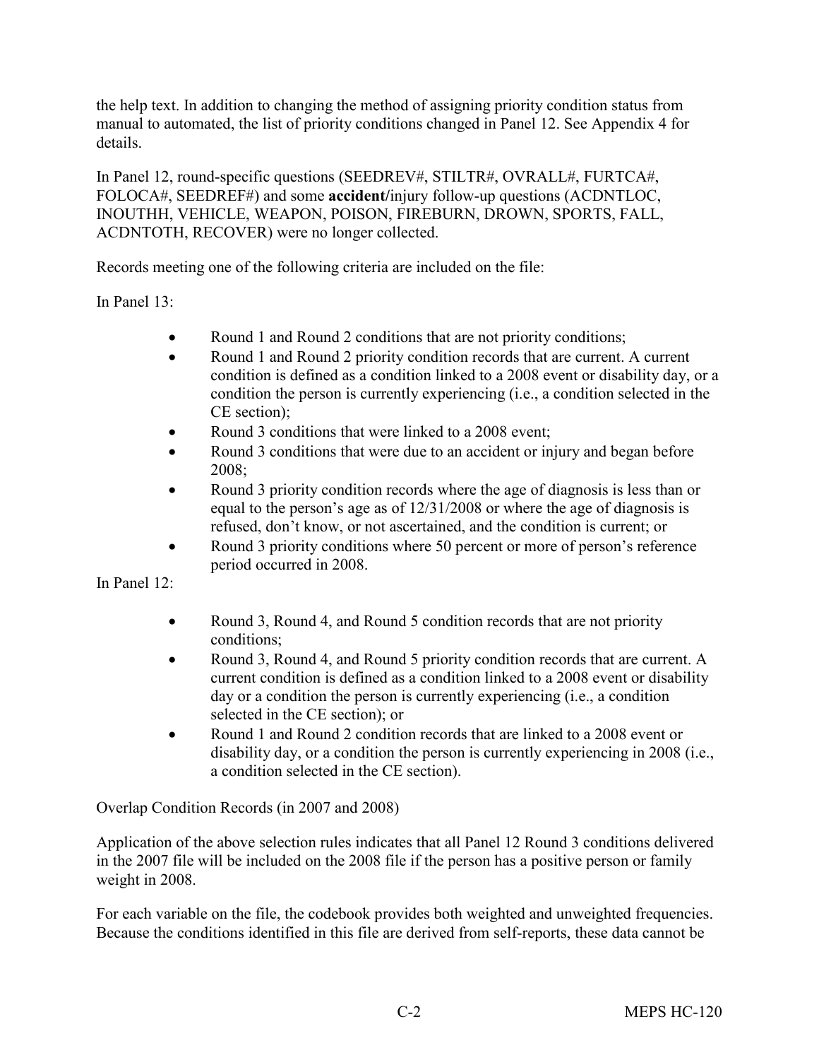the help text. In addition to changing the method of assigning priority condition status from manual to automated, the list of priority conditions changed in Panel 12. See Appendix 4 for details.

In Panel 12, round-specific questions (SEEDREV#, STILTR#, OVRALL#, FURTCA#, FOLOCA#, SEEDREF#) and some **accident/**injury follow-up questions (ACDNTLOC, INOUTHH, VEHICLE, WEAPON, POISON, FIREBURN, DROWN, SPORTS, FALL, ACDNTOTH, RECOVER) were no longer collected.

Records meeting one of the following criteria are included on the file:

In Panel 13:

- Round 1 and Round 2 conditions that are not priority conditions;
- Round 1 and Round 2 priority condition records that are current. A current condition is defined as a condition linked to a 2008 event or disability day, or a condition the person is currently experiencing (i.e., a condition selected in the CE section);
- Round 3 conditions that were linked to a 2008 event;
- Round 3 conditions that were due to an accident or injury and began before 2008;
- Round 3 priority condition records where the age of diagnosis is less than or equal to the person's age as of 12/31/2008 or where the age of diagnosis is refused, don't know, or not ascertained, and the condition is current; or
- Round 3 priority conditions where 50 percent or more of person's reference period occurred in 2008.

In Panel 12:

- Round 3, Round 4, and Round 5 condition records that are not priority conditions;
- Round 3, Round 4, and Round 5 priority condition records that are current. A current condition is defined as a condition linked to a 2008 event or disability day or a condition the person is currently experiencing (i.e., a condition selected in the CE section); or
- Round 1 and Round 2 condition records that are linked to a 2008 event or disability day, or a condition the person is currently experiencing in 2008 (i.e., a condition selected in the CE section).

Overlap Condition Records (in 2007 and 2008)

Application of the above selection rules indicates that all Panel 12 Round 3 conditions delivered in the 2007 file will be included on the 2008 file if the person has a positive person or family weight in 2008.

For each variable on the file, the codebook provides both weighted and unweighted frequencies. Because the conditions identified in this file are derived from self-reports, these data cannot be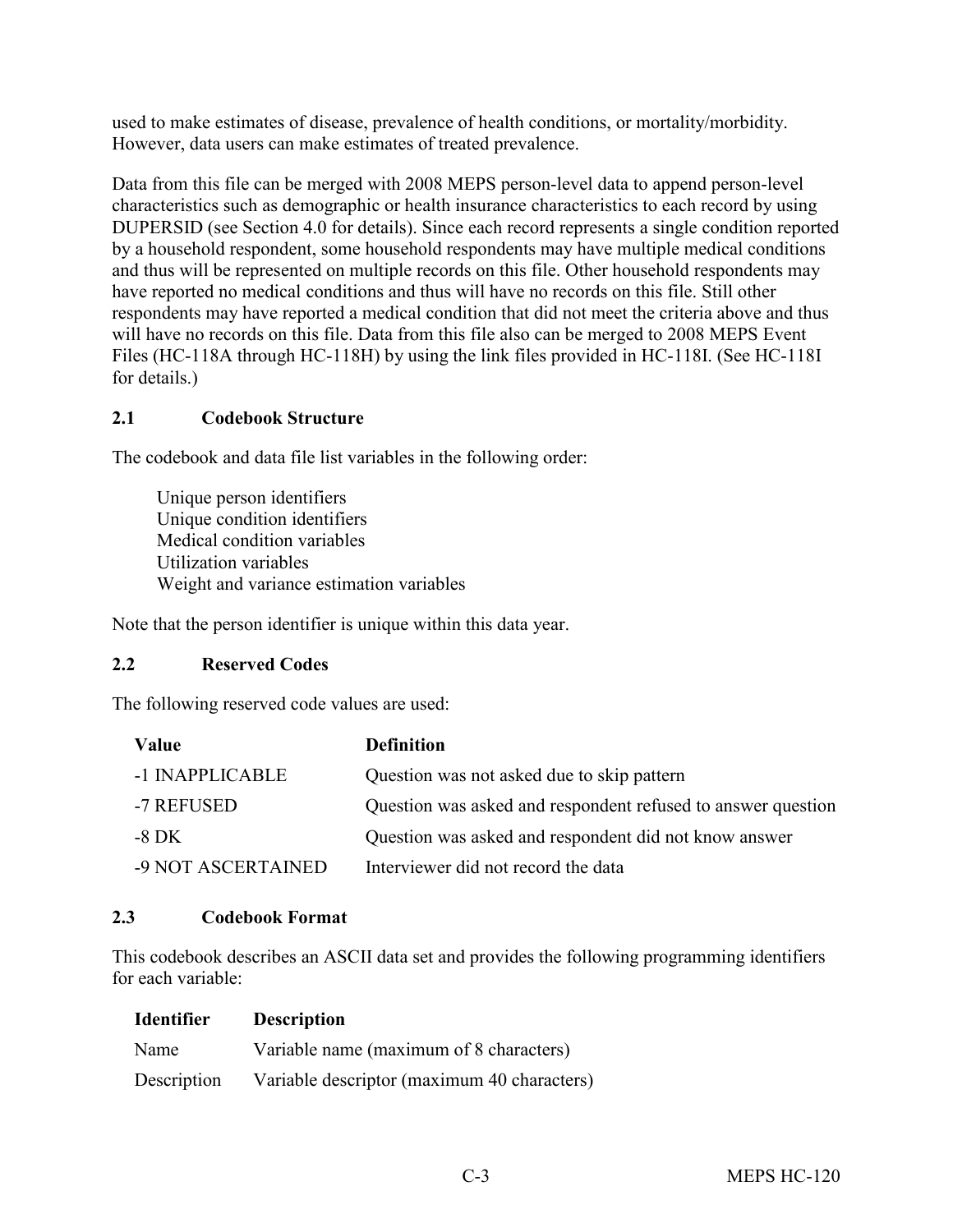used to make estimates of disease, prevalence of health conditions, or mortality/morbidity. However, data users can make estimates of treated prevalence.

Data from this file can be merged with 2008 MEPS person-level data to append person-level characteristics such as demographic or health insurance characteristics to each record by using DUPERSID (see Section 4.0 for details). Since each record represents a single condition reported by a household respondent, some household respondents may have multiple medical conditions and thus will be represented on multiple records on this file. Other household respondents may have reported no medical conditions and thus will have no records on this file. Still other respondents may have reported a medical condition that did not meet the criteria above and thus will have no records on this file. Data from this file also can be merged to 2008 MEPS Event Files (HC-118A through HC-118H) by using the link files provided in HC-118I. (See HC-118I for details.)

### 2.1 Codebook Structure

The codebook and data file list variables in the following order:

- Unique person identifiers
- Unique condition identifiers
- Medical condition variables
- Utilization variables
- Weight and variance estimation variables

Note that the person identifier is unique within this data year.

### 2.2 Reserved Codes

The following reserved code values are used:

| Value | Definition |
|---|---|
| -1 INAPPLICABLE | Question was not asked due to skip pattern |
| -7 REFUSED | Question was asked and respondent refused to answer question |
| -8 DK | Question was asked and respondent did not know answer |
| -9 NOT ASCERTAINED | Interviewer did not record the data |

### 2.3 Codebook Format

This codebook describes an ASCII data set and provides the following programming identifiers for each variable:

| Identifier | Description |
|---|---|
| Name | Variable name (maximum of 8 characters) |
| Description | Variable descriptor (maximum 40 characters) |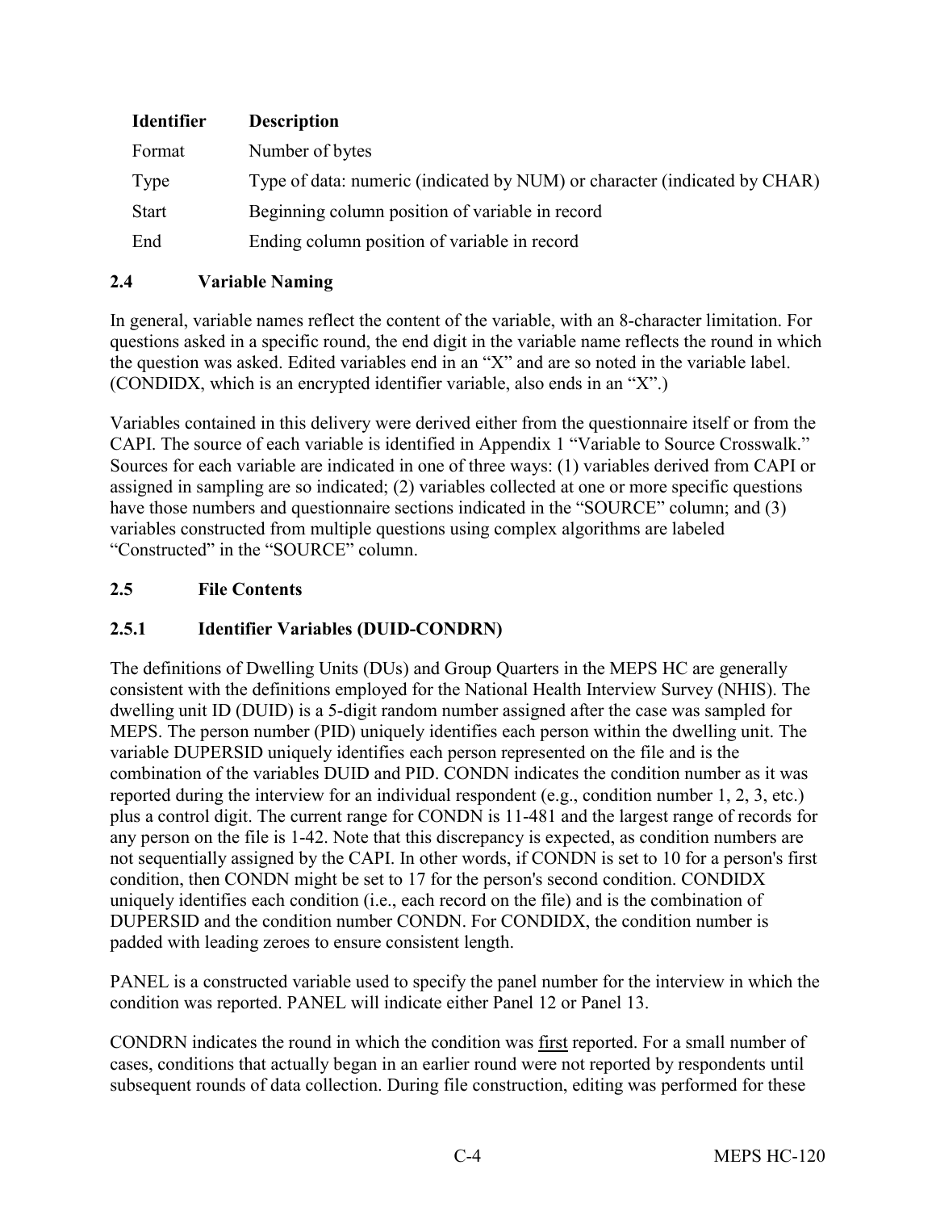| Identifier | Description |
|---|---|
| Format | Number of bytes |
| Type | Type of data: numeric (indicated by NUM) or character (indicated by CHAR) |
| Start | Beginning column position of variable in record |
| End | Ending column position of variable in record |

### 2.4 Variable Naming

In general, variable names reflect the content of the variable, with an 8-character limitation. For questions asked in a specific round, the end digit in the variable name reflects the round in which the question was asked. Edited variables end in an "X" and are so noted in the variable label. (CONDIDX, which is an encrypted identifier variable, also ends in an "X".)

Variables contained in this delivery were derived either from the questionnaire itself or from the CAPI. The source of each variable is identified in Appendix 1 "Variable to Source Crosswalk." Sources for each variable are indicated in one of three ways: (1) variables derived from CAPI or assigned in sampling are so indicated; (2) variables collected at one or more specific questions have those numbers and questionnaire sections indicated in the "SOURCE" column; and (3) variables constructed from multiple questions using complex algorithms are labeled "Constructed" in the "SOURCE" column.

### 2.5 File Contents

#### 2.5.1 Identifier Variables (DUID-CONDRN)

The definitions of Dwelling Units (DUs) and Group Quarters in the MEPS HC are generally consistent with the definitions employed for the National Health Interview Survey (NHIS). The dwelling unit ID (DUID) is a 5-digit random number assigned after the case was sampled for MEPS. The person number (PID) uniquely identifies each person within the dwelling unit. The variable DUPERSID uniquely identifies each person represented on the file and is the combination of the variables DUID and PID. CONDN indicates the condition number as it was reported during the interview for an individual respondent (e.g., condition number 1, 2, 3, etc.) plus a control digit. The current range for CONDN is 11-481 and the largest range of records for any person on the file is 1-42. Note that this discrepancy is expected, as condition numbers are not sequentially assigned by the CAPI. In other words, if CONDN is set to 10 for a person's first condition, then CONDN might be set to 17 for the person's second condition. CONDIDX uniquely identifies each condition (i.e., each record on the file) and is the combination of DUPERSID and the condition number CONDN. For CONDIDX, the condition number is padded with leading zeroes to ensure consistent length.

PANEL is a constructed variable used to specify the panel number for the interview in which the condition was reported. PANEL will indicate either Panel 12 or Panel 13.

CONDRN indicates the round in which the condition was first reported. For a small number of cases, conditions that actually began in an earlier round were not reported by respondents until subsequent rounds of data collection. During file construction, editing was performed for these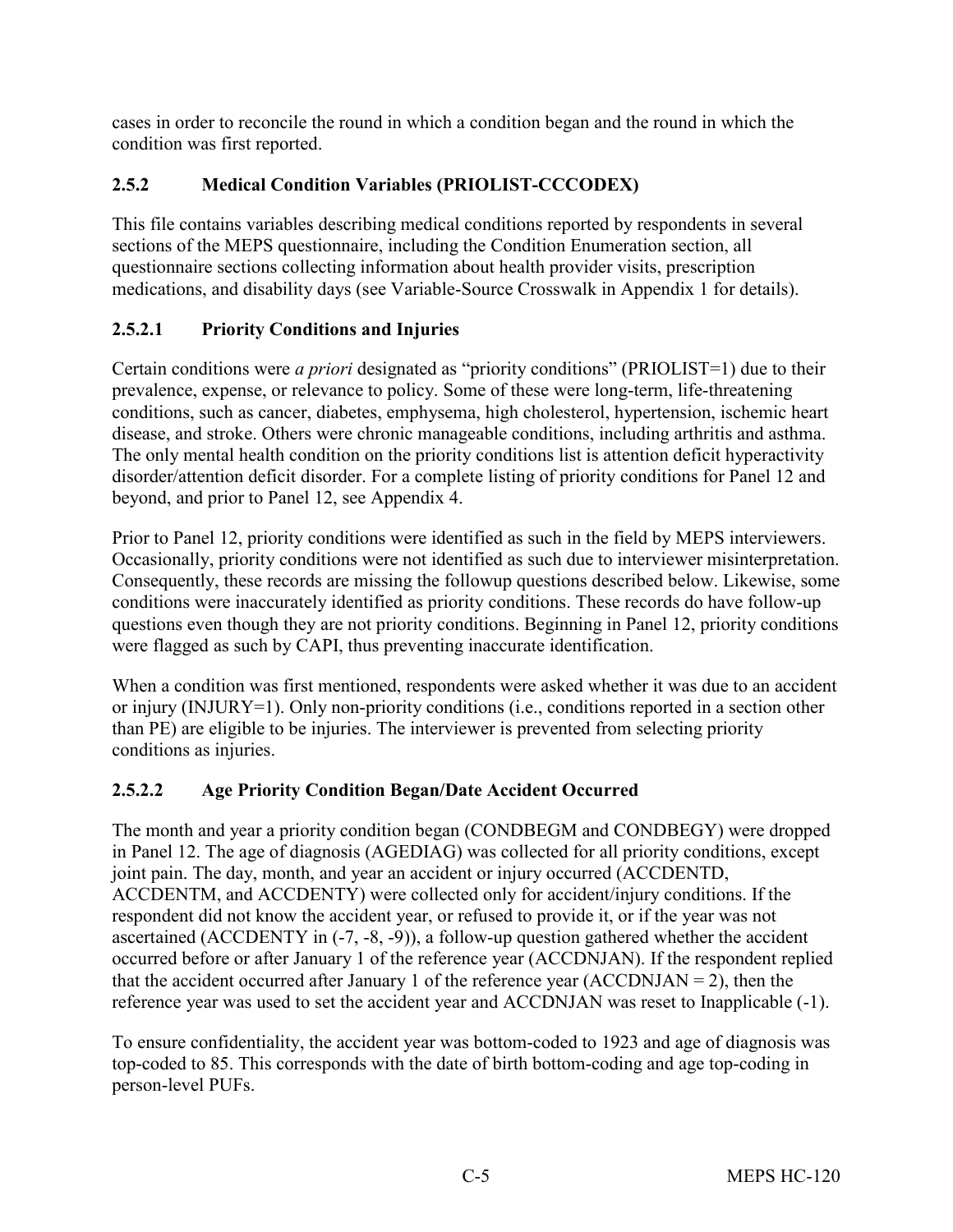cases in order to reconcile the round in which a condition began and the round in which the condition was first reported.

### 2.5.2 Medical Condition Variables (PRIOLIST-CCCODEX)

This file contains variables describing medical conditions reported by respondents in several sections of the MEPS questionnaire, including the Condition Enumeration section, all questionnaire sections collecting information about health provider visits, prescription medications, and disability days (see Variable-Source Crosswalk in Appendix 1 for details).

#### 2.5.2.1 Priority Conditions and Injuries

Certain conditions were *a priori* designated as "priority conditions" (PRIOLIST=1) due to their prevalence, expense, or relevance to policy. Some of these were long-term, life-threatening conditions, such as cancer, diabetes, emphysema, high cholesterol, hypertension, ischemic heart disease, and stroke. Others were chronic manageable conditions, including arthritis and asthma. The only mental health condition on the priority conditions list is attention deficit hyperactivity disorder/attention deficit disorder. For a complete listing of priority conditions for Panel 12 and beyond, and prior to Panel 12, see Appendix 4.

Prior to Panel 12, priority conditions were identified as such in the field by MEPS interviewers. Occasionally, priority conditions were not identified as such due to interviewer misinterpretation. Consequently, these records are missing the followup questions described below. Likewise, some conditions were inaccurately identified as priority conditions. These records do have follow-up questions even though they are not priority conditions. Beginning in Panel 12, priority conditions were flagged as such by CAPI, thus preventing inaccurate identification.

When a condition was first mentioned, respondents were asked whether it was due to an accident or injury (INJURY=1). Only non-priority conditions (i.e., conditions reported in a section other than PE) are eligible to be injuries. The interviewer is prevented from selecting priority conditions as injuries.

#### 2.5.2.2 Age Priority Condition Began/Date Accident Occurred

The month and year a priority condition began (CONDBEGM and CONDBEGY) were dropped in Panel 12. The age of diagnosis (AGEDIAG) was collected for all priority conditions, except joint pain. The day, month, and year an accident or injury occurred (ACCDENTD, ACCDENTM, and ACCDENTY) were collected only for accident/injury conditions. If the respondent did not know the accident year, or refused to provide it, or if the year was not ascertained (ACCDENTY in (-7, -8, -9)), a follow-up question gathered whether the accident occurred before or after January 1 of the reference year (ACCDNJAN). If the respondent replied that the accident occurred after January 1 of the reference year (ACCDNJAN = 2), then the reference year was used to set the accident year and ACCDNJAN was reset to Inapplicable (-1).

To ensure confidentiality, the accident year was bottom-coded to 1923 and age of diagnosis was top-coded to 85. This corresponds with the date of birth bottom-coding and age top-coding in person-level PUFs.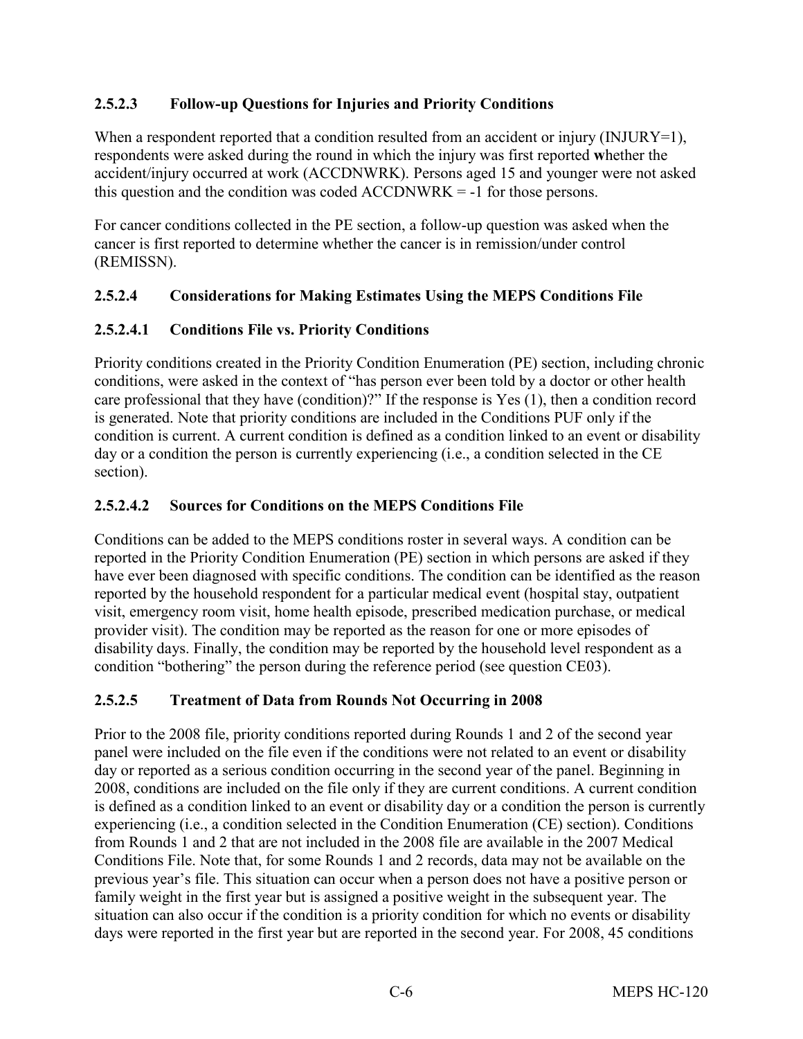### 2.5.2.3 Follow-up Questions for Injuries and Priority Conditions

When a respondent reported that a condition resulted from an accident or injury (INJURY=1), respondents were asked during the round in which the injury was first reported **w**hether the accident/injury occurred at work (ACCDNWRK). Persons aged 15 and younger were not asked this question and the condition was coded ACCDNWRK = -1 for those persons.

For cancer conditions collected in the PE section, a follow-up question was asked when the cancer is first reported to determine whether the cancer is in remission/under control (REMISSN).

### 2.5.2.4 Considerations for Making Estimates Using the MEPS Conditions File

#### 2.5.2.4.1 Conditions File vs. Priority Conditions

Priority conditions created in the Priority Condition Enumeration (PE) section, including chronic conditions, were asked in the context of "has person ever been told by a doctor or other health care professional that they have (condition)?" If the response is Yes (1), then a condition record is generated. Note that priority conditions are included in the Conditions PUF only if the condition is current. A current condition is defined as a condition linked to an event or disability day or a condition the person is currently experiencing (i.e., a condition selected in the CE section).

#### 2.5.2.4.2 Sources for Conditions on the MEPS Conditions File

Conditions can be added to the MEPS conditions roster in several ways. A condition can be reported in the Priority Condition Enumeration (PE) section in which persons are asked if they have ever been diagnosed with specific conditions. The condition can be identified as the reason reported by the household respondent for a particular medical event (hospital stay, outpatient visit, emergency room visit, home health episode, prescribed medication purchase, or medical provider visit). The condition may be reported as the reason for one or more episodes of disability days. Finally, the condition may be reported by the household level respondent as a condition "bothering" the person during the reference period (see question CE03).

### 2.5.2.5 Treatment of Data from Rounds Not Occurring in 2008

Prior to the 2008 file, priority conditions reported during Rounds 1 and 2 of the second year panel were included on the file even if the conditions were not related to an event or disability day or reported as a serious condition occurring in the second year of the panel. Beginning in 2008, conditions are included on the file only if they are current conditions. A current condition is defined as a condition linked to an event or disability day or a condition the person is currently experiencing (i.e., a condition selected in the Condition Enumeration (CE) section). Conditions from Rounds 1 and 2 that are not included in the 2008 file are available in the 2007 Medical Conditions File. Note that, for some Rounds 1 and 2 records, data may not be available on the previous year's file. This situation can occur when a person does not have a positive person or family weight in the first year but is assigned a positive weight in the subsequent year. The situation can also occur if the condition is a priority condition for which no events or disability days were reported in the first year but are reported in the second year. For 2008, 45 conditions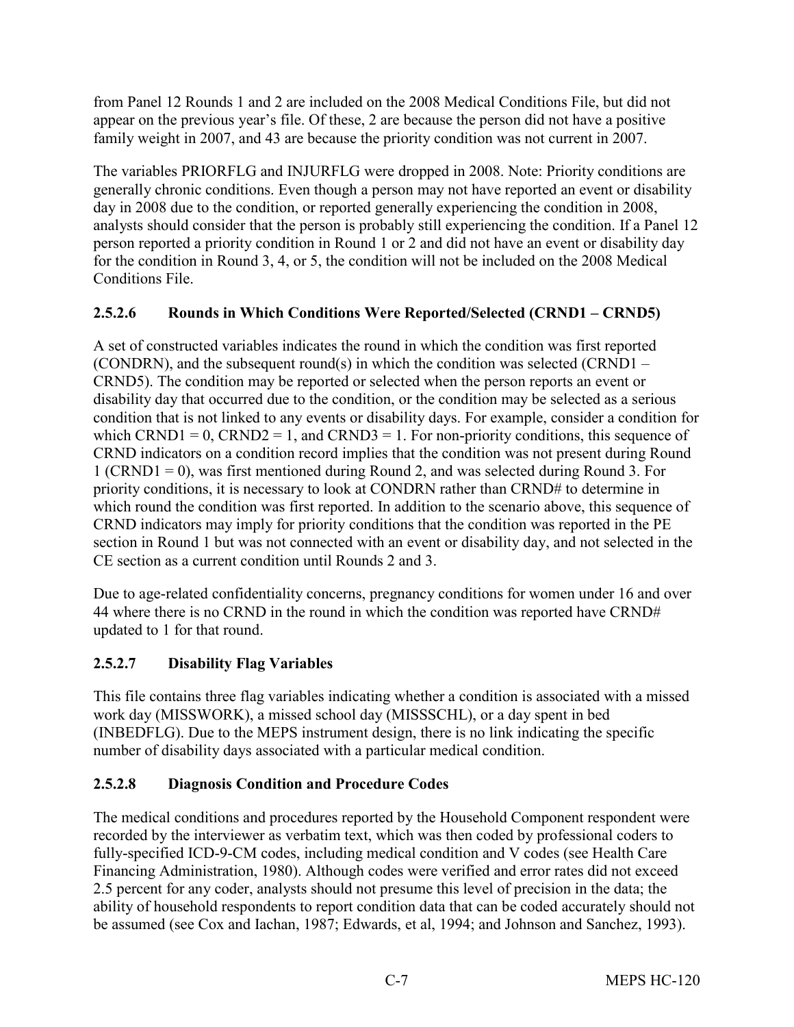from Panel 12 Rounds 1 and 2 are included on the 2008 Medical Conditions File, but did not appear on the previous year's file. Of these, 2 are because the person did not have a positive family weight in 2007, and 43 are because the priority condition was not current in 2007.

The variables PRIORFLG and INJURFLG were dropped in 2008. Note: Priority conditions are generally chronic conditions. Even though a person may not have reported an event or disability day in 2008 due to the condition, or reported generally experiencing the condition in 2008, analysts should consider that the person is probably still experiencing the condition. If a Panel 12 person reported a priority condition in Round 1 or 2 and did not have an event or disability day for the condition in Round 3, 4, or 5, the condition will not be included on the 2008 Medical Conditions File.

#### 2.5.2.6 Rounds in Which Conditions Were Reported/Selected (CRND1 – CRND5)

A set of constructed variables indicates the round in which the condition was first reported (CONDRN), and the subsequent round(s) in which the condition was selected (CRND1 – CRND5). The condition may be reported or selected when the person reports an event or disability day that occurred due to the condition, or the condition may be selected as a serious condition that is not linked to any events or disability days. For example, consider a condition for which CRND1 = 0, CRND2 = 1, and CRND3 = 1. For non-priority conditions, this sequence of CRND indicators on a condition record implies that the condition was not present during Round 1 (CRND1 = 0), was first mentioned during Round 2, and was selected during Round 3. For priority conditions, it is necessary to look at CONDRN rather than CRND# to determine in which round the condition was first reported. In addition to the scenario above, this sequence of CRND indicators may imply for priority conditions that the condition was reported in the PE section in Round 1 but was not connected with an event or disability day, and not selected in the CE section as a current condition until Rounds 2 and 3.

Due to age-related confidentiality concerns, pregnancy conditions for women under 16 and over 44 where there is no CRND in the round in which the condition was reported have CRND# updated to 1 for that round.

#### 2.5.2.7 Disability Flag Variables

This file contains three flag variables indicating whether a condition is associated with a missed work day (MISSWORK), a missed school day (MISSSCHL), or a day spent in bed (INBEDFLG). Due to the MEPS instrument design, there is no link indicating the specific number of disability days associated with a particular medical condition.

#### 2.5.2.8 Diagnosis Condition and Procedure Codes

The medical conditions and procedures reported by the Household Component respondent were recorded by the interviewer as verbatim text, which was then coded by professional coders to fully-specified ICD-9-CM codes, including medical condition and V codes (see Health Care Financing Administration, 1980). Although codes were verified and error rates did not exceed 2.5 percent for any coder, analysts should not presume this level of precision in the data; the ability of household respondents to report condition data that can be coded accurately should not be assumed (see Cox and Iachan, 1987; Edwards, et al, 1994; and Johnson and Sanchez, 1993).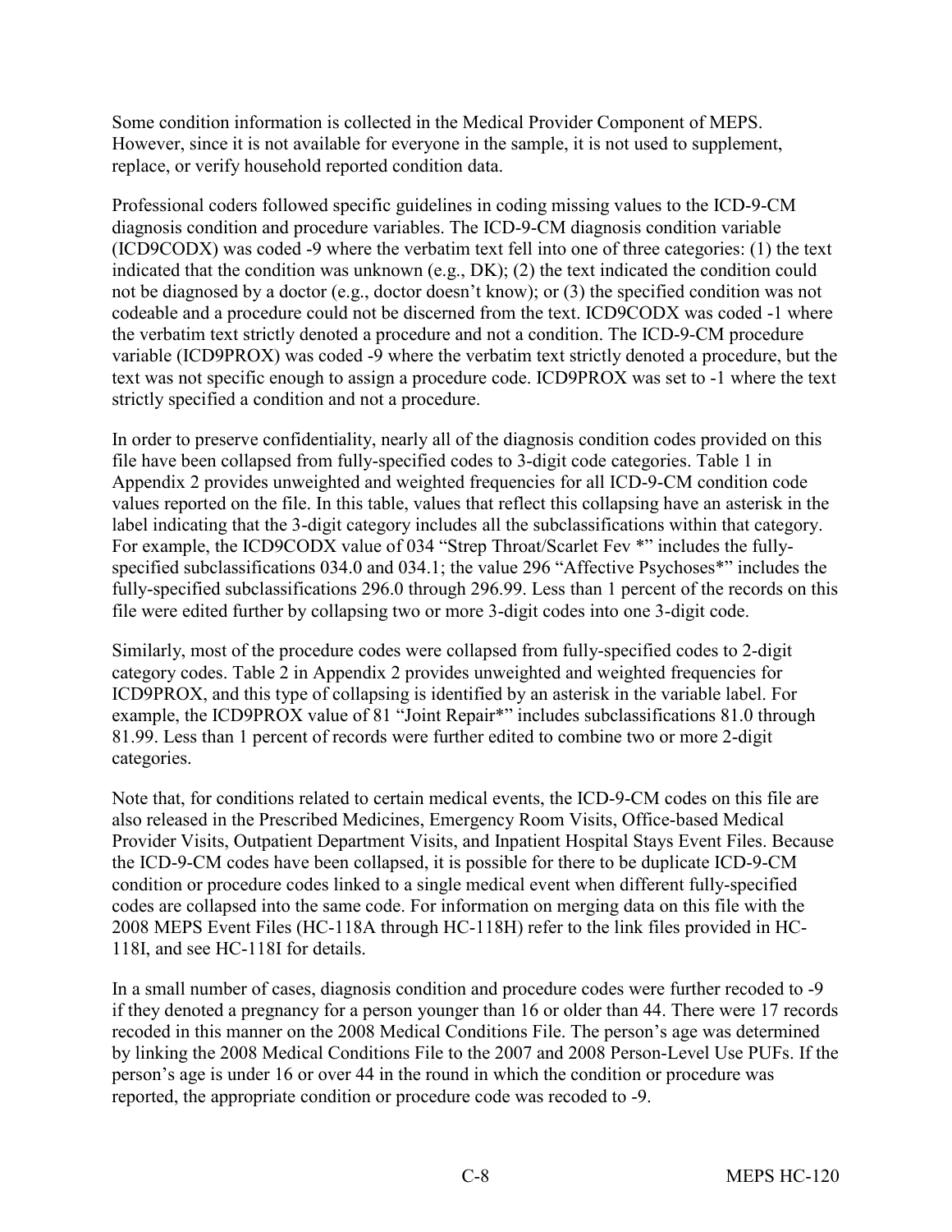Some condition information is collected in the Medical Provider Component of MEPS. However, since it is not available for everyone in the sample, it is not used to supplement, replace, or verify household reported condition data.

Professional coders followed specific guidelines in coding missing values to the ICD-9-CM diagnosis condition and procedure variables. The ICD-9-CM diagnosis condition variable (ICD9CODX) was coded -9 where the verbatim text fell into one of three categories: (1) the text indicated that the condition was unknown (e.g., DK); (2) the text indicated the condition could not be diagnosed by a doctor (e.g., doctor doesn't know); or (3) the specified condition was not codeable and a procedure could not be discerned from the text. ICD9CODX was coded -1 where the verbatim text strictly denoted a procedure and not a condition. The ICD-9-CM procedure variable (ICD9PROX) was coded -9 where the verbatim text strictly denoted a procedure, but the text was not specific enough to assign a procedure code. ICD9PROX was set to -1 where the text strictly specified a condition and not a procedure.

In order to preserve confidentiality, nearly all of the diagnosis condition codes provided on this file have been collapsed from fully-specified codes to 3-digit code categories. Table 1 in Appendix 2 provides unweighted and weighted frequencies for all ICD-9-CM condition code values reported on the file. In this table, values that reflect this collapsing have an asterisk in the label indicating that the 3-digit category includes all the subclassifications within that category. For example, the ICD9CODX value of 034 "Strep Throat/Scarlet Fev *" includes the fully-specified subclassifications 034.0 and 034.1; the value 296 "Affective Psychoses*" includes the fully-specified subclassifications 296.0 through 296.99. Less than 1 percent of the records on this file were edited further by collapsing two or more 3-digit codes into one 3-digit code.

Similarly, most of the procedure codes were collapsed from fully-specified codes to 2-digit category codes. Table 2 in Appendix 2 provides unweighted and weighted frequencies for ICD9PROX, and this type of collapsing is identified by an asterisk in the variable label. For example, the ICD9PROX value of 81 "Joint Repair*" includes subclassifications 81.0 through 81.99. Less than 1 percent of records were further edited to combine two or more 2-digit categories.

Note that, for conditions related to certain medical events, the ICD-9-CM codes on this file are also released in the Prescribed Medicines, Emergency Room Visits, Office-based Medical Provider Visits, Outpatient Department Visits, and Inpatient Hospital Stays Event Files. Because the ICD-9-CM codes have been collapsed, it is possible for there to be duplicate ICD-9-CM condition or procedure codes linked to a single medical event when different fully-specified codes are collapsed into the same code. For information on merging data on this file with the 2008 MEPS Event Files (HC-118A through HC-118H) refer to the link files provided in HC-118I, and see HC-118I for details.

In a small number of cases, diagnosis condition and procedure codes were further recoded to -9 if they denoted a pregnancy for a person younger than 16 or older than 44. There were 17 records recoded in this manner on the 2008 Medical Conditions File. The person's age was determined by linking the 2008 Medical Conditions File to the 2007 and 2008 Person-Level Use PUFs. If the person's age is under 16 or over 44 in the round in which the condition or procedure was reported, the appropriate condition or procedure code was recoded to -9.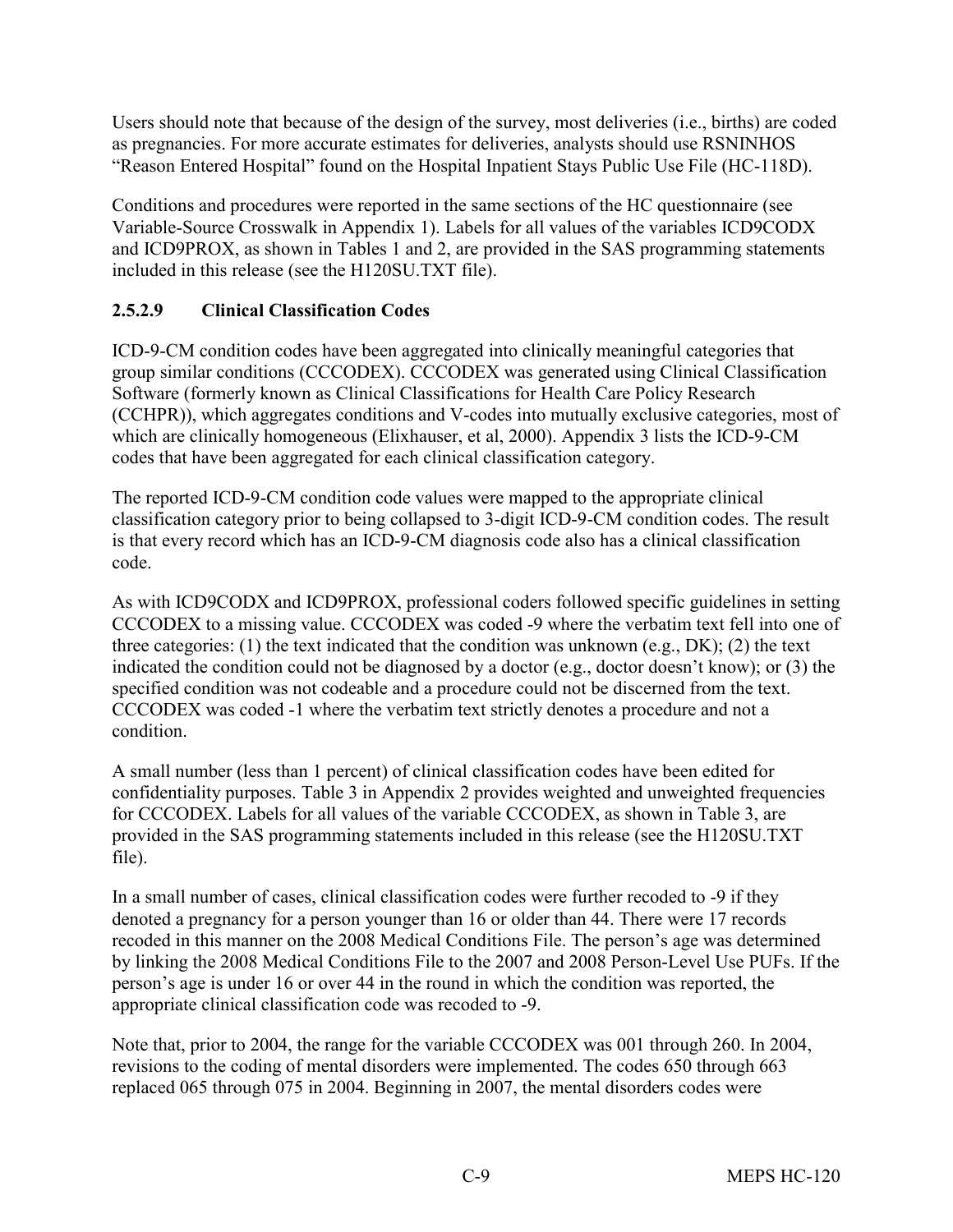Users should note that because of the design of the survey, most deliveries (i.e., births) are coded as pregnancies. For more accurate estimates for deliveries, analysts should use RSNINHOS "Reason Entered Hospital" found on the Hospital Inpatient Stays Public Use File (HC-118D).

Conditions and procedures were reported in the same sections of the HC questionnaire (see Variable-Source Crosswalk in Appendix 1). Labels for all values of the variables ICD9CODX and ICD9PROX, as shown in Tables 1 and 2, are provided in the SAS programming statements included in this release (see the H120SU.TXT file).

#### 2.5.2.9 Clinical Classification Codes

ICD-9-CM condition codes have been aggregated into clinically meaningful categories that group similar conditions (CCCODEX). CCCODEX was generated using Clinical Classification Software (formerly known as Clinical Classifications for Health Care Policy Research (CCHPR)), which aggregates conditions and V-codes into mutually exclusive categories, most of which are clinically homogeneous (Elixhauser, et al, 2000). Appendix 3 lists the ICD-9-CM codes that have been aggregated for each clinical classification category.

The reported ICD-9-CM condition code values were mapped to the appropriate clinical classification category prior to being collapsed to 3-digit ICD-9-CM condition codes. The result is that every record which has an ICD-9-CM diagnosis code also has a clinical classification code.

As with ICD9CODX and ICD9PROX, professional coders followed specific guidelines in setting CCCODEX to a missing value. CCCODEX was coded -9 where the verbatim text fell into one of three categories: (1) the text indicated that the condition was unknown (e.g., DK); (2) the text indicated the condition could not be diagnosed by a doctor (e.g., doctor doesn't know); or (3) the specified condition was not codeable and a procedure could not be discerned from the text. CCCODEX was coded -1 where the verbatim text strictly denotes a procedure and not a condition.

A small number (less than 1 percent) of clinical classification codes have been edited for confidentiality purposes. Table 3 in Appendix 2 provides weighted and unweighted frequencies for CCCODEX. Labels for all values of the variable CCCODEX, as shown in Table 3, are provided in the SAS programming statements included in this release (see the H120SU.TXT file).

In a small number of cases, clinical classification codes were further recoded to -9 if they denoted a pregnancy for a person younger than 16 or older than 44. There were 17 records recoded in this manner on the 2008 Medical Conditions File. The person's age was determined by linking the 2008 Medical Conditions File to the 2007 and 2008 Person-Level Use PUFs. If the person's age is under 16 or over 44 in the round in which the condition was reported, the appropriate clinical classification code was recoded to -9.

Note that, prior to 2004, the range for the variable CCCODEX was 001 through 260. In 2004, revisions to the coding of mental disorders were implemented. The codes 650 through 663 replaced 065 through 075 in 2004. Beginning in 2007, the mental disorders codes were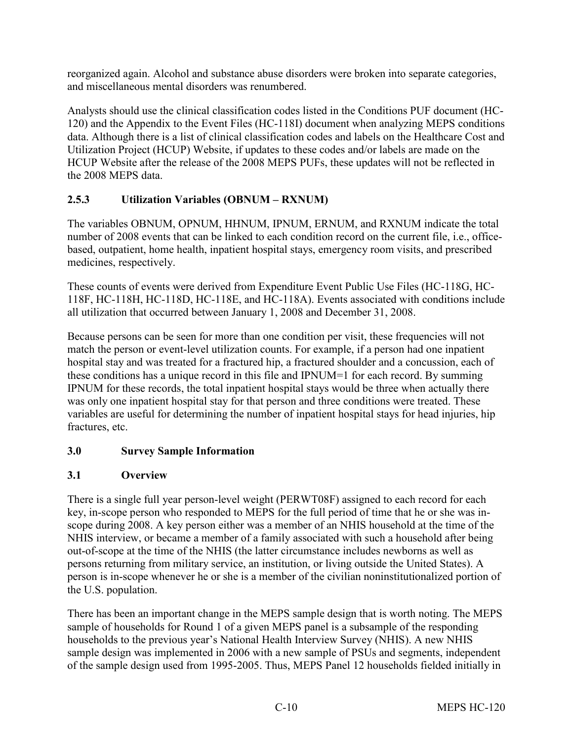reorganized again. Alcohol and substance abuse disorders were broken into separate categories, and miscellaneous mental disorders was renumbered.

Analysts should use the clinical classification codes listed in the Conditions PUF document (HC-120) and the Appendix to the Event Files (HC-118I) document when analyzing MEPS conditions data. Although there is a list of clinical classification codes and labels on the Healthcare Cost and Utilization Project (HCUP) Website, if updates to these codes and/or labels are made on the HCUP Website after the release of the 2008 MEPS PUFs, these updates will not be reflected in the 2008 MEPS data.

### 2.5.3 Utilization Variables (OBNUM – RXNUM)

The variables OBNUM, OPNUM, HHNUM, IPNUM, ERNUM, and RXNUM indicate the total number of 2008 events that can be linked to each condition record on the current file, i.e., office-based, outpatient, home health, inpatient hospital stays, emergency room visits, and prescribed medicines, respectively.

These counts of events were derived from Expenditure Event Public Use Files (HC-118G, HC-118F, HC-118H, HC-118D, HC-118E, and HC-118A). Events associated with conditions include all utilization that occurred between January 1, 2008 and December 31, 2008.

Because persons can be seen for more than one condition per visit, these frequencies will not match the person or event-level utilization counts. For example, if a person had one inpatient hospital stay and was treated for a fractured hip, a fractured shoulder and a concussion, each of these conditions has a unique record in this file and IPNUM=1 for each record. By summing IPNUM for these records, the total inpatient hospital stays would be three when actually there was only one inpatient hospital stay for that person and three conditions were treated. These variables are useful for determining the number of inpatient hospital stays for head injuries, hip fractures, etc.

## 3.0 Survey Sample Information

### 3.1 Overview

There is a single full year person-level weight (PERWT08F) assigned to each record for each key, in-scope person who responded to MEPS for the full period of time that he or she was in-scope during 2008. A key person either was a member of an NHIS household at the time of the NHIS interview, or became a member of a family associated with such a household after being out-of-scope at the time of the NHIS (the latter circumstance includes newborns as well as persons returning from military service, an institution, or living outside the United States). A person is in-scope whenever he or she is a member of the civilian noninstitutionalized portion of the U.S. population.

There has been an important change in the MEPS sample design that is worth noting. The MEPS sample of households for Round 1 of a given MEPS panel is a subsample of the responding households to the previous year's National Health Interview Survey (NHIS). A new NHIS sample design was implemented in 2006 with a new sample of PSUs and segments, independent of the sample design used from 1995-2005. Thus, MEPS Panel 12 households fielded initially in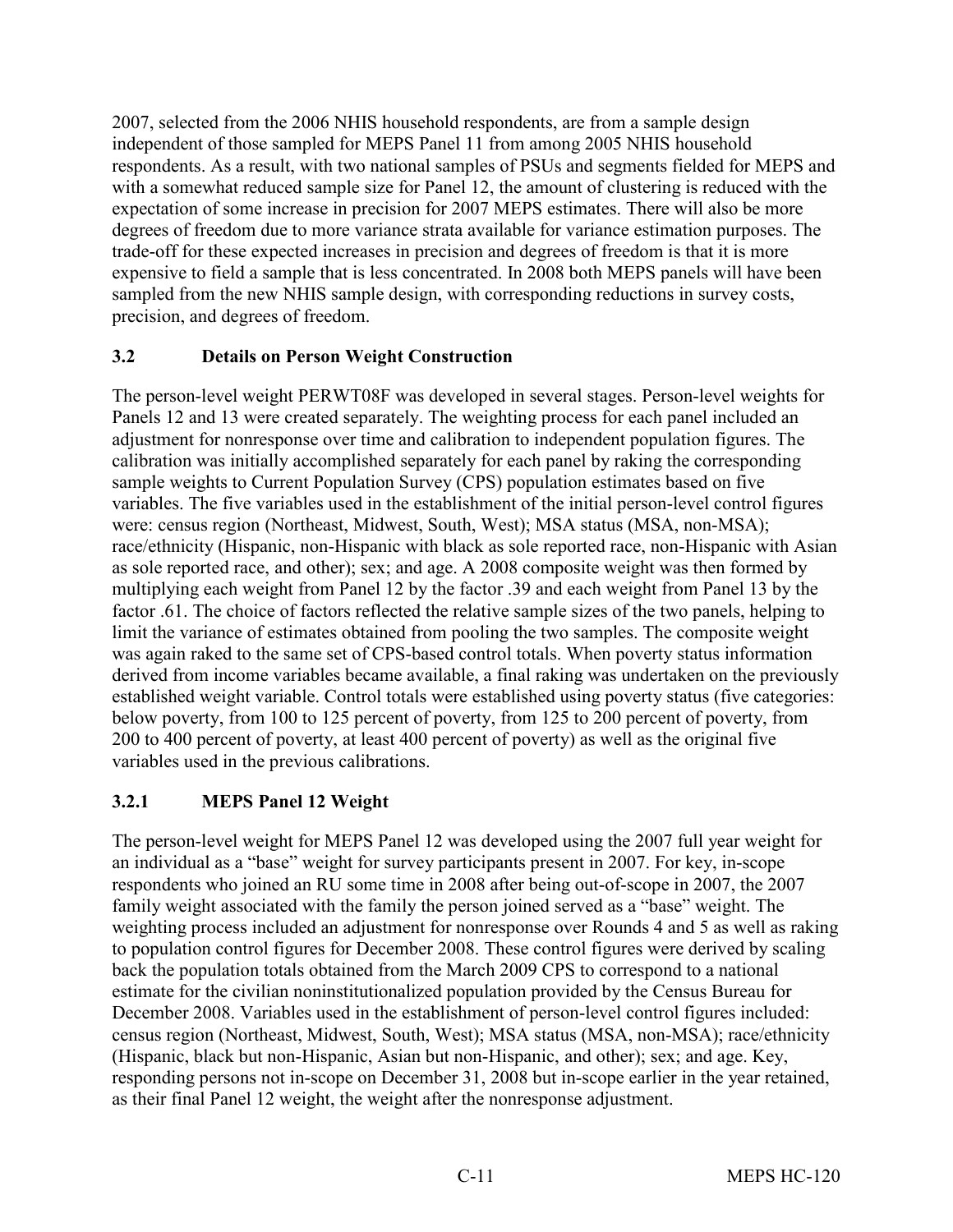2007, selected from the 2006 NHIS household respondents, are from a sample design independent of those sampled for MEPS Panel 11 from among 2005 NHIS household respondents. As a result, with two national samples of PSUs and segments fielded for MEPS and with a somewhat reduced sample size for Panel 12, the amount of clustering is reduced with the expectation of some increase in precision for 2007 MEPS estimates. There will also be more degrees of freedom due to more variance strata available for variance estimation purposes. The trade-off for these expected increases in precision and degrees of freedom is that it is more expensive to field a sample that is less concentrated. In 2008 both MEPS panels will have been sampled from the new NHIS sample design, with corresponding reductions in survey costs, precision, and degrees of freedom.

### 3.2 Details on Person Weight Construction

The person-level weight PERWT08F was developed in several stages. Person-level weights for Panels 12 and 13 were created separately. The weighting process for each panel included an adjustment for nonresponse over time and calibration to independent population figures. The calibration was initially accomplished separately for each panel by raking the corresponding sample weights to Current Population Survey (CPS) population estimates based on five variables. The five variables used in the establishment of the initial person-level control figures were: census region (Northeast, Midwest, South, West); MSA status (MSA, non-MSA); race/ethnicity (Hispanic, non-Hispanic with black as sole reported race, non-Hispanic with Asian as sole reported race, and other); sex; and age. A 2008 composite weight was then formed by multiplying each weight from Panel 12 by the factor .39 and each weight from Panel 13 by the factor .61. The choice of factors reflected the relative sample sizes of the two panels, helping to limit the variance of estimates obtained from pooling the two samples. The composite weight was again raked to the same set of CPS-based control totals. When poverty status information derived from income variables became available, a final raking was undertaken on the previously established weight variable. Control totals were established using poverty status (five categories: below poverty, from 100 to 125 percent of poverty, from 125 to 200 percent of poverty, from 200 to 400 percent of poverty, at least 400 percent of poverty) as well as the original five variables used in the previous calibrations.

#### 3.2.1 MEPS Panel 12 Weight

The person-level weight for MEPS Panel 12 was developed using the 2007 full year weight for an individual as a "base" weight for survey participants present in 2007. For key, in-scope respondents who joined an RU some time in 2008 after being out-of-scope in 2007, the 2007 family weight associated with the family the person joined served as a "base" weight. The weighting process included an adjustment for nonresponse over Rounds 4 and 5 as well as raking to population control figures for December 2008. These control figures were derived by scaling back the population totals obtained from the March 2009 CPS to correspond to a national estimate for the civilian noninstitutionalized population provided by the Census Bureau for December 2008. Variables used in the establishment of person-level control figures included: census region (Northeast, Midwest, South, West); MSA status (MSA, non-MSA); race/ethnicity (Hispanic, black but non-Hispanic, Asian but non-Hispanic, and other); sex; and age. Key, responding persons not in-scope on December 31, 2008 but in-scope earlier in the year retained, as their final Panel 12 weight, the weight after the nonresponse adjustment.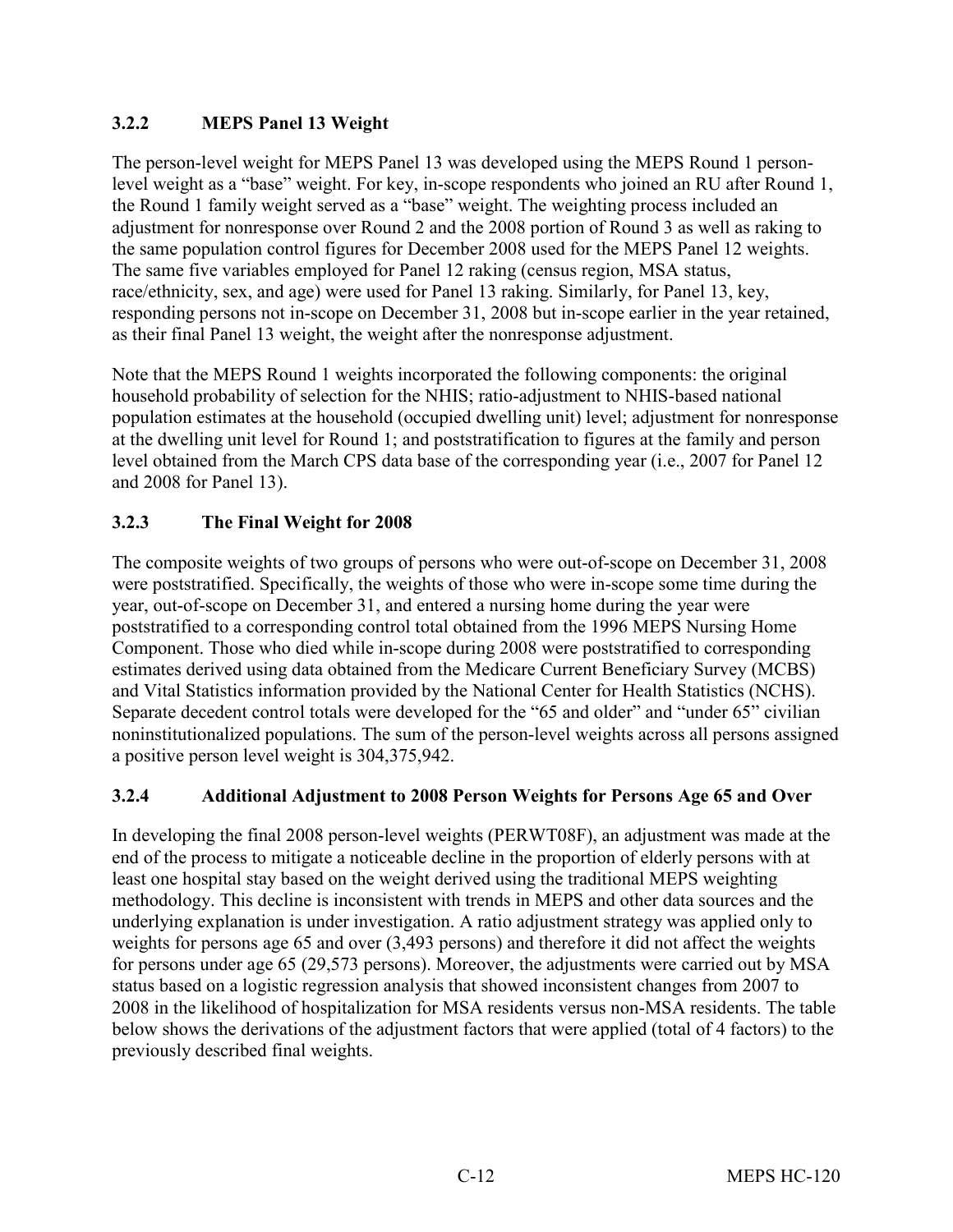### 3.2.2 MEPS Panel 13 Weight

The person-level weight for MEPS Panel 13 was developed using the MEPS Round 1 person-level weight as a "base" weight. For key, in-scope respondents who joined an RU after Round 1, the Round 1 family weight served as a "base" weight. The weighting process included an adjustment for nonresponse over Round 2 and the 2008 portion of Round 3 as well as raking to the same population control figures for December 2008 used for the MEPS Panel 12 weights. The same five variables employed for Panel 12 raking (census region, MSA status, race/ethnicity, sex, and age) were used for Panel 13 raking. Similarly, for Panel 13, key, responding persons not in-scope on December 31, 2008 but in-scope earlier in the year retained, as their final Panel 13 weight, the weight after the nonresponse adjustment.

Note that the MEPS Round 1 weights incorporated the following components: the original household probability of selection for the NHIS; ratio-adjustment to NHIS-based national population estimates at the household (occupied dwelling unit) level; adjustment for nonresponse at the dwelling unit level for Round 1; and poststratification to figures at the family and person level obtained from the March CPS data base of the corresponding year (i.e., 2007 for Panel 12 and 2008 for Panel 13).

### 3.2.3 The Final Weight for 2008

The composite weights of two groups of persons who were out-of-scope on December 31, 2008 were poststratified. Specifically, the weights of those who were in-scope some time during the year, out-of-scope on December 31, and entered a nursing home during the year were poststratified to a corresponding control total obtained from the 1996 MEPS Nursing Home Component. Those who died while in-scope during 2008 were poststratified to corresponding estimates derived using data obtained from the Medicare Current Beneficiary Survey (MCBS) and Vital Statistics information provided by the National Center for Health Statistics (NCHS). Separate decedent control totals were developed for the "65 and older" and "under 65" civilian noninstitutionalized populations. The sum of the person-level weights across all persons assigned a positive person level weight is 304,375,942.

### 3.2.4 Additional Adjustment to 2008 Person Weights for Persons Age 65 and Over

In developing the final 2008 person-level weights (PERWT08F), an adjustment was made at the end of the process to mitigate a noticeable decline in the proportion of elderly persons with at least one hospital stay based on the weight derived using the traditional MEPS weighting methodology. This decline is inconsistent with trends in MEPS and other data sources and the underlying explanation is under investigation. A ratio adjustment strategy was applied only to weights for persons age 65 and over (3,493 persons) and therefore it did not affect the weights for persons under age 65 (29,573 persons). Moreover, the adjustments were carried out by MSA status based on a logistic regression analysis that showed inconsistent changes from 2007 to 2008 in the likelihood of hospitalization for MSA residents versus non-MSA residents. The table below shows the derivations of the adjustment factors that were applied (total of 4 factors) to the previously described final weights.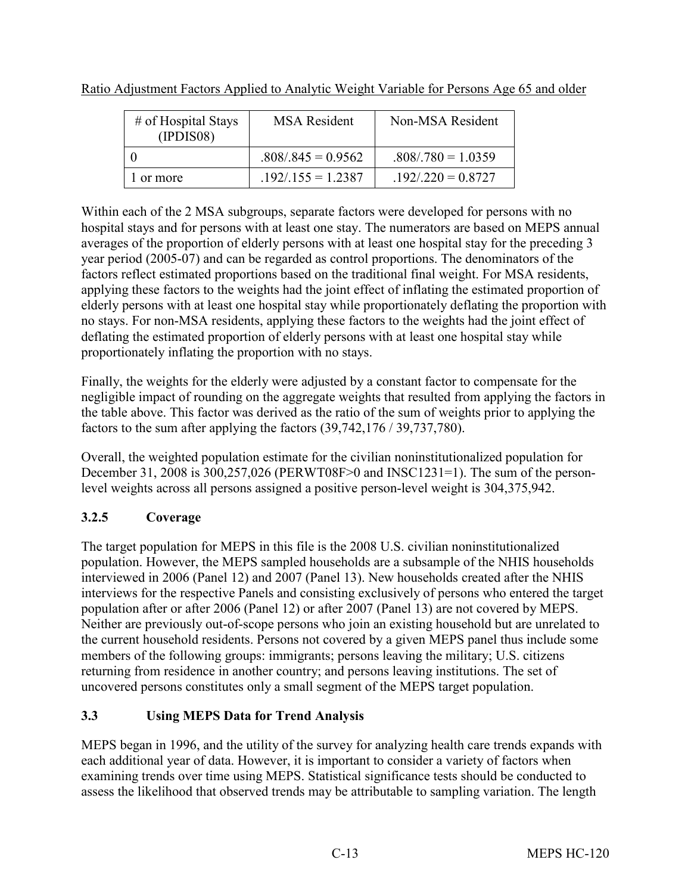Ratio Adjustment Factors Applied to Analytic Weight Variable for Persons Age 65 and older

| # of Hospital Stays (IPDIS08) | MSA Resident | Non-MSA Resident |
|---|---|---|
| 0 | .808/.845 = 0.9562 | .808/.780 = 1.0359 |
| 1 or more | .192/.155 = 1.2387 | .192/.220 = 0.8727 |

Within each of the 2 MSA subgroups, separate factors were developed for persons with no hospital stays and for persons with at least one stay. The numerators are based on MEPS annual averages of the proportion of elderly persons with at least one hospital stay for the preceding 3 year period (2005-07) and can be regarded as control proportions. The denominators of the factors reflect estimated proportions based on the traditional final weight. For MSA residents, applying these factors to the weights had the joint effect of inflating the estimated proportion of elderly persons with at least one hospital stay while proportionately deflating the proportion with no stays. For non-MSA residents, applying these factors to the weights had the joint effect of deflating the estimated proportion of elderly persons with at least one hospital stay while proportionately inflating the proportion with no stays.

Finally, the weights for the elderly were adjusted by a constant factor to compensate for the negligible impact of rounding on the aggregate weights that resulted from applying the factors in the table above. This factor was derived as the ratio of the sum of weights prior to applying the factors to the sum after applying the factors (39,742,176 / 39,737,780).

Overall, the weighted population estimate for the civilian noninstitutionalized population for December 31, 2008 is 300,257,026 (PERWT08F>0 and INSC1231=1). The sum of the person-level weights across all persons assigned a positive person-level weight is 304,375,942.

### 3.2.5 Coverage

The target population for MEPS in this file is the 2008 U.S. civilian noninstitutionalized population. However, the MEPS sampled households are a subsample of the NHIS households interviewed in 2006 (Panel 12) and 2007 (Panel 13). New households created after the NHIS interviews for the respective Panels and consisting exclusively of persons who entered the target population after or after 2006 (Panel 12) or after 2007 (Panel 13) are not covered by MEPS. Neither are previously out-of-scope persons who join an existing household but are unrelated to the current household residents. Persons not covered by a given MEPS panel thus include some members of the following groups: immigrants; persons leaving the military; U.S. citizens returning from residence in another country; and persons leaving institutions. The set of uncovered persons constitutes only a small segment of the MEPS target population.

## 3.3 Using MEPS Data for Trend Analysis

MEPS began in 1996, and the utility of the survey for analyzing health care trends expands with each additional year of data. However, it is important to consider a variety of factors when examining trends over time using MEPS. Statistical significance tests should be conducted to assess the likelihood that observed trends may be attributable to sampling variation. The length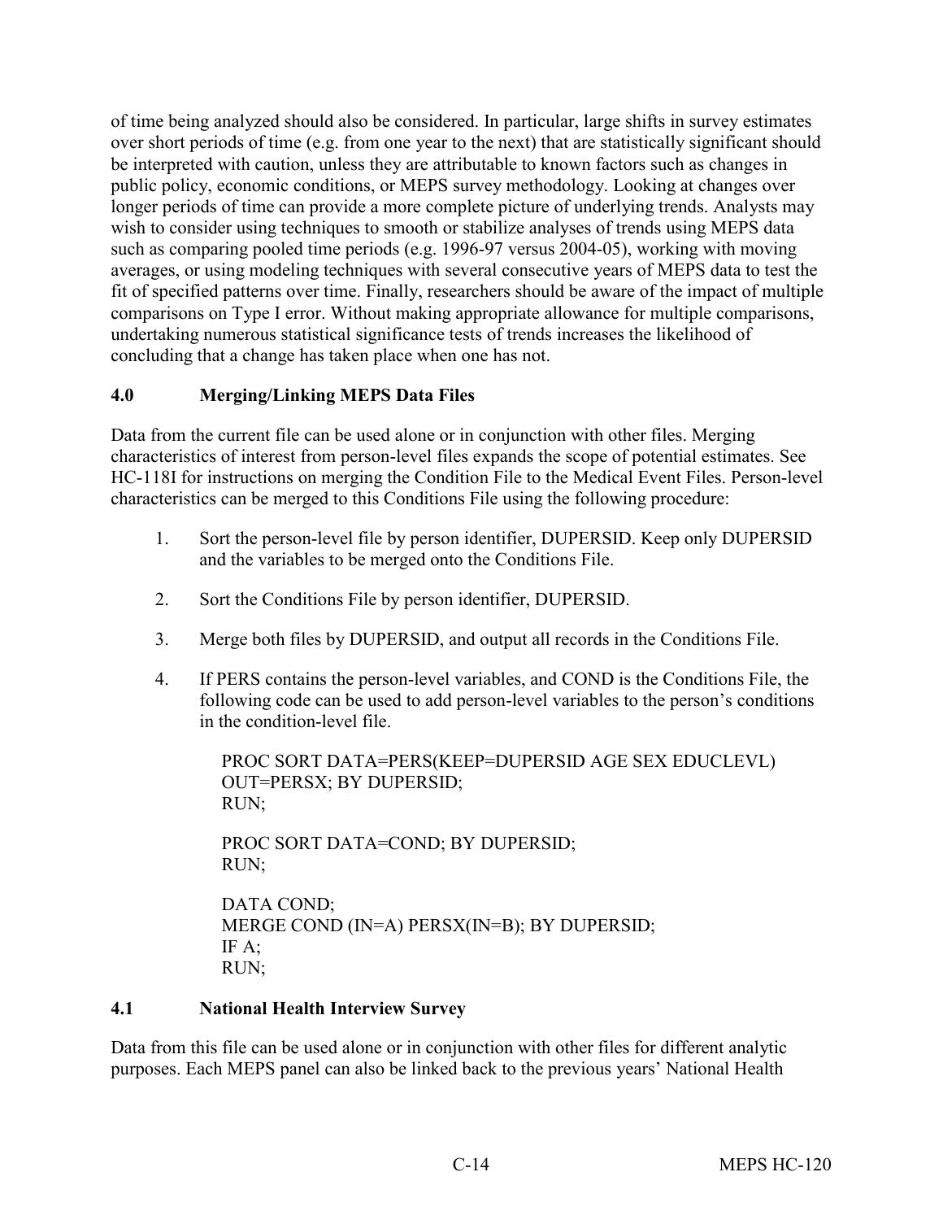of time being analyzed should also be considered. In particular, large shifts in survey estimates over short periods of time (e.g. from one year to the next) that are statistically significant should be interpreted with caution, unless they are attributable to known factors such as changes in public policy, economic conditions, or MEPS survey methodology. Looking at changes over longer periods of time can provide a more complete picture of underlying trends. Analysts may wish to consider using techniques to smooth or stabilize analyses of trends using MEPS data such as comparing pooled time periods (e.g. 1996-97 versus 2004-05), working with moving averages, or using modeling techniques with several consecutive years of MEPS data to test the fit of specified patterns over time. Finally, researchers should be aware of the impact of multiple comparisons on Type I error. Without making appropriate allowance for multiple comparisons, undertaking numerous statistical significance tests of trends increases the likelihood of concluding that a change has taken place when one has not.

## 4.0 Merging/Linking MEPS Data Files

Data from the current file can be used alone or in conjunction with other files. Merging characteristics of interest from person-level files expands the scope of potential estimates. See HC-118I for instructions on merging the Condition File to the Medical Event Files. Person-level characteristics can be merged to this Conditions File using the following procedure:

1. Sort the person-level file by person identifier, DUPERSID. Keep only DUPERSID and the variables to be merged onto the Conditions File.

2. Sort the Conditions File by person identifier, DUPERSID.

3. Merge both files by DUPERSID, and output all records in the Conditions File.

4. If PERS contains the person-level variables, and COND is the Conditions File, the following code can be used to add person-level variables to the person's conditions in the condition-level file.

```
PROC SORT DATA=PERS(KEEP=DUPERSID AGE SEX EDUCLEVL)
OUT=PERSX; BY DUPERSID;
RUN;

PROC SORT DATA=COND; BY DUPERSID;
RUN;

DATA COND;
MERGE COND (IN=A) PERSX(IN=B); BY DUPERSID;
IF A;
RUN;
```

## 4.1 National Health Interview Survey

Data from this file can be used alone or in conjunction with other files for different analytic purposes. Each MEPS panel can also be linked back to the previous years' National Health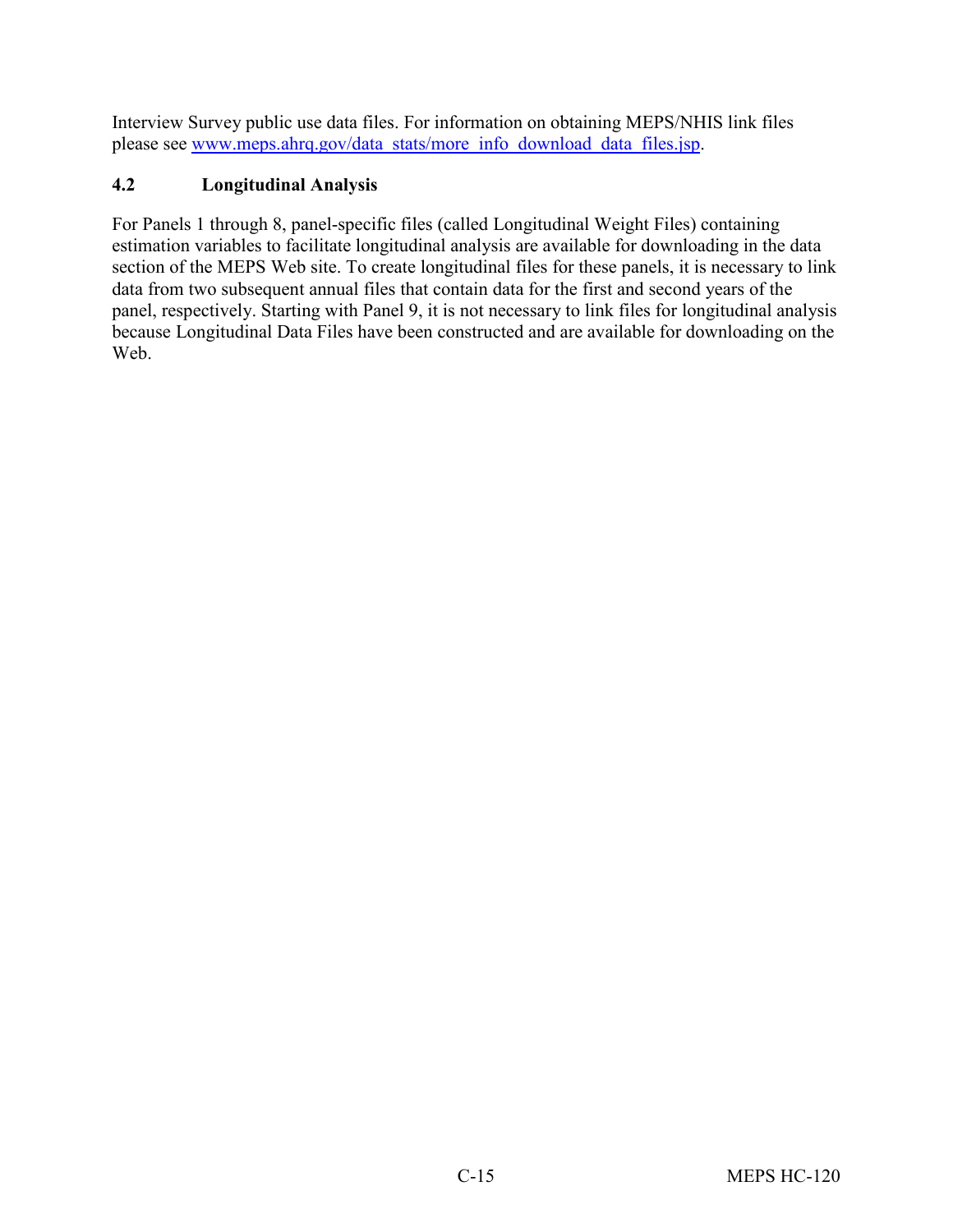Interview Survey public use data files. For information on obtaining MEPS/NHIS link files please see [www.meps.ahrq.gov/data_stats/more_info_download_data_files.jsp](www.meps.ahrq.gov/data_stats/more_info_download_data_files.jsp).

### 4.2 Longitudinal Analysis

For Panels 1 through 8, panel-specific files (called Longitudinal Weight Files) containing estimation variables to facilitate longitudinal analysis are available for downloading in the data section of the MEPS Web site. To create longitudinal files for these panels, it is necessary to link data from two subsequent annual files that contain data for the first and second years of the panel, respectively. Starting with Panel 9, it is not necessary to link files for longitudinal analysis because Longitudinal Data Files have been constructed and are available for downloading on the Web.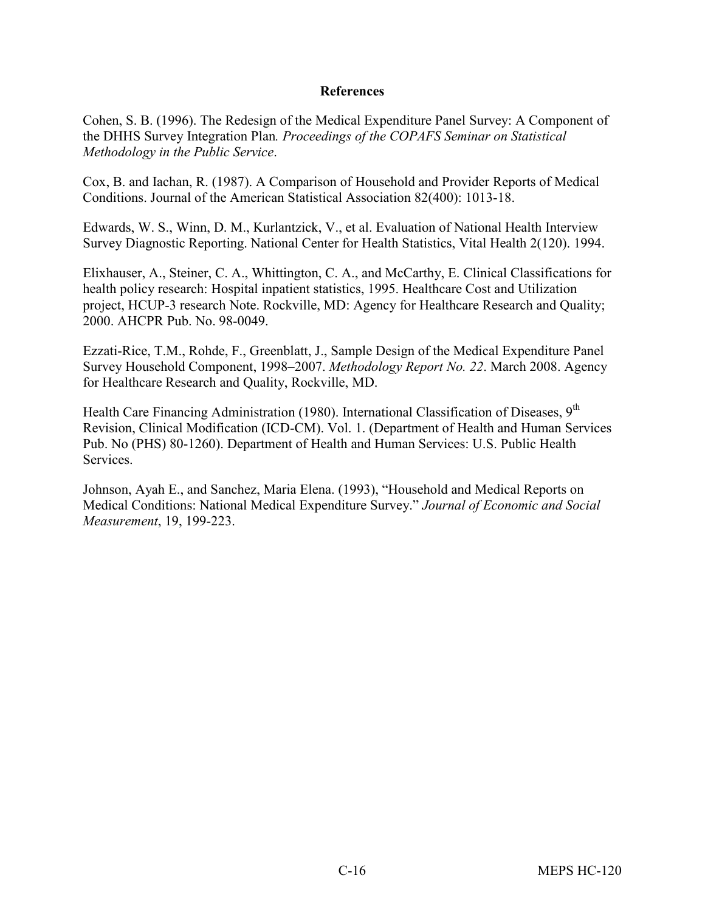## References

Cohen, S. B. (1996). The Redesign of the Medical Expenditure Panel Survey: A Component of the DHHS Survey Integration Plan*. Proceedings of the COPAFS Seminar on Statistical Methodology in the Public Service*.

Cox, B. and Iachan, R. (1987). A Comparison of Household and Provider Reports of Medical Conditions. Journal of the American Statistical Association 82(400): 1013-18.

Edwards, W. S., Winn, D. M., Kurlantzick, V., et al. Evaluation of National Health Interview Survey Diagnostic Reporting. National Center for Health Statistics, Vital Health 2(120). 1994.

Elixhauser, A., Steiner, C. A., Whittington, C. A., and McCarthy, E. Clinical Classifications for health policy research: Hospital inpatient statistics, 1995. Healthcare Cost and Utilization project, HCUP-3 research Note. Rockville, MD: Agency for Healthcare Research and Quality; 2000. AHCPR Pub. No. 98-0049.

Ezzati-Rice, T.M., Rohde, F., Greenblatt, J., Sample Design of the Medical Expenditure Panel Survey Household Component, 1998–2007. *Methodology Report No. 22*. March 2008. Agency for Healthcare Research and Quality, Rockville, MD.

Health Care Financing Administration (1980). International Classification of Diseases, 9th Revision, Clinical Modification (ICD-CM). Vol. 1. (Department of Health and Human Services Pub. No (PHS) 80-1260). Department of Health and Human Services: U.S. Public Health Services.

Johnson, Ayah E., and Sanchez, Maria Elena. (1993), "Household and Medical Reports on Medical Conditions: National Medical Expenditure Survey." *Journal of Economic and Social Measurement*, 19, 199-223.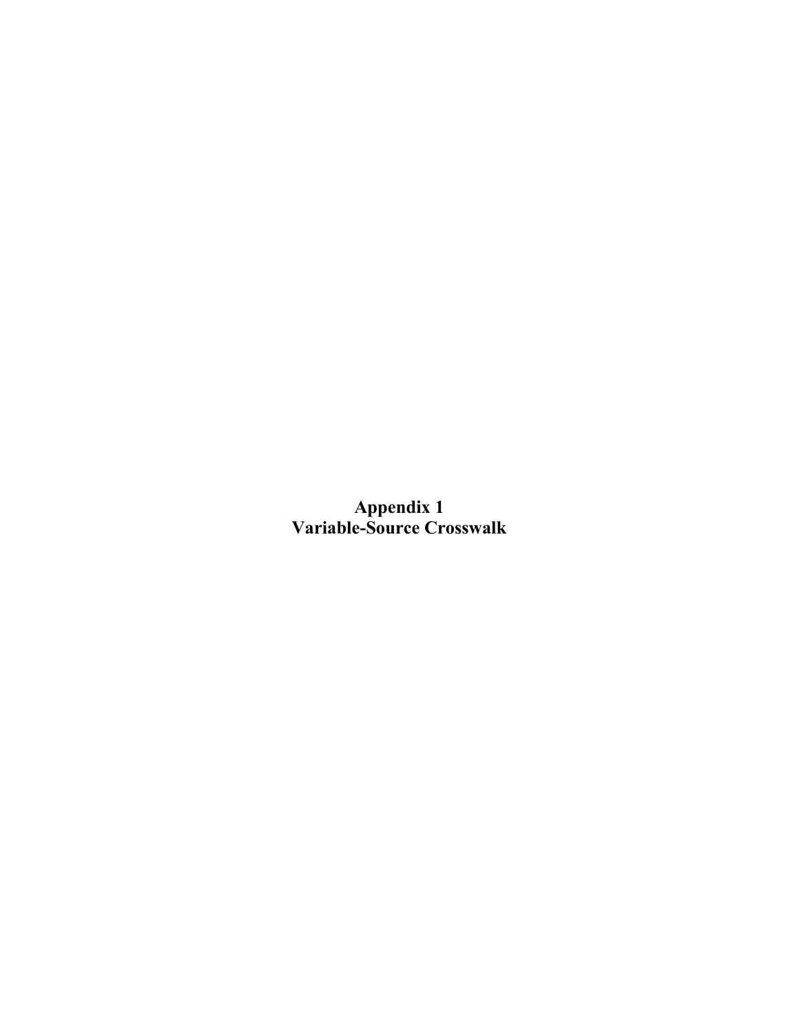# Appendix 1
# Variable-Source Crosswalk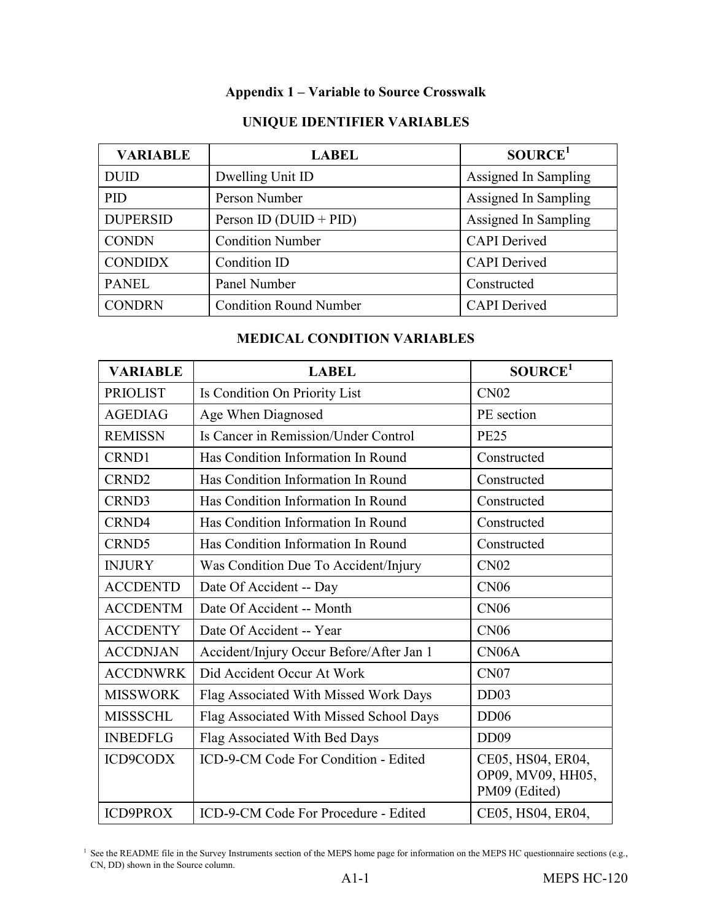## Appendix 1 – Variable to Source Crosswalk

### UNIQUE IDENTIFIER VARIABLES

| VARIABLE | LABEL | SOURCE[1] |
|---|---|---|
| DUID | Dwelling Unit ID | Assigned In Sampling |
| PID | Person Number | Assigned In Sampling |
| DUPERSID | Person ID (DUID + PID) | Assigned In Sampling |
| CONDN | Condition Number | CAPI Derived |
| CONDIDX | Condition ID | CAPI Derived |
| PANEL | Panel Number | Constructed |
| CONDRN | Condition Round Number | CAPI Derived |

### MEDICAL CONDITION VARIABLES

| VARIABLE | LABEL | SOURCE[1] |
|---|---|---|
| PRIOLIST | Is Condition On Priority List | CN02 |
| AGEDIAG | Age When Diagnosed | PE section |
| REMISSN | Is Cancer in Remission/Under Control | PE25 |
| CRND1 | Has Condition Information In Round | Constructed |
| CRND2 | Has Condition Information In Round | Constructed |
| CRND3 | Has Condition Information In Round | Constructed |
| CRND4 | Has Condition Information In Round | Constructed |
| CRND5 | Has Condition Information In Round | Constructed |
| INJURY | Was Condition Due To Accident/Injury | CN02 |
| ACCDENTD | Date Of Accident -- Day | CN06 |
| ACCDENTM | Date Of Accident -- Month | CN06 |
| ACCDENTY | Date Of Accident -- Year | CN06 |
| ACCDNJAN | Accident/Injury Occur Before/After Jan 1 | CN06A |
| ACCDNWRK | Did Accident Occur At Work | CN07 |
| MISSWORK | Flag Associated With Missed Work Days | DD03 |
| MISSSCHL | Flag Associated With Missed School Days | DD06 |
| INBEDFLG | Flag Associated With Bed Days | DD09 |
| ICD9CODX | ICD-9-CM Code For Condition - Edited | CE05, HS04, ER04, OP09, MV09, HH05, PM09 (Edited) |
| ICD9PROX | ICD-9-CM Code For Procedure - Edited | CE05, HS04, ER04, |

[1] See the README file in the Survey Instruments section of the MEPS home page for information on the MEPS HC questionnaire sections (e.g., CN, DD) shown in the Source column.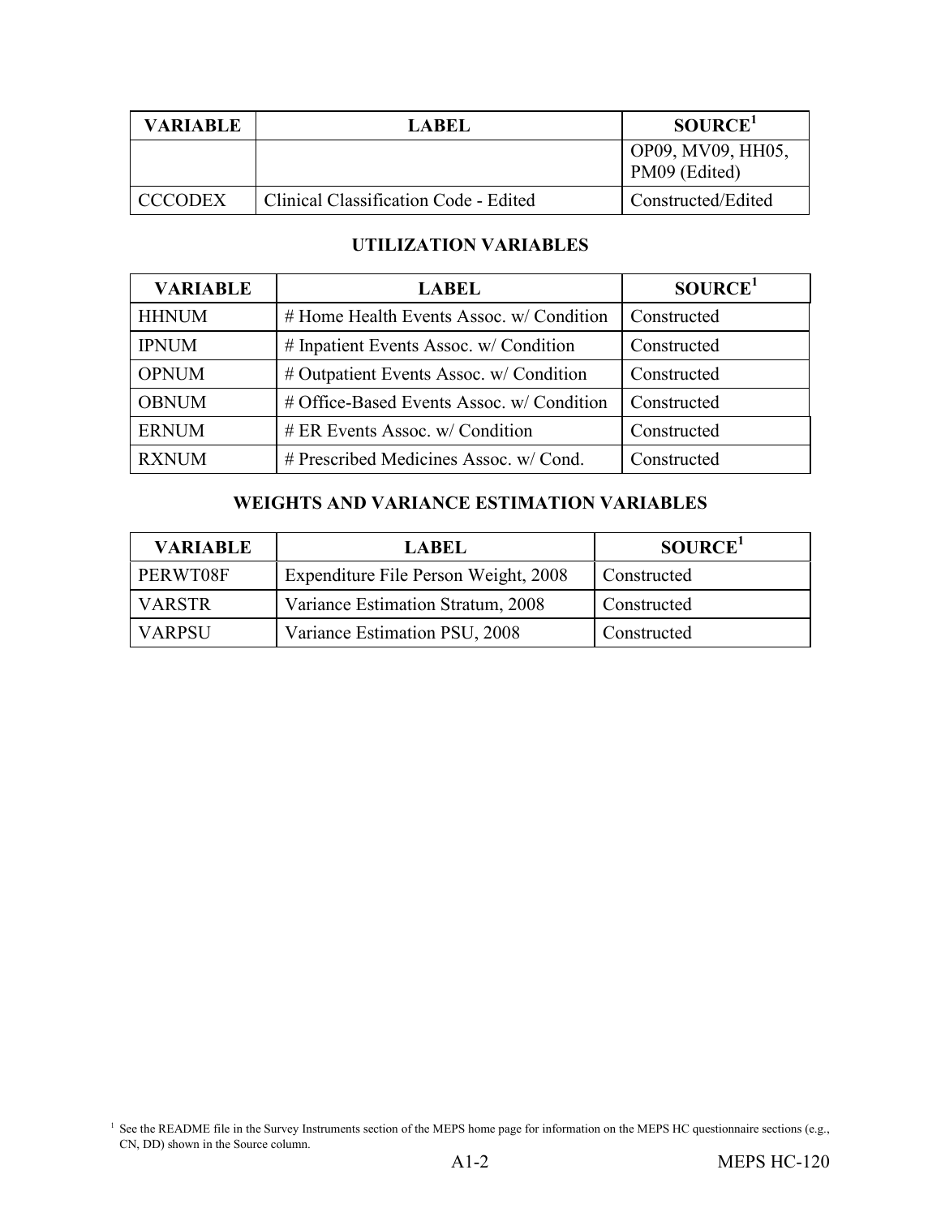| VARIABLE | LABEL | SOURCE[1] |
| --- | --- | --- |
| | | OP09, MV09, HH05, PM09 (Edited) |
| CCCODEX | Clinical Classification Code - Edited | Constructed/Edited |

### UTILIZATION VARIABLES

| VARIABLE | LABEL | SOURCE[1] |
| --- | --- | --- |
| HHNUM | # Home Health Events Assoc. w/ Condition | Constructed |
| IPNUM | # Inpatient Events Assoc. w/ Condition | Constructed |
| OPNUM | # Outpatient Events Assoc. w/ Condition | Constructed |
| OBNUM | # Office-Based Events Assoc. w/ Condition | Constructed |
| ERNUM | # ER Events Assoc. w/ Condition | Constructed |
| RXNUM | # Prescribed Medicines Assoc. w/ Cond. | Constructed |

### WEIGHTS AND VARIANCE ESTIMATION VARIABLES

| VARIABLE | LABEL | SOURCE[1] |
| --- | --- | --- |
| PERWT08F | Expenditure File Person Weight, 2008 | Constructed |
| VARSTR | Variance Estimation Stratum, 2008 | Constructed |
| VARPSU | Variance Estimation PSU, 2008 | Constructed |

[1] See the README file in the Survey Instruments section of the MEPS home page for information on the MEPS HC questionnaire sections (e.g., CN, DD) shown in the Source column.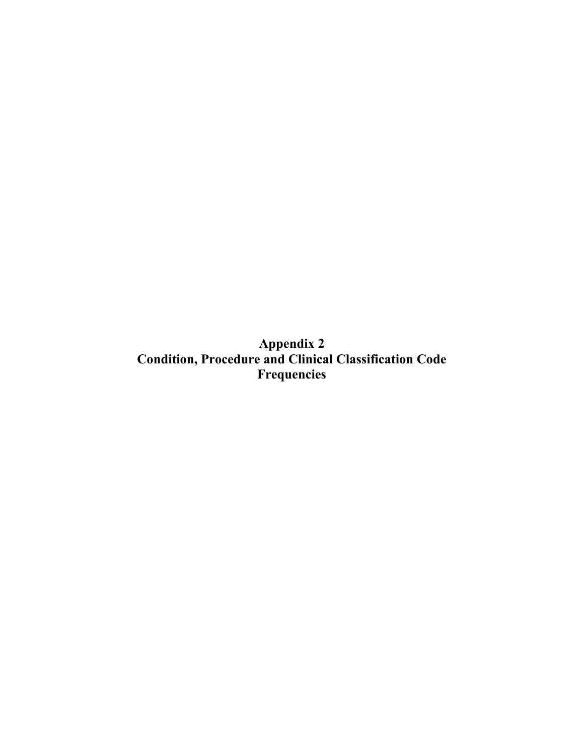# Appendix 2
# Condition, Procedure and Clinical Classification Code Frequencies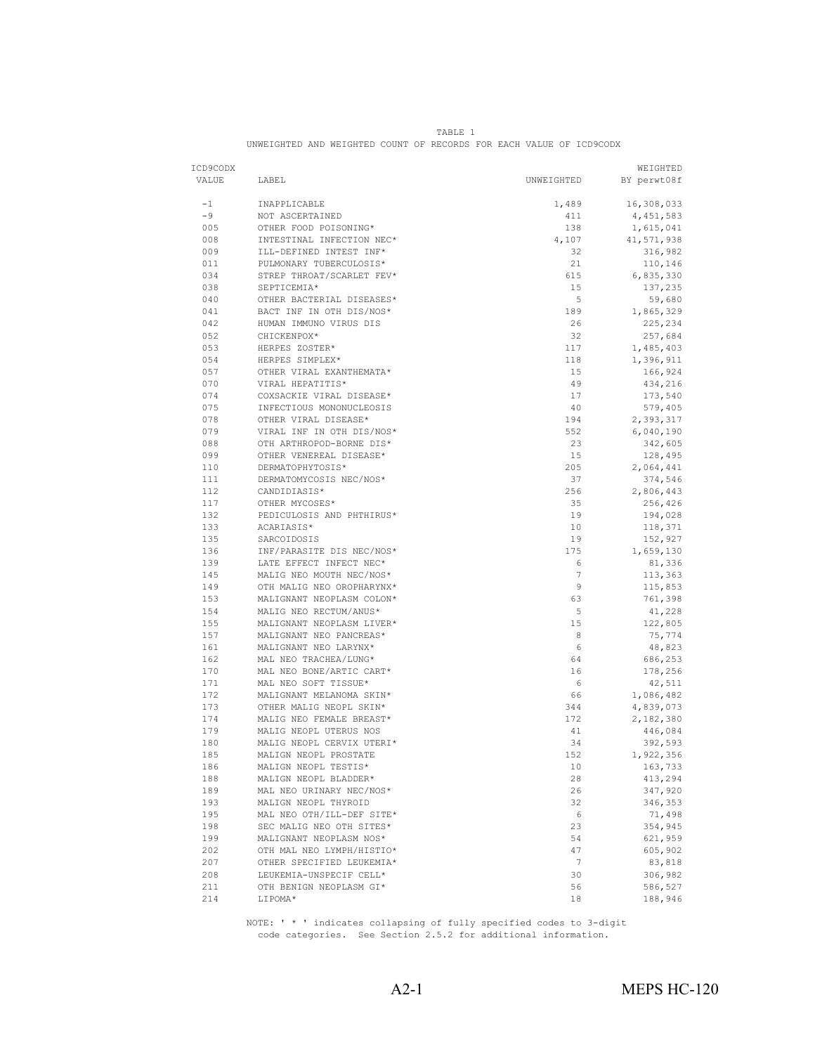TABLE 1

UNWEIGHTED AND WEIGHTED COUNT OF RECORDS FOR EACH VALUE OF ICD9CODX

| ICD9CODX VALUE | LABEL | UNWEIGHTED | WEIGHTED BY perwt08f |
|---|---|---|---|
| -1 | INAPPLICABLE | 1,489 | 16,308,033 |
| -9 | NOT ASCERTAINED | 411 | 4,451,583 |
| 005 | OTHER FOOD POISONING* | 138 | 1,615,041 |
| 008 | INTESTINAL INFECTION NEC* | 4,107 | 41,571,938 |
| 009 | ILL-DEFINED INTEST INF* | 32 | 316,982 |
| 011 | PULMONARY TUBERCULOSIS* | 21 | 110,146 |
| 034 | STREP THROAT/SCARLET FEV* | 615 | 6,835,330 |
| 038 | SEPTICEMIA* | 15 | 137,235 |
| 040 | OTHER BACTERIAL DISEASES* | 5 | 59,680 |
| 041 | BACT INF IN OTH DIS/NOS* | 189 | 1,865,329 |
| 042 | HUMAN IMMUNO VIRUS DIS | 26 | 225,234 |
| 052 | CHICKENPOX* | 32 | 257,684 |
| 053 | HERPES ZOSTER* | 117 | 1,485,403 |
| 054 | HERPES SIMPLEX* | 118 | 1,396,911 |
| 057 | OTHER VIRAL EXANTHEMATA* | 15 | 166,924 |
| 070 | VIRAL HEPATITIS* | 49 | 434,216 |
| 074 | COXSACKIE VIRAL DISEASE* | 17 | 173,540 |
| 075 | INFECTIOUS MONONUCLEOSIS | 40 | 579,405 |
| 078 | OTHER VIRAL DISEASE* | 194 | 2,393,317 |
| 079 | VIRAL INF IN OTH DIS/NOS* | 552 | 6,040,190 |
| 088 | OTH ARTHROPOD-BORNE DIS* | 23 | 342,605 |
| 099 | OTHER VENEREAL DISEASE* | 15 | 128,495 |
| 110 | DERMATOPHYTOSIS* | 205 | 2,064,441 |
| 111 | DERMATOMYCOSIS NEC/NOS* | 37 | 374,546 |
| 112 | CANDIDIASIS* | 256 | 2,806,443 |
| 117 | OTHER MYCOSES* | 35 | 256,426 |
| 132 | PEDICULOSIS AND PHTHIRUS* | 19 | 194,028 |
| 133 | ACARIASIS* | 10 | 118,371 |
| 135 | SARCOIDOSIS | 19 | 152,927 |
| 136 | INF/PARASITE DIS NEC/NOS* | 175 | 1,659,130 |
| 139 | LATE EFFECT INFECT NEC* | 6 | 81,336 |
| 145 | MALIG NEO MOUTH NEC/NOS* | 7 | 113,363 |
| 149 | OTH MALIG NEO OROPHARYNX* | 9 | 115,853 |
| 153 | MALIGNANT NEOPLASM COLON* | 63 | 761,398 |
| 154 | MALIG NEO RECTUM/ANUS* | 5 | 41,228 |
| 155 | MALIGNANT NEOPLASM LIVER* | 15 | 122,805 |
| 157 | MALIGNANT NEO PANCREAS* | 8 | 75,774 |
| 161 | MALIGNANT NEO LARYNX* | 6 | 48,823 |
| 162 | MAL NEO TRACHEA/LUNG* | 64 | 686,253 |
| 170 | MAL NEO BONE/ARTIC CART* | 16 | 178,256 |
| 171 | MAL NEO SOFT TISSUE* | 6 | 42,511 |
| 172 | MALIGNANT MELANOMA SKIN* | 66 | 1,086,482 |
| 173 | OTHER MALIG NEOPL SKIN* | 344 | 4,839,073 |
| 174 | MALIG NEO FEMALE BREAST* | 172 | 2,182,380 |
| 179 | MALIG NEOPL UTERUS NOS | 41 | 446,084 |
| 180 | MALIG NEOPL CERVIX UTERI* | 34 | 392,593 |
| 185 | MALIGN NEOPL PROSTATE | 152 | 1,922,356 |
| 186 | MALIGN NEOPL TESTIS* | 10 | 163,733 |
| 188 | MALIGN NEOPL BLADDER* | 28 | 413,294 |
| 189 | MAL NEO URINARY NEC/NOS* | 26 | 347,920 |
| 193 | MALIGN NEOPL THYROID | 32 | 346,353 |
| 195 | MAL NEO OTH/ILL-DEF SITE* | 6 | 71,498 |
| 198 | SEC MALIG NEO OTH SITES* | 23 | 354,945 |
| 199 | MALIGNANT NEOPLASM NOS* | 54 | 621,959 |
| 202 | OTH MAL NEO LYMPH/HISTIO* | 47 | 605,902 |
| 207 | OTHER SPECIFIED LEUKEMIA* | 7 | 83,818 |
| 208 | LEUKEMIA-UNSPECIF CELL* | 30 | 306,982 |
| 211 | OTH BENIGN NEOPLASM GI* | 56 | 586,527 |
| 214 | LIPOMA* | 18 | 188,946 |

NOTE: ' * ' indicates collapsing of fully specified codes to 3-digit code categories. See Section 2.5.2 for additional information.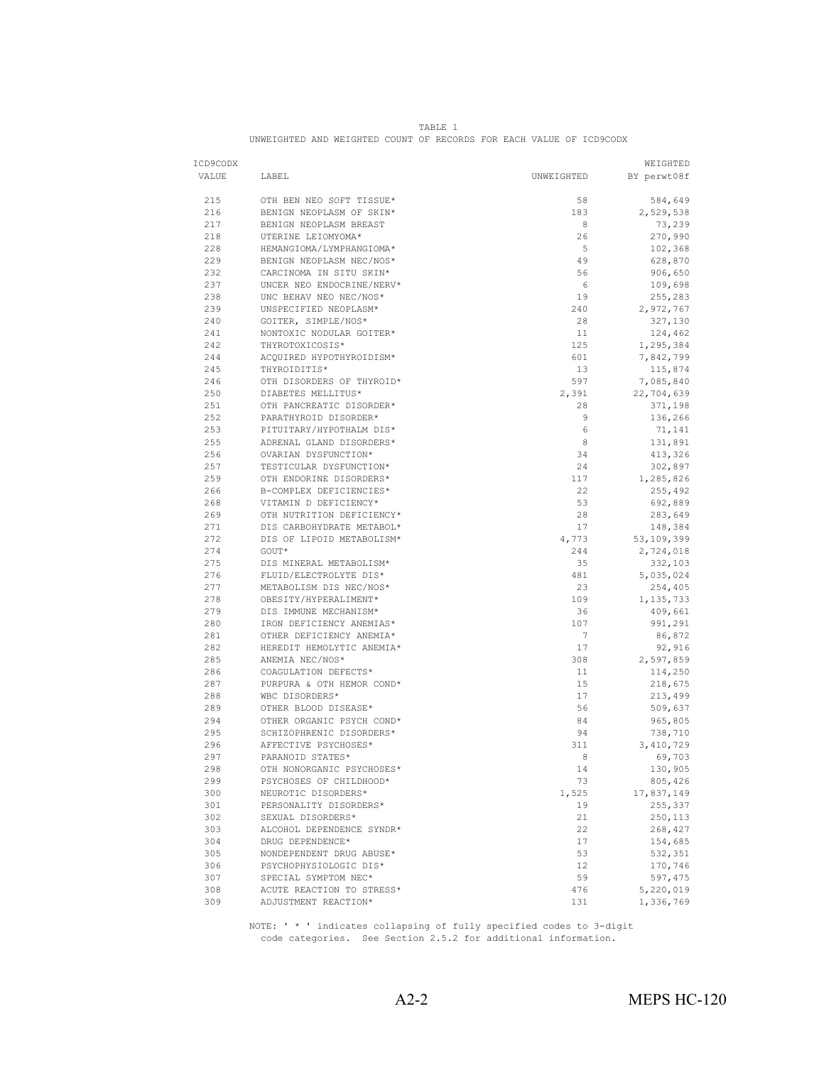TABLE 1

UNWEIGHTED AND WEIGHTED COUNT OF RECORDS FOR EACH VALUE OF ICD9CODX

| ICD9CODX VALUE | LABEL | UNWEIGHTED | WEIGHTED BY perwt08f |
|---|---|---|---|
| 215 | OTH BEN NEO SOFT TISSUE* | 58 | 584,649 |
| 216 | BENIGN NEOPLASM OF SKIN* | 183 | 2,529,538 |
| 217 | BENIGN NEOPLASM BREAST | 8 | 73,239 |
| 218 | UTERINE LEIOMYOMA* | 26 | 270,990 |
| 228 | HEMANGIOMA/LYMPHANGIOMA* | 5 | 102,368 |
| 229 | BENIGN NEOPLASM NEC/NOS* | 49 | 628,870 |
| 232 | CARCINOMA IN SITU SKIN* | 56 | 906,650 |
| 237 | UNCER NEO ENDOCRINE/NERV* | 6 | 109,698 |
| 238 | UNC BEHAV NEO NEC/NOS* | 19 | 255,283 |
| 239 | UNSPECIFIED NEOPLASM* | 240 | 2,972,767 |
| 240 | GOITER, SIMPLE/NOS* | 28 | 327,130 |
| 241 | NONTOXIC NODULAR GOITER* | 11 | 124,462 |
| 242 | THYROTOXICOSIS* | 125 | 1,295,384 |
| 244 | ACQUIRED HYPOTHYROIDISM* | 601 | 7,842,799 |
| 245 | THYROIDITIS* | 13 | 115,874 |
| 246 | OTH DISORDERS OF THYROID* | 597 | 7,085,840 |
| 250 | DIABETES MELLITUS* | 2,391 | 22,704,639 |
| 251 | OTH PANCREATIC DISORDER* | 28 | 371,198 |
| 252 | PARATHYROID DISORDER* | 9 | 136,266 |
| 253 | PITUITARY/HYPOTHALM DIS* | 6 | 71,141 |
| 255 | ADRENAL GLAND DISORDERS* | 8 | 131,891 |
| 256 | OVARIAN DYSFUNCTION* | 34 | 413,326 |
| 257 | TESTICULAR DYSFUNCTION* | 24 | 302,897 |
| 259 | OTH ENDORINE DISORDERS* | 117 | 1,285,826 |
| 266 | B-COMPLEX DEFICIENCIES* | 22 | 255,492 |
| 268 | VITAMIN D DEFICIENCY* | 53 | 692,889 |
| 269 | OTH NUTRITION DEFICIENCY* | 28 | 283,649 |
| 271 | DIS CARBOHYDRATE METABOL* | 17 | 148,384 |
| 272 | DIS OF LIPOID METABOLISM* | 4,773 | 53,109,399 |
| 274 | GOUT* | 244 | 2,724,018 |
| 275 | DIS MINERAL METABOLISM* | 35 | 332,103 |
| 276 | FLUID/ELECTROLYTE DIS* | 481 | 5,035,024 |
| 277 | METABOLISM DIS NEC/NOS* | 23 | 254,405 |
| 278 | OBESITY/HYPERALIMENT* | 109 | 1,135,733 |
| 279 | DIS IMMUNE MECHANISM* | 36 | 409,661 |
| 280 | IRON DEFICIENCY ANEMIAS* | 107 | 991,291 |
| 281 | OTHER DEFICIENCY ANEMIA* | 7 | 86,872 |
| 282 | HEREDIT HEMOLYTIC ANEMIA* | 17 | 92,916 |
| 285 | ANEMIA NEC/NOS* | 308 | 2,597,859 |
| 286 | COAGULATION DEFECTS* | 11 | 114,250 |
| 287 | PURPURA & OTH HEMOR COND* | 15 | 218,675 |
| 288 | WBC DISORDERS* | 17 | 213,499 |
| 289 | OTHER BLOOD DISEASE* | 56 | 509,637 |
| 294 | OTHER ORGANIC PSYCH COND* | 84 | 965,805 |
| 295 | SCHIZOPHRENIC DISORDERS* | 94 | 738,710 |
| 296 | AFFECTIVE PSYCHOSES* | 311 | 3,410,729 |
| 297 | PARANOID STATES* | 8 | 69,703 |
| 298 | OTH NONORGANIC PSYCHOSES* | 14 | 130,905 |
| 299 | PSYCHOSES OF CHILDHOOD* | 73 | 805,426 |
| 300 | NEUROTIC DISORDERS* | 1,525 | 17,837,149 |
| 301 | PERSONALITY DISORDERS* | 19 | 255,337 |
| 302 | SEXUAL DISORDERS* | 21 | 250,113 |
| 303 | ALCOHOL DEPENDENCE SYNDR* | 22 | 268,427 |
| 304 | DRUG DEPENDENCE* | 17 | 154,685 |
| 305 | NONDEPENDENT DRUG ABUSE* | 53 | 532,351 |
| 306 | PSYCHOPHYSIOLOGIC DIS* | 12 | 170,746 |
| 307 | SPECIAL SYMPTOM NEC* | 59 | 597,475 |
| 308 | ACUTE REACTION TO STRESS* | 476 | 5,220,019 |
| 309 | ADJUSTMENT REACTION* | 131 | 1,336,769 |

NOTE: ' * ' indicates collapsing of fully specified codes to 3-digit code categories. See Section 2.5.2 for additional information.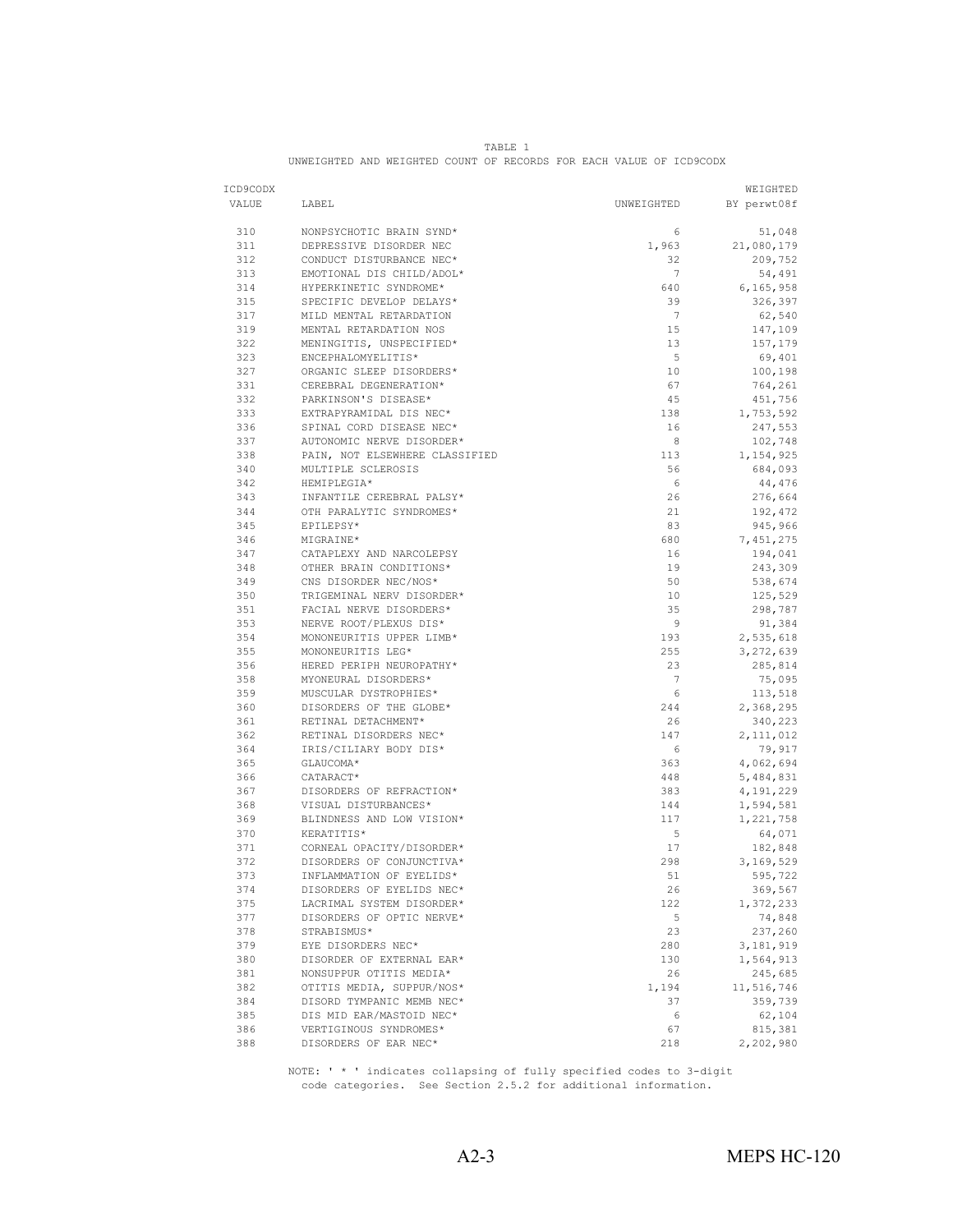TABLE 1
UNWEIGHTED AND WEIGHTED COUNT OF RECORDS FOR EACH VALUE OF ICD9CODX

| ICD9CODX VALUE | LABEL | UNWEIGHTED | WEIGHTED BY perwt08f |
|---|---|---|---|
| 310 | NONPSYCHOTIC BRAIN SYND* | 6 | 51,048 |
| 311 | DEPRESSIVE DISORDER NEC | 1,963 | 21,080,179 |
| 312 | CONDUCT DISTURBANCE NEC* | 32 | 209,752 |
| 313 | EMOTIONAL DIS CHILD/ADOL* | 7 | 54,491 |
| 314 | HYPERKINETIC SYNDROME* | 640 | 6,165,958 |
| 315 | SPECIFIC DEVELOP DELAYS* | 39 | 326,397 |
| 317 | MILD MENTAL RETARDATION | 7 | 62,540 |
| 319 | MENTAL RETARDATION NOS | 15 | 147,109 |
| 322 | MENINGITIS, UNSPECIFIED* | 13 | 157,179 |
| 323 | ENCEPHALOMYELITIS* | 5 | 69,401 |
| 327 | ORGANIC SLEEP DISORDERS* | 10 | 100,198 |
| 331 | CEREBRAL DEGENERATION* | 67 | 764,261 |
| 332 | PARKINSON'S DISEASE* | 45 | 451,756 |
| 333 | EXTRAPYRAMIDAL DIS NEC* | 138 | 1,753,592 |
| 336 | SPINAL CORD DISEASE NEC* | 16 | 247,553 |
| 337 | AUTONOMIC NERVE DISORDER* | 8 | 102,748 |
| 338 | PAIN, NOT ELSEWHERE CLASSIFIED | 113 | 1,154,925 |
| 340 | MULTIPLE SCLEROSIS | 56 | 684,093 |
| 342 | HEMIPLEGIA* | 6 | 44,476 |
| 343 | INFANTILE CEREBRAL PALSY* | 26 | 276,664 |
| 344 | OTH PARALYTIC SYNDROMES* | 21 | 192,472 |
| 345 | EPILEPSY* | 83 | 945,966 |
| 346 | MIGRAINE* | 680 | 7,451,275 |
| 347 | CATAPLEXY AND NARCOLEPSY | 16 | 194,041 |
| 348 | OTHER BRAIN CONDITIONS* | 19 | 243,309 |
| 349 | CNS DISORDER NEC/NOS* | 50 | 538,674 |
| 350 | TRIGEMINAL NERV DISORDER* | 10 | 125,529 |
| 351 | FACIAL NERVE DISORDERS* | 35 | 298,787 |
| 353 | NERVE ROOT/PLEXUS DIS* | 9 | 91,384 |
| 354 | MONONEURITIS UPPER LIMB* | 193 | 2,535,618 |
| 355 | MONONEURITIS LEG* | 255 | 3,272,639 |
| 356 | HERED PERIPH NEUROPATHY* | 23 | 285,814 |
| 358 | MYONEURAL DISORDERS* | 7 | 75,095 |
| 359 | MUSCULAR DYSTROPHIES* | 6 | 113,518 |
| 360 | DISORDERS OF THE GLOBE* | 244 | 2,368,295 |
| 361 | RETINAL DETACHMENT* | 26 | 340,223 |
| 362 | RETINAL DISORDERS NEC* | 147 | 2,111,012 |
| 364 | IRIS/CILIARY BODY DIS* | 6 | 79,917 |
| 365 | GLAUCOMA* | 363 | 4,062,694 |
| 366 | CATARACT* | 448 | 5,484,831 |
| 367 | DISORDERS OF REFRACTION* | 383 | 4,191,229 |
| 368 | VISUAL DISTURBANCES* | 144 | 1,594,581 |
| 369 | BLINDNESS AND LOW VISION* | 117 | 1,221,758 |
| 370 | KERATITIS* | 5 | 64,071 |
| 371 | CORNEAL OPACITY/DISORDER* | 17 | 182,848 |
| 372 | DISORDERS OF CONJUNCTIVA* | 298 | 3,169,529 |
| 373 | INFLAMMATION OF EYELIDS* | 51 | 595,722 |
| 374 | DISORDERS OF EYELIDS NEC* | 26 | 369,567 |
| 375 | LACRIMAL SYSTEM DISORDER* | 122 | 1,372,233 |
| 377 | DISORDERS OF OPTIC NERVE* | 5 | 74,848 |
| 378 | STRABISMUS* | 23 | 237,260 |
| 379 | EYE DISORDERS NEC* | 280 | 3,181,919 |
| 380 | DISORDER OF EXTERNAL EAR* | 130 | 1,564,913 |
| 381 | NONSUPPUR OTITIS MEDIA* | 26 | 245,685 |
| 382 | OTITIS MEDIA, SUPPUR/NOS* | 1,194 | 11,516,746 |
| 384 | DISORD TYMPANIC MEMB NEC* | 37 | 359,739 |
| 385 | DIS MID EAR/MASTOID NEC* | 6 | 62,104 |
| 386 | VERTIGINOUS SYNDROMES* | 67 | 815,381 |
| 388 | DISORDERS OF EAR NEC* | 218 | 2,202,980 |

NOTE: ' * ' indicates collapsing of fully specified codes to 3-digit code categories. See Section 2.5.2 for additional information.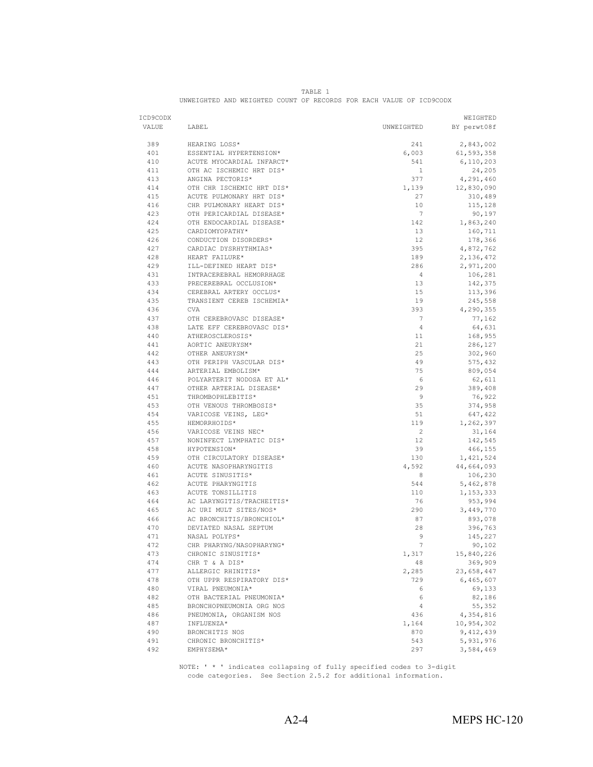TABLE 1

UNWEIGHTED AND WEIGHTED COUNT OF RECORDS FOR EACH VALUE OF ICD9CODX

| ICD9CODX VALUE | LABEL | UNWEIGHTED | WEIGHTED BY perwt08f |
|---|---|---|---|
| 389 | HEARING LOSS* | 241 | 2,843,002 |
| 401 | ESSENTIAL HYPERTENSION* | 6,003 | 61,593,358 |
| 410 | ACUTE MYOCARDIAL INFARCT* | 541 | 6,110,203 |
| 411 | OTH AC ISCHEMIC HRT DIS* | 1 | 24,205 |
| 413 | ANGINA PECTORIS* | 377 | 4,291,460 |
| 414 | OTH CHR ISCHEMIC HRT DIS* | 1,139 | 12,830,090 |
| 415 | ACUTE PULMONARY HRT DIS* | 27 | 310,489 |
| 416 | CHR PULMONARY HEART DIS* | 10 | 115,128 |
| 423 | OTH PERICARDIAL DISEASE* | 7 | 90,197 |
| 424 | OTH ENDOCARDIAL DISEASE* | 142 | 1,863,240 |
| 425 | CARDIOMYOPATHY* | 13 | 160,711 |
| 426 | CONDUCTION DISORDERS* | 12 | 178,366 |
| 427 | CARDIAC DYSRHYTHMIAS* | 395 | 4,872,762 |
| 428 | HEART FAILURE* | 189 | 2,136,472 |
| 429 | ILL-DEFINED HEART DIS* | 286 | 2,971,200 |
| 431 | INTRACEREBRAL HEMORRHAGE | 4 | 106,281 |
| 433 | PRECEREBRAL OCCLUSION* | 13 | 142,375 |
| 434 | CEREBRAL ARTERY OCCLUS* | 15 | 113,396 |
| 435 | TRANSIENT CEREB ISCHEMIA* | 19 | 245,558 |
| 436 | CVA | 393 | 4,290,355 |
| 437 | OTH CEREBROVASC DISEASE* | 7 | 77,162 |
| 438 | LATE EFF CEREBROVASC DIS* | 4 | 64,631 |
| 440 | ATHEROSCLEROSIS* | 11 | 168,955 |
| 441 | AORTIC ANEURYSM* | 21 | 286,127 |
| 442 | OTHER ANEURYSM* | 25 | 302,960 |
| 443 | OTH PERIPH VASCULAR DIS* | 49 | 575,432 |
| 444 | ARTERIAL EMBOLISM* | 75 | 809,054 |
| 446 | POLYARTERIT NODOSA ET AL* | 6 | 62,611 |
| 447 | OTHER ARTERIAL DISEASE* | 29 | 389,408 |
| 451 | THROMBOPHLEBITIS* | 9 | 76,922 |
| 453 | OTH VENOUS THROMBOSIS* | 35 | 374,958 |
| 454 | VARICOSE VEINS, LEG* | 51 | 647,422 |
| 455 | HEMORRHOIDS* | 119 | 1,262,397 |
| 456 | VARICOSE VEINS NEC* | 2 | 31,164 |
| 457 | NONINFECT LYMPHATIC DIS* | 12 | 142,545 |
| 458 | HYPOTENSION* | 39 | 466,155 |
| 459 | OTH CIRCULATORY DISEASE* | 130 | 1,421,524 |
| 460 | ACUTE NASOPHARYNGITIS | 4,592 | 44,664,093 |
| 461 | ACUTE SINUSITIS* | 8 | 106,230 |
| 462 | ACUTE PHARYNGITIS | 544 | 5,462,878 |
| 463 | ACUTE TONSILLITIS | 110 | 1,153,333 |
| 464 | AC LARYNGITIS/TRACHEITIS* | 76 | 953,994 |
| 465 | AC URI MULT SITES/NOS* | 290 | 3,449,770 |
| 466 | AC BRONCHITIS/BRONCHIOL* | 87 | 893,078 |
| 470 | DEVIATED NASAL SEPTUM | 28 | 396,763 |
| 471 | NASAL POLYPS* | 9 | 145,227 |
| 472 | CHR PHARYNG/NASOPHARYNG* | 7 | 90,102 |
| 473 | CHRONIC SINUSITIS* | 1,317 | 15,840,226 |
| 474 | CHR T & A DIS* | 48 | 369,909 |
| 477 | ALLERGIC RHINITIS* | 2,285 | 23,658,447 |
| 478 | OTH UPPR RESPIRATORY DIS* | 729 | 6,465,607 |
| 480 | VIRAL PNEUMONIA* | 6 | 69,133 |
| 482 | OTH BACTERIAL PNEUMONIA* | 6 | 82,186 |
| 485 | BRONCHOPNEUMONIA ORG NOS | 4 | 55,352 |
| 486 | PNEUMONIA, ORGANISM NOS | 436 | 4,354,816 |
| 487 | INFLUENZA* | 1,164 | 10,954,302 |
| 490 | BRONCHITIS NOS | 870 | 9,412,439 |
| 491 | CHRONIC BRONCHITIS* | 543 | 5,931,976 |
| 492 | EMPHYSEMA* | 297 | 3,584,469 |

NOTE: ' * ' indicates collapsing of fully specified codes to 3-digit code categories. See Section 2.5.2 for additional information.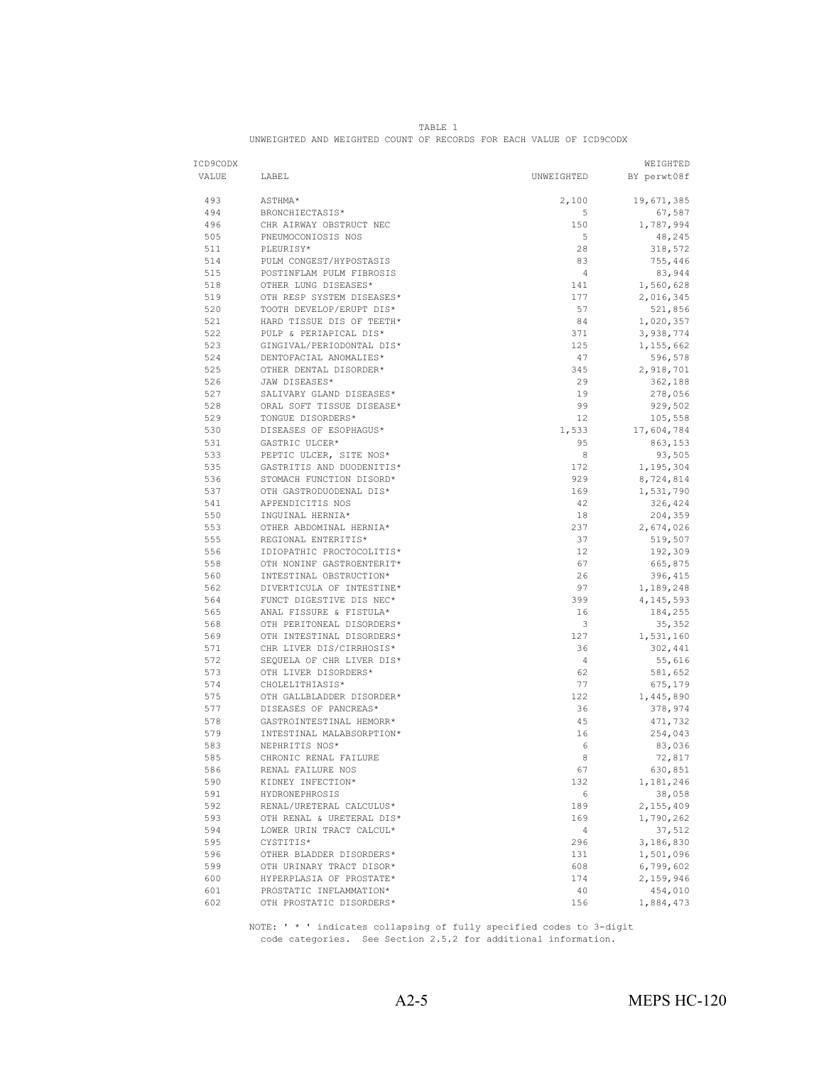TABLE 1

UNWEIGHTED AND WEIGHTED COUNT OF RECORDS FOR EACH VALUE OF ICD9CODX

| ICD9CODX VALUE | LABEL | UNWEIGHTED | WEIGHTED BY perwt08f |
|---|---|---|---|
| 493 | ASTHMA* | 2,100 | 19,671,385 |
| 494 | BRONCHIECTASIS* | 5 | 67,587 |
| 496 | CHR AIRWAY OBSTRUCT NEC | 150 | 1,787,994 |
| 505 | PNEUMOCONIOSIS NOS | 5 | 48,245 |
| 511 | PLEURISY* | 28 | 318,572 |
| 514 | PULM CONGEST/HYPOSTASIS | 83 | 755,446 |
| 515 | POSTINFLAM PULM FIBROSIS | 4 | 83,944 |
| 518 | OTHER LUNG DISEASES* | 141 | 1,560,628 |
| 519 | OTH RESP SYSTEM DISEASES* | 177 | 2,016,345 |
| 520 | TOOTH DEVELOP/ERUPT DIS* | 57 | 521,856 |
| 521 | HARD TISSUE DIS OF TEETH* | 84 | 1,020,357 |
| 522 | PULP & PERIAPICAL DIS* | 371 | 3,938,774 |
| 523 | GINGIVAL/PERIODONTAL DIS* | 125 | 1,155,662 |
| 524 | DENTOFACIAL ANOMALIES* | 47 | 596,578 |
| 525 | OTHER DENTAL DISORDER* | 345 | 2,918,701 |
| 526 | JAW DISEASES* | 29 | 362,188 |
| 527 | SALIVARY GLAND DISEASES* | 19 | 278,056 |
| 528 | ORAL SOFT TISSUE DISEASE* | 99 | 929,502 |
| 529 | TONGUE DISORDERS* | 12 | 105,558 |
| 530 | DISEASES OF ESOPHAGUS* | 1,533 | 17,604,784 |
| 531 | GASTRIC ULCER* | 95 | 863,153 |
| 533 | PEPTIC ULCER, SITE NOS* | 8 | 93,505 |
| 535 | GASTRITIS AND DUODENITIS* | 172 | 1,195,304 |
| 536 | STOMACH FUNCTION DISORD* | 929 | 8,724,814 |
| 537 | OTH GASTRODUODENAL DIS* | 169 | 1,531,790 |
| 541 | APPENDICITIS NOS | 42 | 326,424 |
| 550 | INGUINAL HERNIA* | 18 | 204,359 |
| 553 | OTHER ABDOMINAL HERNIA* | 237 | 2,674,026 |
| 555 | REGIONAL ENTERITIS* | 37 | 519,507 |
| 556 | IDIOPATHIC PROCTOCOLITIS* | 12 | 192,309 |
| 558 | OTH NONINF GASTROENTERIT* | 67 | 665,875 |
| 560 | INTESTINAL OBSTRUCTION* | 26 | 396,415 |
| 562 | DIVERTICULA OF INTESTINE* | 97 | 1,189,248 |
| 564 | FUNCT DIGESTIVE DIS NEC* | 399 | 4,145,593 |
| 565 | ANAL FISSURE & FISTULA* | 16 | 184,255 |
| 568 | OTH PERITONEAL DISORDERS* | 3 | 35,352 |
| 569 | OTH INTESTINAL DISORDERS* | 127 | 1,531,160 |
| 571 | CHR LIVER DIS/CIRRHOSIS* | 36 | 302,441 |
| 572 | SEQUELA OF CHR LIVER DIS* | 4 | 55,616 |
| 573 | OTH LIVER DISORDERS* | 62 | 581,652 |
| 574 | CHOLELITHIASIS* | 77 | 675,179 |
| 575 | OTH GALLBLADDER DISORDER* | 122 | 1,445,890 |
| 577 | DISEASES OF PANCREAS* | 36 | 378,974 |
| 578 | GASTROINTESTINAL HEMORR* | 45 | 471,732 |
| 579 | INTESTINAL MALABSORPTION* | 16 | 254,043 |
| 583 | NEPHRITIS NOS* | 6 | 83,036 |
| 585 | CHRONIC RENAL FAILURE | 8 | 72,817 |
| 586 | RENAL FAILURE NOS | 67 | 630,851 |
| 590 | KIDNEY INFECTION* | 132 | 1,181,246 |
| 591 | HYDRONEPHROSIS | 6 | 38,058 |
| 592 | RENAL/URETERAL CALCULUS* | 189 | 2,155,409 |
| 593 | OTH RENAL & URETERAL DIS* | 169 | 1,790,262 |
| 594 | LOWER URIN TRACT CALCUL* | 4 | 37,512 |
| 595 | CYSTITIS* | 296 | 3,186,830 |
| 596 | OTHER BLADDER DISORDERS* | 131 | 1,501,096 |
| 599 | OTH URINARY TRACT DISOR* | 608 | 6,799,602 |
| 600 | HYPERPLASIA OF PROSTATE* | 174 | 2,159,946 |
| 601 | PROSTATIC INFLAMMATION* | 40 | 454,010 |
| 602 | OTH PROSTATIC DISORDERS* | 156 | 1,884,473 |

NOTE: ' * ' indicates collapsing of fully specified codes to 3-digit code categories. See Section 2.5.2 for additional information.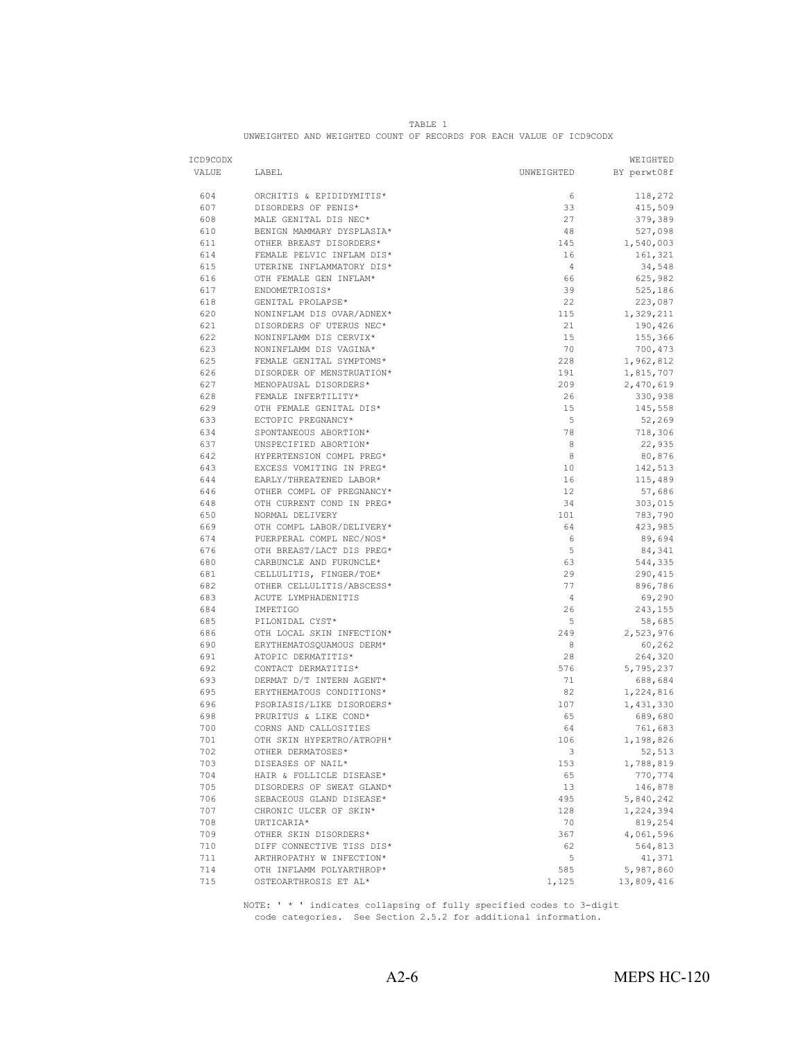TABLE 1

UNWEIGHTED AND WEIGHTED COUNT OF RECORDS FOR EACH VALUE OF ICD9CODX

| ICD9CODX VALUE | LABEL | UNWEIGHTED | WEIGHTED BY perwt08f |
|---|---|---|---|
| 604 | ORCHITIS & EPIDIDYMITIS* | 6 | 118,272 |
| 607 | DISORDERS OF PENIS* | 33 | 415,509 |
| 608 | MALE GENITAL DIS NEC* | 27 | 379,389 |
| 610 | BENIGN MAMMARY DYSPLASIA* | 48 | 527,098 |
| 611 | OTHER BREAST DISORDERS* | 145 | 1,540,003 |
| 614 | FEMALE PELVIC INFLAM DIS* | 16 | 161,321 |
| 615 | UTERINE INFLAMMATORY DIS* | 4 | 34,548 |
| 616 | OTH FEMALE GEN INFLAM* | 66 | 625,982 |
| 617 | ENDOMETRIOSIS* | 39 | 525,186 |
| 618 | GENITAL PROLAPSE* | 22 | 223,087 |
| 620 | NONINFLAM DIS OVAR/ADNEX* | 115 | 1,329,211 |
| 621 | DISORDERS OF UTERUS NEC* | 21 | 190,426 |
| 622 | NONINFLAMM DIS CERVIX* | 15 | 155,366 |
| 623 | NONINFLAMM DIS VAGINA* | 70 | 700,473 |
| 625 | FEMALE GENITAL SYMPTOMS* | 228 | 1,962,812 |
| 626 | DISORDER OF MENSTRUATION* | 191 | 1,815,707 |
| 627 | MENOPAUSAL DISORDERS* | 209 | 2,470,619 |
| 628 | FEMALE INFERTILITY* | 26 | 330,938 |
| 629 | OTH FEMALE GENITAL DIS* | 15 | 145,558 |
| 633 | ECTOPIC PREGNANCY* | 5 | 52,269 |
| 634 | SPONTANEOUS ABORTION* | 78 | 718,306 |
| 637 | UNSPECIFIED ABORTION* | 8 | 22,935 |
| 642 | HYPERTENSION COMPL PREG* | 8 | 80,876 |
| 643 | EXCESS VOMITING IN PREG* | 10 | 142,513 |
| 644 | EARLY/THREATENED LABOR* | 16 | 115,489 |
| 646 | OTHER COMPL OF PREGNANCY* | 12 | 57,686 |
| 648 | OTH CURRENT COND IN PREG* | 34 | 303,015 |
| 650 | NORMAL DELIVERY | 101 | 783,790 |
| 669 | OTH COMPL LABOR/DELIVERY* | 64 | 423,985 |
| 674 | PUERPERAL COMPL NEC/NOS* | 6 | 89,694 |
| 676 | OTH BREAST/LACT DIS PREG* | 5 | 84,341 |
| 680 | CARBUNCLE AND FURUNCLE* | 63 | 544,335 |
| 681 | CELLULITIS, FINGER/TOE* | 29 | 290,415 |
| 682 | OTHER CELLULITIS/ABSCESS* | 77 | 896,786 |
| 683 | ACUTE LYMPHADENITIS | 4 | 69,290 |
| 684 | IMPETIGO | 26 | 243,155 |
| 685 | PILONIDAL CYST* | 5 | 58,685 |
| 686 | OTH LOCAL SKIN INFECTION* | 249 | 2,523,976 |
| 690 | ERYTHEMATOSQUAMOUS DERM* | 8 | 60,262 |
| 691 | ATOPIC DERMATITIS* | 28 | 264,320 |
| 692 | CONTACT DERMATITIS* | 576 | 5,795,237 |
| 693 | DERMAT D/T INTERN AGENT* | 71 | 688,684 |
| 695 | ERYTHEMATOUS CONDITIONS* | 82 | 1,224,816 |
| 696 | PSORIASIS/LIKE DISORDERS* | 107 | 1,431,330 |
| 698 | PRURITUS & LIKE COND* | 65 | 689,680 |
| 700 | CORNS AND CALLOSITIES | 64 | 761,683 |
| 701 | OTH SKIN HYPERTRO/ATROPH* | 106 | 1,198,826 |
| 702 | OTHER DERMATOSES* | 3 | 52,513 |
| 703 | DISEASES OF NAIL* | 153 | 1,788,819 |
| 704 | HAIR & FOLLICLE DISEASE* | 65 | 770,774 |
| 705 | DISORDERS OF SWEAT GLAND* | 13 | 146,878 |
| 706 | SEBACEOUS GLAND DISEASE* | 495 | 5,840,242 |
| 707 | CHRONIC ULCER OF SKIN* | 128 | 1,224,394 |
| 708 | URTICARIA* | 70 | 819,254 |
| 709 | OTHER SKIN DISORDERS* | 367 | 4,061,596 |
| 710 | DIFF CONNECTIVE TISS DIS* | 62 | 564,813 |
| 711 | ARTHROPATHY W INFECTION* | 5 | 41,371 |
| 714 | OTH INFLAMM POLYARTHROP* | 585 | 5,987,860 |
| 715 | OSTEOARTHROSIS ET AL* | 1,125 | 13,809,416 |

NOTE: ' * ' indicates collapsing of fully specified codes to 3-digit code categories. See Section 2.5.2 for additional information.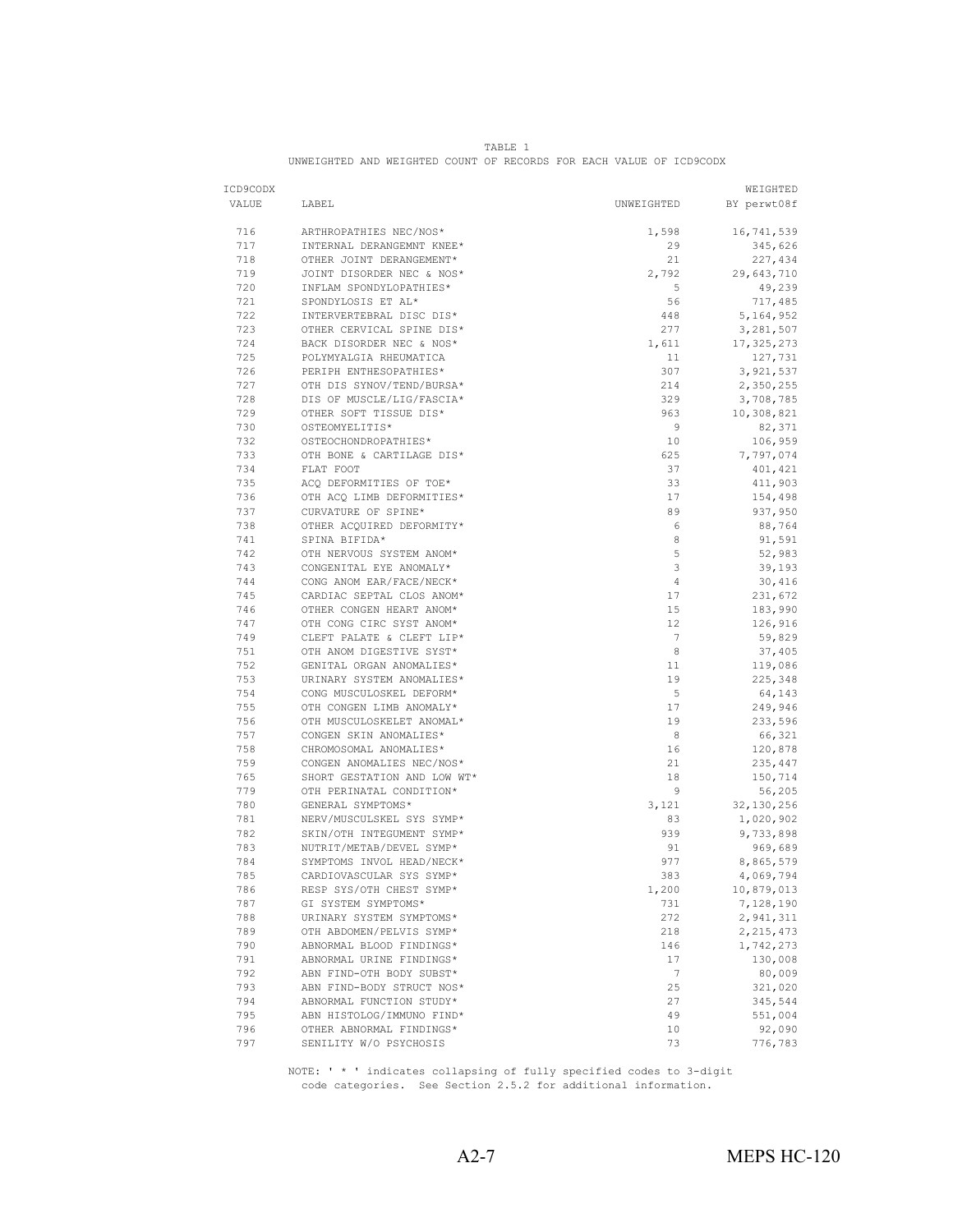TABLE 1
UNWEIGHTED AND WEIGHTED COUNT OF RECORDS FOR EACH VALUE OF ICD9CODX

| ICD9CODX VALUE | LABEL | UNWEIGHTED | WEIGHTED BY perwt08f |
|---|---|---|---|
| 716 | ARTHROPATHIES NEC/NOS* | 1,598 | 16,741,539 |
| 717 | INTERNAL DERANGEMNT KNEE* | 29 | 345,626 |
| 718 | OTHER JOINT DERANGEMENT* | 21 | 227,434 |
| 719 | JOINT DISORDER NEC & NOS* | 2,792 | 29,643,710 |
| 720 | INFLAM SPONDYLOPATHIES* | 5 | 49,239 |
| 721 | SPONDYLOSIS ET AL* | 56 | 717,485 |
| 722 | INTERVERTEBRAL DISC DIS* | 448 | 5,164,952 |
| 723 | OTHER CERVICAL SPINE DIS* | 277 | 3,281,507 |
| 724 | BACK DISORDER NEC & NOS* | 1,611 | 17,325,273 |
| 725 | POLYMYALGIA RHEUMATICA | 11 | 127,731 |
| 726 | PERIPH ENTHESOPATHIES* | 307 | 3,921,537 |
| 727 | OTH DIS SYNOV/TEND/BURSA* | 214 | 2,350,255 |
| 728 | DIS OF MUSCLE/LIG/FASCIA* | 329 | 3,708,785 |
| 729 | OTHER SOFT TISSUE DIS* | 963 | 10,308,821 |
| 730 | OSTEOMYELITIS* | 9 | 82,371 |
| 732 | OSTEOCHONDROPATHIES* | 10 | 106,959 |
| 733 | OTH BONE & CARTILAGE DIS* | 625 | 7,797,074 |
| 734 | FLAT FOOT | 37 | 401,421 |
| 735 | ACQ DEFORMITIES OF TOE* | 33 | 411,903 |
| 736 | OTH ACQ LIMB DEFORMITIES* | 17 | 154,498 |
| 737 | CURVATURE OF SPINE* | 89 | 937,950 |
| 738 | OTHER ACQUIRED DEFORMITY* | 6 | 88,764 |
| 741 | SPINA BIFIDA* | 8 | 91,591 |
| 742 | OTH NERVOUS SYSTEM ANOM* | 5 | 52,983 |
| 743 | CONGENITAL EYE ANOMALY* | 3 | 39,193 |
| 744 | CONG ANOM EAR/FACE/NECK* | 4 | 30,416 |
| 745 | CARDIAC SEPTAL CLOS ANOM* | 17 | 231,672 |
| 746 | OTHER CONGEN HEART ANOM* | 15 | 183,990 |
| 747 | OTH CONG CIRC SYST ANOM* | 12 | 126,916 |
| 749 | CLEFT PALATE & CLEFT LIP* | 7 | 59,829 |
| 751 | OTH ANOM DIGESTIVE SYST* | 8 | 37,405 |
| 752 | GENITAL ORGAN ANOMALIES* | 11 | 119,086 |
| 753 | URINARY SYSTEM ANOMALIES* | 19 | 225,348 |
| 754 | CONG MUSCULOSKEL DEFORM* | 5 | 64,143 |
| 755 | OTH CONGEN LIMB ANOMALY* | 17 | 249,946 |
| 756 | OTH MUSCULOSKELET ANOMAL* | 19 | 233,596 |
| 757 | CONGEN SKIN ANOMALIES* | 8 | 66,321 |
| 758 | CHROMOSOMAL ANOMALIES* | 16 | 120,878 |
| 759 | CONGEN ANOMALIES NEC/NOS* | 21 | 235,447 |
| 765 | SHORT GESTATION AND LOW WT* | 18 | 150,714 |
| 779 | OTH PERINATAL CONDITION* | 9 | 56,205 |
| 780 | GENERAL SYMPTOMS* | 3,121 | 32,130,256 |
| 781 | NERV/MUSCULSKEL SYS SYMP* | 83 | 1,020,902 |
| 782 | SKIN/OTH INTEGUMENT SYMP* | 939 | 9,733,898 |
| 783 | NUTRIT/METAB/DEVEL SYMP* | 91 | 969,689 |
| 784 | SYMPTOMS INVOL HEAD/NECK* | 977 | 8,865,579 |
| 785 | CARDIOVASCULAR SYS SYMP* | 383 | 4,069,794 |
| 786 | RESP SYS/OTH CHEST SYMP* | 1,200 | 10,879,013 |
| 787 | GI SYSTEM SYMPTOMS* | 731 | 7,128,190 |
| 788 | URINARY SYSTEM SYMPTOMS* | 272 | 2,941,311 |
| 789 | OTH ABDOMEN/PELVIS SYMP* | 218 | 2,215,473 |
| 790 | ABNORMAL BLOOD FINDINGS* | 146 | 1,742,273 |
| 791 | ABNORMAL URINE FINDINGS* | 17 | 130,008 |
| 792 | ABN FIND-OTH BODY SUBST* | 7 | 80,009 |
| 793 | ABN FIND-BODY STRUCT NOS* | 25 | 321,020 |
| 794 | ABNORMAL FUNCTION STUDY* | 27 | 345,544 |
| 795 | ABN HISTOLOG/IMMUNO FIND* | 49 | 551,004 |
| 796 | OTHER ABNORMAL FINDINGS* | 10 | 92,090 |
| 797 | SENILITY W/O PSYCHOSIS | 73 | 776,783 |

NOTE: ' * ' indicates collapsing of fully specified codes to 3-digit code categories. See Section 2.5.2 for additional information.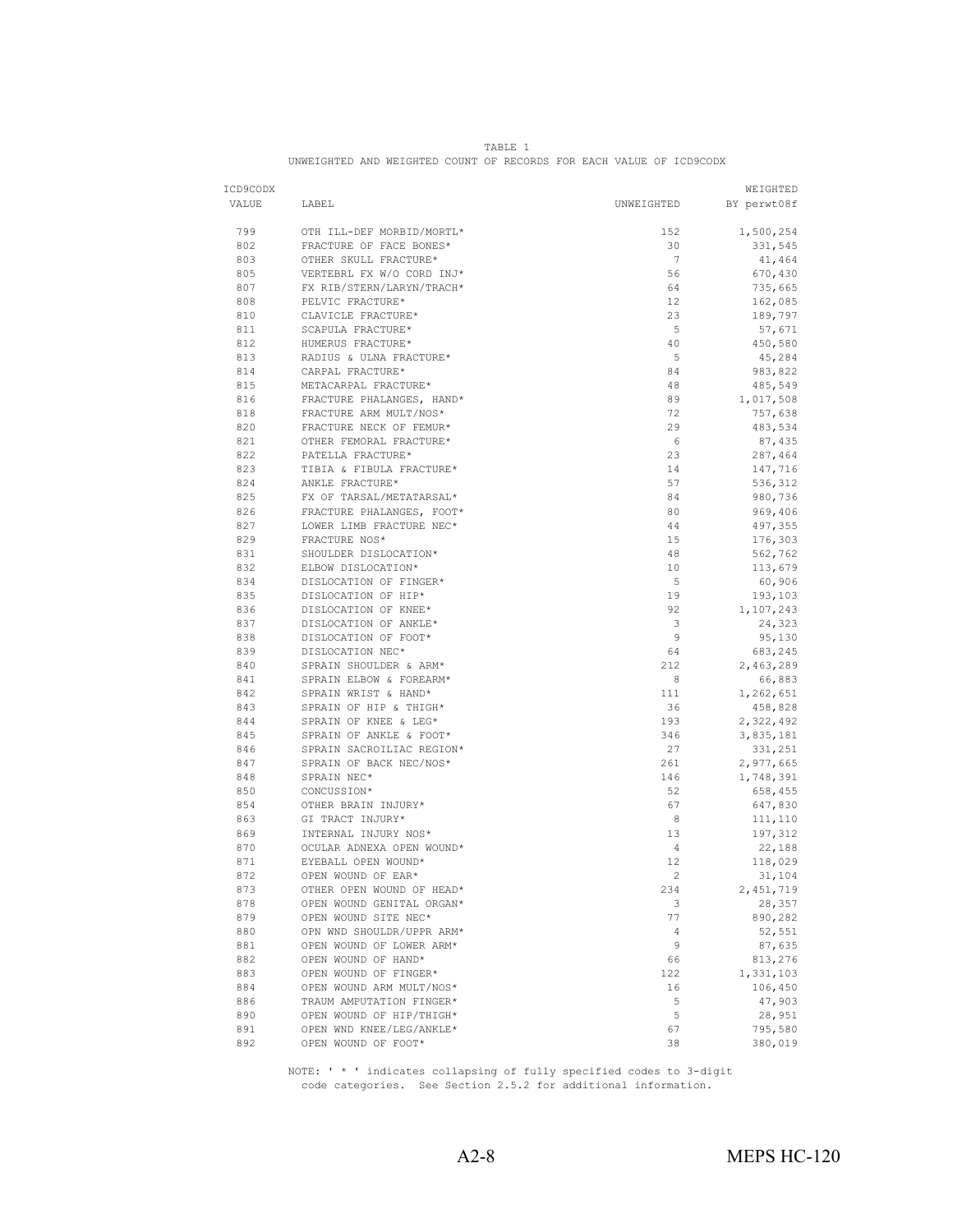TABLE 1

UNWEIGHTED AND WEIGHTED COUNT OF RECORDS FOR EACH VALUE OF ICD9CODX

| ICD9CODX VALUE | LABEL | UNWEIGHTED | WEIGHTED BY perwt08f |
|---|---|---|---|
| 799 | OTH ILL-DEF MORBID/MORTL* | 152 | 1,500,254 |
| 802 | FRACTURE OF FACE BONES* | 30 | 331,545 |
| 803 | OTHER SKULL FRACTURE* | 7 | 41,464 |
| 805 | VERTEBRL FX W/O CORD INJ* | 56 | 670,430 |
| 807 | FX RIB/STERN/LARYN/TRACH* | 64 | 735,665 |
| 808 | PELVIC FRACTURE* | 12 | 162,085 |
| 810 | CLAVICLE FRACTURE* | 23 | 189,797 |
| 811 | SCAPULA FRACTURE* | 5 | 57,671 |
| 812 | HUMERUS FRACTURE* | 40 | 450,580 |
| 813 | RADIUS & ULNA FRACTURE* | 5 | 45,284 |
| 814 | CARPAL FRACTURE* | 84 | 983,822 |
| 815 | METACARPAL FRACTURE* | 48 | 485,549 |
| 816 | FRACTURE PHALANGES, HAND* | 89 | 1,017,508 |
| 818 | FRACTURE ARM MULT/NOS* | 72 | 757,638 |
| 820 | FRACTURE NECK OF FEMUR* | 29 | 483,534 |
| 821 | OTHER FEMORAL FRACTURE* | 6 | 87,435 |
| 822 | PATELLA FRACTURE* | 23 | 287,464 |
| 823 | TIBIA & FIBULA FRACTURE* | 14 | 147,716 |
| 824 | ANKLE FRACTURE* | 57 | 536,312 |
| 825 | FX OF TARSAL/METATARSAL* | 84 | 980,736 |
| 826 | FRACTURE PHALANGES, FOOT* | 80 | 969,406 |
| 827 | LOWER LIMB FRACTURE NEC* | 44 | 497,355 |
| 829 | FRACTURE NOS* | 15 | 176,303 |
| 831 | SHOULDER DISLOCATION* | 48 | 562,762 |
| 832 | ELBOW DISLOCATION* | 10 | 113,679 |
| 834 | DISLOCATION OF FINGER* | 5 | 60,906 |
| 835 | DISLOCATION OF HIP* | 19 | 193,103 |
| 836 | DISLOCATION OF KNEE* | 92 | 1,107,243 |
| 837 | DISLOCATION OF ANKLE* | 3 | 24,323 |
| 838 | DISLOCATION OF FOOT* | 9 | 95,130 |
| 839 | DISLOCATION NEC* | 64 | 683,245 |
| 840 | SPRAIN SHOULDER & ARM* | 212 | 2,463,289 |
| 841 | SPRAIN ELBOW & FOREARM* | 8 | 66,883 |
| 842 | SPRAIN WRIST & HAND* | 111 | 1,262,651 |
| 843 | SPRAIN OF HIP & THIGH* | 36 | 458,828 |
| 844 | SPRAIN OF KNEE & LEG* | 193 | 2,322,492 |
| 845 | SPRAIN OF ANKLE & FOOT* | 346 | 3,835,181 |
| 846 | SPRAIN SACROILIAC REGION* | 27 | 331,251 |
| 847 | SPRAIN OF BACK NEC/NOS* | 261 | 2,977,665 |
| 848 | SPRAIN NEC* | 146 | 1,748,391 |
| 850 | CONCUSSION* | 52 | 658,455 |
| 854 | OTHER BRAIN INJURY* | 67 | 647,830 |
| 863 | GI TRACT INJURY* | 8 | 111,110 |
| 869 | INTERNAL INJURY NOS* | 13 | 197,312 |
| 870 | OCULAR ADNEXA OPEN WOUND* | 4 | 22,188 |
| 871 | EYEBALL OPEN WOUND* | 12 | 118,029 |
| 872 | OPEN WOUND OF EAR* | 2 | 31,104 |
| 873 | OTHER OPEN WOUND OF HEAD* | 234 | 2,451,719 |
| 878 | OPEN WOUND GENITAL ORGAN* | 3 | 28,357 |
| 879 | OPEN WOUND SITE NEC* | 77 | 890,282 |
| 880 | OPN WND SHOULDR/UPPR ARM* | 4 | 52,551 |
| 881 | OPEN WOUND OF LOWER ARM* | 9 | 87,635 |
| 882 | OPEN WOUND OF HAND* | 66 | 813,276 |
| 883 | OPEN WOUND OF FINGER* | 122 | 1,331,103 |
| 884 | OPEN WOUND ARM MULT/NOS* | 16 | 106,450 |
| 886 | TRAUM AMPUTATION FINGER* | 5 | 47,903 |
| 890 | OPEN WOUND OF HIP/THIGH* | 5 | 28,951 |
| 891 | OPEN WND KNEE/LEG/ANKLE* | 67 | 795,580 |
| 892 | OPEN WOUND OF FOOT* | 38 | 380,019 |

NOTE: ' * ' indicates collapsing of fully specified codes to 3-digit code categories. See Section 2.5.2 for additional information.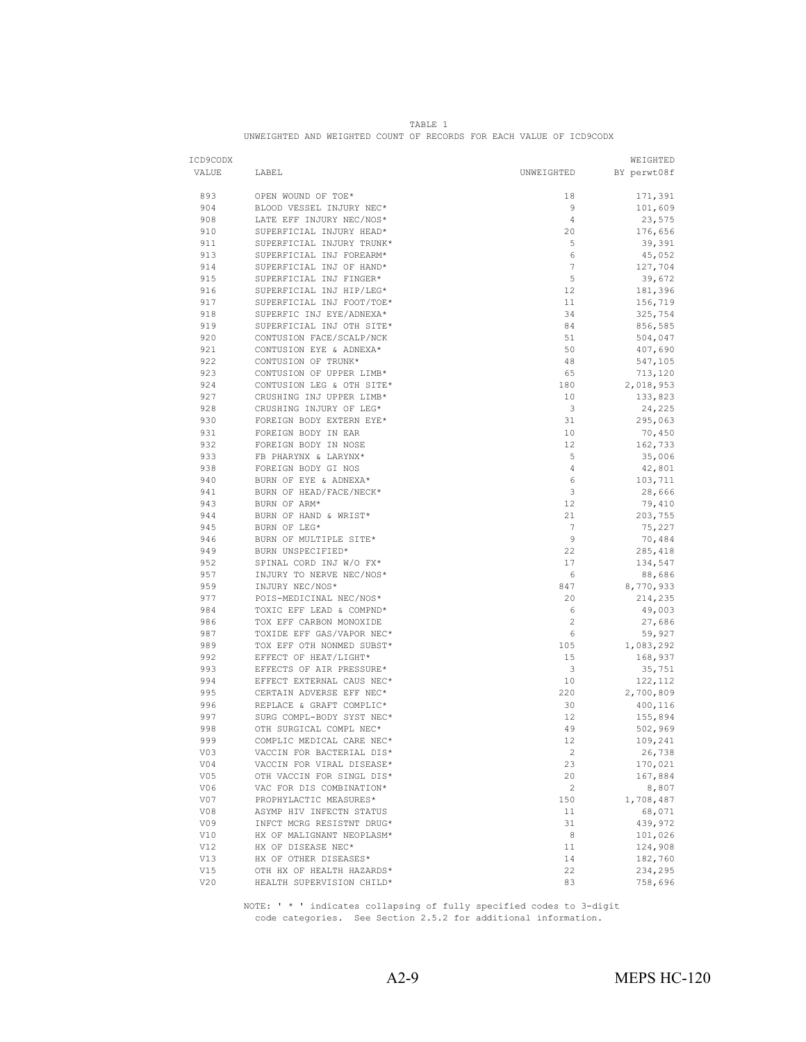TABLE 1
UNWEIGHTED AND WEIGHTED COUNT OF RECORDS FOR EACH VALUE OF ICD9CODX

| ICD9CODX VALUE | LABEL | UNWEIGHTED | WEIGHTED BY perwt08f |
|---|---|---|---|
| 893 | OPEN WOUND OF TOE* | 18 | 171,391 |
| 904 | BLOOD VESSEL INJURY NEC* | 9 | 101,609 |
| 908 | LATE EFF INJURY NEC/NOS* | 4 | 23,575 |
| 910 | SUPERFICIAL INJURY HEAD* | 20 | 176,656 |
| 911 | SUPERFICIAL INJURY TRUNK* | 5 | 39,391 |
| 913 | SUPERFICIAL INJ FOREARM* | 6 | 45,052 |
| 914 | SUPERFICIAL INJ OF HAND* | 7 | 127,704 |
| 915 | SUPERFICIAL INJ FINGER* | 5 | 39,672 |
| 916 | SUPERFICIAL INJ HIP/LEG* | 12 | 181,396 |
| 917 | SUPERFICIAL INJ FOOT/TOE* | 11 | 156,719 |
| 918 | SUPERFIC INJ EYE/ADNEXA* | 34 | 325,754 |
| 919 | SUPERFICIAL INJ OTH SITE* | 84 | 856,585 |
| 920 | CONTUSION FACE/SCALP/NCK | 51 | 504,047 |
| 921 | CONTUSION EYE & ADNEXA* | 50 | 407,690 |
| 922 | CONTUSION OF TRUNK* | 48 | 547,105 |
| 923 | CONTUSION OF UPPER LIMB* | 65 | 713,120 |
| 924 | CONTUSION LEG & OTH SITE* | 180 | 2,018,953 |
| 927 | CRUSHING INJ UPPER LIMB* | 10 | 133,823 |
| 928 | CRUSHING INJURY OF LEG* | 3 | 24,225 |
| 930 | FOREIGN BODY EXTERN EYE* | 31 | 295,063 |
| 931 | FOREIGN BODY IN EAR | 10 | 70,450 |
| 932 | FOREIGN BODY IN NOSE | 12 | 162,733 |
| 933 | FB PHARYNX & LARYNX* | 5 | 35,006 |
| 938 | FOREIGN BODY GI NOS | 4 | 42,801 |
| 940 | BURN OF EYE & ADNEXA* | 6 | 103,711 |
| 941 | BURN OF HEAD/FACE/NECK* | 3 | 28,666 |
| 943 | BURN OF ARM* | 12 | 79,410 |
| 944 | BURN OF HAND & WRIST* | 21 | 203,755 |
| 945 | BURN OF LEG* | 7 | 75,227 |
| 946 | BURN OF MULTIPLE SITE* | 9 | 70,484 |
| 949 | BURN UNSPECIFIED* | 22 | 285,418 |
| 952 | SPINAL CORD INJ W/O FX* | 17 | 134,547 |
| 957 | INJURY TO NERVE NEC/NOS* | 6 | 88,686 |
| 959 | INJURY NEC/NOS* | 847 | 8,770,933 |
| 977 | POIS-MEDICINAL NEC/NOS* | 20 | 214,235 |
| 984 | TOXIC EFF LEAD & COMPND* | 6 | 49,003 |
| 986 | TOX EFF CARBON MONOXIDE | 2 | 27,686 |
| 987 | TOXIDE EFF GAS/VAPOR NEC* | 6 | 59,927 |
| 989 | TOX EFF OTH NONMED SUBST* | 105 | 1,083,292 |
| 992 | EFFECT OF HEAT/LIGHT* | 15 | 168,937 |
| 993 | EFFECTS OF AIR PRESSURE* | 3 | 35,751 |
| 994 | EFFECT EXTERNAL CAUS NEC* | 10 | 122,112 |
| 995 | CERTAIN ADVERSE EFF NEC* | 220 | 2,700,809 |
| 996 | REPLACE & GRAFT COMPLIC* | 30 | 400,116 |
| 997 | SURG COMPL-BODY SYST NEC* | 12 | 155,894 |
| 998 | OTH SURGICAL COMPL NEC* | 49 | 502,969 |
| 999 | COMPLIC MEDICAL CARE NEC* | 12 | 109,241 |
| V03 | VACCIN FOR BACTERIAL DIS* | 2 | 26,738 |
| V04 | VACCIN FOR VIRAL DISEASE* | 23 | 170,021 |
| V05 | OTH VACCIN FOR SINGL DIS* | 20 | 167,884 |
| V06 | VAC FOR DIS COMBINATION* | 2 | 8,807 |
| V07 | PROPHYLACTIC MEASURES* | 150 | 1,708,487 |
| V08 | ASYMP HIV INFECTN STATUS | 11 | 68,071 |
| V09 | INFCT MCRG RESISTNT DRUG* | 31 | 439,972 |
| V10 | HX OF MALIGNANT NEOPLASM* | 8 | 101,026 |
| V12 | HX OF DISEASE NEC* | 11 | 124,908 |
| V13 | HX OF OTHER DISEASES* | 14 | 182,760 |
| V15 | OTH HX OF HEALTH HAZARDS* | 22 | 234,295 |
| V20 | HEALTH SUPERVISION CHILD* | 83 | 758,696 |

NOTE: ' * ' indicates collapsing of fully specified codes to 3-digit code categories. See Section 2.5.2 for additional information.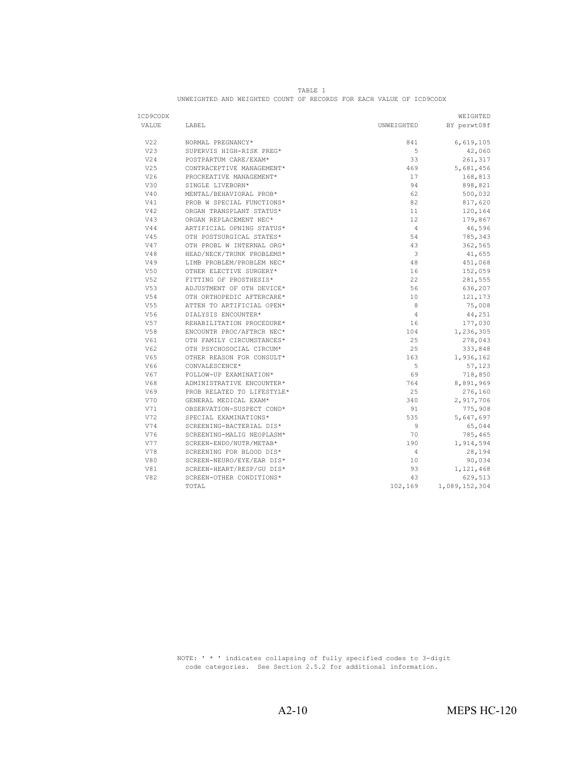TABLE 1

UNWEIGHTED AND WEIGHTED COUNT OF RECORDS FOR EACH VALUE OF ICD9CODX

| ICD9CODX VALUE | LABEL | UNWEIGHTED | WEIGHTED BY perwt08f |
|---|---|---|---|
| V22 | NORMAL PREGNANCY* | 841 | 6,619,105 |
| V23 | SUPERVIS HIGH-RISK PREG* | 5 | 42,060 |
| V24 | POSTPARTUM CARE/EXAM* | 33 | 261,317 |
| V25 | CONTRACEPTIVE MANAGEMENT* | 469 | 5,681,456 |
| V26 | PROCREATIVE MANAGEMENT* | 17 | 168,813 |
| V30 | SINGLE LIVEBORN* | 94 | 898,821 |
| V40 | MENTAL/BEHAVIORAL PROB* | 62 | 500,032 |
| V41 | PROB W SPECIAL FUNCTIONS* | 82 | 817,620 |
| V42 | ORGAN TRANSPLANT STATUS* | 11 | 120,164 |
| V43 | ORGAN REPLACEMENT NEC* | 12 | 179,867 |
| V44 | ARTIFICIAL OPNING STATUS* | 4 | 46,596 |
| V45 | OTH POSTSURGICAL STATES* | 54 | 785,343 |
| V47 | OTH PROBL W INTERNAL ORG* | 43 | 362,565 |
| V48 | HEAD/NECK/TRUNK PROBLEMS* | 3 | 41,655 |
| V49 | LIMB PROBLEM/PROBLEM NEC* | 48 | 451,068 |
| V50 | OTHER ELECTIVE SURGERY* | 16 | 152,059 |
| V52 | FITTING OF PROSTHESIS* | 22 | 281,555 |
| V53 | ADJUSTMENT OF OTH DEVICE* | 56 | 636,207 |
| V54 | OTH ORTHOPEDIC AFTERCARE* | 10 | 121,173 |
| V55 | ATTEN TO ARTIFICIAL OPEN* | 8 | 75,008 |
| V56 | DIALYSIS ENCOUNTER* | 4 | 44,251 |
| V57 | REHABILITATION PROCEDURE* | 16 | 177,030 |
| V58 | ENCOUNTR PROC/AFTRCR NEC* | 104 | 1,236,305 |
| V61 | OTH FAMILY CIRCUMSTANCES* | 25 | 278,043 |
| V62 | OTH PSYCHOSOCIAL CIRCUM* | 25 | 333,848 |
| V65 | OTHER REASON FOR CONSULT* | 163 | 1,936,162 |
| V66 | CONVALESCENCE* | 5 | 57,123 |
| V67 | FOLLOW-UP EXAMINATION* | 69 | 718,850 |
| V68 | ADMINISTRATIVE ENCOUNTER* | 764 | 8,891,969 |
| V69 | PROB RELATED TO LIFESTYLE* | 25 | 276,160 |
| V70 | GENERAL MEDICAL EXAM* | 340 | 2,917,706 |
| V71 | OBSERVATION-SUSPECT COND* | 91 | 775,908 |
| V72 | SPECIAL EXAMINATIONS* | 535 | 5,647,697 |
| V74 | SCREENING-BACTERIAL DIS* | 9 | 65,044 |
| V76 | SCREENING-MALIG NEOPLASM* | 70 | 785,465 |
| V77 | SCREEN-ENDO/NUTR/METAB* | 190 | 1,914,594 |
| V78 | SCREENING FOR BLOOD DIS* | 4 | 28,194 |
| V80 | SCREEN-NEURO/EYE/EAR DIS* | 10 | 90,034 |
| V81 | SCREEN-HEART/RESP/GU DIS* | 93 | 1,121,468 |
| V82 | SCREEN-OTHER CONDITIONS* | 43 | 629,513 |
| | TOTAL | 102,169 | 1,089,152,304 |

NOTE: ' * ' indicates collapsing of fully specified codes to 3-digit code categories. See Section 2.5.2 for additional information.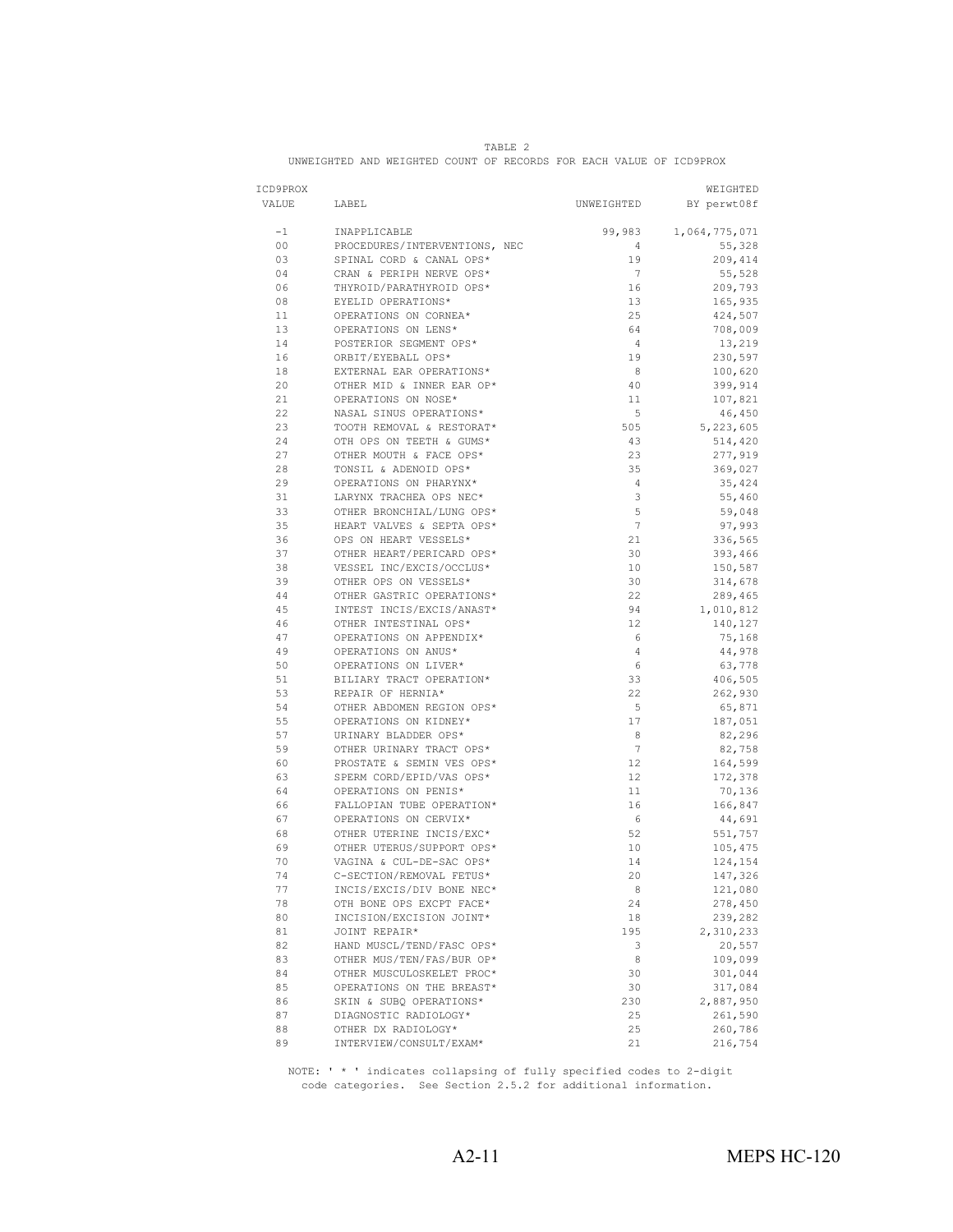TABLE 2

UNWEIGHTED AND WEIGHTED COUNT OF RECORDS FOR EACH VALUE OF ICD9PROX

| ICD9PROX VALUE | LABEL | UNWEIGHTED | WEIGHTED BY perwt08f |
|---|---|---|---|
| -1 | INAPPLICABLE | 99,983 | 1,064,775,071 |
| 00 | PROCEDURES/INTERVENTIONS, NEC | 4 | 55,328 |
| 03 | SPINAL CORD & CANAL OPS* | 19 | 209,414 |
| 04 | CRAN & PERIPH NERVE OPS* | 7 | 55,528 |
| 06 | THYROID/PARATHYROID OPS* | 16 | 209,793 |
| 08 | EYELID OPERATIONS* | 13 | 165,935 |
| 11 | OPERATIONS ON CORNEA* | 25 | 424,507 |
| 13 | OPERATIONS ON LENS* | 64 | 708,009 |
| 14 | POSTERIOR SEGMENT OPS* | 4 | 13,219 |
| 16 | ORBIT/EYEBALL OPS* | 19 | 230,597 |
| 18 | EXTERNAL EAR OPERATIONS* | 8 | 100,620 |
| 20 | OTHER MID & INNER EAR OP* | 40 | 399,914 |
| 21 | OPERATIONS ON NOSE* | 11 | 107,821 |
| 22 | NASAL SINUS OPERATIONS* | 5 | 46,450 |
| 23 | TOOTH REMOVAL & RESTORAT* | 505 | 5,223,605 |
| 24 | OTH OPS ON TEETH & GUMS* | 43 | 514,420 |
| 27 | OTHER MOUTH & FACE OPS* | 23 | 277,919 |
| 28 | TONSIL & ADENOID OPS* | 35 | 369,027 |
| 29 | OPERATIONS ON PHARYNX* | 4 | 35,424 |
| 31 | LARYNX TRACHEA OPS NEC* | 3 | 55,460 |
| 33 | OTHER BRONCHIAL/LUNG OPS* | 5 | 59,048 |
| 35 | HEART VALVES & SEPTA OPS* | 7 | 97,993 |
| 36 | OPS ON HEART VESSELS* | 21 | 336,565 |
| 37 | OTHER HEART/PERICARD OPS* | 30 | 393,466 |
| 38 | VESSEL INC/EXCIS/OCCLUS* | 10 | 150,587 |
| 39 | OTHER OPS ON VESSELS* | 30 | 314,678 |
| 44 | OTHER GASTRIC OPERATIONS* | 22 | 289,465 |
| 45 | INTEST INCIS/EXCIS/ANAST* | 94 | 1,010,812 |
| 46 | OTHER INTESTINAL OPS* | 12 | 140,127 |
| 47 | OPERATIONS ON APPENDIX* | 6 | 75,168 |
| 49 | OPERATIONS ON ANUS* | 4 | 44,978 |
| 50 | OPERATIONS ON LIVER* | 6 | 63,778 |
| 51 | BILIARY TRACT OPERATION* | 33 | 406,505 |
| 53 | REPAIR OF HERNIA* | 22 | 262,930 |
| 54 | OTHER ABDOMEN REGION OPS* | 5 | 65,871 |
| 55 | OPERATIONS ON KIDNEY* | 17 | 187,051 |
| 57 | URINARY BLADDER OPS* | 8 | 82,296 |
| 59 | OTHER URINARY TRACT OPS* | 7 | 82,758 |
| 60 | PROSTATE & SEMIN VES OPS* | 12 | 164,599 |
| 63 | SPERM CORD/EPID/VAS OPS* | 12 | 172,378 |
| 64 | OPERATIONS ON PENIS* | 11 | 70,136 |
| 66 | FALLOPIAN TUBE OPERATION* | 16 | 166,847 |
| 67 | OPERATIONS ON CERVIX* | 6 | 44,691 |
| 68 | OTHER UTERINE INCIS/EXC* | 52 | 551,757 |
| 69 | OTHER UTERUS/SUPPORT OPS* | 10 | 105,475 |
| 70 | VAGINA & CUL-DE-SAC OPS* | 14 | 124,154 |
| 74 | C-SECTION/REMOVAL FETUS* | 20 | 147,326 |
| 77 | INCIS/EXCIS/DIV BONE NEC* | 8 | 121,080 |
| 78 | OTH BONE OPS EXCPT FACE* | 24 | 278,450 |
| 80 | INCISION/EXCISION JOINT* | 18 | 239,282 |
| 81 | JOINT REPAIR* | 195 | 2,310,233 |
| 82 | HAND MUSCL/TEND/FASC OPS* | 3 | 20,557 |
| 83 | OTHER MUS/TEN/FAS/BUR OP* | 8 | 109,099 |
| 84 | OTHER MUSCULOSKELET PROC* | 30 | 301,044 |
| 85 | OPERATIONS ON THE BREAST* | 30 | 317,084 |
| 86 | SKIN & SUBQ OPERATIONS* | 230 | 2,887,950 |
| 87 | DIAGNOSTIC RADIOLOGY* | 25 | 261,590 |
| 88 | OTHER DX RADIOLOGY* | 25 | 260,786 |
| 89 | INTERVIEW/CONSULT/EXAM* | 21 | 216,754 |

NOTE: ' * ' indicates collapsing of fully specified codes to 2-digit code categories. See Section 2.5.2 for additional information.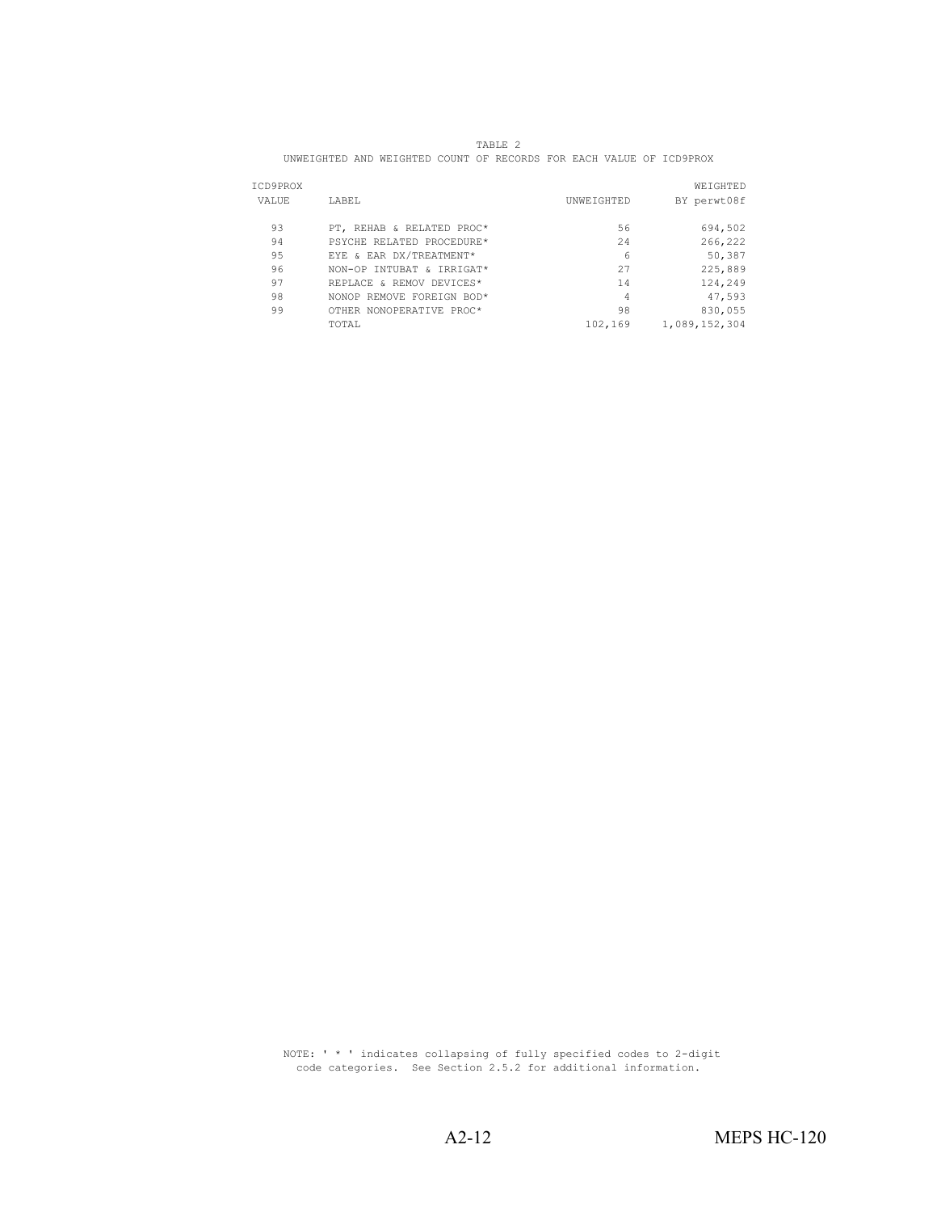TABLE 2

UNWEIGHTED AND WEIGHTED COUNT OF RECORDS FOR EACH VALUE OF ICD9PROX

| ICD9PROX VALUE | LABEL | UNWEIGHTED | WEIGHTED BY perwt08f |
|---|---|---|---|
| 93 | PT, REHAB & RELATED PROC* | 56 | 694,502 |
| 94 | PSYCHE RELATED PROCEDURE* | 24 | 266,222 |
| 95 | EYE & EAR DX/TREATMENT* | 6 | 50,387 |
| 96 | NON-OP INTUBAT & IRRIGAT* | 27 | 225,889 |
| 97 | REPLACE & REMOV DEVICES* | 14 | 124,249 |
| 98 | NONOP REMOVE FOREIGN BOD* | 4 | 47,593 |
| 99 | OTHER NONOPERATIVE PROC* | 98 | 830,055 |
| | TOTAL | 102,169 | 1,089,152,304 |

NOTE: ' * ' indicates collapsing of fully specified codes to 2-digit code categories. See Section 2.5.2 for additional information.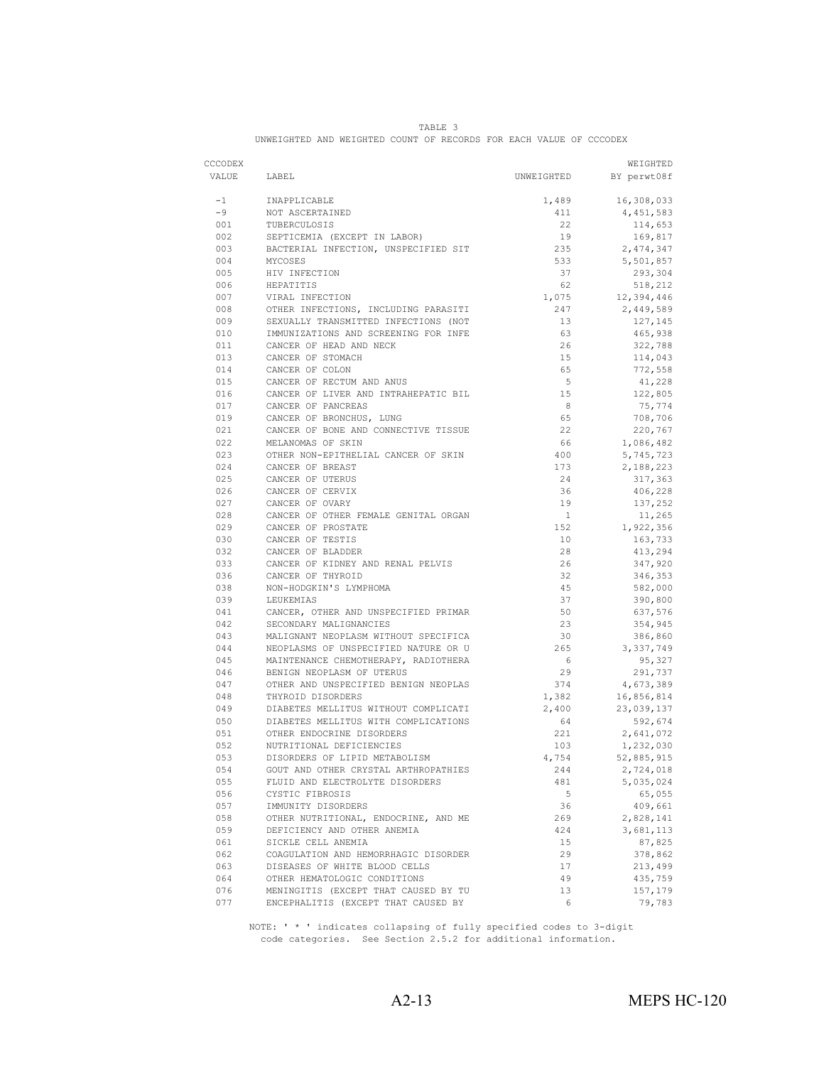TABLE 3

UNWEIGHTED AND WEIGHTED COUNT OF RECORDS FOR EACH VALUE OF CCCODEX

| CCCODEX VALUE | LABEL | UNWEIGHTED | WEIGHTED BY perwt08f |
|---|---|---|---|
| -1 | INAPPLICABLE | 1,489 | 16,308,033 |
| -9 | NOT ASCERTAINED | 411 | 4,451,583 |
| 001 | TUBERCULOSIS | 22 | 114,653 |
| 002 | SEPTICEMIA (EXCEPT IN LABOR) | 19 | 169,817 |
| 003 | BACTERIAL INFECTION, UNSPECIFIED SIT | 235 | 2,474,347 |
| 004 | MYCOSES | 533 | 5,501,857 |
| 005 | HIV INFECTION | 37 | 293,304 |
| 006 | HEPATITIS | 62 | 518,212 |
| 007 | VIRAL INFECTION | 1,075 | 12,394,446 |
| 008 | OTHER INFECTIONS, INCLUDING PARASITI | 247 | 2,449,589 |
| 009 | SEXUALLY TRANSMITTED INFECTIONS (NOT | 13 | 127,145 |
| 010 | IMMUNIZATIONS AND SCREENING FOR INFE | 63 | 465,938 |
| 011 | CANCER OF HEAD AND NECK | 26 | 322,788 |
| 013 | CANCER OF STOMACH | 15 | 114,043 |
| 014 | CANCER OF COLON | 65 | 772,558 |
| 015 | CANCER OF RECTUM AND ANUS | 5 | 41,228 |
| 016 | CANCER OF LIVER AND INTRAHEPATIC BIL | 15 | 122,805 |
| 017 | CANCER OF PANCREAS | 8 | 75,774 |
| 019 | CANCER OF BRONCHUS, LUNG | 65 | 708,706 |
| 021 | CANCER OF BONE AND CONNECTIVE TISSUE | 22 | 220,767 |
| 022 | MELANOMAS OF SKIN | 66 | 1,086,482 |
| 023 | OTHER NON-EPITHELIAL CANCER OF SKIN | 400 | 5,745,723 |
| 024 | CANCER OF BREAST | 173 | 2,188,223 |
| 025 | CANCER OF UTERUS | 24 | 317,363 |
| 026 | CANCER OF CERVIX | 36 | 406,228 |
| 027 | CANCER OF OVARY | 19 | 137,252 |
| 028 | CANCER OF OTHER FEMALE GENITAL ORGAN | 1 | 11,265 |
| 029 | CANCER OF PROSTATE | 152 | 1,922,356 |
| 030 | CANCER OF TESTIS | 10 | 163,733 |
| 032 | CANCER OF BLADDER | 28 | 413,294 |
| 033 | CANCER OF KIDNEY AND RENAL PELVIS | 26 | 347,920 |
| 036 | CANCER OF THYROID | 32 | 346,353 |
| 038 | NON-HODGKIN'S LYMPHOMA | 45 | 582,000 |
| 039 | LEUKEMIAS | 37 | 390,800 |
| 041 | CANCER, OTHER AND UNSPECIFIED PRIMAR | 50 | 637,576 |
| 042 | SECONDARY MALIGNANCIES | 23 | 354,945 |
| 043 | MALIGNANT NEOPLASM WITHOUT SPECIFICA | 30 | 386,860 |
| 044 | NEOPLASMS OF UNSPECIFIED NATURE OR U | 265 | 3,337,749 |
| 045 | MAINTENANCE CHEMOTHERAPY, RADIOTHERA | 6 | 95,327 |
| 046 | BENIGN NEOPLASM OF UTERUS | 29 | 291,737 |
| 047 | OTHER AND UNSPECIFIED BENIGN NEOPLAS | 374 | 4,673,389 |
| 048 | THYROID DISORDERS | 1,382 | 16,856,814 |
| 049 | DIABETES MELLITUS WITHOUT COMPLICATI | 2,400 | 23,039,137 |
| 050 | DIABETES MELLITUS WITH COMPLICATIONS | 64 | 592,674 |
| 051 | OTHER ENDOCRINE DISORDERS | 221 | 2,641,072 |
| 052 | NUTRITIONAL DEFICIENCIES | 103 | 1,232,030 |
| 053 | DISORDERS OF LIPID METABOLISM | 4,754 | 52,885,915 |
| 054 | GOUT AND OTHER CRYSTAL ARTHROPATHIES | 244 | 2,724,018 |
| 055 | FLUID AND ELECTROLYTE DISORDERS | 481 | 5,035,024 |
| 056 | CYSTIC FIBROSIS | 5 | 65,055 |
| 057 | IMMUNITY DISORDERS | 36 | 409,661 |
| 058 | OTHER NUTRITIONAL, ENDOCRINE, AND ME | 269 | 2,828,141 |
| 059 | DEFICIENCY AND OTHER ANEMIA | 424 | 3,681,113 |
| 061 | SICKLE CELL ANEMIA | 15 | 87,825 |
| 062 | COAGULATION AND HEMORRHAGIC DISORDER | 29 | 378,862 |
| 063 | DISEASES OF WHITE BLOOD CELLS | 17 | 213,499 |
| 064 | OTHER HEMATOLOGIC CONDITIONS | 49 | 435,759 |
| 076 | MENINGITIS (EXCEPT THAT CAUSED BY TU | 13 | 157,179 |
| 077 | ENCEPHALITIS (EXCEPT THAT CAUSED BY | 6 | 79,783 |

NOTE: ' * ' indicates collapsing of fully specified codes to 3-digit code categories. See Section 2.5.2 for additional information.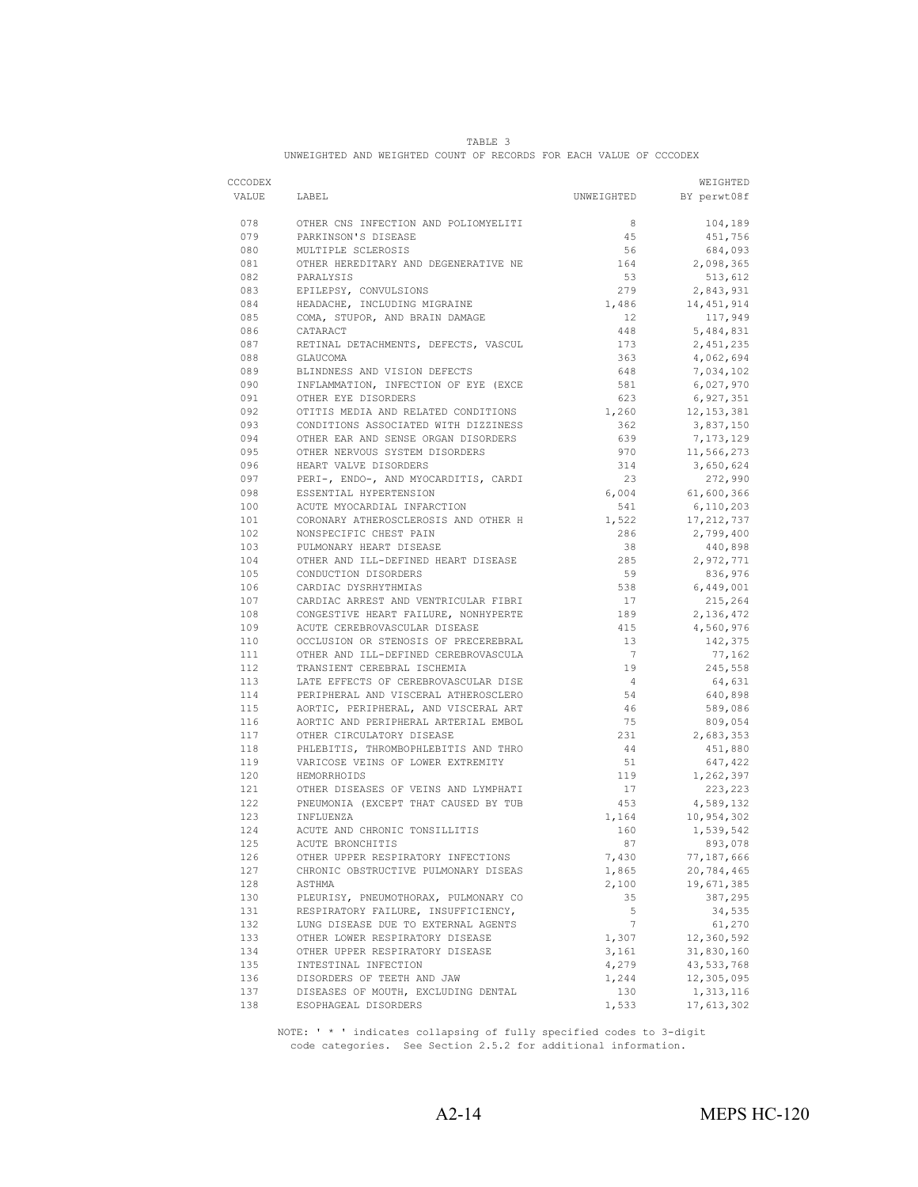TABLE 3

UNWEIGHTED AND WEIGHTED COUNT OF RECORDS FOR EACH VALUE OF CCCODEX

| CCCODEX VALUE | LABEL | UNWEIGHTED | WEIGHTED BY perwt08f |
|---|---|---|---|
| 078 | OTHER CNS INFECTION AND POLIOMYELITI | 8 | 104,189 |
| 079 | PARKINSON'S DISEASE | 45 | 451,756 |
| 080 | MULTIPLE SCLEROSIS | 56 | 684,093 |
| 081 | OTHER HEREDITARY AND DEGENERATIVE NE | 164 | 2,098,365 |
| 082 | PARALYSIS | 53 | 513,612 |
| 083 | EPILEPSY, CONVULSIONS | 279 | 2,843,931 |
| 084 | HEADACHE, INCLUDING MIGRAINE | 1,486 | 14,451,914 |
| 085 | COMA, STUPOR, AND BRAIN DAMAGE | 12 | 117,949 |
| 086 | CATARACT | 448 | 5,484,831 |
| 087 | RETINAL DETACHMENTS, DEFECTS, VASCUL | 173 | 2,451,235 |
| 088 | GLAUCOMA | 363 | 4,062,694 |
| 089 | BLINDNESS AND VISION DEFECTS | 648 | 7,034,102 |
| 090 | INFLAMMATION, INFECTION OF EYE (EXCE | 581 | 6,027,970 |
| 091 | OTHER EYE DISORDERS | 623 | 6,927,351 |
| 092 | OTITIS MEDIA AND RELATED CONDITIONS | 1,260 | 12,153,381 |
| 093 | CONDITIONS ASSOCIATED WITH DIZZINESS | 362 | 3,837,150 |
| 094 | OTHER EAR AND SENSE ORGAN DISORDERS | 639 | 7,173,129 |
| 095 | OTHER NERVOUS SYSTEM DISORDERS | 970 | 11,566,273 |
| 096 | HEART VALVE DISORDERS | 314 | 3,650,624 |
| 097 | PERI-, ENDO-, AND MYOCARDITIS, CARDI | 23 | 272,990 |
| 098 | ESSENTIAL HYPERTENSION | 6,004 | 61,600,366 |
| 100 | ACUTE MYOCARDIAL INFARCTION | 541 | 6,110,203 |
| 101 | CORONARY ATHEROSCLEROSIS AND OTHER H | 1,522 | 17,212,737 |
| 102 | NONSPECIFIC CHEST PAIN | 286 | 2,799,400 |
| 103 | PULMONARY HEART DISEASE | 38 | 440,898 |
| 104 | OTHER AND ILL-DEFINED HEART DISEASE | 285 | 2,972,771 |
| 105 | CONDUCTION DISORDERS | 59 | 836,976 |
| 106 | CARDIAC DYSRHYTHMIAS | 538 | 6,449,001 |
| 107 | CARDIAC ARREST AND VENTRICULAR FIBRI | 17 | 215,264 |
| 108 | CONGESTIVE HEART FAILURE, NONHYPERTE | 189 | 2,136,472 |
| 109 | ACUTE CEREBROVASCULAR DISEASE | 415 | 4,560,976 |
| 110 | OCCLUSION OR STENOSIS OF PRECEREBRAL | 13 | 142,375 |
| 111 | OTHER AND ILL-DEFINED CEREBROVASCULA | 7 | 77,162 |
| 112 | TRANSIENT CEREBRAL ISCHEMIA | 19 | 245,558 |
| 113 | LATE EFFECTS OF CEREBROVASCULAR DISE | 4 | 64,631 |
| 114 | PERIPHERAL AND VISCERAL ATHEROSCLERO | 54 | 640,898 |
| 115 | AORTIC, PERIPHERAL, AND VISCERAL ART | 46 | 589,086 |
| 116 | AORTIC AND PERIPHERAL ARTERIAL EMBOL | 75 | 809,054 |
| 117 | OTHER CIRCULATORY DISEASE | 231 | 2,683,353 |
| 118 | PHLEBITIS, THROMBOPHLEBITIS AND THRO | 44 | 451,880 |
| 119 | VARICOSE VEINS OF LOWER EXTREMITY | 51 | 647,422 |
| 120 | HEMORRHOIDS | 119 | 1,262,397 |
| 121 | OTHER DISEASES OF VEINS AND LYMPHATI | 17 | 223,223 |
| 122 | PNEUMONIA (EXCEPT THAT CAUSED BY TUB | 453 | 4,589,132 |
| 123 | INFLUENZA | 1,164 | 10,954,302 |
| 124 | ACUTE AND CHRONIC TONSILLITIS | 160 | 1,539,542 |
| 125 | ACUTE BRONCHITIS | 87 | 893,078 |
| 126 | OTHER UPPER RESPIRATORY INFECTIONS | 7,430 | 77,187,666 |
| 127 | CHRONIC OBSTRUCTIVE PULMONARY DISEAS | 1,865 | 20,784,465 |
| 128 | ASTHMA | 2,100 | 19,671,385 |
| 130 | PLEURISY, PNEUMOTHORAX, PULMONARY CO | 35 | 387,295 |
| 131 | RESPIRATORY FAILURE, INSUFFICIENCY, | 5 | 34,535 |
| 132 | LUNG DISEASE DUE TO EXTERNAL AGENTS | 7 | 61,270 |
| 133 | OTHER LOWER RESPIRATORY DISEASE | 1,307 | 12,360,592 |
| 134 | OTHER UPPER RESPIRATORY DISEASE | 3,161 | 31,830,160 |
| 135 | INTESTINAL INFECTION | 4,279 | 43,533,768 |
| 136 | DISORDERS OF TEETH AND JAW | 1,244 | 12,305,095 |
| 137 | DISEASES OF MOUTH, EXCLUDING DENTAL | 130 | 1,313,116 |
| 138 | ESOPHAGEAL DISORDERS | 1,533 | 17,613,302 |

NOTE: ' * ' indicates collapsing of fully specified codes to 3-digit code categories. See Section 2.5.2 for additional information.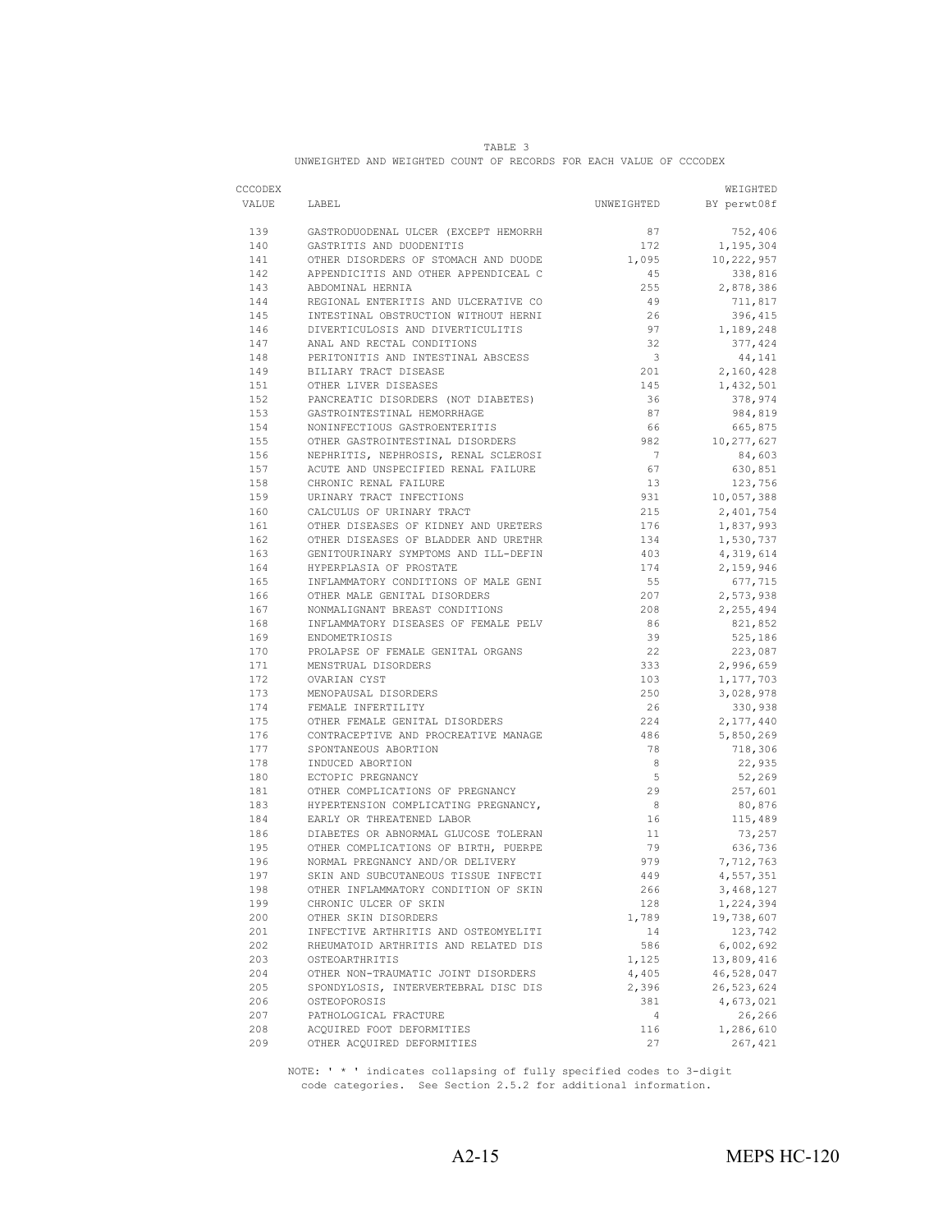TABLE 3

UNWEIGHTED AND WEIGHTED COUNT OF RECORDS FOR EACH VALUE OF CCCODEX

| CCCODEX VALUE | LABEL | UNWEIGHTED | WEIGHTED BY perwt08f |
|---|---|---|---|
| 139 | GASTRODUODENAL ULCER (EXCEPT HEMORRH | 87 | 752,406 |
| 140 | GASTRITIS AND DUODENITIS | 172 | 1,195,304 |
| 141 | OTHER DISORDERS OF STOMACH AND DUODE | 1,095 | 10,222,957 |
| 142 | APPENDICITIS AND OTHER APPENDICEAL C | 45 | 338,816 |
| 143 | ABDOMINAL HERNIA | 255 | 2,878,386 |
| 144 | REGIONAL ENTERITIS AND ULCERATIVE CO | 49 | 711,817 |
| 145 | INTESTINAL OBSTRUCTION WITHOUT HERNI | 26 | 396,415 |
| 146 | DIVERTICULOSIS AND DIVERTICULITIS | 97 | 1,189,248 |
| 147 | ANAL AND RECTAL CONDITIONS | 32 | 377,424 |
| 148 | PERITONITIS AND INTESTINAL ABSCESS | 3 | 44,141 |
| 149 | BILIARY TRACT DISEASE | 201 | 2,160,428 |
| 151 | OTHER LIVER DISEASES | 145 | 1,432,501 |
| 152 | PANCREATIC DISORDERS (NOT DIABETES) | 36 | 378,974 |
| 153 | GASTROINTESTINAL HEMORRHAGE | 87 | 984,819 |
| 154 | NONINFECTIOUS GASTROENTERITIS | 66 | 665,875 |
| 155 | OTHER GASTROINTESTINAL DISORDERS | 982 | 10,277,627 |
| 156 | NEPHRITIS, NEPHROSIS, RENAL SCLEROSI | 7 | 84,603 |
| 157 | ACUTE AND UNSPECIFIED RENAL FAILURE | 67 | 630,851 |
| 158 | CHRONIC RENAL FAILURE | 13 | 123,756 |
| 159 | URINARY TRACT INFECTIONS | 931 | 10,057,388 |
| 160 | CALCULUS OF URINARY TRACT | 215 | 2,401,754 |
| 161 | OTHER DISEASES OF KIDNEY AND URETERS | 176 | 1,837,993 |
| 162 | OTHER DISEASES OF BLADDER AND URETHR | 134 | 1,530,737 |
| 163 | GENITOURINARY SYMPTOMS AND ILL-DEFIN | 403 | 4,319,614 |
| 164 | HYPERPLASIA OF PROSTATE | 174 | 2,159,946 |
| 165 | INFLAMMATORY CONDITIONS OF MALE GENI | 55 | 677,715 |
| 166 | OTHER MALE GENITAL DISORDERS | 207 | 2,573,938 |
| 167 | NONMALIGNANT BREAST CONDITIONS | 208 | 2,255,494 |
| 168 | INFLAMMATORY DISEASES OF FEMALE PELV | 86 | 821,852 |
| 169 | ENDOMETRIOSIS | 39 | 525,186 |
| 170 | PROLAPSE OF FEMALE GENITAL ORGANS | 22 | 223,087 |
| 171 | MENSTRUAL DISORDERS | 333 | 2,996,659 |
| 172 | OVARIAN CYST | 103 | 1,177,703 |
| 173 | MENOPAUSAL DISORDERS | 250 | 3,028,978 |
| 174 | FEMALE INFERTILITY | 26 | 330,938 |
| 175 | OTHER FEMALE GENITAL DISORDERS | 224 | 2,177,440 |
| 176 | CONTRACEPTIVE AND PROCREATIVE MANAGE | 486 | 5,850,269 |
| 177 | SPONTANEOUS ABORTION | 78 | 718,306 |
| 178 | INDUCED ABORTION | 8 | 22,935 |
| 180 | ECTOPIC PREGNANCY | 5 | 52,269 |
| 181 | OTHER COMPLICATIONS OF PREGNANCY | 29 | 257,601 |
| 183 | HYPERTENSION COMPLICATING PREGNANCY, | 8 | 80,876 |
| 184 | EARLY OR THREATENED LABOR | 16 | 115,489 |
| 186 | DIABETES OR ABNORMAL GLUCOSE TOLERAN | 11 | 73,257 |
| 195 | OTHER COMPLICATIONS OF BIRTH, PUERPE | 79 | 636,736 |
| 196 | NORMAL PREGNANCY AND/OR DELIVERY | 979 | 7,712,763 |
| 197 | SKIN AND SUBCUTANEOUS TISSUE INFECTI | 449 | 4,557,351 |
| 198 | OTHER INFLAMMATORY CONDITION OF SKIN | 266 | 3,468,127 |
| 199 | CHRONIC ULCER OF SKIN | 128 | 1,224,394 |
| 200 | OTHER SKIN DISORDERS | 1,789 | 19,738,607 |
| 201 | INFECTIVE ARTHRITIS AND OSTEOMYELITI | 14 | 123,742 |
| 202 | RHEUMATOID ARTHRITIS AND RELATED DIS | 586 | 6,002,692 |
| 203 | OSTEOARTHRITIS | 1,125 | 13,809,416 |
| 204 | OTHER NON-TRAUMATIC JOINT DISORDERS | 4,405 | 46,528,047 |
| 205 | SPONDYLOSIS, INTERVERTEBRAL DISC DIS | 2,396 | 26,523,624 |
| 206 | OSTEOPOROSIS | 381 | 4,673,021 |
| 207 | PATHOLOGICAL FRACTURE | 4 | 26,266 |
| 208 | ACQUIRED FOOT DEFORMITIES | 116 | 1,286,610 |
| 209 | OTHER ACQUIRED DEFORMITIES | 27 | 267,421 |

NOTE: ' * ' indicates collapsing of fully specified codes to 3-digit code categories. See Section 2.5.2 for additional information.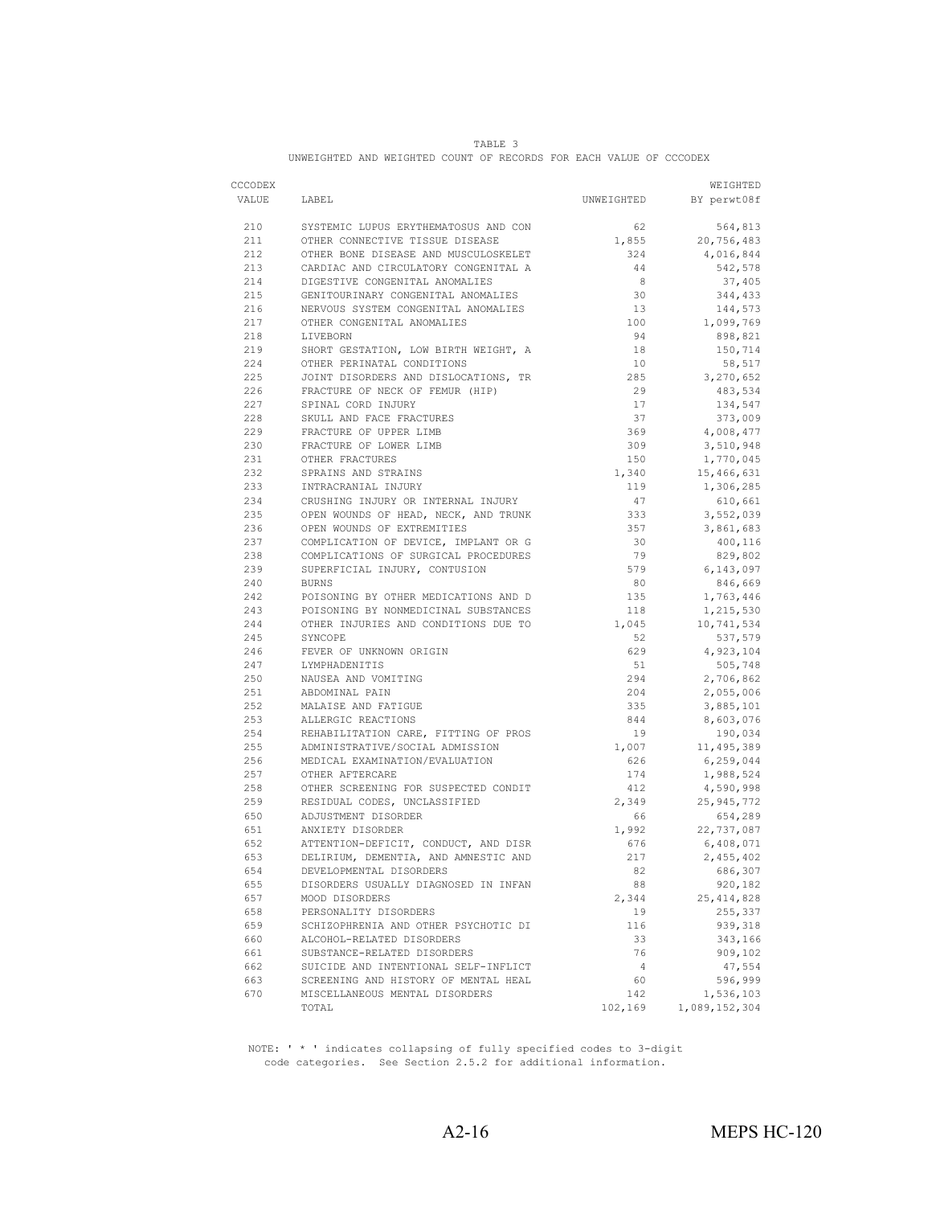TABLE 3

UNWEIGHTED AND WEIGHTED COUNT OF RECORDS FOR EACH VALUE OF CCCODEX

| CCCODEX VALUE | LABEL | UNWEIGHTED | WEIGHTED BY perwt08f |
|---|---|---|---|
| 210 | SYSTEMIC LUPUS ERYTHEMATOSUS AND CON | 62 | 564,813 |
| 211 | OTHER CONNECTIVE TISSUE DISEASE | 1,855 | 20,756,483 |
| 212 | OTHER BONE DISEASE AND MUSCULOSKELET | 324 | 4,016,844 |
| 213 | CARDIAC AND CIRCULATORY CONGENITAL A | 44 | 542,578 |
| 214 | DIGESTIVE CONGENITAL ANOMALIES | 8 | 37,405 |
| 215 | GENITOURINARY CONGENITAL ANOMALIES | 30 | 344,433 |
| 216 | NERVOUS SYSTEM CONGENITAL ANOMALIES | 13 | 144,573 |
| 217 | OTHER CONGENITAL ANOMALIES | 100 | 1,099,769 |
| 218 | LIVEBORN | 94 | 898,821 |
| 219 | SHORT GESTATION, LOW BIRTH WEIGHT, A | 18 | 150,714 |
| 224 | OTHER PERINATAL CONDITIONS | 10 | 58,517 |
| 225 | JOINT DISORDERS AND DISLOCATIONS, TR | 285 | 3,270,652 |
| 226 | FRACTURE OF NECK OF FEMUR (HIP) | 29 | 483,534 |
| 227 | SPINAL CORD INJURY | 17 | 134,547 |
| 228 | SKULL AND FACE FRACTURES | 37 | 373,009 |
| 229 | FRACTURE OF UPPER LIMB | 369 | 4,008,477 |
| 230 | FRACTURE OF LOWER LIMB | 309 | 3,510,948 |
| 231 | OTHER FRACTURES | 150 | 1,770,045 |
| 232 | SPRAINS AND STRAINS | 1,340 | 15,466,631 |
| 233 | INTRACRANIAL INJURY | 119 | 1,306,285 |
| 234 | CRUSHING INJURY OR INTERNAL INJURY | 47 | 610,661 |
| 235 | OPEN WOUNDS OF HEAD, NECK, AND TRUNK | 333 | 3,552,039 |
| 236 | OPEN WOUNDS OF EXTREMITIES | 357 | 3,861,683 |
| 237 | COMPLICATION OF DEVICE, IMPLANT OR G | 30 | 400,116 |
| 238 | COMPLICATIONS OF SURGICAL PROCEDURES | 79 | 829,802 |
| 239 | SUPERFICIAL INJURY, CONTUSION | 579 | 6,143,097 |
| 240 | BURNS | 80 | 846,669 |
| 242 | POISONING BY OTHER MEDICATIONS AND D | 135 | 1,763,446 |
| 243 | POISONING BY NONMEDICINAL SUBSTANCES | 118 | 1,215,530 |
| 244 | OTHER INJURIES AND CONDITIONS DUE TO | 1,045 | 10,741,534 |
| 245 | SYNCOPE | 52 | 537,579 |
| 246 | FEVER OF UNKNOWN ORIGIN | 629 | 4,923,104 |
| 247 | LYMPHADENITIS | 51 | 505,748 |
| 250 | NAUSEA AND VOMITING | 294 | 2,706,862 |
| 251 | ABDOMINAL PAIN | 204 | 2,055,006 |
| 252 | MALAISE AND FATIGUE | 335 | 3,885,101 |
| 253 | ALLERGIC REACTIONS | 844 | 8,603,076 |
| 254 | REHABILITATION CARE, FITTING OF PROS | 19 | 190,034 |
| 255 | ADMINISTRATIVE/SOCIAL ADMISSION | 1,007 | 11,495,389 |
| 256 | MEDICAL EXAMINATION/EVALUATION | 626 | 6,259,044 |
| 257 | OTHER AFTERCARE | 174 | 1,988,524 |
| 258 | OTHER SCREENING FOR SUSPECTED CONDIT | 412 | 4,590,998 |
| 259 | RESIDUAL CODES, UNCLASSIFIED | 2,349 | 25,945,772 |
| 650 | ADJUSTMENT DISORDER | 66 | 654,289 |
| 651 | ANXIETY DISORDER | 1,992 | 22,737,087 |
| 652 | ATTENTION-DEFICIT, CONDUCT, AND DISR | 676 | 6,408,071 |
| 653 | DELIRIUM, DEMENTIA, AND AMNESTIC AND | 217 | 2,455,402 |
| 654 | DEVELOPMENTAL DISORDERS | 82 | 686,307 |
| 655 | DISORDERS USUALLY DIAGNOSED IN INFAN | 88 | 920,182 |
| 657 | MOOD DISORDERS | 2,344 | 25,414,828 |
| 658 | PERSONALITY DISORDERS | 19 | 255,337 |
| 659 | SCHIZOPHRENIA AND OTHER PSYCHOTIC DI | 116 | 939,318 |
| 660 | ALCOHOL-RELATED DISORDERS | 33 | 343,166 |
| 661 | SUBSTANCE-RELATED DISORDERS | 76 | 909,102 |
| 662 | SUICIDE AND INTENTIONAL SELF-INFLICT | 4 | 47,554 |
| 663 | SCREENING AND HISTORY OF MENTAL HEAL | 60 | 596,999 |
| 670 | MISCELLANEOUS MENTAL DISORDERS | 142 | 1,536,103 |
| | TOTAL | 102,169 | 1,089,152,304 |

NOTE: ' * ' indicates collapsing of fully specified codes to 3-digit code categories. See Section 2.5.2 for additional information.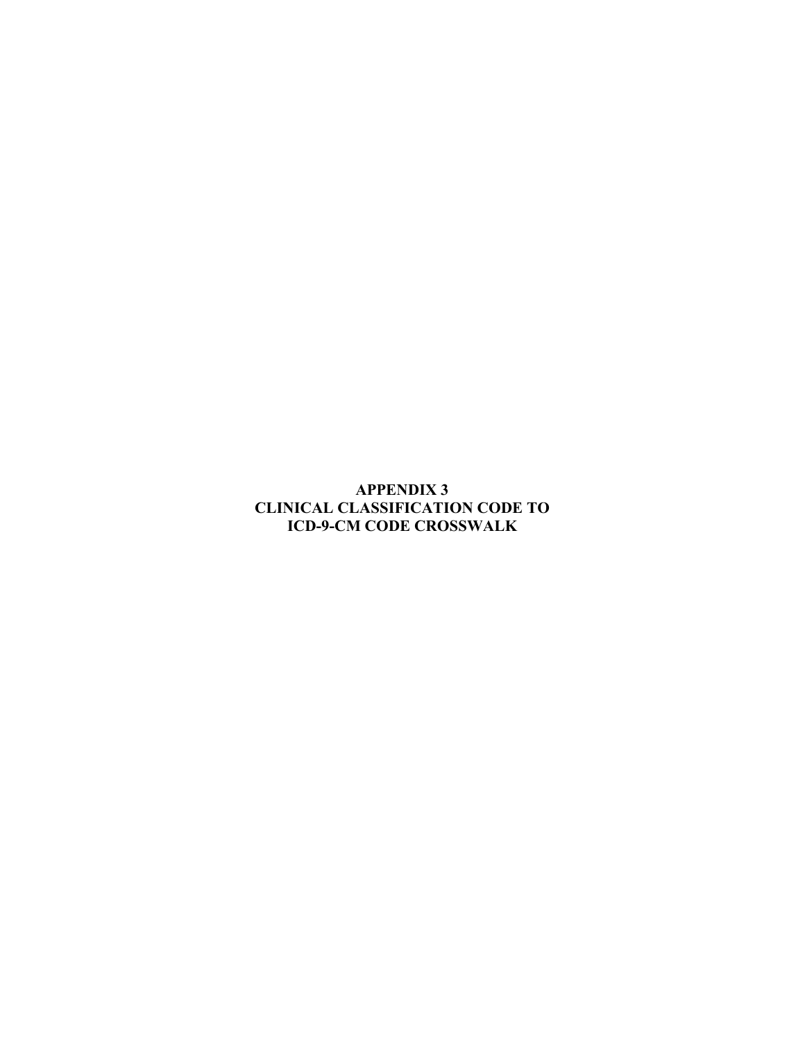# APPENDIX 3
# CLINICAL CLASSIFICATION CODE TO ICD-9-CM CODE CROSSWALK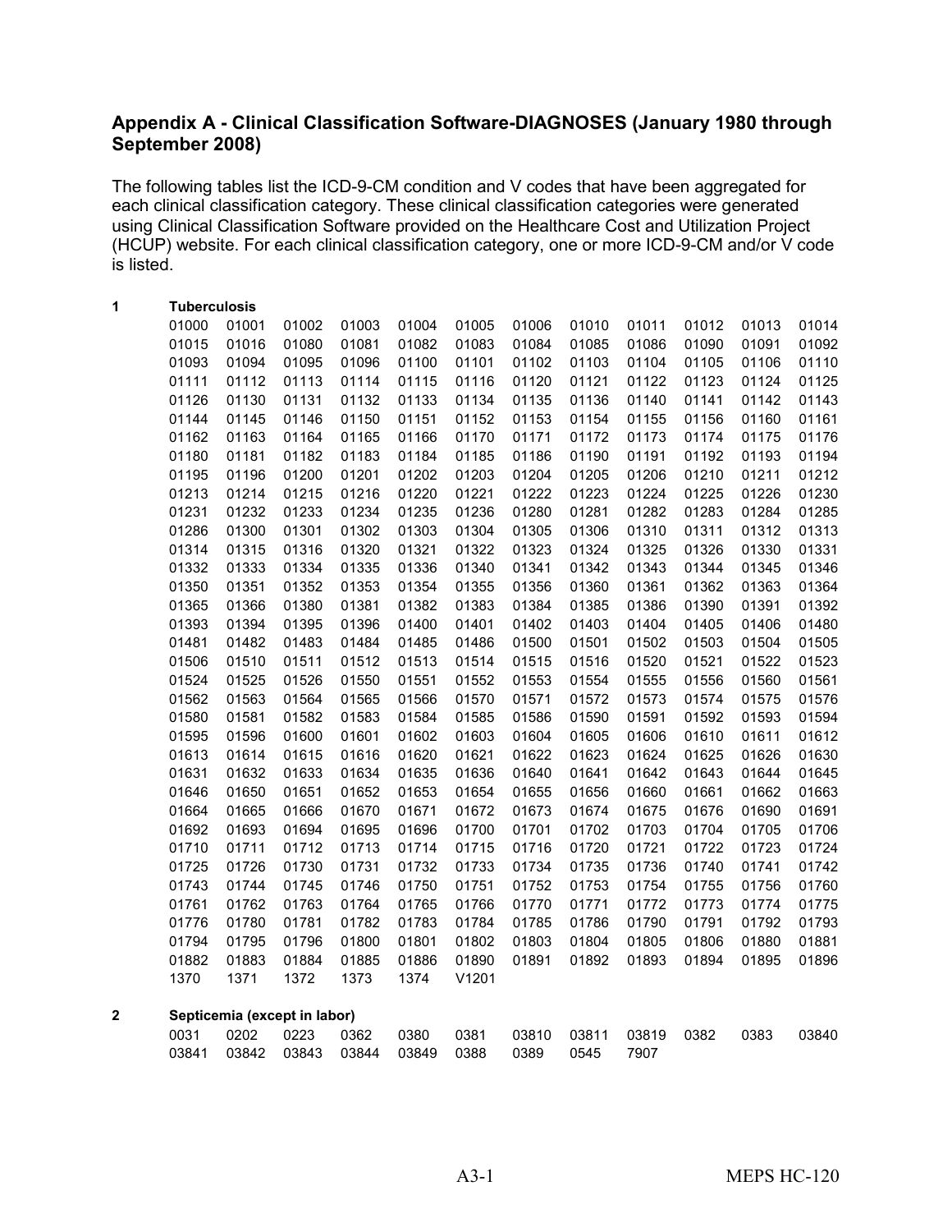## Appendix A - Clinical Classification Software-DIAGNOSES (January 1980 through September 2008)

The following tables list the ICD-9-CM condition and V codes that have been aggregated for each clinical classification category. These clinical classification categories were generated using Clinical Classification Software provided on the Healthcare Cost and Utilization Project (HCUP) website. For each clinical classification category, one or more ICD-9-CM and/or V code is listed.

**1 Tuberculosis**

| | | | | | | | | | | | |
|---|---|---|---|---|---|---|---|---|---|---|---|
| 01000 | 01001 | 01002 | 01003 | 01004 | 01005 | 01006 | 01010 | 01011 | 01012 | 01013 | 01014 |
| 01015 | 01016 | 01080 | 01081 | 01082 | 01083 | 01084 | 01085 | 01086 | 01090 | 01091 | 01092 |
| 01093 | 01094 | 01095 | 01096 | 01100 | 01101 | 01102 | 01103 | 01104 | 01105 | 01106 | 01110 |
| 01111 | 01112 | 01113 | 01114 | 01115 | 01116 | 01120 | 01121 | 01122 | 01123 | 01124 | 01125 |
| 01126 | 01130 | 01131 | 01132 | 01133 | 01134 | 01135 | 01136 | 01140 | 01141 | 01142 | 01143 |
| 01144 | 01145 | 01146 | 01150 | 01151 | 01152 | 01153 | 01154 | 01155 | 01156 | 01160 | 01161 |
| 01162 | 01163 | 01164 | 01165 | 01166 | 01170 | 01171 | 01172 | 01173 | 01174 | 01175 | 01176 |
| 01180 | 01181 | 01182 | 01183 | 01184 | 01185 | 01186 | 01190 | 01191 | 01192 | 01193 | 01194 |
| 01195 | 01196 | 01200 | 01201 | 01202 | 01203 | 01204 | 01205 | 01206 | 01210 | 01211 | 01212 |
| 01213 | 01214 | 01215 | 01216 | 01220 | 01221 | 01222 | 01223 | 01224 | 01225 | 01226 | 01230 |
| 01231 | 01232 | 01233 | 01234 | 01235 | 01236 | 01280 | 01281 | 01282 | 01283 | 01284 | 01285 |
| 01286 | 01300 | 01301 | 01302 | 01303 | 01304 | 01305 | 01306 | 01310 | 01311 | 01312 | 01313 |
| 01314 | 01315 | 01316 | 01320 | 01321 | 01322 | 01323 | 01324 | 01325 | 01326 | 01330 | 01331 |
| 01332 | 01333 | 01334 | 01335 | 01336 | 01340 | 01341 | 01342 | 01343 | 01344 | 01345 | 01346 |
| 01350 | 01351 | 01352 | 01353 | 01354 | 01355 | 01356 | 01360 | 01361 | 01362 | 01363 | 01364 |
| 01365 | 01366 | 01380 | 01381 | 01382 | 01383 | 01384 | 01385 | 01386 | 01390 | 01391 | 01392 |
| 01393 | 01394 | 01395 | 01396 | 01400 | 01401 | 01402 | 01403 | 01404 | 01405 | 01406 | 01480 |
| 01481 | 01482 | 01483 | 01484 | 01485 | 01486 | 01500 | 01501 | 01502 | 01503 | 01504 | 01505 |
| 01506 | 01510 | 01511 | 01512 | 01513 | 01514 | 01515 | 01516 | 01520 | 01521 | 01522 | 01523 |
| 01524 | 01525 | 01526 | 01550 | 01551 | 01552 | 01553 | 01554 | 01555 | 01556 | 01560 | 01561 |
| 01562 | 01563 | 01564 | 01565 | 01566 | 01570 | 01571 | 01572 | 01573 | 01574 | 01575 | 01576 |
| 01580 | 01581 | 01582 | 01583 | 01584 | 01585 | 01586 | 01590 | 01591 | 01592 | 01593 | 01594 |
| 01595 | 01596 | 01600 | 01601 | 01602 | 01603 | 01604 | 01605 | 01606 | 01610 | 01611 | 01612 |
| 01613 | 01614 | 01615 | 01616 | 01620 | 01621 | 01622 | 01623 | 01624 | 01625 | 01626 | 01630 |
| 01631 | 01632 | 01633 | 01634 | 01635 | 01636 | 01640 | 01641 | 01642 | 01643 | 01644 | 01645 |
| 01646 | 01650 | 01651 | 01652 | 01653 | 01654 | 01655 | 01656 | 01660 | 01661 | 01662 | 01663 |
| 01664 | 01665 | 01666 | 01670 | 01671 | 01672 | 01673 | 01674 | 01675 | 01676 | 01690 | 01691 |
| 01692 | 01693 | 01694 | 01695 | 01696 | 01700 | 01701 | 01702 | 01703 | 01704 | 01705 | 01706 |
| 01710 | 01711 | 01712 | 01713 | 01714 | 01715 | 01716 | 01720 | 01721 | 01722 | 01723 | 01724 |
| 01725 | 01726 | 01730 | 01731 | 01732 | 01733 | 01734 | 01735 | 01736 | 01740 | 01741 | 01742 |
| 01743 | 01744 | 01745 | 01746 | 01750 | 01751 | 01752 | 01753 | 01754 | 01755 | 01756 | 01760 |
| 01761 | 01762 | 01763 | 01764 | 01765 | 01766 | 01770 | 01771 | 01772 | 01773 | 01774 | 01775 |
| 01776 | 01780 | 01781 | 01782 | 01783 | 01784 | 01785 | 01786 | 01790 | 01791 | 01792 | 01793 |
| 01794 | 01795 | 01796 | 01800 | 01801 | 01802 | 01803 | 01804 | 01805 | 01806 | 01880 | 01881 |
| 01882 | 01883 | 01884 | 01885 | 01886 | 01890 | 01891 | 01892 | 01893 | 01894 | 01895 | 01896 |
| 1370 | 1371 | 1372 | 1373 | 1374 | V1201 | | | | | | |

**2 Septicemia (except in labor)**

| | | | | | | | | | | | |
|---|---|---|---|---|---|---|---|---|---|---|---|
| 0031 | 0202 | 0223 | 0362 | 0380 | 0381 | 03810 | 03811 | 03819 | 0382 | 0383 | 03840 |
| 03841 | 03842 | 03843 | 03844 | 03849 | 0388 | 0389 | 0545 | 7907 | | | |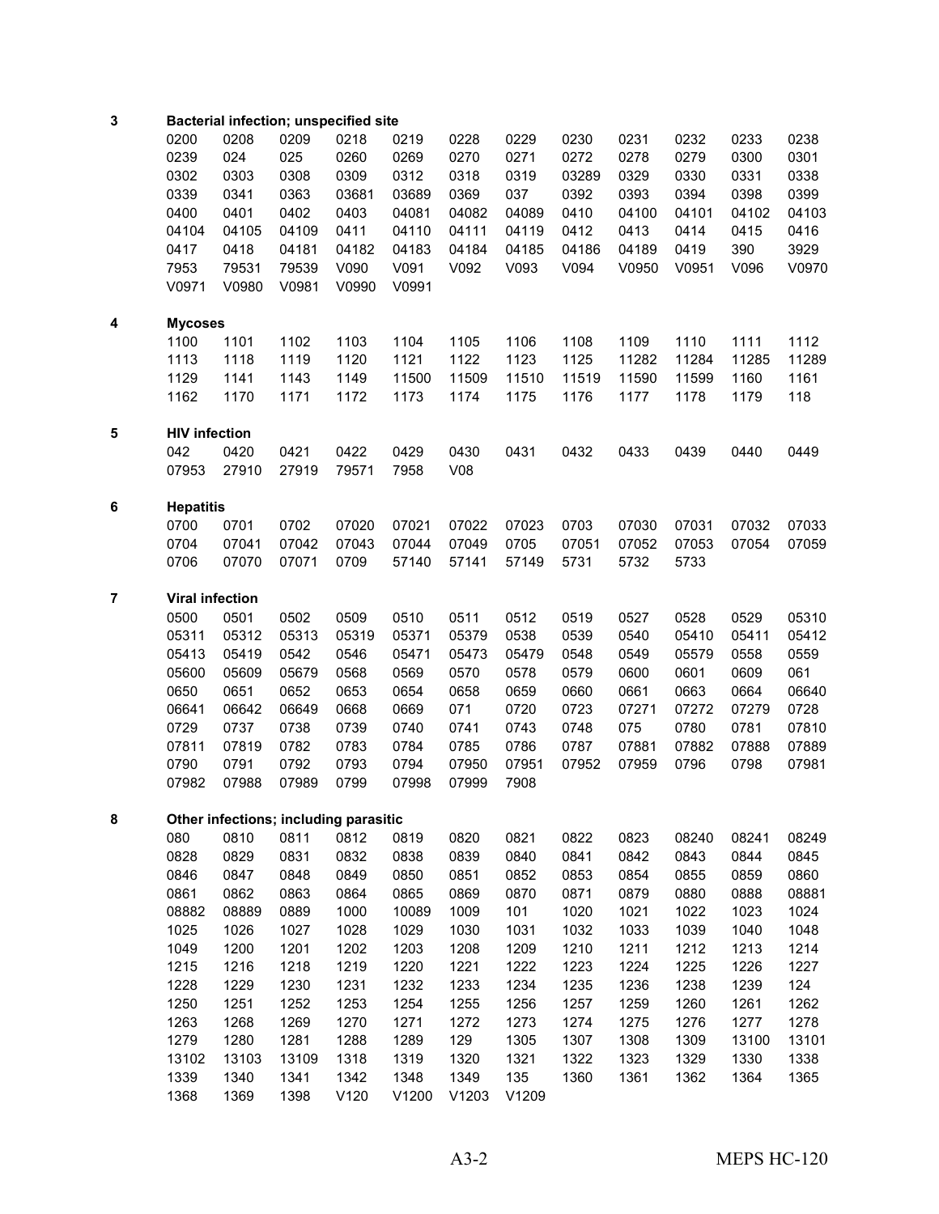**3 Bacterial infection; unspecified site**

| | | | | | | | | | | | |
|---|---|---|---|---|---|---|---|---|---|---|---|
| 0200 | 0208 | 0209 | 0218 | 0219 | 0228 | 0229 | 0230 | 0231 | 0232 | 0233 | 0238 |
| 0239 | 024 | 025 | 0260 | 0269 | 0270 | 0271 | 0272 | 0278 | 0279 | 0300 | 0301 |
| 0302 | 0303 | 0308 | 0309 | 0312 | 0318 | 0319 | 03289 | 0329 | 0330 | 0331 | 0338 |
| 0339 | 0341 | 0363 | 03681 | 03689 | 0369 | 037 | 0392 | 0393 | 0394 | 0398 | 0399 |
| 0400 | 0401 | 0402 | 0403 | 04081 | 04082 | 04089 | 0410 | 04100 | 04101 | 04102 | 04103 |
| 04104 | 04105 | 04109 | 0411 | 04110 | 04111 | 04119 | 0412 | 0413 | 0414 | 0415 | 0416 |
| 0417 | 0418 | 04181 | 04182 | 04183 | 04184 | 04185 | 04186 | 04189 | 0419 | 390 | 3929 |
| 7953 | 79531 | 79539 | V090 | V091 | V092 | V093 | V094 | V0950 | V0951 | V096 | V0970 |
| V0971 | V0980 | V0981 | V0990 | V0991 | | | | | | | |

**4 Mycoses**

| | | | | | | | | | | | |
|---|---|---|---|---|---|---|---|---|---|---|---|
| 1100 | 1101 | 1102 | 1103 | 1104 | 1105 | 1106 | 1108 | 1109 | 1110 | 1111 | 1112 |
| 1113 | 1118 | 1119 | 1120 | 1121 | 1122 | 1123 | 1125 | 11282 | 11284 | 11285 | 11289 |
| 1129 | 1141 | 1143 | 1149 | 11500 | 11509 | 11510 | 11519 | 11590 | 11599 | 1160 | 1161 |
| 1162 | 1170 | 1171 | 1172 | 1173 | 1174 | 1175 | 1176 | 1177 | 1178 | 1179 | 118 |

**5 HIV infection**

| | | | | | | | | | | | |
|---|---|---|---|---|---|---|---|---|---|---|---|
| 042 | 0420 | 0421 | 0422 | 0429 | 0430 | 0431 | 0432 | 0433 | 0439 | 0440 | 0449 |
| 07953 | 27910 | 27919 | 79571 | 7958 | V08 | | | | | | |

**6 Hepatitis**

| | | | | | | | | | | | |
|---|---|---|---|---|---|---|---|---|---|---|---|
| 0700 | 0701 | 0702 | 07020 | 07021 | 07022 | 07023 | 0703 | 07030 | 07031 | 07032 | 07033 |
| 0704 | 07041 | 07042 | 07043 | 07044 | 07049 | 0705 | 07051 | 07052 | 07053 | 07054 | 07059 |
| 0706 | 07070 | 07071 | 0709 | 57140 | 57141 | 57149 | 5731 | 5732 | 5733 | | |

**7 Viral infection**

| | | | | | | | | | | | |
|---|---|---|---|---|---|---|---|---|---|---|---|
| 0500 | 0501 | 0502 | 0509 | 0510 | 0511 | 0512 | 0519 | 0527 | 0528 | 0529 | 05310 |
| 05311 | 05312 | 05313 | 05319 | 05371 | 05379 | 0538 | 0539 | 0540 | 05410 | 05411 | 05412 |
| 05413 | 05419 | 0542 | 0546 | 05471 | 05473 | 05479 | 0548 | 0549 | 05579 | 0558 | 0559 |
| 05600 | 05609 | 05679 | 0568 | 0569 | 0570 | 0578 | 0579 | 0600 | 0601 | 0609 | 061 |
| 0650 | 0651 | 0652 | 0653 | 0654 | 0658 | 0659 | 0660 | 0661 | 0663 | 0664 | 06640 |
| 06641 | 06642 | 06649 | 0668 | 0669 | 071 | 0720 | 0723 | 07271 | 07272 | 07279 | 0728 |
| 0729 | 0737 | 0738 | 0739 | 0740 | 0741 | 0743 | 0748 | 075 | 0780 | 0781 | 07810 |
| 07811 | 07819 | 0782 | 0783 | 0784 | 0785 | 0786 | 0787 | 07881 | 07882 | 07888 | 07889 |
| 0790 | 0791 | 0792 | 0793 | 0794 | 07950 | 07951 | 07952 | 07959 | 0796 | 0798 | 07981 |
| 07982 | 07988 | 07989 | 0799 | 07998 | 07999 | 7908 | | | | | |

**8 Other infections; including parasitic**

| | | | | | | | | | | | |
|---|---|---|---|---|---|---|---|---|---|---|---|
| 080 | 0810 | 0811 | 0812 | 0819 | 0820 | 0821 | 0822 | 0823 | 08240 | 08241 | 08249 |
| 0828 | 0829 | 0831 | 0832 | 0838 | 0839 | 0840 | 0841 | 0842 | 0843 | 0844 | 0845 |
| 0846 | 0847 | 0848 | 0849 | 0850 | 0851 | 0852 | 0853 | 0854 | 0855 | 0859 | 0860 |
| 0861 | 0862 | 0863 | 0864 | 0865 | 0869 | 0870 | 0871 | 0879 | 0880 | 0888 | 08881 |
| 08882 | 08889 | 0889 | 1000 | 10089 | 1009 | 101 | 1020 | 1021 | 1022 | 1023 | 1024 |
| 1025 | 1026 | 1027 | 1028 | 1029 | 1030 | 1031 | 1032 | 1033 | 1039 | 1040 | 1048 |
| 1049 | 1200 | 1201 | 1202 | 1203 | 1208 | 1209 | 1210 | 1211 | 1212 | 1213 | 1214 |
| 1215 | 1216 | 1218 | 1219 | 1220 | 1221 | 1222 | 1223 | 1224 | 1225 | 1226 | 1227 |
| 1228 | 1229 | 1230 | 1231 | 1232 | 1233 | 1234 | 1235 | 1236 | 1238 | 1239 | 124 |
| 1250 | 1251 | 1252 | 1253 | 1254 | 1255 | 1256 | 1257 | 1259 | 1260 | 1261 | 1262 |
| 1263 | 1268 | 1269 | 1270 | 1271 | 1272 | 1273 | 1274 | 1275 | 1276 | 1277 | 1278 |
| 1279 | 1280 | 1281 | 1288 | 1289 | 129 | 1305 | 1307 | 1308 | 1309 | 13100 | 13101 |
| 13102 | 13103 | 13109 | 1318 | 1319 | 1320 | 1321 | 1322 | 1323 | 1329 | 1330 | 1338 |
| 1339 | 1340 | 1341 | 1342 | 1348 | 1349 | 135 | 1360 | 1361 | 1362 | 1364 | 1365 |
| 1368 | 1369 | 1398 | V120 | V1200 | V1203 | V1209 | | | | | |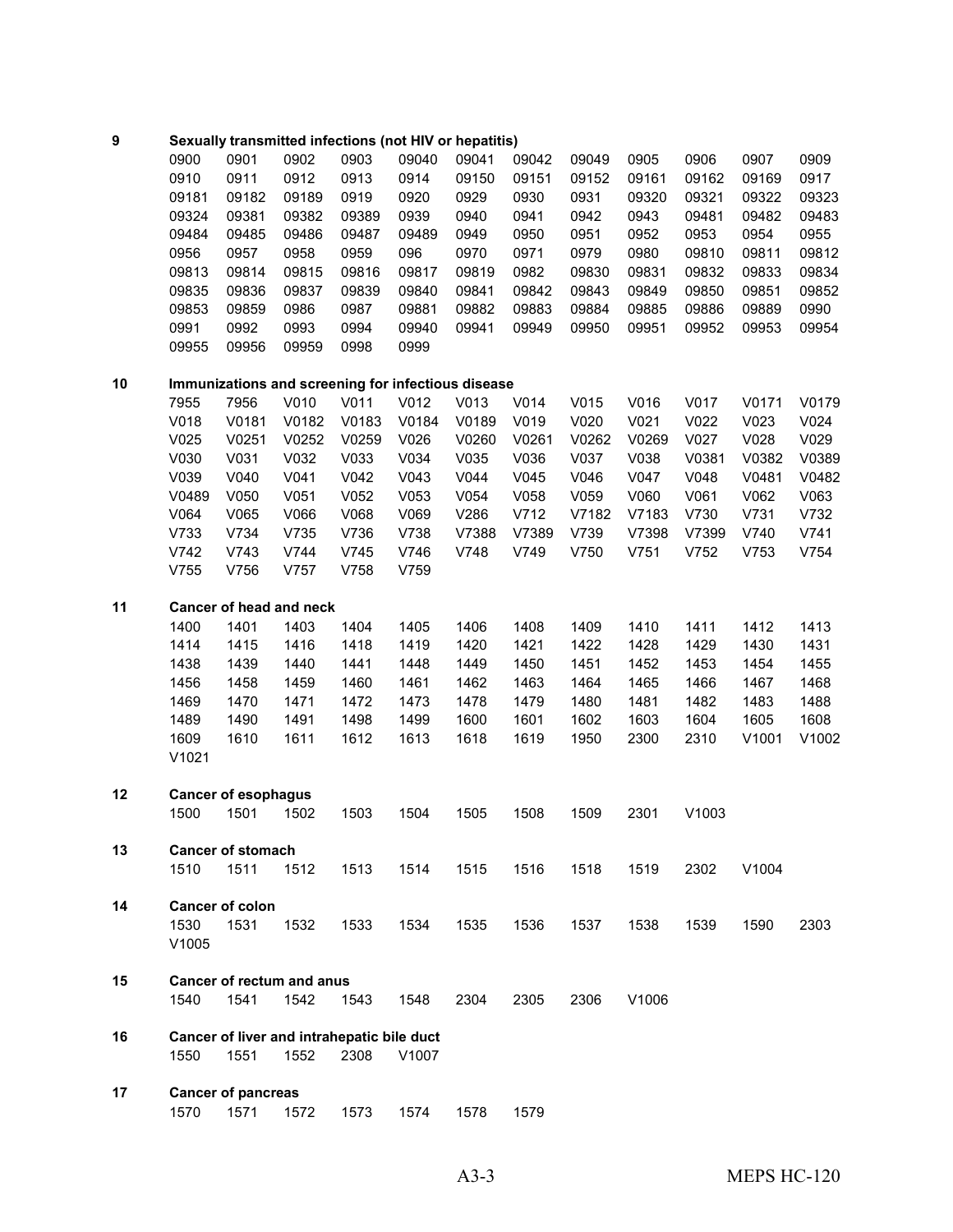**9 Sexually transmitted infections (not HIV or hepatitis)**

| | | | | | | | | | | | |
|---|---|---|---|---|---|---|---|---|---|---|---|
| 0900 | 0901 | 0902 | 0903 | 09040 | 09041 | 09042 | 09049 | 0905 | 0906 | 0907 | 0909 |
| 0910 | 0911 | 0912 | 0913 | 0914 | 09150 | 09151 | 09152 | 09161 | 09162 | 09169 | 0917 |
| 09181 | 09182 | 09189 | 0919 | 0920 | 0929 | 0930 | 0931 | 09320 | 09321 | 09322 | 09323 |
| 09324 | 09381 | 09382 | 09389 | 0939 | 0940 | 0941 | 0942 | 0943 | 09481 | 09482 | 09483 |
| 09484 | 09485 | 09486 | 09487 | 09489 | 0949 | 0950 | 0951 | 0952 | 0953 | 0954 | 0955 |
| 0956 | 0957 | 0958 | 0959 | 096 | 0970 | 0971 | 0979 | 0980 | 09810 | 09811 | 09812 |
| 09813 | 09814 | 09815 | 09816 | 09817 | 09819 | 0982 | 09830 | 09831 | 09832 | 09833 | 09834 |
| 09835 | 09836 | 09837 | 09839 | 09840 | 09841 | 09842 | 09843 | 09849 | 09850 | 09851 | 09852 |
| 09853 | 09859 | 0986 | 0987 | 09881 | 09882 | 09883 | 09884 | 09885 | 09886 | 09889 | 0990 |
| 0991 | 0992 | 0993 | 0994 | 09940 | 09941 | 09949 | 09950 | 09951 | 09952 | 09953 | 09954 |
| 09955 | 09956 | 09959 | 0998 | 0999 | | | | | | | |

**10 Immunizations and screening for infectious disease**

| | | | | | | | | | | | |
|---|---|---|---|---|---|---|---|---|---|---|---|
| 7955 | 7956 | V010 | V011 | V012 | V013 | V014 | V015 | V016 | V017 | V0171 | V0179 |
| V018 | V0181 | V0182 | V0183 | V0184 | V0189 | V019 | V020 | V021 | V022 | V023 | V024 |
| V025 | V0251 | V0252 | V0259 | V026 | V0260 | V0261 | V0262 | V0269 | V027 | V028 | V029 |
| V030 | V031 | V032 | V033 | V034 | V035 | V036 | V037 | V038 | V0381 | V0382 | V0389 |
| V039 | V040 | V041 | V042 | V043 | V044 | V045 | V046 | V047 | V048 | V0481 | V0482 |
| V0489 | V050 | V051 | V052 | V053 | V054 | V058 | V059 | V060 | V061 | V062 | V063 |
| V064 | V065 | V066 | V068 | V069 | V286 | V712 | V7182 | V7183 | V730 | V731 | V732 |
| V733 | V734 | V735 | V736 | V738 | V7388 | V7389 | V739 | V7398 | V7399 | V740 | V741 |
| V742 | V743 | V744 | V745 | V746 | V748 | V749 | V750 | V751 | V752 | V753 | V754 |
| V755 | V756 | V757 | V758 | V759 | | | | | | | |

**11 Cancer of head and neck**

| | | | | | | | | | | | |
|---|---|---|---|---|---|---|---|---|---|---|---|
| 1400 | 1401 | 1403 | 1404 | 1405 | 1406 | 1408 | 1409 | 1410 | 1411 | 1412 | 1413 |
| 1414 | 1415 | 1416 | 1418 | 1419 | 1420 | 1421 | 1422 | 1428 | 1429 | 1430 | 1431 |
| 1438 | 1439 | 1440 | 1441 | 1448 | 1449 | 1450 | 1451 | 1452 | 1453 | 1454 | 1455 |
| 1456 | 1458 | 1459 | 1460 | 1461 | 1462 | 1463 | 1464 | 1465 | 1466 | 1467 | 1468 |
| 1469 | 1470 | 1471 | 1472 | 1473 | 1478 | 1479 | 1480 | 1481 | 1482 | 1483 | 1488 |
| 1489 | 1490 | 1491 | 1498 | 1499 | 1600 | 1601 | 1602 | 1603 | 1604 | 1605 | 1608 |
| 1609 | 1610 | 1611 | 1612 | 1613 | 1618 | 1619 | 1950 | 2300 | 2310 | V1001 | V1002 |
| V1021 | | | | | | | | | | | |

**12 Cancer of esophagus**

| | | | | | | | | | |
|---|---|---|---|---|---|---|---|---|---|
| 1500 | 1501 | 1502 | 1503 | 1504 | 1505 | 1508 | 1509 | 2301 | V1003 |

**13 Cancer of stomach**

| | | | | | | | | | | |
|---|---|---|---|---|---|---|---|---|---|---|
| 1510 | 1511 | 1512 | 1513 | 1514 | 1515 | 1516 | 1518 | 1519 | 2302 | V1004 |

**14 Cancer of colon**

| | | | | | | | | | | | |
|---|---|---|---|---|---|---|---|---|---|---|---|
| 1530 | 1531 | 1532 | 1533 | 1534 | 1535 | 1536 | 1537 | 1538 | 1539 | 1590 | 2303 |
| V1005 | | | | | | | | | | | |

**15 Cancer of rectum and anus**

| | | | | | | | | |
|---|---|---|---|---|---|---|---|---|
| 1540 | 1541 | 1542 | 1543 | 1548 | 2304 | 2305 | 2306 | V1006 |

**16 Cancer of liver and intrahepatic bile duct**

| | | | | |
|---|---|---|---|---|
| 1550 | 1551 | 1552 | 2308 | V1007 |

**17 Cancer of pancreas**

| | | | | | | |
|---|---|---|---|---|---|---|
| 1570 | 1571 | 1572 | 1573 | 1574 | 1578 | 1579 |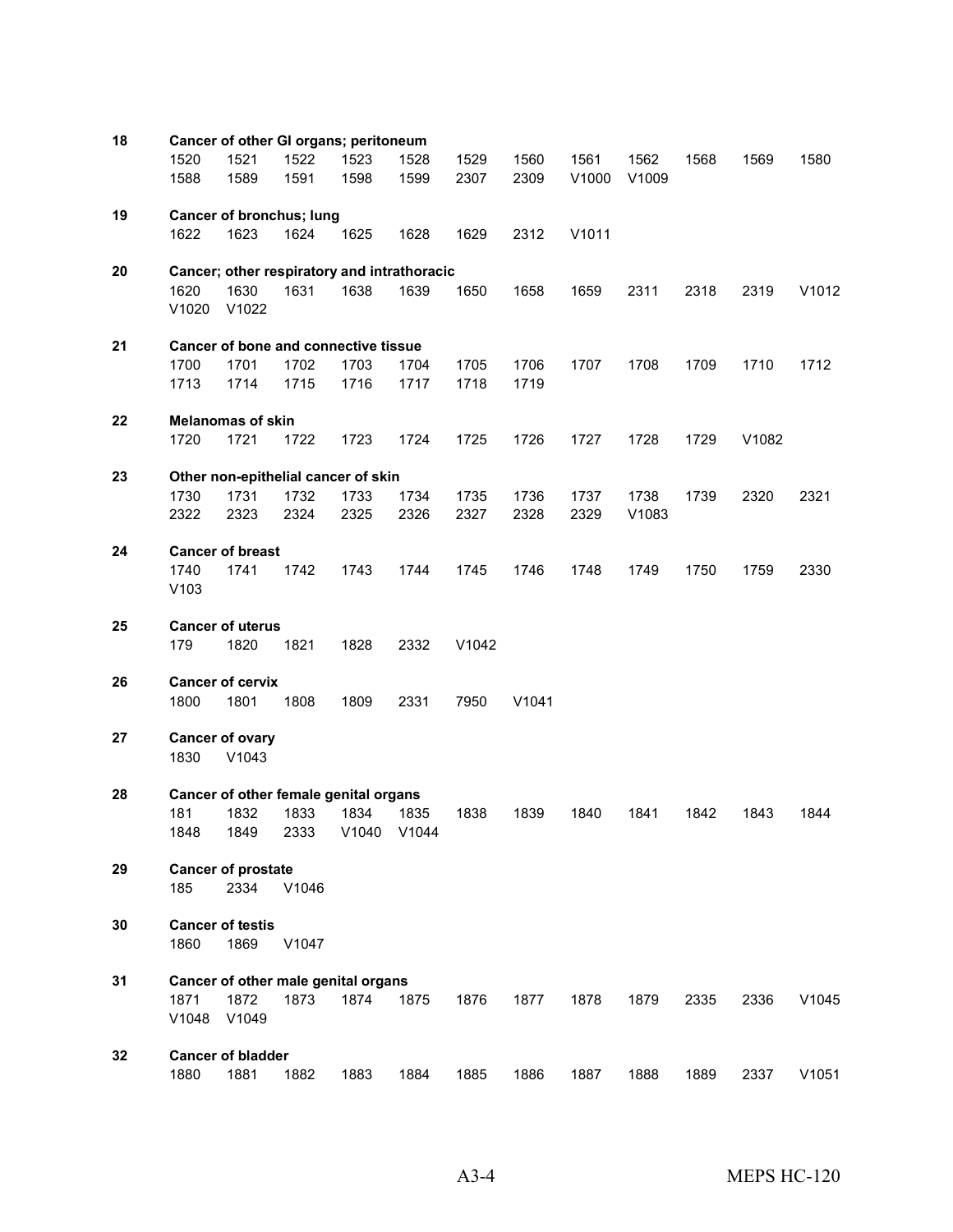**18** **Cancer of other GI organs; peritoneum**

1520 1521 1522 1523 1528 1529 1560 1561 1562 1568 1569 1580
1588 1589 1591 1598 1599 2307 2309 V1000 V1009

**19** **Cancer of bronchus; lung**

1622 1623 1624 1625 1628 1629 2312 V1011

**20** **Cancer; other respiratory and intrathoracic**

1620 1630 1631 1638 1639 1650 1658 1659 2311 2318 2319 V1012
V1020 V1022

**21** **Cancer of bone and connective tissue**

1700 1701 1702 1703 1704 1705 1706 1707 1708 1709 1710 1712
1713 1714 1715 1716 1717 1718 1719

**22** **Melanomas of skin**

1720 1721 1722 1723 1724 1725 1726 1727 1728 1729 V1082

**23** **Other non-epithelial cancer of skin**

1730 1731 1732 1733 1734 1735 1736 1737 1738 1739 2320 2321
2322 2323 2324 2325 2326 2327 2328 2329 V1083

**24** **Cancer of breast**

1740 1741 1742 1743 1744 1745 1746 1748 1749 1750 1759 2330
V103

**25** **Cancer of uterus**

179 1820 1821 1828 2332 V1042

**26** **Cancer of cervix**

1800 1801 1808 1809 2331 7950 V1041

**27** **Cancer of ovary**

1830 V1043

**28** **Cancer of other female genital organs**

181 1832 1833 1834 1835 1838 1839 1840 1841 1842 1843 1844
1848 1849 2333 V1040 V1044

**29** **Cancer of prostate**

185 2334 V1046

**30** **Cancer of testis**

1860 1869 V1047

**31** **Cancer of other male genital organs**

1871 1872 1873 1874 1875 1876 1877 1878 1879 2335 2336 V1045
V1048 V1049

**32** **Cancer of bladder**

1880 1881 1882 1883 1884 1885 1886 1887 1888 1889 2337 V1051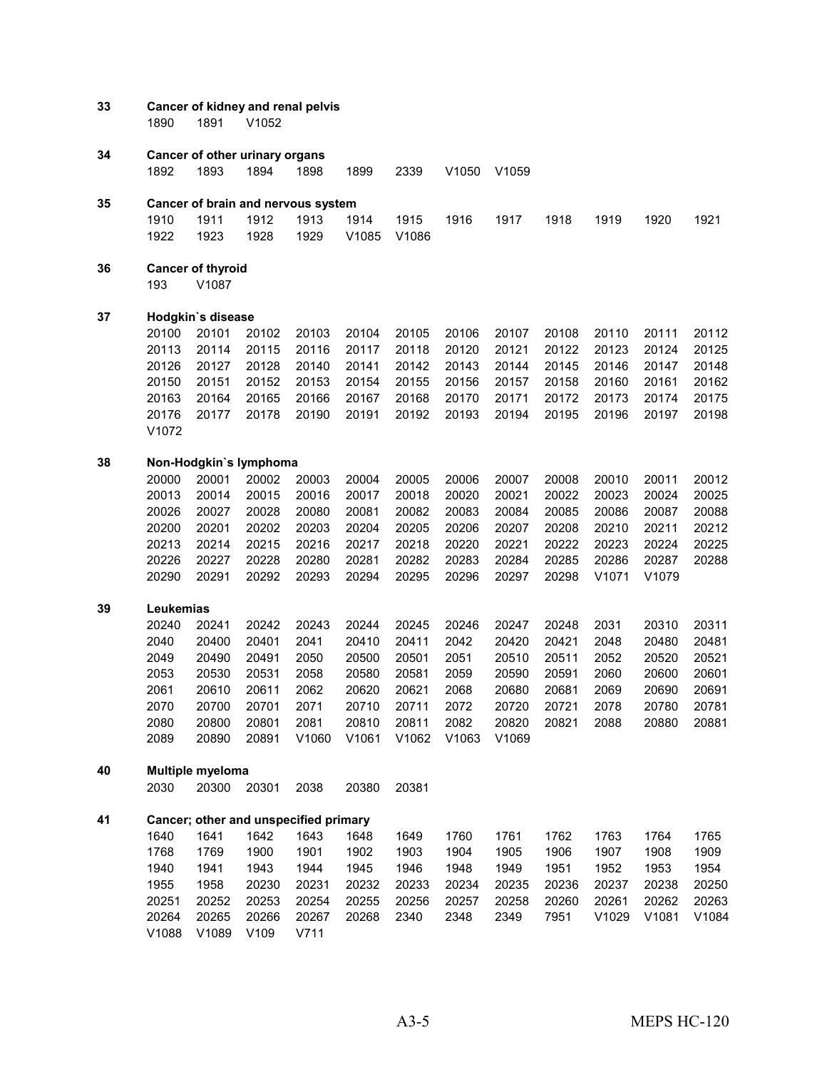**33** **Cancer of kidney and renal pelvis**

1890 1891 V1052

**34** **Cancer of other urinary organs**

1892 1893 1894 1898 1899 2339 V1050 V1059

**35** **Cancer of brain and nervous system**

1910 1911 1912 1913 1914 1915 1916 1917 1918 1919 1920 1921
1922 1923 1928 1929 V1085 V1086

**36** **Cancer of thyroid**

193 V1087

**37** **Hodgkin`s disease**

20100 20101 20102 20103 20104 20105 20106 20107 20108 20110 20111 20112
20113 20114 20115 20116 20117 20118 20120 20121 20122 20123 20124 20125
20126 20127 20128 20140 20141 20142 20143 20144 20145 20146 20147 20148
20150 20151 20152 20153 20154 20155 20156 20157 20158 20160 20161 20162
20163 20164 20165 20166 20167 20168 20170 20171 20172 20173 20174 20175
20176 20177 20178 20190 20191 20192 20193 20194 20195 20196 20197 20198
V1072

**38** **Non-Hodgkin`s lymphoma**

20000 20001 20002 20003 20004 20005 20006 20007 20008 20010 20011 20012
20013 20014 20015 20016 20017 20018 20020 20021 20022 20023 20024 20025
20026 20027 20028 20080 20081 20082 20083 20084 20085 20086 20087 20088
20200 20201 20202 20203 20204 20205 20206 20207 20208 20210 20211 20212
20213 20214 20215 20216 20217 20218 20220 20221 20222 20223 20224 20225
20226 20227 20228 20280 20281 20282 20283 20284 20285 20286 20287 20288
20290 20291 20292 20293 20294 20295 20296 20297 20298 V1071 V1079

**39** **Leukemias**

20240 20241 20242 20243 20244 20245 20246 20247 20248 2031 20310 20311
2040 20400 20401 2041 20410 20411 2042 20420 20421 2048 20480 20481
2049 20490 20491 2050 20500 20501 2051 20510 20511 2052 20520 20521
2053 20530 20531 2058 20580 20581 2059 20590 20591 2060 20600 20601
2061 20610 20611 2062 20620 20621 2068 20680 20681 2069 20690 20691
2070 20700 20701 2071 20710 20711 2072 20720 20721 2078 20780 20781
2080 20800 20801 2081 20810 20811 2082 20820 20821 2088 20880 20881
2089 20890 20891 V1060 V1061 V1062 V1063 V1069

**40** **Multiple myeloma**

2030 20300 20301 2038 20380 20381

**41** **Cancer; other and unspecified primary**

1640 1641 1642 1643 1648 1649 1760 1761 1762 1763 1764 1765
1768 1769 1900 1901 1902 1903 1904 1905 1906 1907 1908 1909
1940 1941 1943 1944 1945 1946 1948 1949 1951 1952 1953 1954
1955 1958 20230 20231 20232 20233 20234 20235 20236 20237 20238 20250
20251 20252 20253 20254 20255 20256 20257 20258 20260 20261 20262 20263
20264 20265 20266 20267 20268 2340 2348 2349 7951 V1029 V1081 V1084
V1088 V1089 V109 V711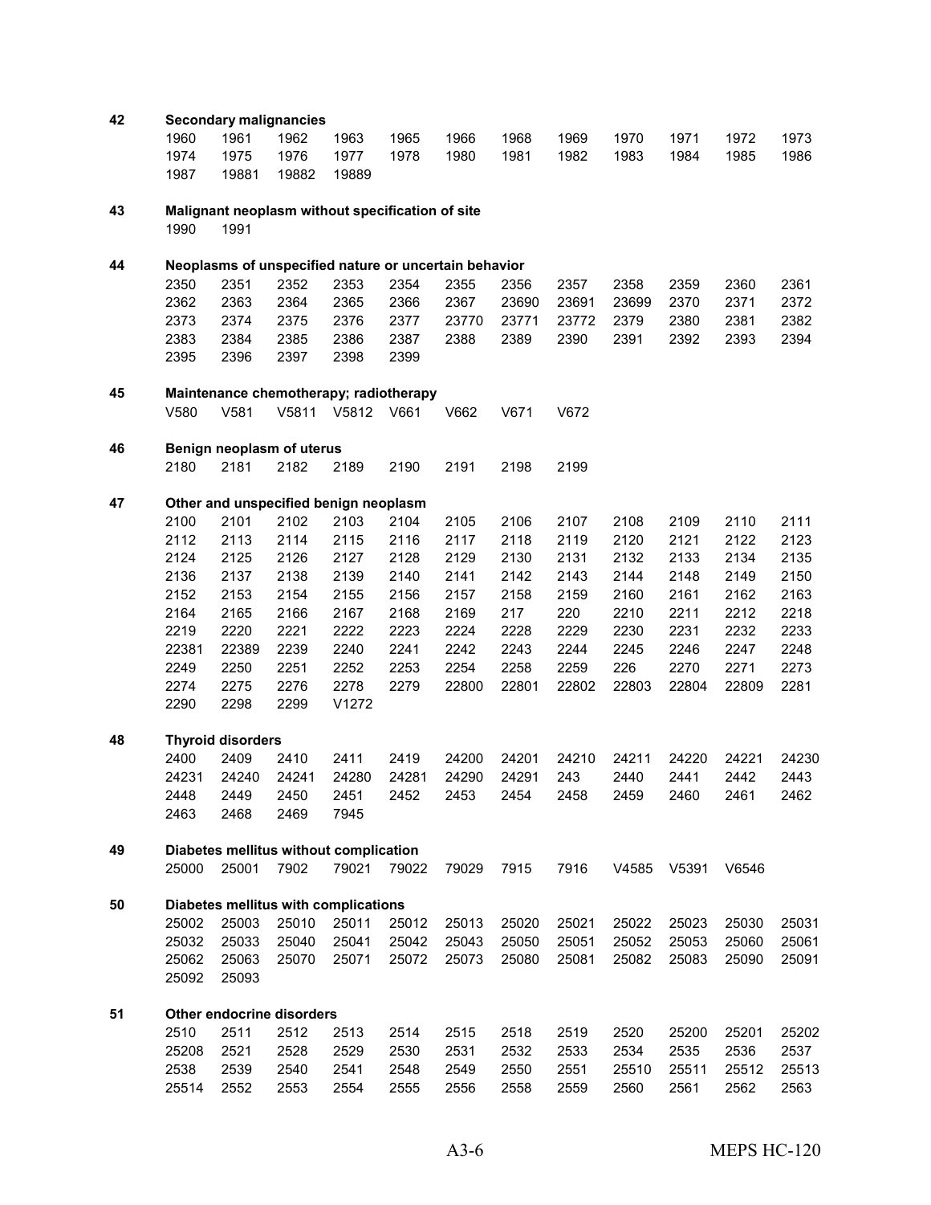**42 Secondary malignancies**

1960 1961 1962 1963 1965 1966 1968 1969 1970 1971 1972 1973
1974 1975 1976 1977 1978 1980 1981 1982 1983 1984 1985 1986
1987 19881 19882 19889

**43 Malignant neoplasm without specification of site**

1990 1991

**44 Neoplasms of unspecified nature or uncertain behavior**

2350 2351 2352 2353 2354 2355 2356 2357 2358 2359 2360 2361
2362 2363 2364 2365 2366 2367 23690 23691 23699 2370 2371 2372
2373 2374 2375 2376 2377 23770 23771 23772 2379 2380 2381 2382
2383 2384 2385 2386 2387 2388 2389 2390 2391 2392 2393 2394
2395 2396 2397 2398 2399

**45 Maintenance chemotherapy; radiotherapy**

V580 V581 V5811 V5812 V661 V662 V671 V672

**46 Benign neoplasm of uterus**

2180 2181 2182 2189 2190 2191 2198 2199

**47 Other and unspecified benign neoplasm**

2100 2101 2102 2103 2104 2105 2106 2107 2108 2109 2110 2111
2112 2113 2114 2115 2116 2117 2118 2119 2120 2121 2122 2123
2124 2125 2126 2127 2128 2129 2130 2131 2132 2133 2134 2135
2136 2137 2138 2139 2140 2141 2142 2143 2144 2148 2149 2150
2152 2153 2154 2155 2156 2157 2158 2159 2160 2161 2162 2163
2164 2165 2166 2167 2168 2169 217 220 2210 2211 2212 2218
2219 2220 2221 2222 2223 2224 2228 2229 2230 2231 2232 2233
22381 22389 2239 2240 2241 2242 2243 2244 2245 2246 2247 2248
2249 2250 2251 2252 2253 2254 2258 2259 226 2270 2271 2273
2274 2275 2276 2278 2279 22800 22801 22802 22803 22804 22809 2281
2290 2298 2299 V1272

**48 Thyroid disorders**

2400 2409 2410 2411 2419 24200 24201 24210 24211 24220 24221 24230
24231 24240 24241 24280 24281 24290 24291 243 2440 2441 2442 2443
2448 2449 2450 2451 2452 2453 2454 2458 2459 2460 2461 2462
2463 2468 2469 7945

**49 Diabetes mellitus without complication**

25000 25001 7902 79021 79022 79029 7915 7916 V4585 V5391 V6546

**50 Diabetes mellitus with complications**

25002 25003 25010 25011 25012 25013 25020 25021 25022 25023 25030 25031
25032 25033 25040 25041 25042 25043 25050 25051 25052 25053 25060 25061
25062 25063 25070 25071 25072 25073 25080 25081 25082 25083 25090 25091
25092 25093

**51 Other endocrine disorders**

2510 2511 2512 2513 2514 2515 2518 2519 2520 25200 25201 25202
25208 2521 2528 2529 2530 2531 2532 2533 2534 2535 2536 2537
2538 2539 2540 2541 2548 2549 2550 2551 25510 25511 25512 25513
25514 2552 2553 2554 2555 2556 2558 2559 2560 2561 2562 2563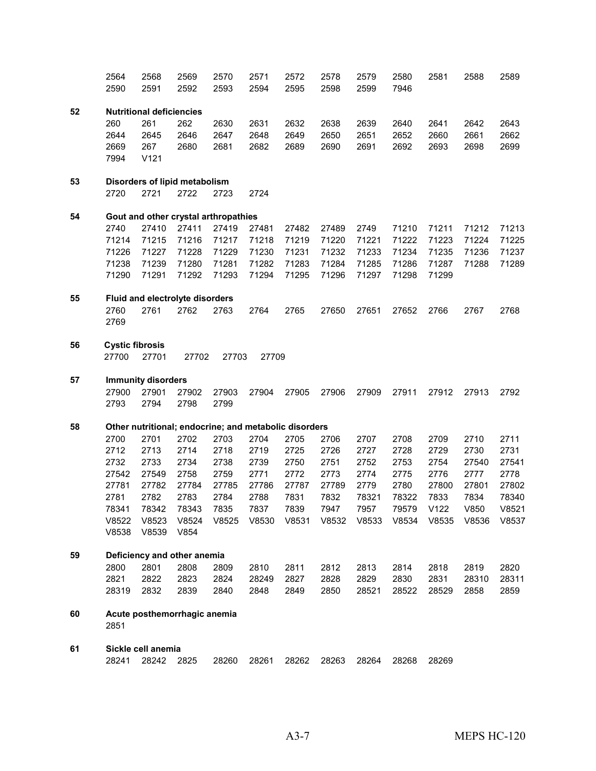2564 2568 2569 2570 2571 2572 2578 2579 2580 2581 2588 2589
2590 2591 2592 2593 2594 2595 2598 2599 7946

**52 Nutritional deficiencies**

260 261 262 2630 2631 2632 2638 2639 2640 2641 2642 2643
2644 2645 2646 2647 2648 2649 2650 2651 2652 2660 2661 2662
2669 267 2680 2681 2682 2689 2690 2691 2692 2693 2698 2699
7994 V121

**53 Disorders of lipid metabolism**

2720 2721 2722 2723 2724

**54 Gout and other crystal arthropathies**

2740 27410 27411 27419 27481 27482 27489 2749 71210 71211 71212 71213
71214 71215 71216 71217 71218 71219 71220 71221 71222 71223 71224 71225
71226 71227 71228 71229 71230 71231 71232 71233 71234 71235 71236 71237
71238 71239 71280 71281 71282 71283 71284 71285 71286 71287 71288 71289
71290 71291 71292 71293 71294 71295 71296 71297 71298 71299

**55 Fluid and electrolyte disorders**

2760 2761 2762 2763 2764 2765 27650 27651 27652 2766 2767 2768
2769

**56 Cystic fibrosis**

27700 27701 27702 27703 27709

**57 Immunity disorders**

27900 27901 27902 27903 27904 27905 27906 27909 27911 27912 27913 2792
2793 2794 2798 2799

**58 Other nutritional; endocrine; and metabolic disorders**

2700 2701 2702 2703 2704 2705 2706 2707 2708 2709 2710 2711
2712 2713 2714 2718 2719 2725 2726 2727 2728 2729 2730 2731
2732 2733 2734 2738 2739 2750 2751 2752 2753 2754 27540 27541
27542 27549 2758 2759 2771 2772 2773 2774 2775 2776 2777 2778
27781 27782 27784 27785 27786 27787 27789 2779 2780 27800 27801 27802
2781 2782 2783 2784 2788 7831 7832 78321 78322 7833 7834 78340
78341 78342 78343 7835 7837 7839 7947 7957 79579 V122 V850 V8521
V8522 V8523 V8524 V8525 V8530 V8531 V8532 V8533 V8534 V8535 V8536 V8537
V8538 V8539 V854

**59 Deficiency and other anemia**

2800 2801 2808 2809 2810 2811 2812 2813 2814 2818 2819 2820
2821 2822 2823 2824 28249 2827 2828 2829 2830 2831 28310 28311
28319 2832 2839 2840 2848 2849 2850 28521 28522 28529 2858 2859

**60 Acute posthemorrhagic anemia**

2851

**61 Sickle cell anemia**

28241 28242 2825 28260 28261 28262 28263 28264 28268 28269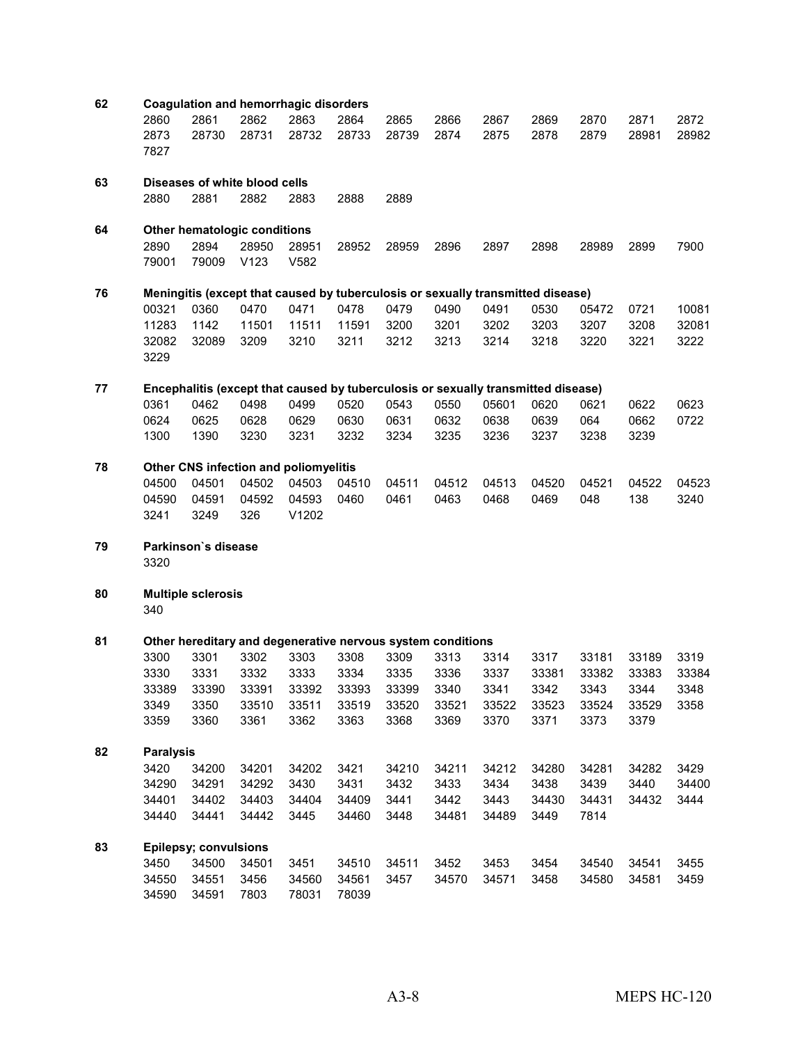**62 Coagulation and hemorrhagic disorders**

| | | | | | | | | | | | |
|---|---|---|---|---|---|---|---|---|---|---|---|
| 2860 | 2861 | 2862 | 2863 | 2864 | 2865 | 2866 | 2867 | 2869 | 2870 | 2871 | 2872 |
| 2873 | 28730 | 28731 | 28732 | 28733 | 28739 | 2874 | 2875 | 2878 | 2879 | 28981 | 28982 |
| 7827 | | | | | | | | | | | |

**63 Diseases of white blood cells**

| | | | | | |
|---|---|---|---|---|---|
| 2880 | 2881 | 2882 | 2883 | 2888 | 2889 |

**64 Other hematologic conditions**

| | | | | | | | | | | | |
|---|---|---|---|---|---|---|---|---|---|---|---|
| 2890 | 2894 | 28950 | 28951 | 28952 | 28959 | 2896 | 2897 | 2898 | 28989 | 2899 | 7900 |
| 79001 | 79009 | V123 | V582 | | | | | | | | |

**76 Meningitis (except that caused by tuberculosis or sexually transmitted disease)**

| | | | | | | | | | | | |
|---|---|---|---|---|---|---|---|---|---|---|---|
| 00321 | 0360 | 0470 | 0471 | 0478 | 0479 | 0490 | 0491 | 0530 | 05472 | 0721 | 10081 |
| 11283 | 1142 | 11501 | 11511 | 11591 | 3200 | 3201 | 3202 | 3203 | 3207 | 3208 | 32081 |
| 32082 | 32089 | 3209 | 3210 | 3211 | 3212 | 3213 | 3214 | 3218 | 3220 | 3221 | 3222 |
| 3229 | | | | | | | | | | | |

**77 Encephalitis (except that caused by tuberculosis or sexually transmitted disease)**

| | | | | | | | | | | | |
|---|---|---|---|---|---|---|---|---|---|---|---|
| 0361 | 0462 | 0498 | 0499 | 0520 | 0543 | 0550 | 05601 | 0620 | 0621 | 0622 | 0623 |
| 0624 | 0625 | 0628 | 0629 | 0630 | 0631 | 0632 | 0638 | 0639 | 064 | 0662 | 0722 |
| 1300 | 1390 | 3230 | 3231 | 3232 | 3234 | 3235 | 3236 | 3237 | 3238 | 3239 | |

**78 Other CNS infection and poliomyelitis**

| | | | | | | | | | | | |
|---|---|---|---|---|---|---|---|---|---|---|---|
| 04500 | 04501 | 04502 | 04503 | 04510 | 04511 | 04512 | 04513 | 04520 | 04521 | 04522 | 04523 |
| 04590 | 04591 | 04592 | 04593 | 0460 | 0461 | 0463 | 0468 | 0469 | 048 | 138 | 3240 |
| 3241 | 3249 | 326 | V1202 | | | | | | | | |

**79 Parkinson`s disease**

3320

**80 Multiple sclerosis**

340

**81 Other hereditary and degenerative nervous system conditions**

| | | | | | | | | | | | |
|---|---|---|---|---|---|---|---|---|---|---|---|
| 3300 | 3301 | 3302 | 3303 | 3308 | 3309 | 3313 | 3314 | 3317 | 33181 | 33189 | 3319 |
| 3330 | 3331 | 3332 | 3333 | 3334 | 3335 | 3336 | 3337 | 33381 | 33382 | 33383 | 33384 |
| 33389 | 33390 | 33391 | 33392 | 33393 | 33399 | 3340 | 3341 | 3342 | 3343 | 3344 | 3348 |
| 3349 | 3350 | 33510 | 33511 | 33519 | 33520 | 33521 | 33522 | 33523 | 33524 | 33529 | 3358 |
| 3359 | 3360 | 3361 | 3362 | 3363 | 3368 | 3369 | 3370 | 3371 | 3373 | 3379 | |

**82 Paralysis**

| | | | | | | | | | | | |
|---|---|---|---|---|---|---|---|---|---|---|---|
| 3420 | 34200 | 34201 | 34202 | 3421 | 34210 | 34211 | 34212 | 34280 | 34281 | 34282 | 3429 |
| 34290 | 34291 | 34292 | 3430 | 3431 | 3432 | 3433 | 3434 | 3438 | 3439 | 3440 | 34400 |
| 34401 | 34402 | 34403 | 34404 | 34409 | 3441 | 3442 | 3443 | 34430 | 34431 | 34432 | 3444 |
| 34440 | 34441 | 34442 | 3445 | 34460 | 3448 | 34481 | 34489 | 3449 | 7814 | | |

**83 Epilepsy; convulsions**

| | | | | | | | | | | | |
|---|---|---|---|---|---|---|---|---|---|---|---|
| 3450 | 34500 | 34501 | 3451 | 34510 | 34511 | 3452 | 3453 | 3454 | 34540 | 34541 | 3455 |
| 34550 | 34551 | 3456 | 34560 | 34561 | 3457 | 34570 | 34571 | 3458 | 34580 | 34581 | 3459 |
| 34590 | 34591 | 7803 | 78031 | 78039 | | | | | | | |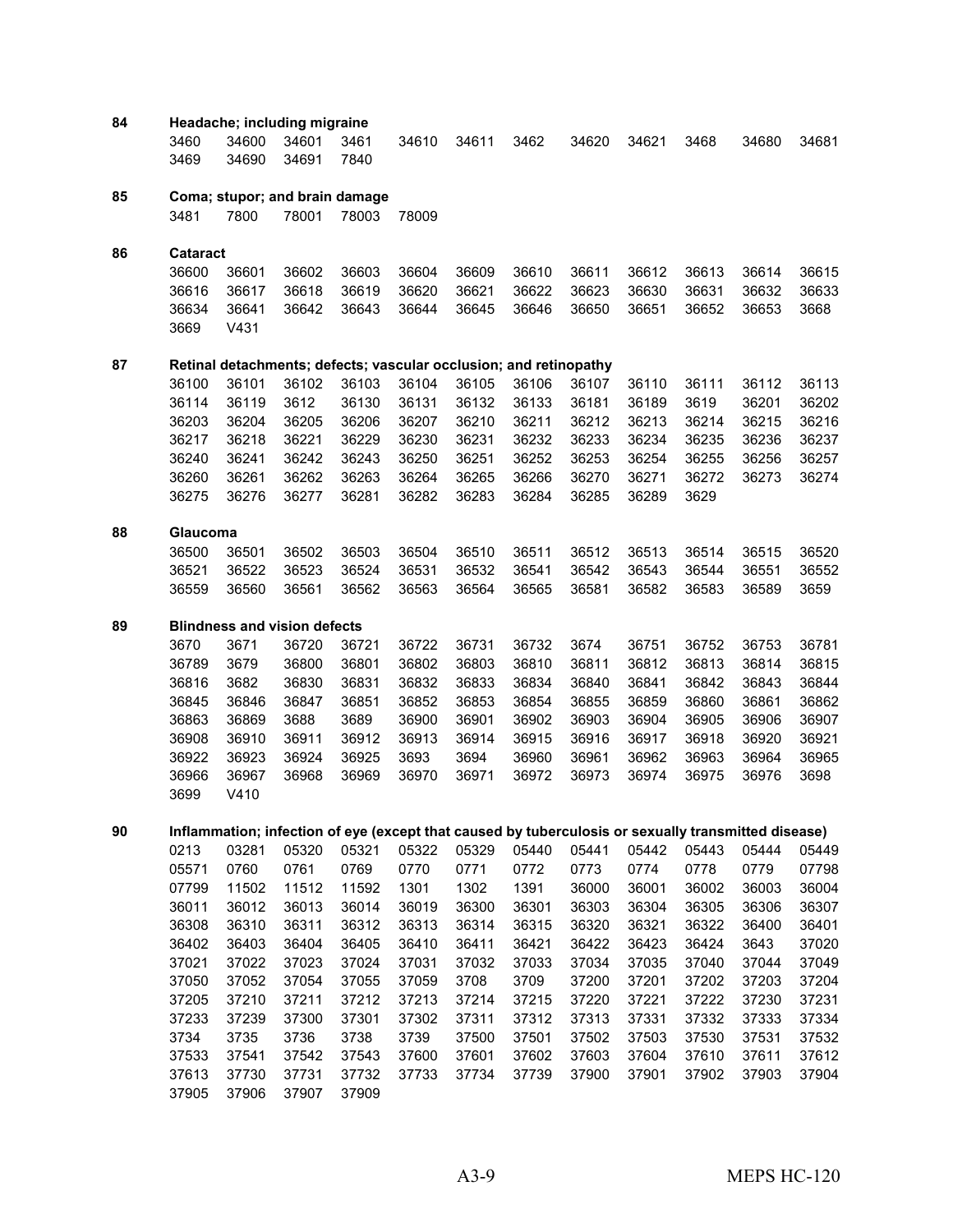**84 Headache; including migraine**

3460 34600 34601 3461 34610 34611 3462 34620 34621 3468 34680 34681
3469 34690 34691 7840

**85 Coma; stupor; and brain damage**

3481 7800 78001 78003 78009

**86 Cataract**

36600 36601 36602 36603 36604 36609 36610 36611 36612 36613 36614 36615
36616 36617 36618 36619 36620 36621 36622 36623 36630 36631 36632 36633
36634 36641 36642 36643 36644 36645 36646 36650 36651 36652 36653 3668
3669 V431

**87 Retinal detachments; defects; vascular occlusion; and retinopathy**

36100 36101 36102 36103 36104 36105 36106 36107 36110 36111 36112 36113
36114 36119 3612 36130 36131 36132 36133 36181 36189 3619 36201 36202
36203 36204 36205 36206 36207 36210 36211 36212 36213 36214 36215 36216
36217 36218 36221 36229 36230 36231 36232 36233 36234 36235 36236 36237
36240 36241 36242 36243 36250 36251 36252 36253 36254 36255 36256 36257
36260 36261 36262 36263 36264 36265 36266 36270 36271 36272 36273 36274
36275 36276 36277 36281 36282 36283 36284 36285 36289 3629

**88 Glaucoma**

36500 36501 36502 36503 36504 36510 36511 36512 36513 36514 36515 36520
36521 36522 36523 36524 36531 36532 36541 36542 36543 36544 36551 36552
36559 36560 36561 36562 36563 36564 36565 36581 36582 36583 36589 3659

**89 Blindness and vision defects**

3670 3671 36720 36721 36722 36731 36732 3674 36751 36752 36753 36781
36789 3679 36800 36801 36802 36803 36810 36811 36812 36813 36814 36815
36816 3682 36830 36831 36832 36833 36834 36840 36841 36842 36843 36844
36845 36846 36847 36851 36852 36853 36854 36855 36859 36860 36861 36862
36863 36869 3688 3689 36900 36901 36902 36903 36904 36905 36906 36907
36908 36910 36911 36912 36913 36914 36915 36916 36917 36918 36920 36921
36922 36923 36924 36925 3693 3694 36960 36961 36962 36963 36964 36965
36966 36967 36968 36969 36970 36971 36972 36973 36974 36975 36976 3698
3699 V410

**90 Inflammation; infection of eye (except that caused by tuberculosis or sexually transmitted disease)**

0213 03281 05320 05321 05322 05329 05440 05441 05442 05443 05444 05449
05571 0760 0761 0769 0770 0771 0772 0773 0774 0778 0779 07798
07799 11502 11512 11592 1301 1302 1391 36000 36001 36002 36003 36004
36011 36012 36013 36014 36019 36300 36301 36303 36304 36305 36306 36307
36308 36310 36311 36312 36313 36314 36315 36320 36321 36322 36400 36401
36402 36403 36404 36405 36410 36411 36421 36422 36423 36424 3643 37020
37021 37022 37023 37024 37031 37032 37033 37034 37035 37040 37044 37049
37050 37052 37054 37055 37059 3708 3709 37200 37201 37202 37203 37204
37205 37210 37211 37212 37213 37214 37215 37220 37221 37222 37230 37231
37233 37239 37300 37301 37302 37311 37312 37313 37331 37332 37333 37334
3734 3735 3736 3738 3739 37500 37501 37502 37503 37530 37531 37532
37533 37541 37542 37543 37600 37601 37602 37603 37604 37610 37611 37612
37613 37730 37731 37732 37733 37734 37739 37900 37901 37902 37903 37904
37905 37906 37907 37909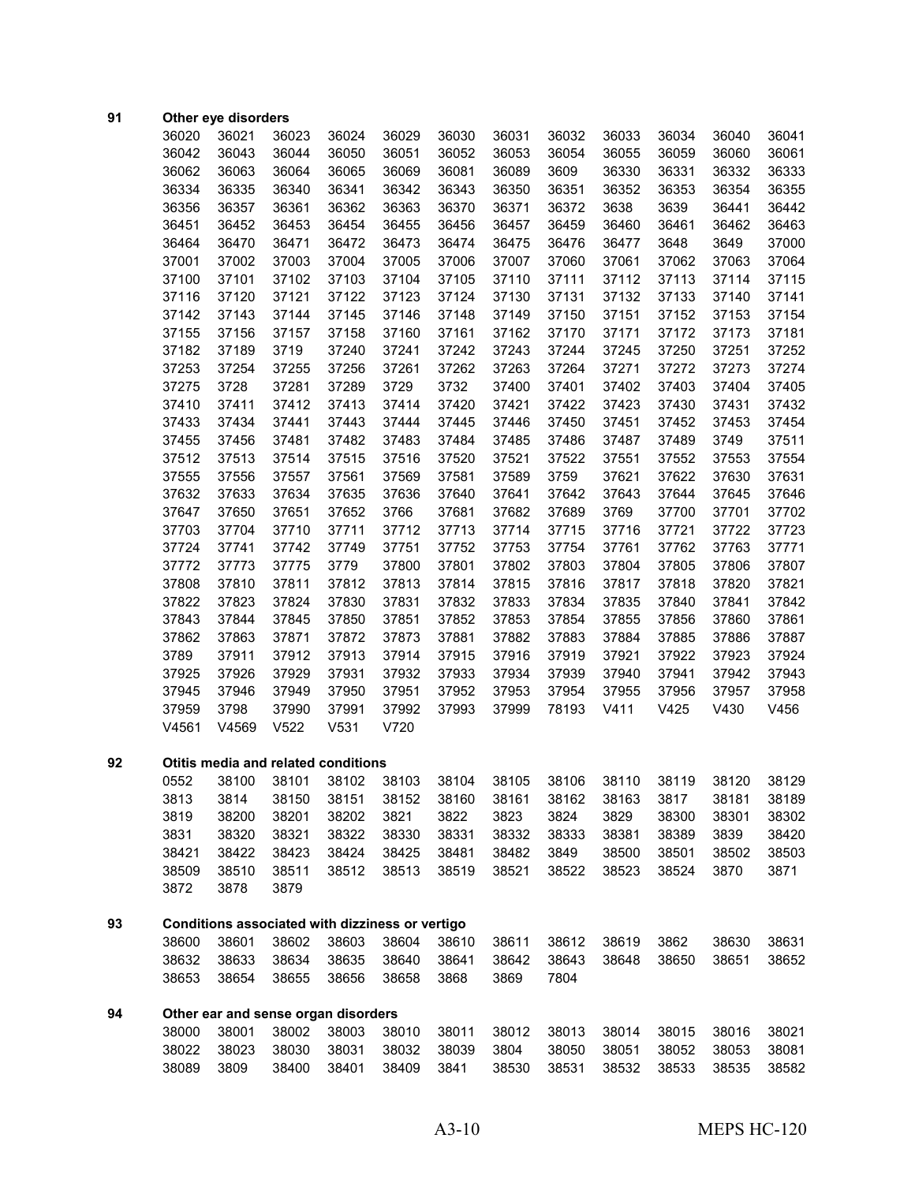**91 Other eye disorders**

| | | | | | | | | | | | |
|---|---|---|---|---|---|---|---|---|---|---|---|
| 36020 | 36021 | 36023 | 36024 | 36029 | 36030 | 36031 | 36032 | 36033 | 36034 | 36040 | 36041 |
| 36042 | 36043 | 36044 | 36050 | 36051 | 36052 | 36053 | 36054 | 36055 | 36059 | 36060 | 36061 |
| 36062 | 36063 | 36064 | 36065 | 36069 | 36081 | 36089 | 3609 | 36330 | 36331 | 36332 | 36333 |
| 36334 | 36335 | 36340 | 36341 | 36342 | 36343 | 36350 | 36351 | 36352 | 36353 | 36354 | 36355 |
| 36356 | 36357 | 36361 | 36362 | 36363 | 36370 | 36371 | 36372 | 3638 | 3639 | 36441 | 36442 |
| 36451 | 36452 | 36453 | 36454 | 36455 | 36456 | 36457 | 36459 | 36460 | 36461 | 36462 | 36463 |
| 36464 | 36470 | 36471 | 36472 | 36473 | 36474 | 36475 | 36476 | 36477 | 3648 | 3649 | 37000 |
| 37001 | 37002 | 37003 | 37004 | 37005 | 37006 | 37007 | 37060 | 37061 | 37062 | 37063 | 37064 |
| 37100 | 37101 | 37102 | 37103 | 37104 | 37105 | 37110 | 37111 | 37112 | 37113 | 37114 | 37115 |
| 37116 | 37120 | 37121 | 37122 | 37123 | 37124 | 37130 | 37131 | 37132 | 37133 | 37140 | 37141 |
| 37142 | 37143 | 37144 | 37145 | 37146 | 37148 | 37149 | 37150 | 37151 | 37152 | 37153 | 37154 |
| 37155 | 37156 | 37157 | 37158 | 37160 | 37161 | 37162 | 37170 | 37171 | 37172 | 37173 | 37181 |
| 37182 | 37189 | 3719 | 37240 | 37241 | 37242 | 37243 | 37244 | 37245 | 37250 | 37251 | 37252 |
| 37253 | 37254 | 37255 | 37256 | 37261 | 37262 | 37263 | 37264 | 37271 | 37272 | 37273 | 37274 |
| 37275 | 3728 | 37281 | 37289 | 3729 | 3732 | 37400 | 37401 | 37402 | 37403 | 37404 | 37405 |
| 37410 | 37411 | 37412 | 37413 | 37414 | 37420 | 37421 | 37422 | 37423 | 37430 | 37431 | 37432 |
| 37433 | 37434 | 37441 | 37443 | 37444 | 37445 | 37446 | 37450 | 37451 | 37452 | 37453 | 37454 |
| 37455 | 37456 | 37481 | 37482 | 37483 | 37484 | 37485 | 37486 | 37487 | 37489 | 3749 | 37511 |
| 37512 | 37513 | 37514 | 37515 | 37516 | 37520 | 37521 | 37522 | 37551 | 37552 | 37553 | 37554 |
| 37555 | 37556 | 37557 | 37561 | 37569 | 37581 | 37589 | 3759 | 37621 | 37622 | 37630 | 37631 |
| 37632 | 37633 | 37634 | 37635 | 37636 | 37640 | 37641 | 37642 | 37643 | 37644 | 37645 | 37646 |
| 37647 | 37650 | 37651 | 37652 | 3766 | 37681 | 37682 | 37689 | 3769 | 37700 | 37701 | 37702 |
| 37703 | 37704 | 37710 | 37711 | 37712 | 37713 | 37714 | 37715 | 37716 | 37721 | 37722 | 37723 |
| 37724 | 37741 | 37742 | 37749 | 37751 | 37752 | 37753 | 37754 | 37761 | 37762 | 37763 | 37771 |
| 37772 | 37773 | 37775 | 3779 | 37800 | 37801 | 37802 | 37803 | 37804 | 37805 | 37806 | 37807 |
| 37808 | 37810 | 37811 | 37812 | 37813 | 37814 | 37815 | 37816 | 37817 | 37818 | 37820 | 37821 |
| 37822 | 37823 | 37824 | 37830 | 37831 | 37832 | 37833 | 37834 | 37835 | 37840 | 37841 | 37842 |
| 37843 | 37844 | 37845 | 37850 | 37851 | 37852 | 37853 | 37854 | 37855 | 37856 | 37860 | 37861 |
| 37862 | 37863 | 37871 | 37872 | 37873 | 37881 | 37882 | 37883 | 37884 | 37885 | 37886 | 37887 |
| 3789 | 37911 | 37912 | 37913 | 37914 | 37915 | 37916 | 37919 | 37921 | 37922 | 37923 | 37924 |
| 37925 | 37926 | 37929 | 37931 | 37932 | 37933 | 37934 | 37939 | 37940 | 37941 | 37942 | 37943 |
| 37945 | 37946 | 37949 | 37950 | 37951 | 37952 | 37953 | 37954 | 37955 | 37956 | 37957 | 37958 |
| 37959 | 3798 | 37990 | 37991 | 37992 | 37993 | 37999 | 78193 | V411 | V425 | V430 | V456 |
| V4561 | V4569 | V522 | V531 | V720 | | | | | | | |

**92 Otitis media and related conditions**

| | | | | | | | | | | | |
|---|---|---|---|---|---|---|---|---|---|---|---|
| 0552 | 38100 | 38101 | 38102 | 38103 | 38104 | 38105 | 38106 | 38110 | 38119 | 38120 | 38129 |
| 3813 | 3814 | 38150 | 38151 | 38152 | 38160 | 38161 | 38162 | 38163 | 3817 | 38181 | 38189 |
| 3819 | 38200 | 38201 | 38202 | 3821 | 3822 | 3823 | 3824 | 3829 | 38300 | 38301 | 38302 |
| 3831 | 38320 | 38321 | 38322 | 38330 | 38331 | 38332 | 38333 | 38381 | 38389 | 3839 | 38420 |
| 38421 | 38422 | 38423 | 38424 | 38425 | 38481 | 38482 | 3849 | 38500 | 38501 | 38502 | 38503 |
| 38509 | 38510 | 38511 | 38512 | 38513 | 38519 | 38521 | 38522 | 38523 | 38524 | 3870 | 3871 |
| 3872 | 3878 | 3879 | | | | | | | | | |

**93 Conditions associated with dizziness or vertigo**

| | | | | | | | | | | | |
|---|---|---|---|---|---|---|---|---|---|---|---|
| 38600 | 38601 | 38602 | 38603 | 38604 | 38610 | 38611 | 38612 | 38619 | 3862 | 38630 | 38631 |
| 38632 | 38633 | 38634 | 38635 | 38640 | 38641 | 38642 | 38643 | 38648 | 38650 | 38651 | 38652 |
| 38653 | 38654 | 38655 | 38656 | 38658 | 3868 | 3869 | 7804 | | | | |

**94 Other ear and sense organ disorders**

| | | | | | | | | | | | |
|---|---|---|---|---|---|---|---|---|---|---|---|
| 38000 | 38001 | 38002 | 38003 | 38010 | 38011 | 38012 | 38013 | 38014 | 38015 | 38016 | 38021 |
| 38022 | 38023 | 38030 | 38031 | 38032 | 38039 | 3804 | 38050 | 38051 | 38052 | 38053 | 38081 |
| 38089 | 3809 | 38400 | 38401 | 38409 | 3841 | 38530 | 38531 | 38532 | 38533 | 38535 | 38582 |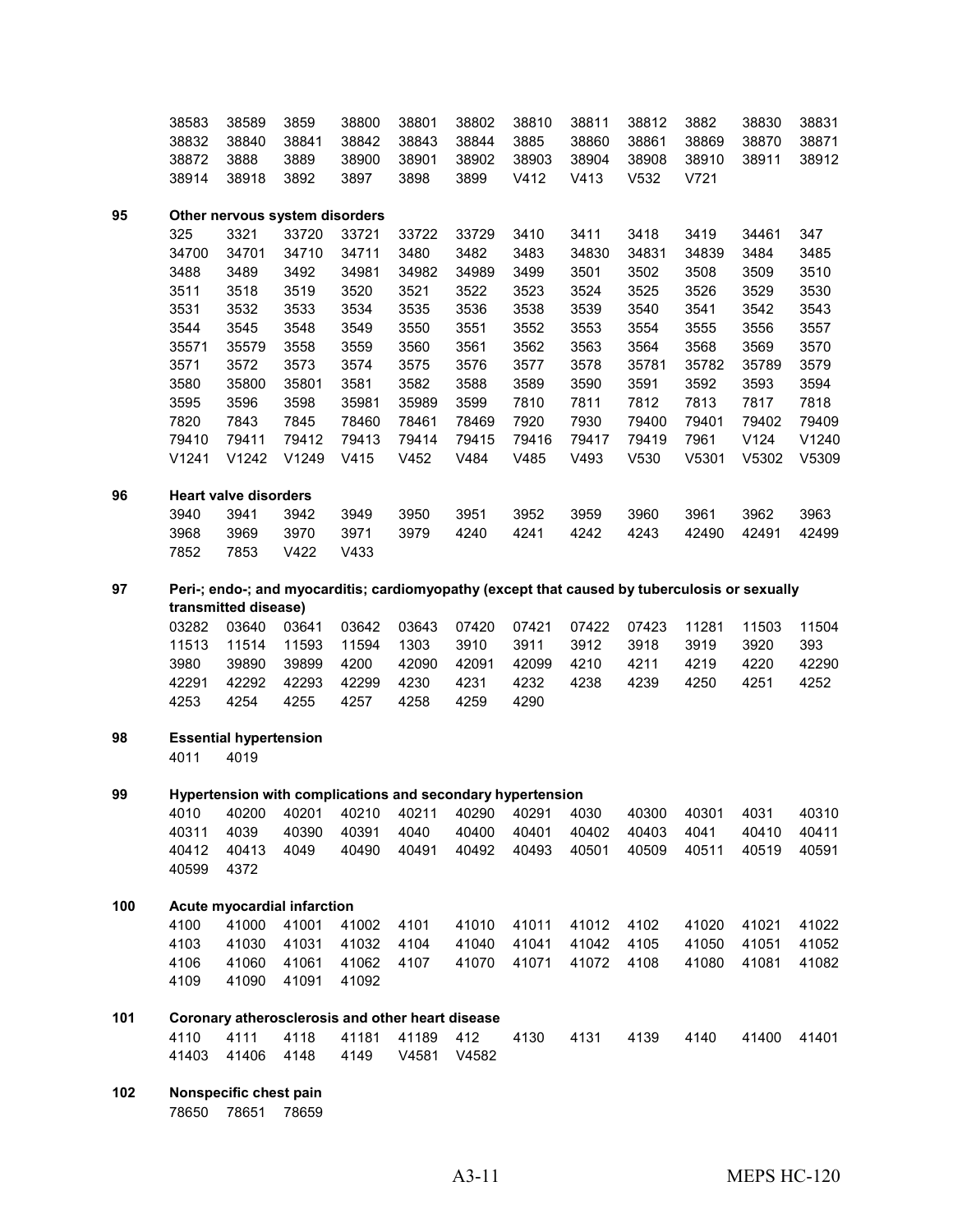38583 38589 3859 38800 38801 38802 38810 38811 38812 3882 38830 38831
38832 38840 38841 38842 38843 38844 3885 38860 38861 38869 38870 38871
38872 3888 3889 38900 38901 38902 38903 38904 38908 38910 38911 38912
38914 38918 3892 3897 3898 3899 V412 V413 V532 V721

**95 Other nervous system disorders**

325 3321 33720 33721 33722 33729 3410 3411 3418 3419 34461 347
34700 34701 34710 34711 3480 3482 3483 34830 34831 34839 3484 3485
3488 3489 3492 34981 34982 34989 3499 3501 3502 3508 3509 3510
3511 3518 3519 3520 3521 3522 3523 3524 3525 3526 3529 3530
3531 3532 3533 3534 3535 3536 3538 3539 3540 3541 3542 3543
3544 3545 3548 3549 3550 3551 3552 3553 3554 3555 3556 3557
35571 35579 3558 3559 3560 3561 3562 3563 3564 3568 3569 3570
3571 3572 3573 3574 3575 3576 3577 3578 35781 35782 35789 3579
3580 35800 35801 3581 3582 3588 3589 3590 3591 3592 3593 3594
3595 3596 3598 35981 35989 3599 7810 7811 7812 7813 7817 7818
7820 7843 7845 78460 78461 78469 7920 7930 79400 79401 79402 79409
79410 79411 79412 79413 79414 79415 79416 79417 79419 7961 V124 V1240
V1241 V1242 V1249 V415 V452 V484 V485 V493 V530 V5301 V5302 V5309

**96 Heart valve disorders**

3940 3941 3942 3949 3950 3951 3952 3959 3960 3961 3962 3963
3968 3969 3970 3971 3979 4240 4241 4242 4243 42490 42491 42499
7852 7853 V422 V433

**97 Peri-; endo-; and myocarditis; cardiomyopathy (except that caused by tuberculosis or sexually transmitted disease)**

03282 03640 03641 03642 03643 07420 07421 07422 07423 11281 11503 11504
11513 11514 11593 11594 1303 3910 3911 3912 3918 3919 3920 393
3980 39890 39899 4200 42090 42091 42099 4210 4211 4219 4220 42290
42291 42292 42293 42299 4230 4231 4232 4238 4239 4250 4251 4252
4253 4254 4255 4257 4258 4259 4290

**98 Essential hypertension**

4011 4019

**99 Hypertension with complications and secondary hypertension**

4010 40200 40201 40210 40211 40290 40291 4030 40300 40301 4031 40310
40311 4039 40390 40391 4040 40400 40401 40402 40403 4041 40410 40411
40412 40413 4049 40490 40491 40492 40493 40501 40509 40511 40519 40591
40599 4372

**100 Acute myocardial infarction**

4100 41000 41001 41002 4101 41010 41011 41012 4102 41020 41021 41022
4103 41030 41031 41032 4104 41040 41041 41042 4105 41050 41051 41052
4106 41060 41061 41062 4107 41070 41071 41072 4108 41080 41081 41082
4109 41090 41091 41092

**101 Coronary atherosclerosis and other heart disease**

4110 4111 4118 41181 41189 412 4130 4131 4139 4140 41400 41401
41403 41406 4148 4149 V4581 V4582

**102 Nonspecific chest pain**

78650 78651 78659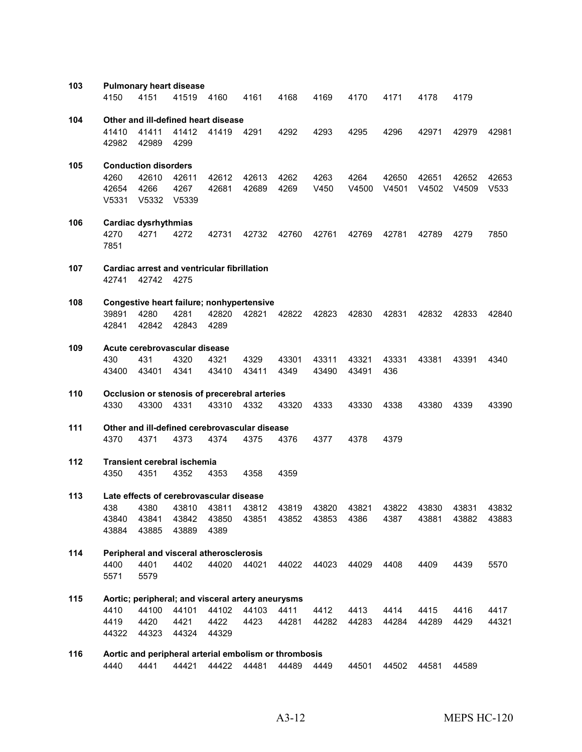**103 Pulmonary heart disease**

4150 4151 41519 4160 4161 4168 4169 4170 4171 4178 4179

**104 Other and ill-defined heart disease**

41410 41411 41412 41419 4291 4292 4293 4295 4296 42971 42979 42981
42982 42989 4299

**105 Conduction disorders**

4260 42610 42611 42612 42613 4262 4263 4264 42650 42651 42652 42653
42654 4266 4267 42681 42689 4269 V450 V4500 V4501 V4502 V4509 V533
V5331 V5332 V5339

**106 Cardiac dysrhythmias**

4270 4271 4272 42731 42732 42760 42761 42769 42781 42789 4279 7850
7851

**107 Cardiac arrest and ventricular fibrillation**

42741 42742 4275

**108 Congestive heart failure; nonhypertensive**

39891 4280 4281 42820 42821 42822 42823 42830 42831 42832 42833 42840
42841 42842 42843 4289

**109 Acute cerebrovascular disease**

430 431 4320 4321 4329 43301 43311 43321 43331 43381 43391 4340
43400 43401 4341 43410 43411 4349 43490 43491 436

**110 Occlusion or stenosis of precerebral arteries**

4330 43300 4331 43310 4332 43320 4333 43330 4338 43380 4339 43390

**111 Other and ill-defined cerebrovascular disease**

4370 4371 4373 4374 4375 4376 4377 4378 4379

**112 Transient cerebral ischemia**

4350 4351 4352 4353 4358 4359

**113 Late effects of cerebrovascular disease**

438 4380 43810 43811 43812 43819 43820 43821 43822 43830 43831 43832
43840 43841 43842 43850 43851 43852 43853 4386 4387 43881 43882 43883
43884 43885 43889 4389

**114 Peripheral and visceral atherosclerosis**

4400 4401 4402 44020 44021 44022 44023 44029 4408 4409 4439 5570
5571 5579

**115 Aortic; peripheral; and visceral artery aneurysms**

4410 44100 44101 44102 44103 4411 4412 4413 4414 4415 4416 4417
4419 4420 4421 4422 4423 44281 44282 44283 44284 44289 4429 44321
44322 44323 44324 44329

**116 Aortic and peripheral arterial embolism or thrombosis**

4440 4441 44421 44422 44481 44489 4449 44501 44502 44581 44589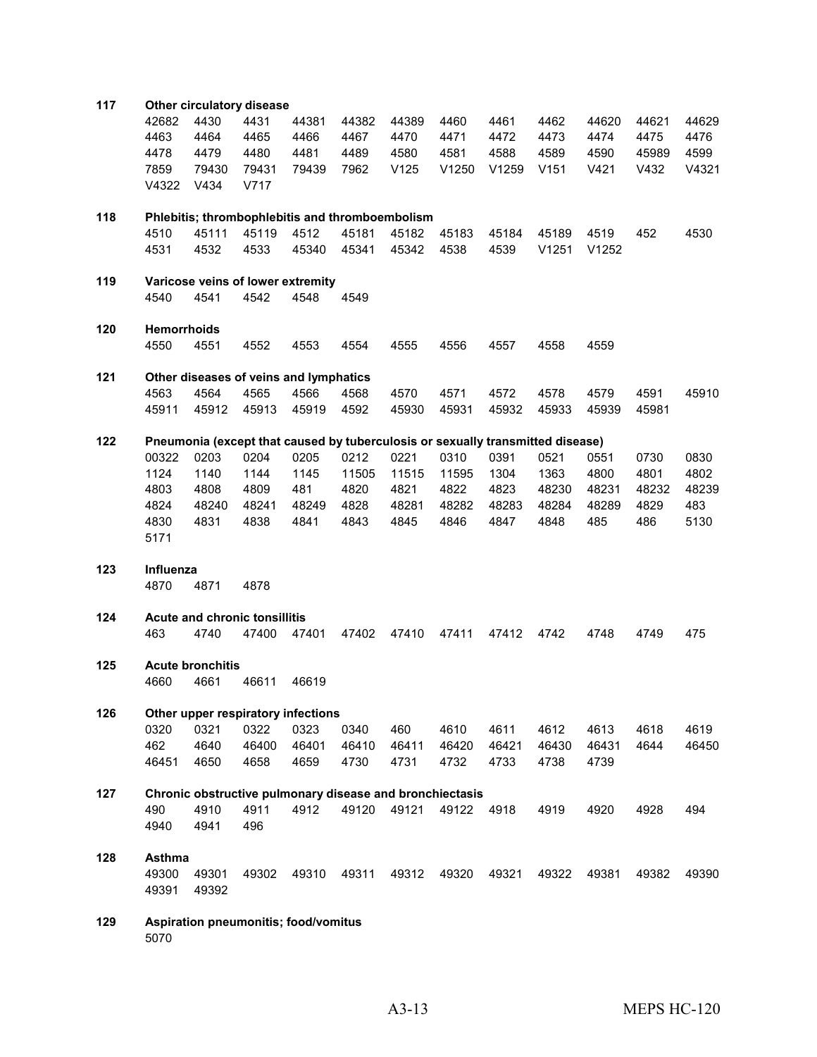**117 Other circulatory disease**

42682 4430 4431 44381 44382 44389 4460 4461 4462 44620 44621 44629
4463 4464 4465 4466 4467 4470 4471 4472 4473 4474 4475 4476
4478 4479 4480 4481 4489 4580 4581 4588 4589 4590 45989 4599
7859 79430 79431 79439 7962 V125 V1250 V1259 V151 V421 V432 V4321
V4322 V434 V717

**118 Phlebitis; thrombophlebitis and thromboembolism**

4510 45111 45119 4512 45181 45182 45183 45184 45189 4519 452 4530
4531 4532 4533 45340 45341 45342 4538 4539 V1251 V1252

**119 Varicose veins of lower extremity**

4540 4541 4542 4548 4549

**120 Hemorrhoids**

4550 4551 4552 4553 4554 4555 4556 4557 4558 4559

**121 Other diseases of veins and lymphatics**

4563 4564 4565 4566 4568 4570 4571 4572 4578 4579 4591 45910
45911 45912 45913 45919 4592 45930 45931 45932 45933 45939 45981

**122 Pneumonia (except that caused by tuberculosis or sexually transmitted disease)**

00322 0203 0204 0205 0212 0221 0310 0391 0521 0551 0730 0830
1124 1140 1144 1145 11505 11515 11595 1304 1363 4800 4801 4802
4803 4808 4809 481 4820 4821 4822 4823 48230 48231 48232 48239
4824 48240 48241 48249 4828 48281 48282 48283 48284 48289 4829 483
4830 4831 4838 4841 4843 4845 4846 4847 4848 485 486 5130
5171

**123 Influenza**

4870 4871 4878

**124 Acute and chronic tonsillitis**

463 4740 47400 47401 47402 47410 47411 47412 4742 4748 4749 475

**125 Acute bronchitis**

4660 4661 46611 46619

**126 Other upper respiratory infections**

0320 0321 0322 0323 0340 460 4610 4611 4612 4613 4618 4619
462 4640 46400 46401 46410 46411 46420 46421 46430 46431 4644 46450
46451 4650 4658 4659 4730 4731 4732 4733 4738 4739

**127 Chronic obstructive pulmonary disease and bronchiectasis**

490 4910 4911 4912 49120 49121 49122 4918 4919 4920 4928 494
4940 4941 496

**128 Asthma**

49300 49301 49302 49310 49311 49312 49320 49321 49322 49381 49382 49390
49391 49392

**129 Aspiration pneumonitis; food/vomitus**

5070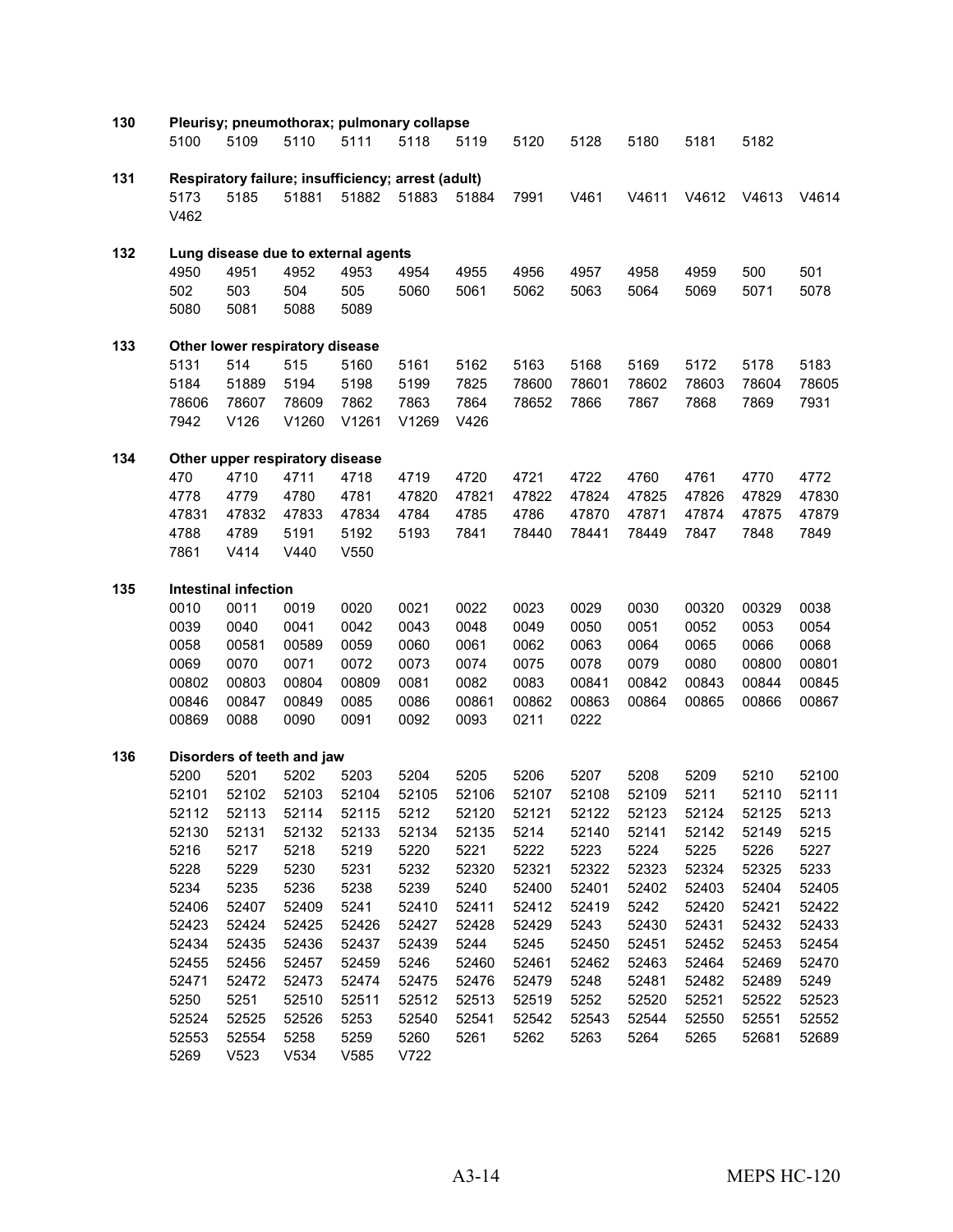**130 Pleurisy; pneumothorax; pulmonary collapse**

5100 5109 5110 5111 5118 5119 5120 5128 5180 5181 5182

**131 Respiratory failure; insufficiency; arrest (adult)**

5173 5185 51881 51882 51883 51884 7991 V461 V4611 V4612 V4613 V4614
V462

**132 Lung disease due to external agents**

4950 4951 4952 4953 4954 4955 4956 4957 4958 4959 500 501
502 503 504 505 5060 5061 5062 5063 5064 5069 5071 5078
5080 5081 5088 5089

**133 Other lower respiratory disease**

5131 514 515 5160 5161 5162 5163 5168 5169 5172 5178 5183
5184 51889 5194 5198 5199 7825 78600 78601 78602 78603 78604 78605
78606 78607 78609 7862 7863 7864 78652 7866 7867 7868 7869 7931
7942 V126 V1260 V1261 V1269 V426

**134 Other upper respiratory disease**

470 4710 4711 4718 4719 4720 4721 4722 4760 4761 4770 4772
4778 4779 4780 4781 47820 47821 47822 47824 47825 47826 47829 47830
47831 47832 47833 47834 4784 4785 4786 47870 47871 47874 47875 47879
4788 4789 5191 5192 5193 7841 78440 78441 78449 7847 7848 7849
7861 V414 V440 V550

**135 Intestinal infection**

0010 0011 0019 0020 0021 0022 0023 0029 0030 00320 00329 0038
0039 0040 0041 0042 0043 0048 0049 0050 0051 0052 0053 0054
0058 00581 00589 0059 0060 0061 0062 0063 0064 0065 0066 0068
0069 0070 0071 0072 0073 0074 0075 0078 0079 0080 00800 00801
00802 00803 00804 00809 0081 0082 0083 00841 00842 00843 00844 00845
00846 00847 00849 0085 0086 00861 00862 00863 00864 00865 00866 00867
00869 0088 0090 0091 0092 0093 0211 0222

**136 Disorders of teeth and jaw**

5200 5201 5202 5203 5204 5205 5206 5207 5208 5209 5210 52100
52101 52102 52103 52104 52105 52106 52107 52108 52109 5211 52110 52111
52112 52113 52114 52115 5212 52120 52121 52122 52123 52124 52125 5213
52130 52131 52132 52133 52134 52135 5214 52140 52141 52142 52149 5215
5216 5217 5218 5219 5220 5221 5222 5223 5224 5225 5226 5227
5228 5229 5230 5231 5232 52320 52321 52322 52323 52324 52325 5233
5234 5235 5236 5238 5239 5240 52400 52401 52402 52403 52404 52405
52406 52407 52409 5241 52410 52411 52412 52419 5242 52420 52421 52422
52423 52424 52425 52426 52427 52428 52429 5243 52430 52431 52432 52433
52434 52435 52436 52437 52439 5244 5245 52450 52451 52452 52453 52454
52455 52456 52457 52459 5246 52460 52461 52462 52463 52464 52469 52470
52471 52472 52473 52474 52475 52476 52479 5248 52481 52482 52489 5249
5250 5251 52510 52511 52512 52513 52519 5252 52520 52521 52522 52523
52524 52525 52526 5253 52540 52541 52542 52543 52544 52550 52551 52552
52553 52554 5258 5259 5260 5261 5262 5263 5264 5265 52681 52689
5269 V523 V534 V585 V722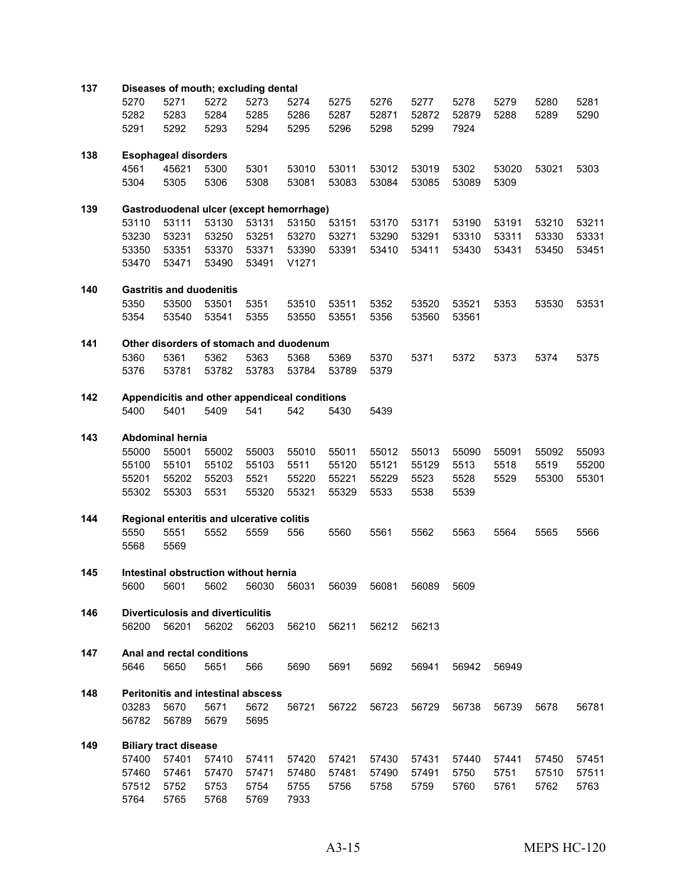**137 Diseases of mouth; excluding dental**

5270 5271 5272 5273 5274 5275 5276 5277 5278 5279 5280 5281
5282 5283 5284 5285 5286 5287 52871 52872 52879 5288 5289 5290
5291 5292 5293 5294 5295 5296 5298 5299 7924

**138 Esophageal disorders**

4561 45621 5300 5301 53010 53011 53012 53019 5302 53020 53021 5303
5304 5305 5306 5308 53081 53083 53084 53085 53089 5309

**139 Gastroduodenal ulcer (except hemorrhage)**

53110 53111 53130 53131 53150 53151 53170 53171 53190 53191 53210 53211
53230 53231 53250 53251 53270 53271 53290 53291 53310 53311 53330 53331
53350 53351 53370 53371 53390 53391 53410 53411 53430 53431 53450 53451
53470 53471 53490 53491 V1271

**140 Gastritis and duodenitis**

5350 53500 53501 5351 53510 53511 5352 53520 53521 5353 53530 53531
5354 53540 53541 5355 53550 53551 5356 53560 53561

**141 Other disorders of stomach and duodenum**

5360 5361 5362 5363 5368 5369 5370 5371 5372 5373 5374 5375
5376 53781 53782 53783 53784 53789 5379

**142 Appendicitis and other appendiceal conditions**

5400 5401 5409 541 542 5430 5439

**143 Abdominal hernia**

55000 55001 55002 55003 55010 55011 55012 55013 55090 55091 55092 55093
55100 55101 55102 55103 5511 55120 55121 55129 5513 5518 5519 55200
55201 55202 55203 5521 55220 55221 55229 5523 5528 5529 55300 55301
55302 55303 5531 55320 55321 55329 5533 5538 5539

**144 Regional enteritis and ulcerative colitis**

5550 5551 5552 5559 556 5560 5561 5562 5563 5564 5565 5566
5568 5569

**145 Intestinal obstruction without hernia**

5600 5601 5602 56030 56031 56039 56081 56089 5609

**146 Diverticulosis and diverticulitis**

56200 56201 56202 56203 56210 56211 56212 56213

**147 Anal and rectal conditions**

5646 5650 5651 566 5690 5691 5692 56941 56942 56949

**148 Peritonitis and intestinal abscess**

03283 5670 5671 5672 56721 56722 56723 56729 56738 56739 5678 56781
56782 56789 5679 5695

**149 Biliary tract disease**

57400 57401 57410 57411 57420 57421 57430 57431 57440 57441 57450 57451
57460 57461 57470 57471 57480 57481 57490 57491 5750 5751 57510 57511
57512 5752 5753 5754 5755 5756 5758 5759 5760 5761 5762 5763
5764 5765 5768 5769 7933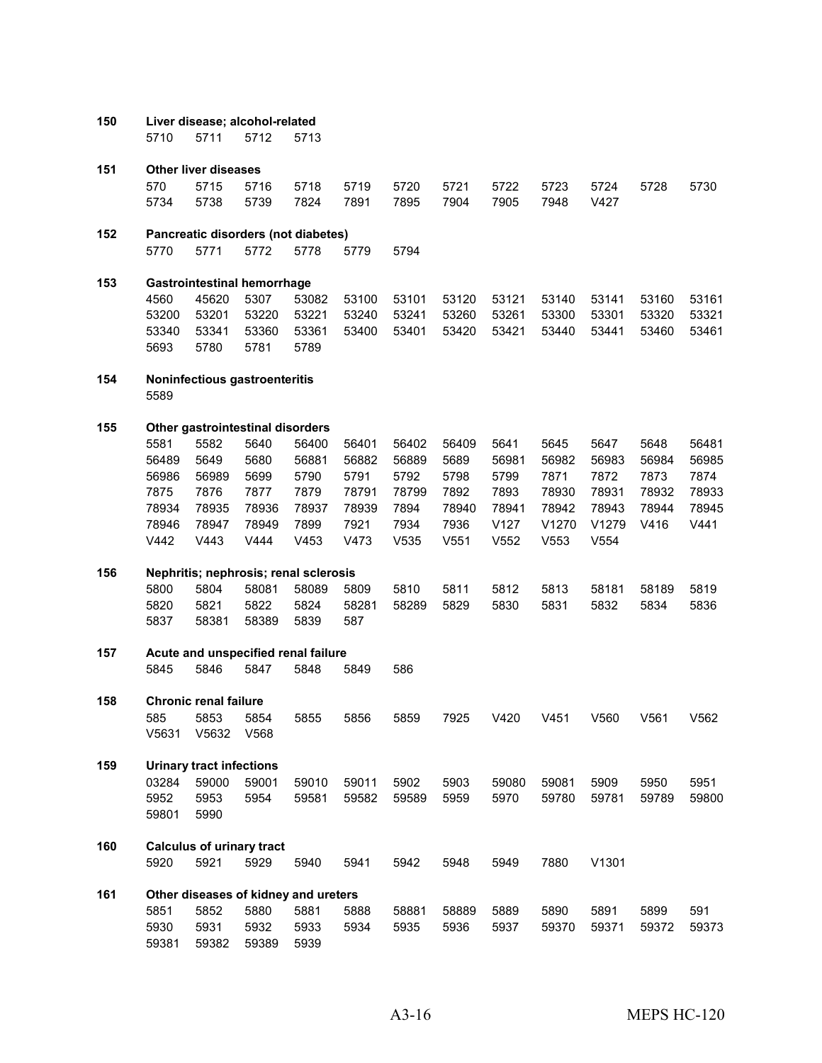**150 Liver disease; alcohol-related**

5710 5711 5712 5713

**151 Other liver diseases**

570 5715 5716 5718 5719 5720 5721 5722 5723 5724 5728 5730
5734 5738 5739 7824 7891 7895 7904 7905 7948 V427

**152 Pancreatic disorders (not diabetes)**

5770 5771 5772 5778 5779 5794

**153 Gastrointestinal hemorrhage**

4560 45620 5307 53082 53100 53101 53120 53121 53140 53141 53160 53161
53200 53201 53220 53221 53240 53241 53260 53261 53300 53301 53320 53321
53340 53341 53360 53361 53400 53401 53420 53421 53440 53441 53460 53461
5693 5780 5781 5789

**154 Noninfectious gastroenteritis**

5589

**155 Other gastrointestinal disorders**

5581 5582 5640 56400 56401 56402 56409 5641 5645 5647 5648 56481
56489 5649 5680 56881 56882 56889 5689 56981 56982 56983 56984 56985
56986 56989 5699 5790 5791 5792 5798 5799 7871 7872 7873 7874
7875 7876 7877 7879 78791 78799 7892 7893 78930 78931 78932 78933
78934 78935 78936 78937 78939 7894 78940 78941 78942 78943 78944 78945
78946 78947 78949 7899 7921 7934 7936 V127 V1270 V1279 V416 V441
V442 V443 V444 V453 V473 V535 V551 V552 V553 V554

**156 Nephritis; nephrosis; renal sclerosis**

5800 5804 58081 58089 5809 5810 5811 5812 5813 58181 58189 5819
5820 5821 5822 5824 58281 58289 5829 5830 5831 5832 5834 5836
5837 58381 58389 5839 587

**157 Acute and unspecified renal failure**

5845 5846 5847 5848 5849 586

**158 Chronic renal failure**

585 5853 5854 5855 5856 5859 7925 V420 V451 V560 V561 V562
V5631 V5632 V568

**159 Urinary tract infections**

03284 59000 59001 59010 59011 5902 5903 59080 59081 5909 5950 5951
5952 5953 5954 59581 59582 59589 5959 5970 59780 59781 59789 59800
59801 5990

**160 Calculus of urinary tract**

5920 5921 5929 5940 5941 5942 5948 5949 7880 V1301

**161 Other diseases of kidney and ureters**

5851 5852 5880 5881 5888 58881 58889 5889 5890 5891 5899 591
5930 5931 5932 5933 5934 5935 5936 5937 59370 59371 59372 59373
59381 59382 59389 5939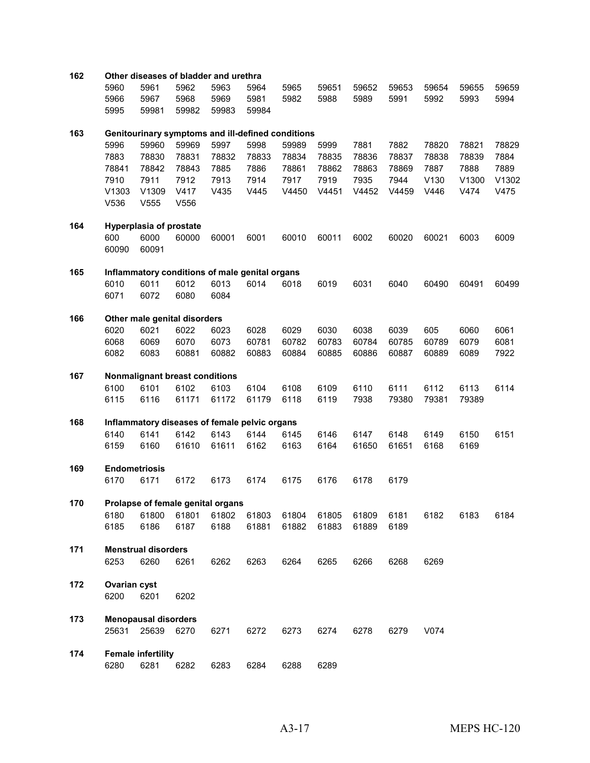**162 Other diseases of bladder and urethra**

5960 5961 5962 5963 5964 5965 59651 59652 59653 59654 59655 59659
5966 5967 5968 5969 5981 5982 5988 5989 5991 5992 5993 5994
5995 59981 59982 59983 59984

**163 Genitourinary symptoms and ill-defined conditions**

5996 59960 59969 5997 5998 59989 5999 7881 7882 78820 78821 78829
7883 78830 78831 78832 78833 78834 78835 78836 78837 78838 78839 7884
78841 78842 78843 7885 7886 78861 78862 78863 78869 7887 7888 7889
7910 7911 7912 7913 7914 7917 7919 7935 7944 V130 V1300 V1302
V1303 V1309 V417 V435 V445 V4450 V4451 V4452 V4459 V446 V474 V475
V536 V555 V556

**164 Hyperplasia of prostate**

600 6000 60000 60001 6001 60010 60011 6002 60020 60021 6003 6009
60090 60091

**165 Inflammatory conditions of male genital organs**

6010 6011 6012 6013 6014 6018 6019 6031 6040 60490 60491 60499
6071 6072 6080 6084

**166 Other male genital disorders**

6020 6021 6022 6023 6028 6029 6030 6038 6039 605 6060 6061
6068 6069 6070 6073 60781 60782 60783 60784 60785 60789 6079 6081
6082 6083 60881 60882 60883 60884 60885 60886 60887 60889 6089 7922

**167 Nonmalignant breast conditions**

6100 6101 6102 6103 6104 6108 6109 6110 6111 6112 6113 6114
6115 6116 61171 61172 61179 6118 6119 7938 79380 79381 79389

**168 Inflammatory diseases of female pelvic organs**

6140 6141 6142 6143 6144 6145 6146 6147 6148 6149 6150 6151
6159 6160 61610 61611 6162 6163 6164 61650 61651 6168 6169

**169 Endometriosis**

6170 6171 6172 6173 6174 6175 6176 6178 6179

**170 Prolapse of female genital organs**

6180 61800 61801 61802 61803 61804 61805 61809 6181 6182 6183 6184
6185 6186 6187 6188 61881 61882 61883 61889 6189

**171 Menstrual disorders**

6253 6260 6261 6262 6263 6264 6265 6266 6268 6269

**172 Ovarian cyst**

6200 6201 6202

**173 Menopausal disorders**

25631 25639 6270 6271 6272 6273 6274 6278 6279 V074

**174 Female infertility**

6280 6281 6282 6283 6284 6288 6289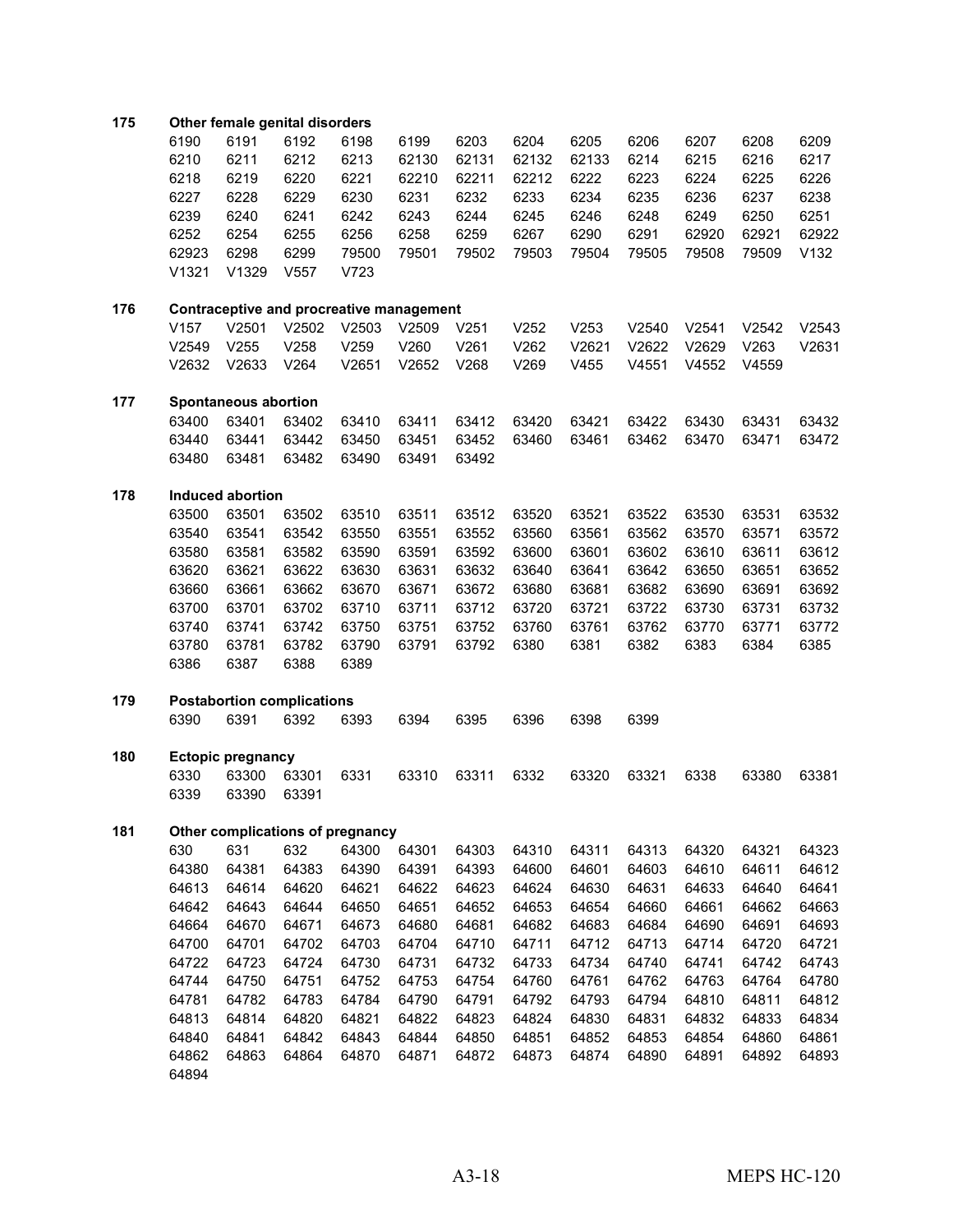**175 Other female genital disorders**

| | | | | | | | | | | | |
|---|---|---|---|---|---|---|---|---|---|---|---|
| 6190 | 6191 | 6192 | 6198 | 6199 | 6203 | 6204 | 6205 | 6206 | 6207 | 6208 | 6209 |
| 6210 | 6211 | 6212 | 6213 | 62130 | 62131 | 62132 | 62133 | 6214 | 6215 | 6216 | 6217 |
| 6218 | 6219 | 6220 | 6221 | 62210 | 62211 | 62212 | 6222 | 6223 | 6224 | 6225 | 6226 |
| 6227 | 6228 | 6229 | 6230 | 6231 | 6232 | 6233 | 6234 | 6235 | 6236 | 6237 | 6238 |
| 6239 | 6240 | 6241 | 6242 | 6243 | 6244 | 6245 | 6246 | 6248 | 6249 | 6250 | 6251 |
| 6252 | 6254 | 6255 | 6256 | 6258 | 6259 | 6267 | 6290 | 6291 | 62920 | 62921 | 62922 |
| 62923 | 6298 | 6299 | 79500 | 79501 | 79502 | 79503 | 79504 | 79505 | 79508 | 79509 | V132 |
| V1321 | V1329 | V557 | V723 | | | | | | | | |

**176 Contraceptive and procreative management**

| | | | | | | | | | | | |
|---|---|---|---|---|---|---|---|---|---|---|---|
| V157 | V2501 | V2502 | V2503 | V2509 | V251 | V252 | V253 | V2540 | V2541 | V2542 | V2543 |
| V2549 | V255 | V258 | V259 | V260 | V261 | V262 | V2621 | V2622 | V2629 | V263 | V2631 |
| V2632 | V2633 | V264 | V2651 | V2652 | V268 | V269 | V455 | V4551 | V4552 | V4559 | |

**177 Spontaneous abortion**

| | | | | | | | | | | | |
|---|---|---|---|---|---|---|---|---|---|---|---|
| 63400 | 63401 | 63402 | 63410 | 63411 | 63412 | 63420 | 63421 | 63422 | 63430 | 63431 | 63432 |
| 63440 | 63441 | 63442 | 63450 | 63451 | 63452 | 63460 | 63461 | 63462 | 63470 | 63471 | 63472 |
| 63480 | 63481 | 63482 | 63490 | 63491 | 63492 | | | | | | |

**178 Induced abortion**

| | | | | | | | | | | | |
|---|---|---|---|---|---|---|---|---|---|---|---|
| 63500 | 63501 | 63502 | 63510 | 63511 | 63512 | 63520 | 63521 | 63522 | 63530 | 63531 | 63532 |
| 63540 | 63541 | 63542 | 63550 | 63551 | 63552 | 63560 | 63561 | 63562 | 63570 | 63571 | 63572 |
| 63580 | 63581 | 63582 | 63590 | 63591 | 63592 | 63600 | 63601 | 63602 | 63610 | 63611 | 63612 |
| 63620 | 63621 | 63622 | 63630 | 63631 | 63632 | 63640 | 63641 | 63642 | 63650 | 63651 | 63652 |
| 63660 | 63661 | 63662 | 63670 | 63671 | 63672 | 63680 | 63681 | 63682 | 63690 | 63691 | 63692 |
| 63700 | 63701 | 63702 | 63710 | 63711 | 63712 | 63720 | 63721 | 63722 | 63730 | 63731 | 63732 |
| 63740 | 63741 | 63742 | 63750 | 63751 | 63752 | 63760 | 63761 | 63762 | 63770 | 63771 | 63772 |
| 63780 | 63781 | 63782 | 63790 | 63791 | 63792 | 6380 | 6381 | 6382 | 6383 | 6384 | 6385 |
| 6386 | 6387 | 6388 | 6389 | | | | | | | | |

**179 Postabortion complications**

| | | | | | | | | |
|---|---|---|---|---|---|---|---|---|
| 6390 | 6391 | 6392 | 6393 | 6394 | 6395 | 6396 | 6398 | 6399 |

**180 Ectopic pregnancy**

| | | | | | | | | | | | |
|---|---|---|---|---|---|---|---|---|---|---|---|
| 6330 | 63300 | 63301 | 6331 | 63310 | 63311 | 6332 | 63320 | 63321 | 6338 | 63380 | 63381 |
| 6339 | 63390 | 63391 | | | | | | | | | |

**181 Other complications of pregnancy**

| | | | | | | | | | | | |
|---|---|---|---|---|---|---|---|---|---|---|---|
| 630 | 631 | 632 | 64300 | 64301 | 64303 | 64310 | 64311 | 64313 | 64320 | 64321 | 64323 |
| 64380 | 64381 | 64383 | 64390 | 64391 | 64393 | 64600 | 64601 | 64603 | 64610 | 64611 | 64612 |
| 64613 | 64614 | 64620 | 64621 | 64622 | 64623 | 64624 | 64630 | 64631 | 64633 | 64640 | 64641 |
| 64642 | 64643 | 64644 | 64650 | 64651 | 64652 | 64653 | 64654 | 64660 | 64661 | 64662 | 64663 |
| 64664 | 64670 | 64671 | 64673 | 64680 | 64681 | 64682 | 64683 | 64684 | 64690 | 64691 | 64693 |
| 64700 | 64701 | 64702 | 64703 | 64704 | 64710 | 64711 | 64712 | 64713 | 64714 | 64720 | 64721 |
| 64722 | 64723 | 64724 | 64730 | 64731 | 64732 | 64733 | 64734 | 64740 | 64741 | 64742 | 64743 |
| 64744 | 64750 | 64751 | 64752 | 64753 | 64754 | 64760 | 64761 | 64762 | 64763 | 64764 | 64780 |
| 64781 | 64782 | 64783 | 64784 | 64790 | 64791 | 64792 | 64793 | 64794 | 64810 | 64811 | 64812 |
| 64813 | 64814 | 64820 | 64821 | 64822 | 64823 | 64824 | 64830 | 64831 | 64832 | 64833 | 64834 |
| 64840 | 64841 | 64842 | 64843 | 64844 | 64850 | 64851 | 64852 | 64853 | 64854 | 64860 | 64861 |
| 64862 | 64863 | 64864 | 64870 | 64871 | 64872 | 64873 | 64874 | 64890 | 64891 | 64892 | 64893 |
| 64894 | | | | | | | | | | | |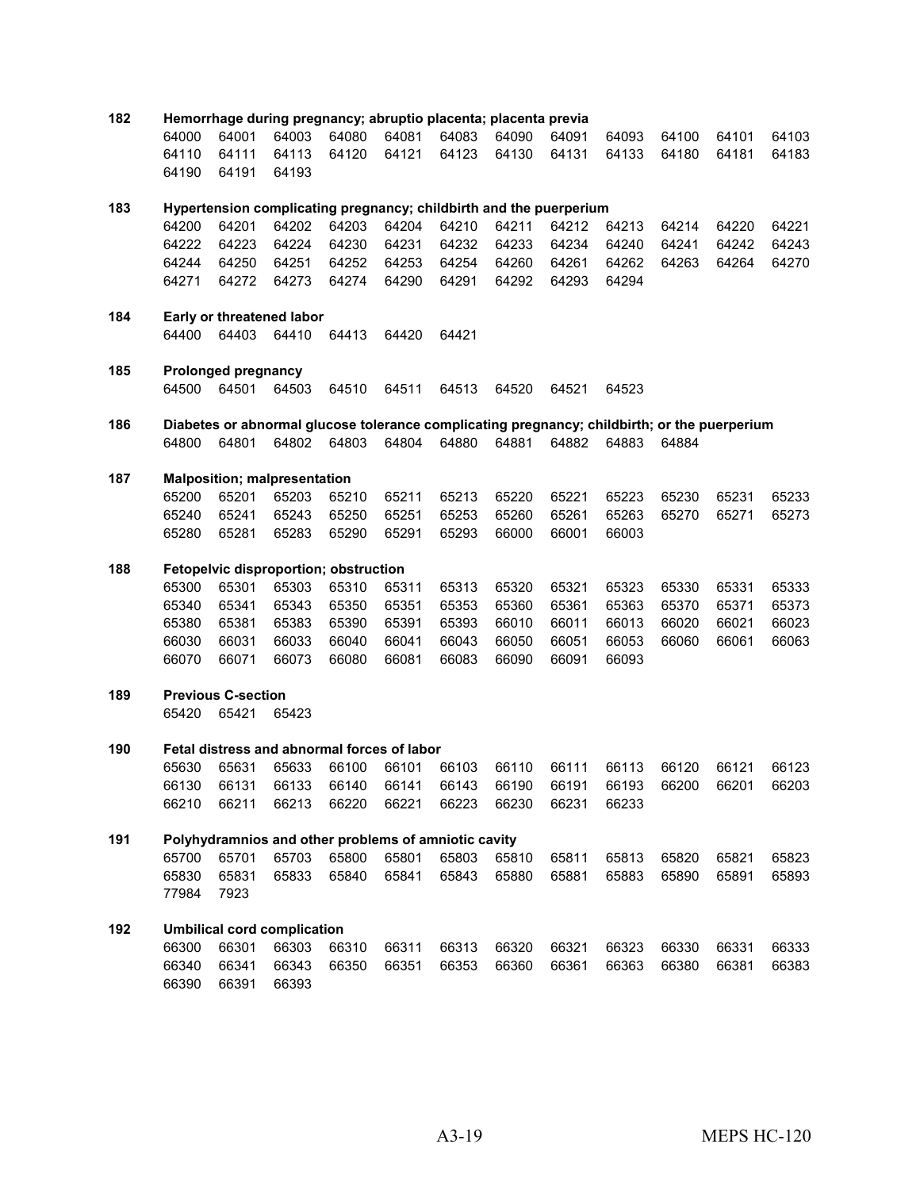**182 Hemorrhage during pregnancy; abruptio placenta; placenta previa**

64000 64001 64003 64080 64081 64083 64090 64091 64093 64100 64101 64103
64110 64111 64113 64120 64121 64123 64130 64131 64133 64180 64181 64183
64190 64191 64193

**183 Hypertension complicating pregnancy; childbirth and the puerperium**

64200 64201 64202 64203 64204 64210 64211 64212 64213 64214 64220 64221
64222 64223 64224 64230 64231 64232 64233 64234 64240 64241 64242 64243
64244 64250 64251 64252 64253 64254 64260 64261 64262 64263 64264 64270
64271 64272 64273 64274 64290 64291 64292 64293 64294

**184 Early or threatened labor**

64400 64403 64410 64413 64420 64421

**185 Prolonged pregnancy**

64500 64501 64503 64510 64511 64513 64520 64521 64523

**186 Diabetes or abnormal glucose tolerance complicating pregnancy; childbirth; or the puerperium**

64800 64801 64802 64803 64804 64880 64881 64882 64883 64884

**187 Malposition; malpresentation**

65200 65201 65203 65210 65211 65213 65220 65221 65223 65230 65231 65233
65240 65241 65243 65250 65251 65253 65260 65261 65263 65270 65271 65273
65280 65281 65283 65290 65291 65293 66000 66001 66003

**188 Fetopelvic disproportion; obstruction**

65300 65301 65303 65310 65311 65313 65320 65321 65323 65330 65331 65333
65340 65341 65343 65350 65351 65353 65360 65361 65363 65370 65371 65373
65380 65381 65383 65390 65391 65393 66010 66011 66013 66020 66021 66023
66030 66031 66033 66040 66041 66043 66050 66051 66053 66060 66061 66063
66070 66071 66073 66080 66081 66083 66090 66091 66093

**189 Previous C-section**

65420 65421 65423

**190 Fetal distress and abnormal forces of labor**

65630 65631 65633 66100 66101 66103 66110 66111 66113 66120 66121 66123
66130 66131 66133 66140 66141 66143 66190 66191 66193 66200 66201 66203
66210 66211 66213 66220 66221 66223 66230 66231 66233

**191 Polyhydramnios and other problems of amniotic cavity**

65700 65701 65703 65800 65801 65803 65810 65811 65813 65820 65821 65823
65830 65831 65833 65840 65841 65843 65880 65881 65883 65890 65891 65893
77984 7923

**192 Umbilical cord complication**

66300 66301 66303 66310 66311 66313 66320 66321 66323 66330 66331 66333
66340 66341 66343 66350 66351 66353 66360 66361 66363 66380 66381 66383
66390 66391 66393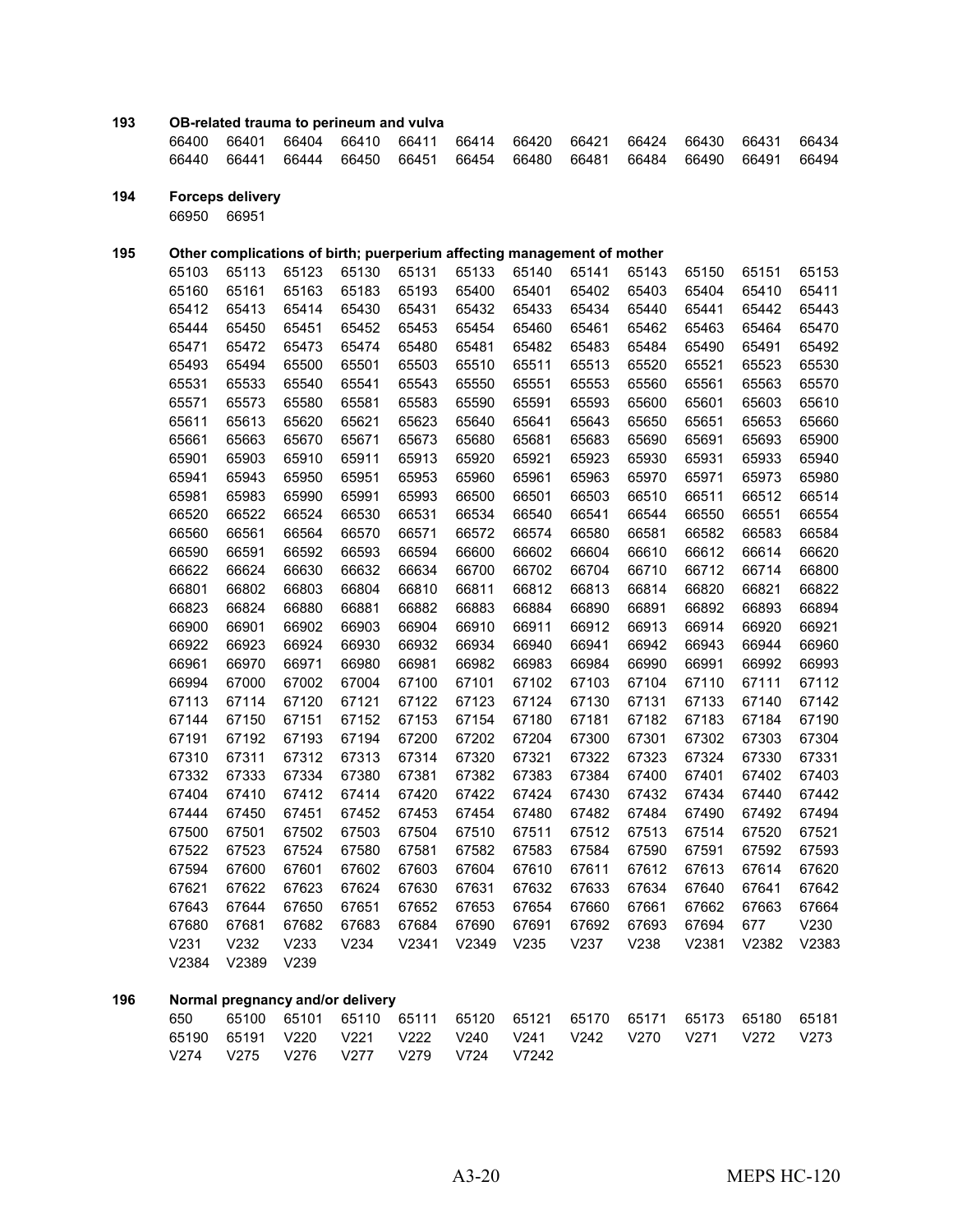**193 OB-related trauma to perineum and vulva**

| | | | | | | | | | | | |
|---|---|---|---|---|---|---|---|---|---|---|---|
| 66400 | 66401 | 66404 | 66410 | 66411 | 66414 | 66420 | 66421 | 66424 | 66430 | 66431 | 66434 |
| 66440 | 66441 | 66444 | 66450 | 66451 | 66454 | 66480 | 66481 | 66484 | 66490 | 66491 | 66494 |

**194 Forceps delivery**

| | |
|---|---|
| 66950 | 66951 |

**195 Other complications of birth; puerperium affecting management of mother**

| | | | | | | | | | | | |
|---|---|---|---|---|---|---|---|---|---|---|---|
| 65103 | 65113 | 65123 | 65130 | 65131 | 65133 | 65140 | 65141 | 65143 | 65150 | 65151 | 65153 |
| 65160 | 65161 | 65163 | 65183 | 65193 | 65400 | 65401 | 65402 | 65403 | 65404 | 65410 | 65411 |
| 65412 | 65413 | 65414 | 65430 | 65431 | 65432 | 65433 | 65434 | 65440 | 65441 | 65442 | 65443 |
| 65444 | 65450 | 65451 | 65452 | 65453 | 65454 | 65460 | 65461 | 65462 | 65463 | 65464 | 65470 |
| 65471 | 65472 | 65473 | 65474 | 65480 | 65481 | 65482 | 65483 | 65484 | 65490 | 65491 | 65492 |
| 65493 | 65494 | 65500 | 65501 | 65503 | 65510 | 65511 | 65513 | 65520 | 65521 | 65523 | 65530 |
| 65531 | 65533 | 65540 | 65541 | 65543 | 65550 | 65551 | 65553 | 65560 | 65561 | 65563 | 65570 |
| 65571 | 65573 | 65580 | 65581 | 65583 | 65590 | 65591 | 65593 | 65600 | 65601 | 65603 | 65610 |
| 65611 | 65613 | 65620 | 65621 | 65623 | 65640 | 65641 | 65643 | 65650 | 65651 | 65653 | 65660 |
| 65661 | 65663 | 65670 | 65671 | 65673 | 65680 | 65681 | 65683 | 65690 | 65691 | 65693 | 65900 |
| 65901 | 65903 | 65910 | 65911 | 65913 | 65920 | 65921 | 65923 | 65930 | 65931 | 65933 | 65940 |
| 65941 | 65943 | 65950 | 65951 | 65953 | 65960 | 65961 | 65963 | 65970 | 65971 | 65973 | 65980 |
| 65981 | 65983 | 65990 | 65991 | 65993 | 66500 | 66501 | 66503 | 66510 | 66511 | 66512 | 66514 |
| 66520 | 66522 | 66524 | 66530 | 66531 | 66534 | 66540 | 66541 | 66544 | 66550 | 66551 | 66554 |
| 66560 | 66561 | 66564 | 66570 | 66571 | 66572 | 66574 | 66580 | 66581 | 66582 | 66583 | 66584 |
| 66590 | 66591 | 66592 | 66593 | 66594 | 66600 | 66602 | 66604 | 66610 | 66612 | 66614 | 66620 |
| 66622 | 66624 | 66630 | 66632 | 66634 | 66700 | 66702 | 66704 | 66710 | 66712 | 66714 | 66800 |
| 66801 | 66802 | 66803 | 66804 | 66810 | 66811 | 66812 | 66813 | 66814 | 66820 | 66821 | 66822 |
| 66823 | 66824 | 66880 | 66881 | 66882 | 66883 | 66884 | 66890 | 66891 | 66892 | 66893 | 66894 |
| 66900 | 66901 | 66902 | 66903 | 66904 | 66910 | 66911 | 66912 | 66913 | 66914 | 66920 | 66921 |
| 66922 | 66923 | 66924 | 66930 | 66932 | 66934 | 66940 | 66941 | 66942 | 66943 | 66944 | 66960 |
| 66961 | 66970 | 66971 | 66980 | 66981 | 66982 | 66983 | 66984 | 66990 | 66991 | 66992 | 66993 |
| 66994 | 67000 | 67002 | 67004 | 67100 | 67101 | 67102 | 67103 | 67104 | 67110 | 67111 | 67112 |
| 67113 | 67114 | 67120 | 67121 | 67122 | 67123 | 67124 | 67130 | 67131 | 67133 | 67140 | 67142 |
| 67144 | 67150 | 67151 | 67152 | 67153 | 67154 | 67180 | 67181 | 67182 | 67183 | 67184 | 67190 |
| 67191 | 67192 | 67193 | 67194 | 67200 | 67202 | 67204 | 67300 | 67301 | 67302 | 67303 | 67304 |
| 67310 | 67311 | 67312 | 67313 | 67314 | 67320 | 67321 | 67322 | 67323 | 67324 | 67330 | 67331 |
| 67332 | 67333 | 67334 | 67380 | 67381 | 67382 | 67383 | 67384 | 67400 | 67401 | 67402 | 67403 |
| 67404 | 67410 | 67412 | 67414 | 67420 | 67422 | 67424 | 67430 | 67432 | 67434 | 67440 | 67442 |
| 67444 | 67450 | 67451 | 67452 | 67453 | 67454 | 67480 | 67482 | 67484 | 67490 | 67492 | 67494 |
| 67500 | 67501 | 67502 | 67503 | 67504 | 67510 | 67511 | 67512 | 67513 | 67514 | 67520 | 67521 |
| 67522 | 67523 | 67524 | 67580 | 67581 | 67582 | 67583 | 67584 | 67590 | 67591 | 67592 | 67593 |
| 67594 | 67600 | 67601 | 67602 | 67603 | 67604 | 67610 | 67611 | 67612 | 67613 | 67614 | 67620 |
| 67621 | 67622 | 67623 | 67624 | 67630 | 67631 | 67632 | 67633 | 67634 | 67640 | 67641 | 67642 |
| 67643 | 67644 | 67650 | 67651 | 67652 | 67653 | 67654 | 67660 | 67661 | 67662 | 67663 | 67664 |
| 67680 | 67681 | 67682 | 67683 | 67684 | 67690 | 67691 | 67692 | 67693 | 67694 | 677 | V230 |
| V231 | V232 | V233 | V234 | V2341 | V2349 | V235 | V237 | V238 | V2381 | V2382 | V2383 |
| V2384 | V2389 | V239 | | | | | | | | | |

**196 Normal pregnancy and/or delivery**

| | | | | | | | | | | | |
|---|---|---|---|---|---|---|---|---|---|---|---|
| 650 | 65100 | 65101 | 65110 | 65111 | 65120 | 65121 | 65170 | 65171 | 65173 | 65180 | 65181 |
| 65190 | 65191 | V220 | V221 | V222 | V240 | V241 | V242 | V270 | V271 | V272 | V273 |
| V274 | V275 | V276 | V277 | V279 | V724 | V7242 | | | | | |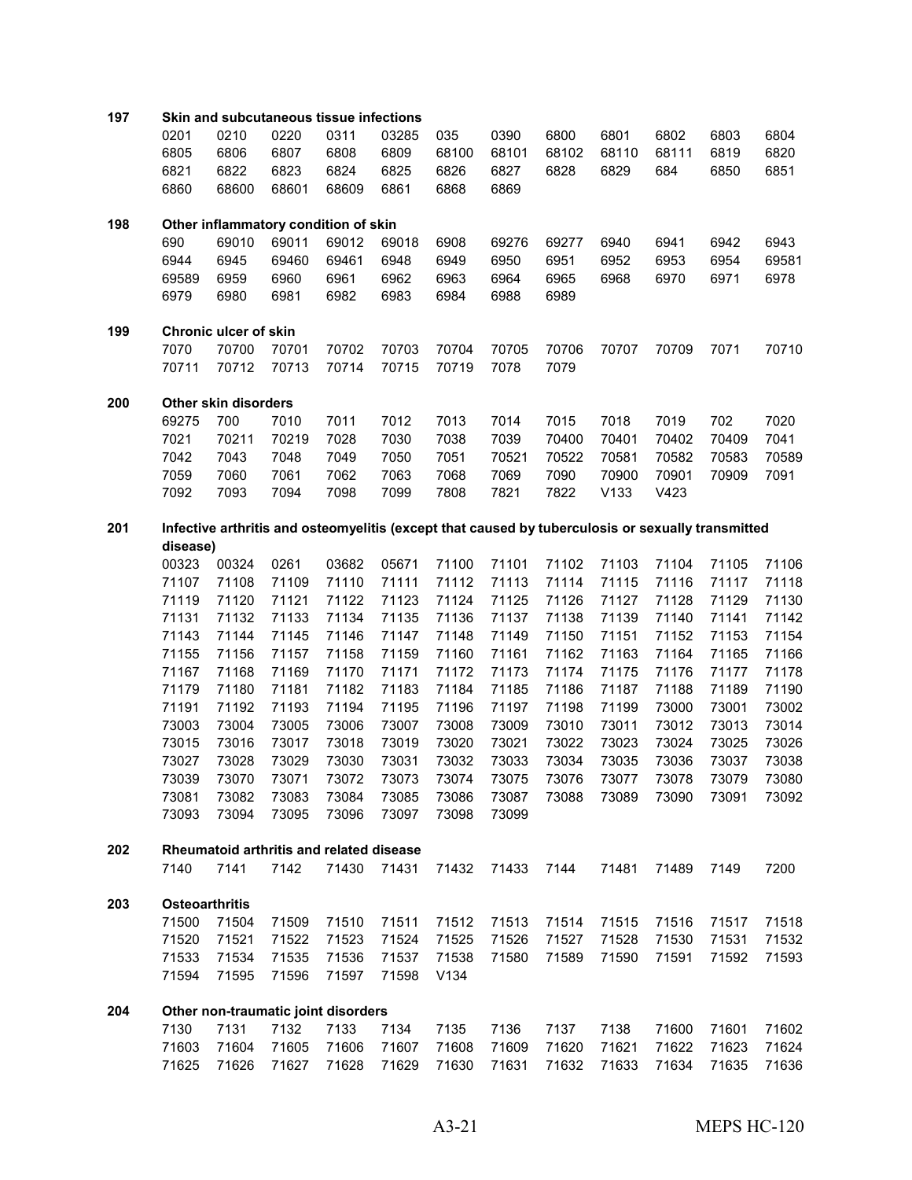**197 Skin and subcutaneous tissue infections**

0201 0210 0220 0311 03285 035 0390 6800 6801 6802 6803 6804
6805 6806 6807 6808 6809 68100 68101 68102 68110 68111 6819 6820
6821 6822 6823 6824 6825 6826 6827 6828 6829 684 6850 6851
6860 68600 68601 68609 6861 6868 6869

**198 Other inflammatory condition of skin**

690 69010 69011 69012 69018 6908 69276 69277 6940 6941 6942 6943
6944 6945 69460 69461 6948 6949 6950 6951 6952 6953 6954 69581
69589 6959 6960 6961 6962 6963 6964 6965 6968 6970 6971 6978
6979 6980 6981 6982 6983 6984 6988 6989

**199 Chronic ulcer of skin**

7070 70700 70701 70702 70703 70704 70705 70706 70707 70709 7071 70710
70711 70712 70713 70714 70715 70719 7078 7079

**200 Other skin disorders**

69275 700 7010 7011 7012 7013 7014 7015 7018 7019 702 7020
7021 70211 70219 7028 7030 7038 7039 70400 70401 70402 70409 7041
7042 7043 7048 7049 7050 7051 70521 70522 70581 70582 70583 70589
7059 7060 7061 7062 7063 7068 7069 7090 70900 70901 70909 7091
7092 7093 7094 7098 7099 7808 7821 7822 V133 V423

**201 Infective arthritis and osteomyelitis (except that caused by tuberculosis or sexually transmitted disease)**

00323 00324 0261 03682 05671 71100 71101 71102 71103 71104 71105 71106
71107 71108 71109 71110 71111 71112 71113 71114 71115 71116 71117 71118
71119 71120 71121 71122 71123 71124 71125 71126 71127 71128 71129 71130
71131 71132 71133 71134 71135 71136 71137 71138 71139 71140 71141 71142
71143 71144 71145 71146 71147 71148 71149 71150 71151 71152 71153 71154
71155 71156 71157 71158 71159 71160 71161 71162 71163 71164 71165 71166
71167 71168 71169 71170 71171 71172 71173 71174 71175 71176 71177 71178
71179 71180 71181 71182 71183 71184 71185 71186 71187 71188 71189 71190
71191 71192 71193 71194 71195 71196 71197 71198 71199 73000 73001 73002
73003 73004 73005 73006 73007 73008 73009 73010 73011 73012 73013 73014
73015 73016 73017 73018 73019 73020 73021 73022 73023 73024 73025 73026
73027 73028 73029 73030 73031 73032 73033 73034 73035 73036 73037 73038
73039 73070 73071 73072 73073 73074 73075 73076 73077 73078 73079 73080
73081 73082 73083 73084 73085 73086 73087 73088 73089 73090 73091 73092
73093 73094 73095 73096 73097 73098 73099

**202 Rheumatoid arthritis and related disease**

7140 7141 7142 71430 71431 71432 71433 7144 71481 71489 7149 7200

**203 Osteoarthritis**

71500 71504 71509 71510 71511 71512 71513 71514 71515 71516 71517 71518
71520 71521 71522 71523 71524 71525 71526 71527 71528 71530 71531 71532
71533 71534 71535 71536 71537 71538 71580 71589 71590 71591 71592 71593
71594 71595 71596 71597 71598 V134

**204 Other non-traumatic joint disorders**

7130 7131 7132 7133 7134 7135 7136 7137 7138 71600 71601 71602
71603 71604 71605 71606 71607 71608 71609 71620 71621 71622 71623 71624
71625 71626 71627 71628 71629 71630 71631 71632 71633 71634 71635 71636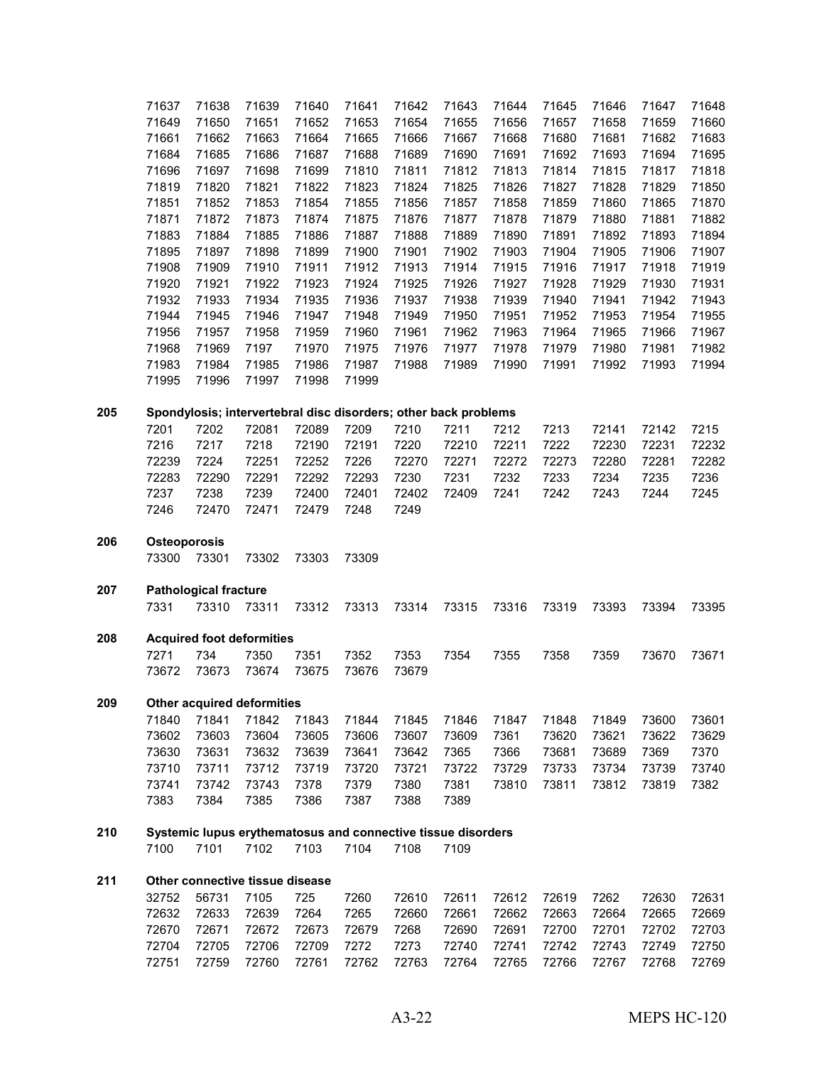71637 71638 71639 71640 71641 71642 71643 71644 71645 71646 71647 71648
71649 71650 71651 71652 71653 71654 71655 71656 71657 71658 71659 71660
71661 71662 71663 71664 71665 71666 71667 71668 71680 71681 71682 71683
71684 71685 71686 71687 71688 71689 71690 71691 71692 71693 71694 71695
71696 71697 71698 71699 71810 71811 71812 71813 71814 71815 71817 71818
71819 71820 71821 71822 71823 71824 71825 71826 71827 71828 71829 71850
71851 71852 71853 71854 71855 71856 71857 71858 71859 71860 71865 71870
71871 71872 71873 71874 71875 71876 71877 71878 71879 71880 71881 71882
71883 71884 71885 71886 71887 71888 71889 71890 71891 71892 71893 71894
71895 71897 71898 71899 71900 71901 71902 71903 71904 71905 71906 71907
71908 71909 71910 71911 71912 71913 71914 71915 71916 71917 71918 71919
71920 71921 71922 71923 71924 71925 71926 71927 71928 71929 71930 71931
71932 71933 71934 71935 71936 71937 71938 71939 71940 71941 71942 71943
71944 71945 71946 71947 71948 71949 71950 71951 71952 71953 71954 71955
71956 71957 71958 71959 71960 71961 71962 71963 71964 71965 71966 71967
71968 71969 7197 71970 71975 71976 71977 71978 71979 71980 71981 71982
71983 71984 71985 71986 71987 71988 71989 71990 71991 71992 71993 71994
71995 71996 71997 71998 71999

**205 Spondylosis; intervertebral disc disorders; other back problems**

7201 7202 72081 72089 7209 7210 7211 7212 7213 72141 72142 7215
7216 7217 7218 72190 72191 7220 72210 72211 7222 72230 72231 72232
72239 7224 72251 72252 7226 72270 72271 72272 72273 72280 72281 72282
72283 72290 72291 72292 72293 7230 7231 7232 7233 7234 7235 7236
7237 7238 7239 72400 72401 72402 72409 7241 7242 7243 7244 7245
7246 72470 72471 72479 7248 7249

**206 Osteoporosis**

73300 73301 73302 73303 73309

**207 Pathological fracture**

7331 73310 73311 73312 73313 73314 73315 73316 73319 73393 73394 73395

**208 Acquired foot deformities**

7271 734 7350 7351 7352 7353 7354 7355 7358 7359 73670 73671
73672 73673 73674 73675 73676 73679

**209 Other acquired deformities**

71840 71841 71842 71843 71844 71845 71846 71847 71848 71849 73600 73601
73602 73603 73604 73605 73606 73607 73609 7361 73620 73621 73622 73629
73630 73631 73632 73639 73641 73642 7365 7366 73681 73689 7369 7370
73710 73711 73712 73719 73720 73721 73722 73729 73733 73734 73739 73740
73741 73742 73743 7378 7379 7380 7381 73810 73811 73812 73819 7382
7383 7384 7385 7386 7387 7388 7389

**210 Systemic lupus erythematosus and connective tissue disorders**

7100 7101 7102 7103 7104 7108 7109

**211 Other connective tissue disease**

32752 56731 7105 725 7260 72610 72611 72612 72619 7262 72630 72631
72632 72633 72639 7264 7265 72660 72661 72662 72663 72664 72665 72669
72670 72671 72672 72673 72679 7268 72690 72691 72700 72701 72702 72703
72704 72705 72706 72709 7272 7273 72740 72741 72742 72743 72749 72750
72751 72759 72760 72761 72762 72763 72764 72765 72766 72767 72768 72769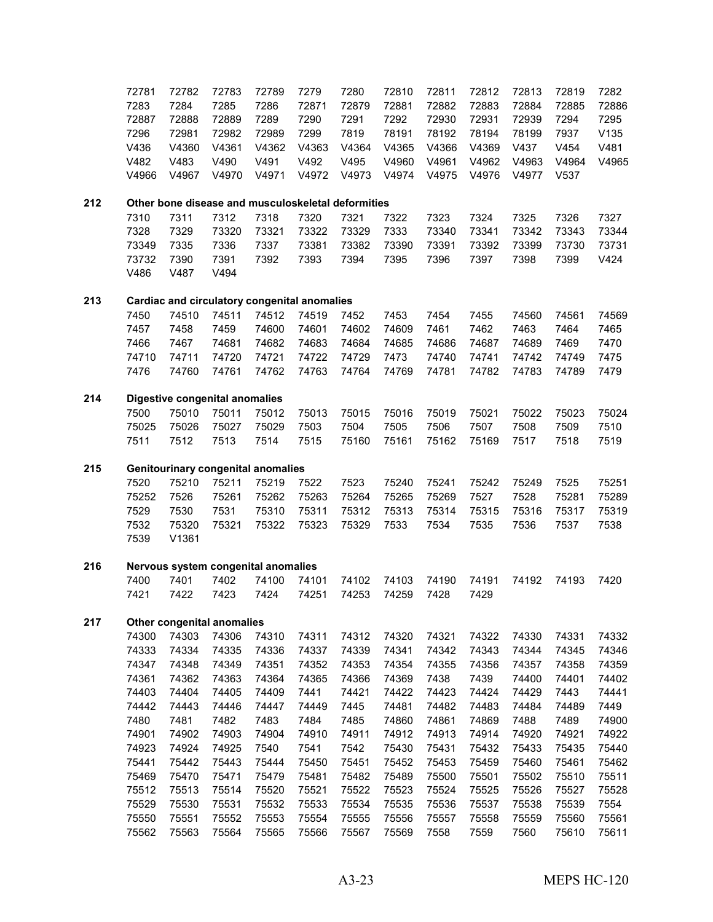72781 72782 72783 72789 7279 7280 72810 72811 72812 72813 72819 7282
7283 7284 7285 7286 72871 72879 72881 72882 72883 72884 72885 72886
72887 72888 72889 7289 7290 7291 7292 72930 72931 72939 7294 7295
7296 72981 72982 72989 7299 7819 78191 78192 78194 78199 7937 V135
V436 V4360 V4361 V4362 V4363 V4364 V4365 V4366 V4369 V437 V454 V481
V482 V483 V490 V491 V492 V495 V4960 V4961 V4962 V4963 V4964 V4965
V4966 V4967 V4970 V4971 V4972 V4973 V4974 V4975 V4976 V4977 V537

**212 Other bone disease and musculoskeletal deformities**

7310 7311 7312 7318 7320 7321 7322 7323 7324 7325 7326 7327
7328 7329 73320 73321 73322 73329 7333 73340 73341 73342 73343 73344
73349 7335 7336 7337 73381 73382 73390 73391 73392 73399 73730 73731
73732 7390 7391 7392 7393 7394 7395 7396 7397 7398 7399 V424
V486 V487 V494

**213 Cardiac and circulatory congenital anomalies**

7450 74510 74511 74512 74519 7452 7453 7454 7455 74560 74561 74569
7457 7458 7459 74600 74601 74602 74609 7461 7462 7463 7464 7465
7466 7467 74681 74682 74683 74684 74685 74686 74687 74689 7469 7470
74710 74711 74720 74721 74722 74729 7473 74740 74741 74742 74749 7475
7476 74760 74761 74762 74763 74764 74769 74781 74782 74783 74789 7479

**214 Digestive congenital anomalies**

7500 75010 75011 75012 75013 75015 75016 75019 75021 75022 75023 75024
75025 75026 75027 75029 7503 7504 7505 7506 7507 7508 7509 7510
7511 7512 7513 7514 7515 75160 75161 75162 75169 7517 7518 7519

**215 Genitourinary congenital anomalies**

7520 75210 75211 75219 7522 7523 75240 75241 75242 75249 7525 75251
75252 7526 75261 75262 75263 75264 75265 75269 7527 7528 75281 75289
7529 7530 7531 75310 75311 75312 75313 75314 75315 75316 75317 75319
7532 75320 75321 75322 75323 75329 7533 7534 7535 7536 7537 7538
7539 V1361

**216 Nervous system congenital anomalies**

7400 7401 7402 74100 74101 74102 74103 74190 74191 74192 74193 7420
7421 7422 7423 7424 74251 74253 74259 7428 7429

**217 Other congenital anomalies**

74300 74303 74306 74310 74311 74312 74320 74321 74322 74330 74331 74332
74333 74334 74335 74336 74337 74339 74341 74342 74343 74344 74345 74346
74347 74348 74349 74351 74352 74353 74354 74355 74356 74357 74358 74359
74361 74362 74363 74364 74365 74366 74369 7438 7439 74400 74401 74402
74403 74404 74405 74409 7441 74421 74422 74423 74424 74429 7443 74441
74442 74443 74446 74447 74449 7445 74481 74482 74483 74484 74489 7449
7480 7481 7482 7483 7484 7485 74860 74861 74869 7488 7489 74900
74901 74902 74903 74904 74910 74911 74912 74913 74914 74920 74921 74922
74923 74924 74925 7540 7541 7542 75430 75431 75432 75433 75435 75440
75441 75442 75443 75444 75450 75451 75452 75453 75459 75460 75461 75462
75469 75470 75471 75479 75481 75482 75489 75500 75501 75502 75510 75511
75512 75513 75514 75520 75521 75522 75523 75524 75525 75526 75527 75528
75529 75530 75531 75532 75533 75534 75535 75536 75537 75538 75539 7554
75550 75551 75552 75553 75554 75555 75556 75557 75558 75559 75560 75561
75562 75563 75564 75565 75566 75567 75569 7558 7559 7560 75610 75611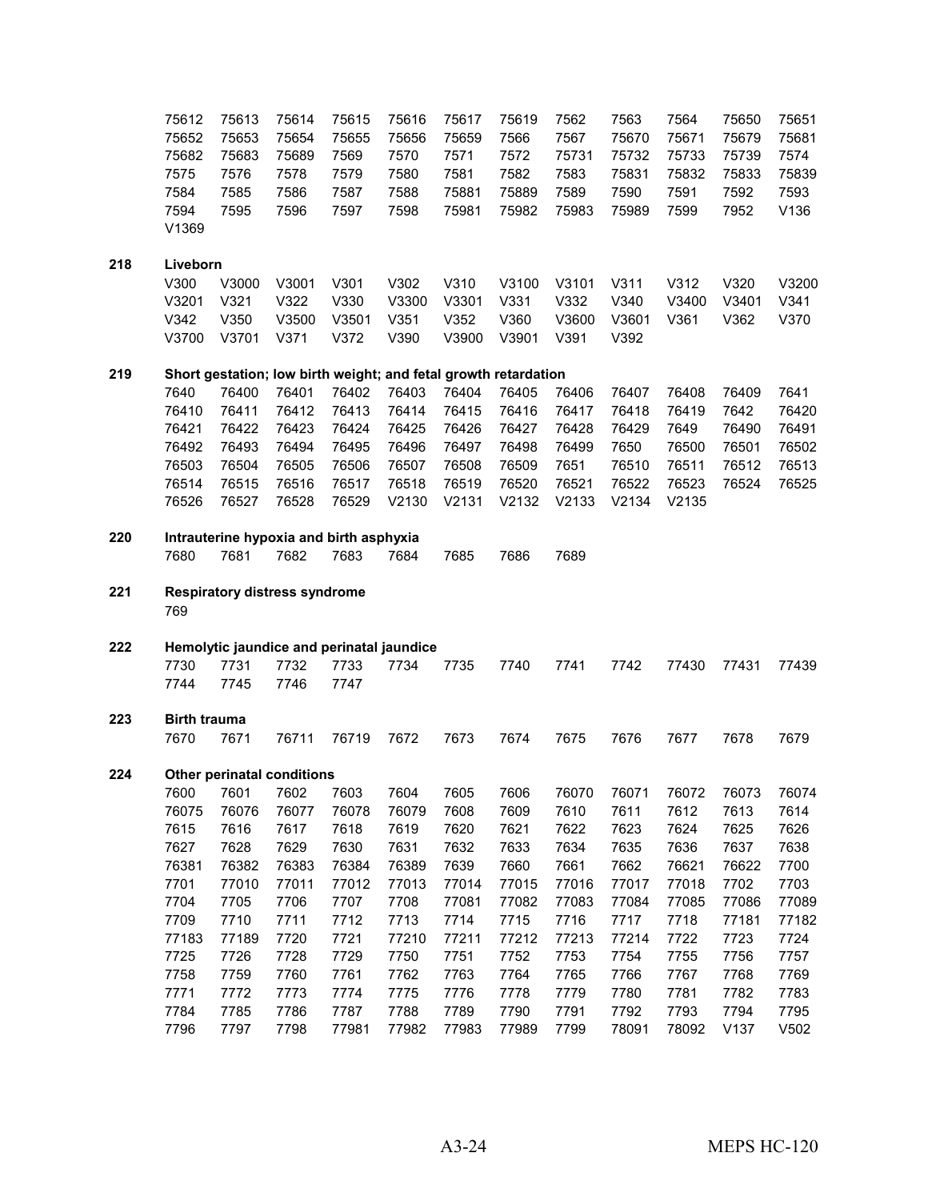75612 75613 75614 75615 75616 75617 75619 7562 7563 7564 75650 75651
75652 75653 75654 75655 75656 75659 7566 7567 75670 75671 75679 75681
75682 75683 75689 7569 7570 7571 7572 75731 75732 75733 75739 7574
7575 7576 7578 7579 7580 7581 7582 7583 75831 75832 75833 75839
7584 7585 7586 7587 7588 75881 75889 7589 7590 7591 7592 7593
7594 7595 7596 7597 7598 75981 75982 75983 75989 7599 7952 V136
V1369

**218 Liveborn**

V300 V3000 V3001 V301 V302 V310 V3100 V3101 V311 V312 V320 V3200
V3201 V321 V322 V330 V3300 V3301 V331 V332 V340 V3400 V3401 V341
V342 V350 V3500 V3501 V351 V352 V360 V3600 V3601 V361 V362 V370
V3700 V3701 V371 V372 V390 V3900 V3901 V391 V392

**219 Short gestation; low birth weight; and fetal growth retardation**

7640 76400 76401 76402 76403 76404 76405 76406 76407 76408 76409 7641
76410 76411 76412 76413 76414 76415 76416 76417 76418 76419 7642 76420
76421 76422 76423 76424 76425 76426 76427 76428 76429 7649 76490 76491
76492 76493 76494 76495 76496 76497 76498 76499 7650 76500 76501 76502
76503 76504 76505 76506 76507 76508 76509 7651 76510 76511 76512 76513
76514 76515 76516 76517 76518 76519 76520 76521 76522 76523 76524 76525
76526 76527 76528 76529 V2130 V2131 V2132 V2133 V2134 V2135

**220 Intrauterine hypoxia and birth asphyxia**

7680 7681 7682 7683 7684 7685 7686 7689

**221 Respiratory distress syndrome**

769

**222 Hemolytic jaundice and perinatal jaundice**

7730 7731 7732 7733 7734 7735 7740 7741 7742 77430 77431 77439
7744 7745 7746 7747

**223 Birth trauma**

7670 7671 76711 76719 7672 7673 7674 7675 7676 7677 7678 7679

**224 Other perinatal conditions**

7600 7601 7602 7603 7604 7605 7606 76070 76071 76072 76073 76074
76075 76076 76077 76078 76079 7608 7609 7610 7611 7612 7613 7614
7615 7616 7617 7618 7619 7620 7621 7622 7623 7624 7625 7626
7627 7628 7629 7630 7631 7632 7633 7634 7635 7636 7637 7638
76381 76382 76383 76384 76389 7639 7660 7661 7662 76621 76622 7700
7701 77010 77011 77012 77013 77014 77015 77016 77017 77018 7702 7703
7704 7705 7706 7707 7708 77081 77082 77083 77084 77085 77086 77089
7709 7710 7711 7712 7713 7714 7715 7716 7717 7718 77181 77182
77183 77189 7720 7721 77210 77211 77212 77213 77214 7722 7723 7724
7725 7726 7728 7729 7750 7751 7752 7753 7754 7755 7756 7757
7758 7759 7760 7761 7762 7763 7764 7765 7766 7767 7768 7769
7771 7772 7773 7774 7775 7776 7778 7779 7780 7781 7782 7783
7784 7785 7786 7787 7788 7789 7790 7791 7792 7793 7794 7795
7796 7797 7798 77981 77982 77983 77989 7799 78091 78092 V137 V502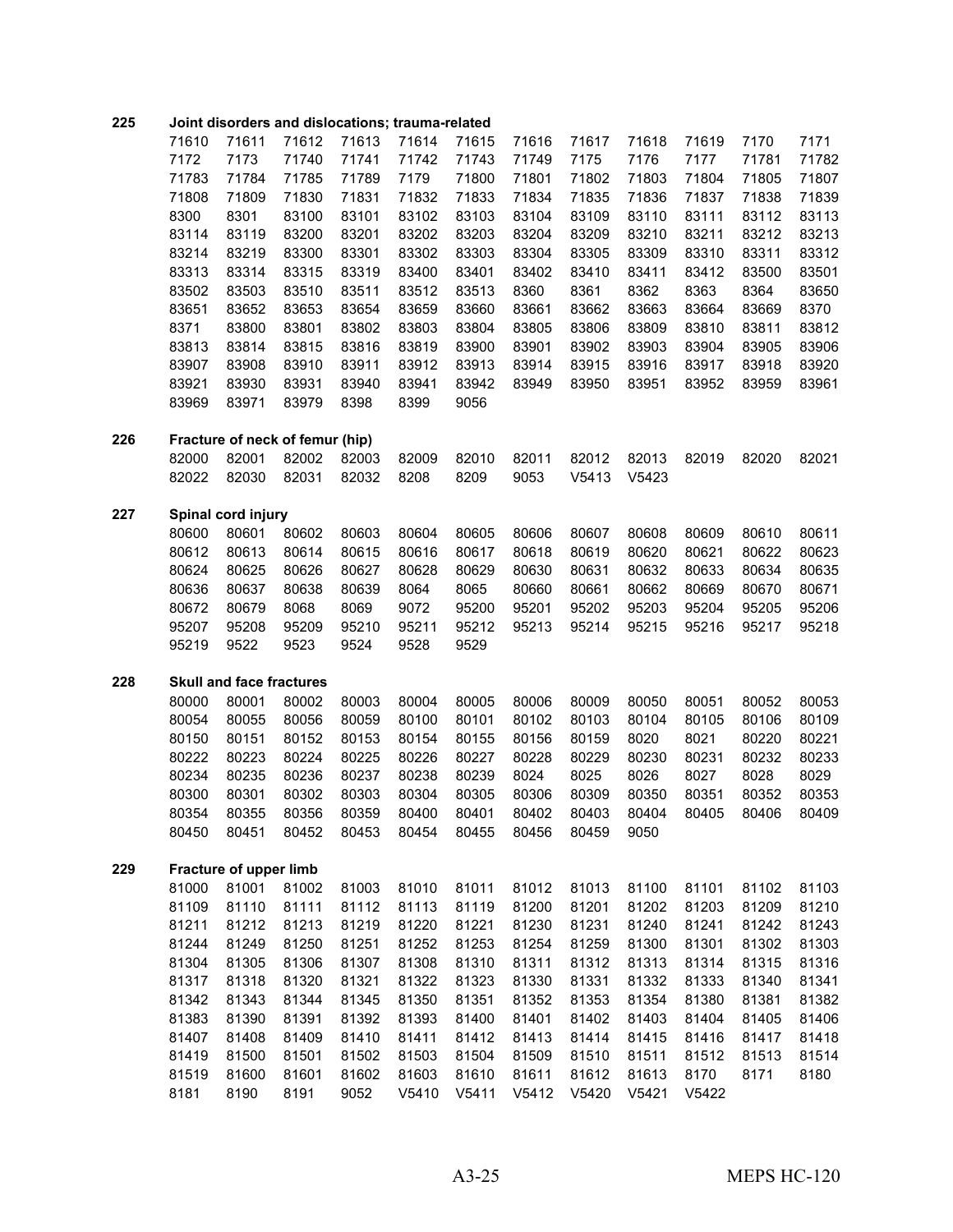**225 Joint disorders and dislocations; trauma-related**

| | | | | | | | | | | | |
|---|---|---|---|---|---|---|---|---|---|---|---|
| 71610 | 71611 | 71612 | 71613 | 71614 | 71615 | 71616 | 71617 | 71618 | 71619 | 7170 | 7171 |
| 7172 | 7173 | 71740 | 71741 | 71742 | 71743 | 71749 | 7175 | 7176 | 7177 | 71781 | 71782 |
| 71783 | 71784 | 71785 | 71789 | 7179 | 71800 | 71801 | 71802 | 71803 | 71804 | 71805 | 71807 |
| 71808 | 71809 | 71830 | 71831 | 71832 | 71833 | 71834 | 71835 | 71836 | 71837 | 71838 | 71839 |
| 8300 | 8301 | 83100 | 83101 | 83102 | 83103 | 83104 | 83109 | 83110 | 83111 | 83112 | 83113 |
| 83114 | 83119 | 83200 | 83201 | 83202 | 83203 | 83204 | 83209 | 83210 | 83211 | 83212 | 83213 |
| 83214 | 83219 | 83300 | 83301 | 83302 | 83303 | 83304 | 83305 | 83309 | 83310 | 83311 | 83312 |
| 83313 | 83314 | 83315 | 83319 | 83400 | 83401 | 83402 | 83410 | 83411 | 83412 | 83500 | 83501 |
| 83502 | 83503 | 83510 | 83511 | 83512 | 83513 | 8360 | 8361 | 8362 | 8363 | 8364 | 83650 |
| 83651 | 83652 | 83653 | 83654 | 83659 | 83660 | 83661 | 83662 | 83663 | 83664 | 83669 | 8370 |
| 8371 | 83800 | 83801 | 83802 | 83803 | 83804 | 83805 | 83806 | 83809 | 83810 | 83811 | 83812 |
| 83813 | 83814 | 83815 | 83816 | 83819 | 83900 | 83901 | 83902 | 83903 | 83904 | 83905 | 83906 |
| 83907 | 83908 | 83910 | 83911 | 83912 | 83913 | 83914 | 83915 | 83916 | 83917 | 83918 | 83920 |
| 83921 | 83930 | 83931 | 83940 | 83941 | 83942 | 83949 | 83950 | 83951 | 83952 | 83959 | 83961 |
| 83969 | 83971 | 83979 | 8398 | 8399 | 9056 | | | | | | |

**226 Fracture of neck of femur (hip)**

| | | | | | | | | | | | |
|---|---|---|---|---|---|---|---|---|---|---|---|
| 82000 | 82001 | 82002 | 82003 | 82009 | 82010 | 82011 | 82012 | 82013 | 82019 | 82020 | 82021 |
| 82022 | 82030 | 82031 | 82032 | 8208 | 8209 | 9053 | V5413 | V5423 | | | |

**227 Spinal cord injury**

| | | | | | | | | | | | |
|---|---|---|---|---|---|---|---|---|---|---|---|
| 80600 | 80601 | 80602 | 80603 | 80604 | 80605 | 80606 | 80607 | 80608 | 80609 | 80610 | 80611 |
| 80612 | 80613 | 80614 | 80615 | 80616 | 80617 | 80618 | 80619 | 80620 | 80621 | 80622 | 80623 |
| 80624 | 80625 | 80626 | 80627 | 80628 | 80629 | 80630 | 80631 | 80632 | 80633 | 80634 | 80635 |
| 80636 | 80637 | 80638 | 80639 | 8064 | 8065 | 80660 | 80661 | 80662 | 80669 | 80670 | 80671 |
| 80672 | 80679 | 8068 | 8069 | 9072 | 95200 | 95201 | 95202 | 95203 | 95204 | 95205 | 95206 |
| 95207 | 95208 | 95209 | 95210 | 95211 | 95212 | 95213 | 95214 | 95215 | 95216 | 95217 | 95218 |
| 95219 | 9522 | 9523 | 9524 | 9528 | 9529 | | | | | | |

**228 Skull and face fractures**

| | | | | | | | | | | | |
|---|---|---|---|---|---|---|---|---|---|---|---|
| 80000 | 80001 | 80002 | 80003 | 80004 | 80005 | 80006 | 80009 | 80050 | 80051 | 80052 | 80053 |
| 80054 | 80055 | 80056 | 80059 | 80100 | 80101 | 80102 | 80103 | 80104 | 80105 | 80106 | 80109 |
| 80150 | 80151 | 80152 | 80153 | 80154 | 80155 | 80156 | 80159 | 8020 | 8021 | 80220 | 80221 |
| 80222 | 80223 | 80224 | 80225 | 80226 | 80227 | 80228 | 80229 | 80230 | 80231 | 80232 | 80233 |
| 80234 | 80235 | 80236 | 80237 | 80238 | 80239 | 8024 | 8025 | 8026 | 8027 | 8028 | 8029 |
| 80300 | 80301 | 80302 | 80303 | 80304 | 80305 | 80306 | 80309 | 80350 | 80351 | 80352 | 80353 |
| 80354 | 80355 | 80356 | 80359 | 80400 | 80401 | 80402 | 80403 | 80404 | 80405 | 80406 | 80409 |
| 80450 | 80451 | 80452 | 80453 | 80454 | 80455 | 80456 | 80459 | 9050 | | | |

**229 Fracture of upper limb**

| | | | | | | | | | | | |
|---|---|---|---|---|---|---|---|---|---|---|---|
| 81000 | 81001 | 81002 | 81003 | 81010 | 81011 | 81012 | 81013 | 81100 | 81101 | 81102 | 81103 |
| 81109 | 81110 | 81111 | 81112 | 81113 | 81119 | 81200 | 81201 | 81202 | 81203 | 81209 | 81210 |
| 81211 | 81212 | 81213 | 81219 | 81220 | 81221 | 81230 | 81231 | 81240 | 81241 | 81242 | 81243 |
| 81244 | 81249 | 81250 | 81251 | 81252 | 81253 | 81254 | 81259 | 81300 | 81301 | 81302 | 81303 |
| 81304 | 81305 | 81306 | 81307 | 81308 | 81310 | 81311 | 81312 | 81313 | 81314 | 81315 | 81316 |
| 81317 | 81318 | 81320 | 81321 | 81322 | 81323 | 81330 | 81331 | 81332 | 81333 | 81340 | 81341 |
| 81342 | 81343 | 81344 | 81345 | 81350 | 81351 | 81352 | 81353 | 81354 | 81380 | 81381 | 81382 |
| 81383 | 81390 | 81391 | 81392 | 81393 | 81400 | 81401 | 81402 | 81403 | 81404 | 81405 | 81406 |
| 81407 | 81408 | 81409 | 81410 | 81411 | 81412 | 81413 | 81414 | 81415 | 81416 | 81417 | 81418 |
| 81419 | 81500 | 81501 | 81502 | 81503 | 81504 | 81509 | 81510 | 81511 | 81512 | 81513 | 81514 |
| 81519 | 81600 | 81601 | 81602 | 81603 | 81610 | 81611 | 81612 | 81613 | 8170 | 8171 | 8180 |
| 8181 | 8190 | 8191 | 9052 | V5410 | V5411 | V5412 | V5420 | V5421 | V5422 | | |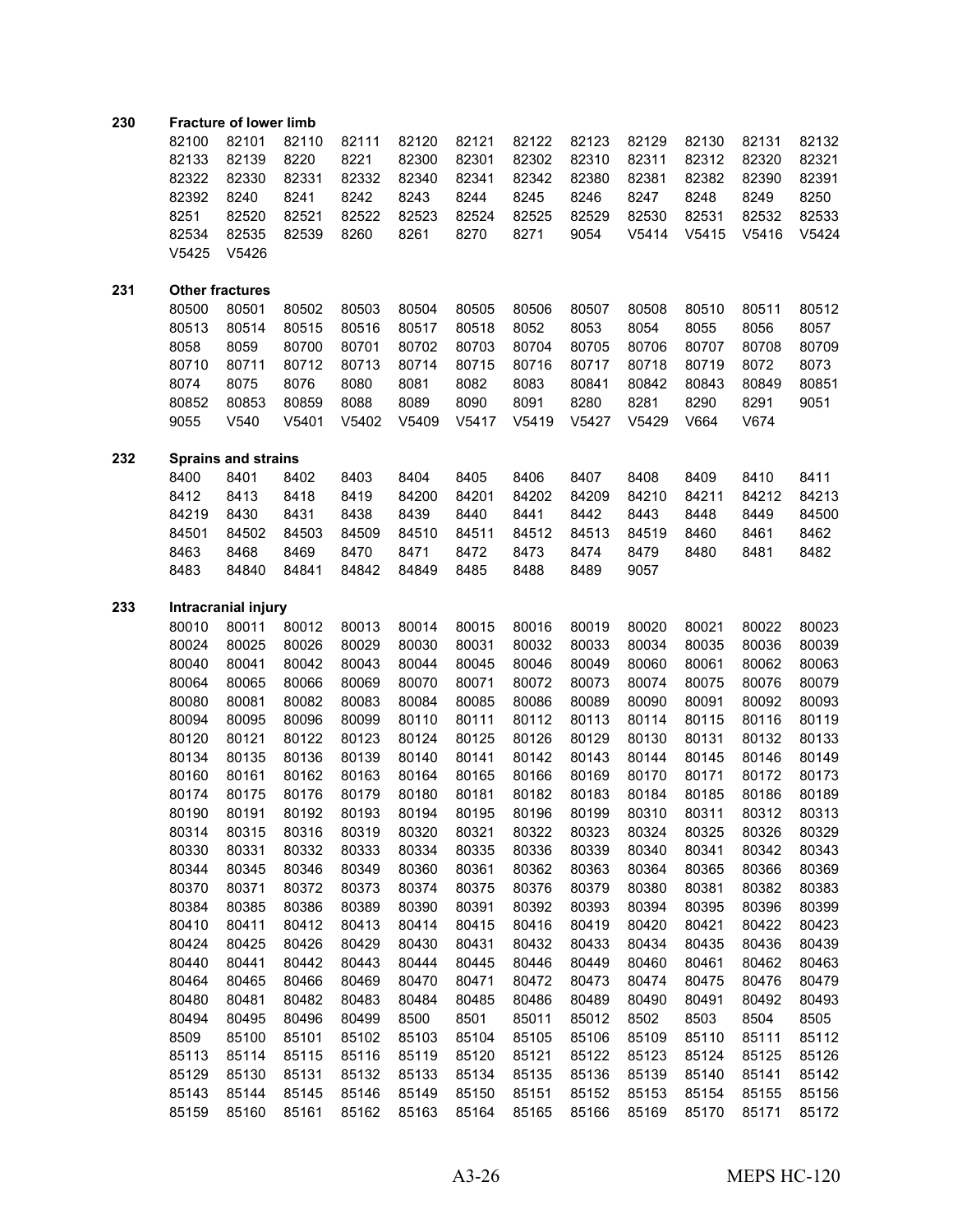**230 Fracture of lower limb**

| | | | | | | | | | | | |
|---|---|---|---|---|---|---|---|---|---|---|---|
| 82100 | 82101 | 82110 | 82111 | 82120 | 82121 | 82122 | 82123 | 82129 | 82130 | 82131 | 82132 |
| 82133 | 82139 | 8220 | 8221 | 82300 | 82301 | 82302 | 82310 | 82311 | 82312 | 82320 | 82321 |
| 82322 | 82330 | 82331 | 82332 | 82340 | 82341 | 82342 | 82380 | 82381 | 82382 | 82390 | 82391 |
| 82392 | 8240 | 8241 | 8242 | 8243 | 8244 | 8245 | 8246 | 8247 | 8248 | 8249 | 8250 |
| 8251 | 82520 | 82521 | 82522 | 82523 | 82524 | 82525 | 82529 | 82530 | 82531 | 82532 | 82533 |
| 82534 | 82535 | 82539 | 8260 | 8261 | 8270 | 8271 | 9054 | V5414 | V5415 | V5416 | V5424 |
| V5425 | V5426 | | | | | | | | | | |

**231 Other fractures**

| | | | | | | | | | | | |
|---|---|---|---|---|---|---|---|---|---|---|---|
| 80500 | 80501 | 80502 | 80503 | 80504 | 80505 | 80506 | 80507 | 80508 | 80510 | 80511 | 80512 |
| 80513 | 80514 | 80515 | 80516 | 80517 | 80518 | 8052 | 8053 | 8054 | 8055 | 8056 | 8057 |
| 8058 | 8059 | 80700 | 80701 | 80702 | 80703 | 80704 | 80705 | 80706 | 80707 | 80708 | 80709 |
| 80710 | 80711 | 80712 | 80713 | 80714 | 80715 | 80716 | 80717 | 80718 | 80719 | 8072 | 8073 |
| 8074 | 8075 | 8076 | 8080 | 8081 | 8082 | 8083 | 80841 | 80842 | 80843 | 80849 | 80851 |
| 80852 | 80853 | 80859 | 8088 | 8089 | 8090 | 8091 | 8280 | 8281 | 8290 | 8291 | 9051 |
| 9055 | V540 | V5401 | V5402 | V5409 | V5417 | V5419 | V5427 | V5429 | V664 | V674 | |

**232 Sprains and strains**

| | | | | | | | | | | | |
|---|---|---|---|---|---|---|---|---|---|---|---|
| 8400 | 8401 | 8402 | 8403 | 8404 | 8405 | 8406 | 8407 | 8408 | 8409 | 8410 | 8411 |
| 8412 | 8413 | 8418 | 8419 | 84200 | 84201 | 84202 | 84209 | 84210 | 84211 | 84212 | 84213 |
| 84219 | 8430 | 8431 | 8438 | 8439 | 8440 | 8441 | 8442 | 8443 | 8448 | 8449 | 84500 |
| 84501 | 84502 | 84503 | 84509 | 84510 | 84511 | 84512 | 84513 | 84519 | 8460 | 8461 | 8462 |
| 8463 | 8468 | 8469 | 8470 | 8471 | 8472 | 8473 | 8474 | 8479 | 8480 | 8481 | 8482 |
| 8483 | 84840 | 84841 | 84842 | 84849 | 8485 | 8488 | 8489 | 9057 | | | |

**233 Intracranial injury**

| | | | | | | | | | | | |
|---|---|---|---|---|---|---|---|---|---|---|---|
| 80010 | 80011 | 80012 | 80013 | 80014 | 80015 | 80016 | 80019 | 80020 | 80021 | 80022 | 80023 |
| 80024 | 80025 | 80026 | 80029 | 80030 | 80031 | 80032 | 80033 | 80034 | 80035 | 80036 | 80039 |
| 80040 | 80041 | 80042 | 80043 | 80044 | 80045 | 80046 | 80049 | 80060 | 80061 | 80062 | 80063 |
| 80064 | 80065 | 80066 | 80069 | 80070 | 80071 | 80072 | 80073 | 80074 | 80075 | 80076 | 80079 |
| 80080 | 80081 | 80082 | 80083 | 80084 | 80085 | 80086 | 80089 | 80090 | 80091 | 80092 | 80093 |
| 80094 | 80095 | 80096 | 80099 | 80110 | 80111 | 80112 | 80113 | 80114 | 80115 | 80116 | 80119 |
| 80120 | 80121 | 80122 | 80123 | 80124 | 80125 | 80126 | 80129 | 80130 | 80131 | 80132 | 80133 |
| 80134 | 80135 | 80136 | 80139 | 80140 | 80141 | 80142 | 80143 | 80144 | 80145 | 80146 | 80149 |
| 80160 | 80161 | 80162 | 80163 | 80164 | 80165 | 80166 | 80169 | 80170 | 80171 | 80172 | 80173 |
| 80174 | 80175 | 80176 | 80179 | 80180 | 80181 | 80182 | 80183 | 80184 | 80185 | 80186 | 80189 |
| 80190 | 80191 | 80192 | 80193 | 80194 | 80195 | 80196 | 80199 | 80310 | 80311 | 80312 | 80313 |
| 80314 | 80315 | 80316 | 80319 | 80320 | 80321 | 80322 | 80323 | 80324 | 80325 | 80326 | 80329 |
| 80330 | 80331 | 80332 | 80333 | 80334 | 80335 | 80336 | 80339 | 80340 | 80341 | 80342 | 80343 |
| 80344 | 80345 | 80346 | 80349 | 80360 | 80361 | 80362 | 80363 | 80364 | 80365 | 80366 | 80369 |
| 80370 | 80371 | 80372 | 80373 | 80374 | 80375 | 80376 | 80379 | 80380 | 80381 | 80382 | 80383 |
| 80384 | 80385 | 80386 | 80389 | 80390 | 80391 | 80392 | 80393 | 80394 | 80395 | 80396 | 80399 |
| 80410 | 80411 | 80412 | 80413 | 80414 | 80415 | 80416 | 80419 | 80420 | 80421 | 80422 | 80423 |
| 80424 | 80425 | 80426 | 80429 | 80430 | 80431 | 80432 | 80433 | 80434 | 80435 | 80436 | 80439 |
| 80440 | 80441 | 80442 | 80443 | 80444 | 80445 | 80446 | 80449 | 80460 | 80461 | 80462 | 80463 |
| 80464 | 80465 | 80466 | 80469 | 80470 | 80471 | 80472 | 80473 | 80474 | 80475 | 80476 | 80479 |
| 80480 | 80481 | 80482 | 80483 | 80484 | 80485 | 80486 | 80489 | 80490 | 80491 | 80492 | 80493 |
| 80494 | 80495 | 80496 | 80499 | 8500 | 8501 | 85011 | 85012 | 8502 | 8503 | 8504 | 8505 |
| 8509 | 85100 | 85101 | 85102 | 85103 | 85104 | 85105 | 85106 | 85109 | 85110 | 85111 | 85112 |
| 85113 | 85114 | 85115 | 85116 | 85119 | 85120 | 85121 | 85122 | 85123 | 85124 | 85125 | 85126 |
| 85129 | 85130 | 85131 | 85132 | 85133 | 85134 | 85135 | 85136 | 85139 | 85140 | 85141 | 85142 |
| 85143 | 85144 | 85145 | 85146 | 85149 | 85150 | 85151 | 85152 | 85153 | 85154 | 85155 | 85156 |
| 85159 | 85160 | 85161 | 85162 | 85163 | 85164 | 85165 | 85166 | 85169 | 85170 | 85171 | 85172 |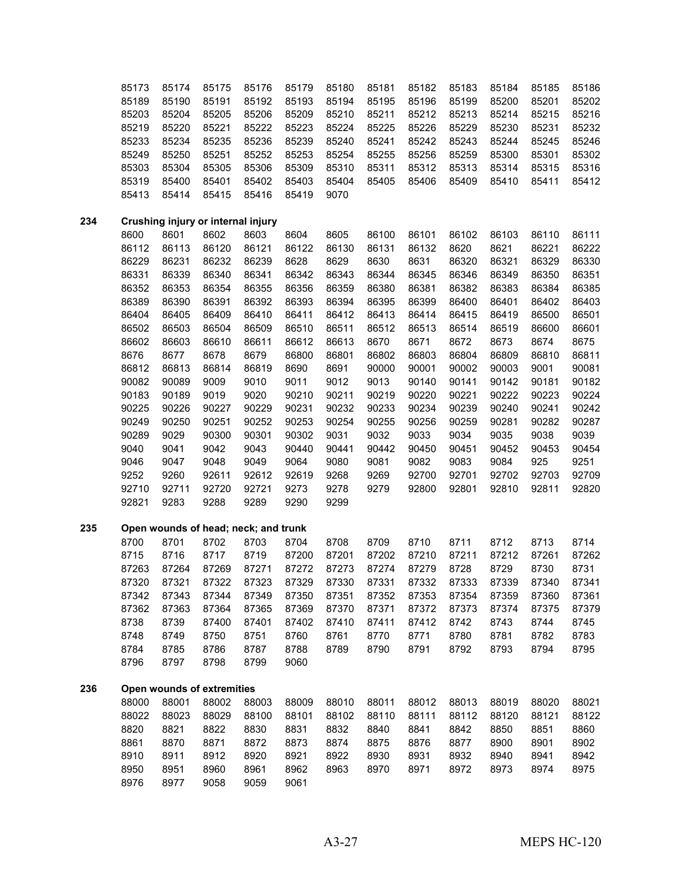| | | | | | | | | | | | |
|---|---|---|---|---|---|---|---|---|---|---|---|
| 85173 | 85174 | 85175 | 85176 | 85179 | 85180 | 85181 | 85182 | 85183 | 85184 | 85185 | 85186 |
| 85189 | 85190 | 85191 | 85192 | 85193 | 85194 | 85195 | 85196 | 85199 | 85200 | 85201 | 85202 |
| 85203 | 85204 | 85205 | 85206 | 85209 | 85210 | 85211 | 85212 | 85213 | 85214 | 85215 | 85216 |
| 85219 | 85220 | 85221 | 85222 | 85223 | 85224 | 85225 | 85226 | 85229 | 85230 | 85231 | 85232 |
| 85233 | 85234 | 85235 | 85236 | 85239 | 85240 | 85241 | 85242 | 85243 | 85244 | 85245 | 85246 |
| 85249 | 85250 | 85251 | 85252 | 85253 | 85254 | 85255 | 85256 | 85259 | 85300 | 85301 | 85302 |
| 85303 | 85304 | 85305 | 85306 | 85309 | 85310 | 85311 | 85312 | 85313 | 85314 | 85315 | 85316 |
| 85319 | 85400 | 85401 | 85402 | 85403 | 85404 | 85405 | 85406 | 85409 | 85410 | 85411 | 85412 |
| 85413 | 85414 | 85415 | 85416 | 85419 | 9070 | | | | | | |

**234 Crushing injury or internal injury**

| | | | | | | | | | | | |
|---|---|---|---|---|---|---|---|---|---|---|---|
| 8600 | 8601 | 8602 | 8603 | 8604 | 8605 | 86100 | 86101 | 86102 | 86103 | 86110 | 86111 |
| 86112 | 86113 | 86120 | 86121 | 86122 | 86130 | 86131 | 86132 | 8620 | 8621 | 86221 | 86222 |
| 86229 | 86231 | 86232 | 86239 | 8628 | 8629 | 8630 | 8631 | 86320 | 86321 | 86329 | 86330 |
| 86331 | 86339 | 86340 | 86341 | 86342 | 86343 | 86344 | 86345 | 86346 | 86349 | 86350 | 86351 |
| 86352 | 86353 | 86354 | 86355 | 86356 | 86359 | 86380 | 86381 | 86382 | 86383 | 86384 | 86385 |
| 86389 | 86390 | 86391 | 86392 | 86393 | 86394 | 86395 | 86399 | 86400 | 86401 | 86402 | 86403 |
| 86404 | 86405 | 86409 | 86410 | 86411 | 86412 | 86413 | 86414 | 86415 | 86419 | 86500 | 86501 |
| 86502 | 86503 | 86504 | 86509 | 86510 | 86511 | 86512 | 86513 | 86514 | 86519 | 86600 | 86601 |
| 86602 | 86603 | 86610 | 86611 | 86612 | 86613 | 8670 | 8671 | 8672 | 8673 | 8674 | 8675 |
| 8676 | 8677 | 8678 | 8679 | 86800 | 86801 | 86802 | 86803 | 86804 | 86809 | 86810 | 86811 |
| 86812 | 86813 | 86814 | 86819 | 8690 | 8691 | 90000 | 90001 | 90002 | 90003 | 9001 | 90081 |
| 90082 | 90089 | 9009 | 9010 | 9011 | 9012 | 9013 | 90140 | 90141 | 90142 | 90181 | 90182 |
| 90183 | 90189 | 9019 | 9020 | 90210 | 90211 | 90219 | 90220 | 90221 | 90222 | 90223 | 90224 |
| 90225 | 90226 | 90227 | 90229 | 90231 | 90232 | 90233 | 90234 | 90239 | 90240 | 90241 | 90242 |
| 90249 | 90250 | 90251 | 90252 | 90253 | 90254 | 90255 | 90256 | 90259 | 90281 | 90282 | 90287 |
| 90289 | 9029 | 90300 | 90301 | 90302 | 9031 | 9032 | 9033 | 9034 | 9035 | 9038 | 9039 |
| 9040 | 9041 | 9042 | 9043 | 90440 | 90441 | 90442 | 90450 | 90451 | 90452 | 90453 | 90454 |
| 9046 | 9047 | 9048 | 9049 | 9064 | 9080 | 9081 | 9082 | 9083 | 9084 | 925 | 9251 |
| 9252 | 9260 | 92611 | 92612 | 92619 | 9268 | 9269 | 92700 | 92701 | 92702 | 92703 | 92709 |
| 92710 | 92711 | 92720 | 92721 | 9273 | 9278 | 9279 | 92800 | 92801 | 92810 | 92811 | 92820 |
| 92821 | 9283 | 9288 | 9289 | 9290 | 9299 | | | | | | |

**235 Open wounds of head; neck; and trunk**

| | | | | | | | | | | | |
|---|---|---|---|---|---|---|---|---|---|---|---|
| 8700 | 8701 | 8702 | 8703 | 8704 | 8708 | 8709 | 8710 | 8711 | 8712 | 8713 | 8714 |
| 8715 | 8716 | 8717 | 8719 | 87200 | 87201 | 87202 | 87210 | 87211 | 87212 | 87261 | 87262 |
| 87263 | 87264 | 87269 | 87271 | 87272 | 87273 | 87274 | 87279 | 8728 | 8729 | 8730 | 8731 |
| 87320 | 87321 | 87322 | 87323 | 87329 | 87330 | 87331 | 87332 | 87333 | 87339 | 87340 | 87341 |
| 87342 | 87343 | 87344 | 87349 | 87350 | 87351 | 87352 | 87353 | 87354 | 87359 | 87360 | 87361 |
| 87362 | 87363 | 87364 | 87365 | 87369 | 87370 | 87371 | 87372 | 87373 | 87374 | 87375 | 87379 |
| 8738 | 8739 | 87400 | 87401 | 87402 | 87410 | 87411 | 87412 | 8742 | 8743 | 8744 | 8745 |
| 8748 | 8749 | 8750 | 8751 | 8760 | 8761 | 8770 | 8771 | 8780 | 8781 | 8782 | 8783 |
| 8784 | 8785 | 8786 | 8787 | 8788 | 8789 | 8790 | 8791 | 8792 | 8793 | 8794 | 8795 |
| 8796 | 8797 | 8798 | 8799 | 9060 | | | | | | | |

**236 Open wounds of extremities**

| | | | | | | | | | | | |
|---|---|---|---|---|---|---|---|---|---|---|---|
| 88000 | 88001 | 88002 | 88003 | 88009 | 88010 | 88011 | 88012 | 88013 | 88019 | 88020 | 88021 |
| 88022 | 88023 | 88029 | 88100 | 88101 | 88102 | 88110 | 88111 | 88112 | 88120 | 88121 | 88122 |
| 8820 | 8821 | 8822 | 8830 | 8831 | 8832 | 8840 | 8841 | 8842 | 8850 | 8851 | 8860 |
| 8861 | 8870 | 8871 | 8872 | 8873 | 8874 | 8875 | 8876 | 8877 | 8900 | 8901 | 8902 |
| 8910 | 8911 | 8912 | 8920 | 8921 | 8922 | 8930 | 8931 | 8932 | 8940 | 8941 | 8942 |
| 8950 | 8951 | 8960 | 8961 | 8962 | 8963 | 8970 | 8971 | 8972 | 8973 | 8974 | 8975 |
| 8976 | 8977 | 9058 | 9059 | 9061 | | | | | | | |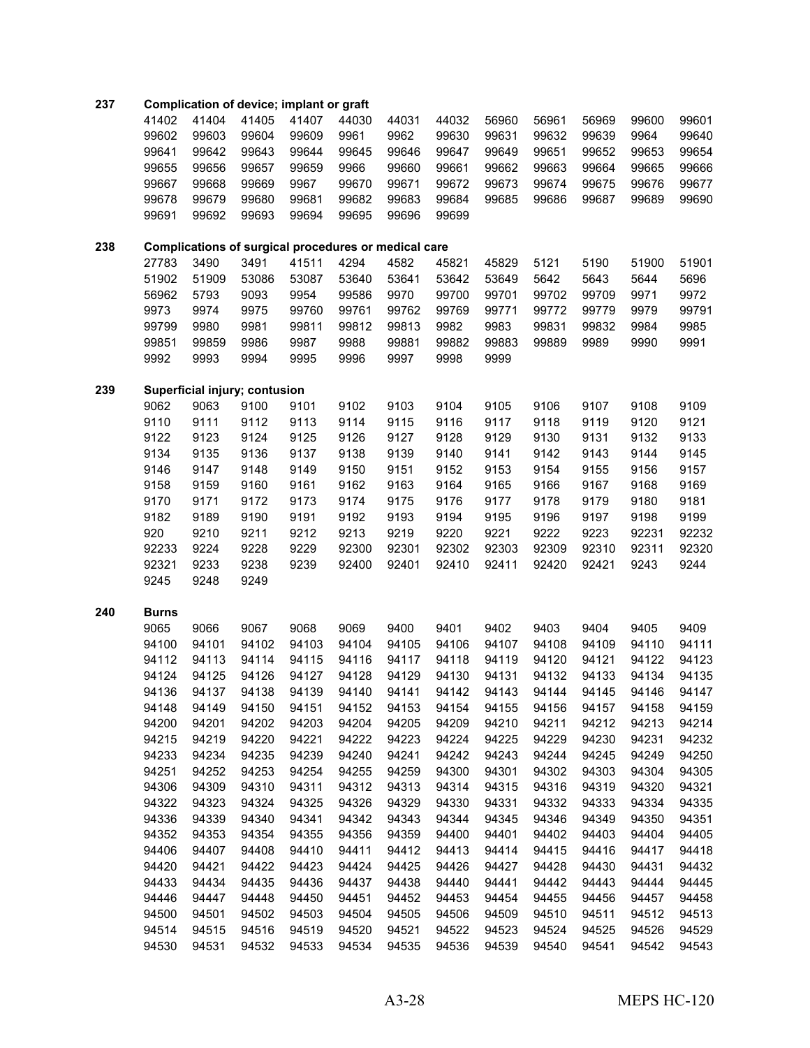**237 Complication of device; implant or graft**

| | | | | | | | | | | | |
|---|---|---|---|---|---|---|---|---|---|---|---|
| 41402 | 41404 | 41405 | 41407 | 44030 | 44031 | 44032 | 56960 | 56961 | 56969 | 99600 | 99601 |
| 99602 | 99603 | 99604 | 99609 | 9961 | 9962 | 99630 | 99631 | 99632 | 99639 | 9964 | 99640 |
| 99641 | 99642 | 99643 | 99644 | 99645 | 99646 | 99647 | 99649 | 99651 | 99652 | 99653 | 99654 |
| 99655 | 99656 | 99657 | 99659 | 9966 | 99660 | 99661 | 99662 | 99663 | 99664 | 99665 | 99666 |
| 99667 | 99668 | 99669 | 9967 | 99670 | 99671 | 99672 | 99673 | 99674 | 99675 | 99676 | 99677 |
| 99678 | 99679 | 99680 | 99681 | 99682 | 99683 | 99684 | 99685 | 99686 | 99687 | 99689 | 99690 |
| 99691 | 99692 | 99693 | 99694 | 99695 | 99696 | 99699 | | | | | |

**238 Complications of surgical procedures or medical care**

| | | | | | | | | | | | |
|---|---|---|---|---|---|---|---|---|---|---|---|
| 27783 | 3490 | 3491 | 41511 | 4294 | 4582 | 45821 | 45829 | 5121 | 5190 | 51900 | 51901 |
| 51902 | 51909 | 53086 | 53087 | 53640 | 53641 | 53642 | 53649 | 5642 | 5643 | 5644 | 5696 |
| 56962 | 5793 | 9093 | 9954 | 99586 | 9970 | 99700 | 99701 | 99702 | 99709 | 9971 | 9972 |
| 9973 | 9974 | 9975 | 99760 | 99761 | 99762 | 99769 | 99771 | 99772 | 99779 | 9979 | 99791 |
| 99799 | 9980 | 9981 | 99811 | 99812 | 99813 | 9982 | 9983 | 99831 | 99832 | 9984 | 9985 |
| 99851 | 99859 | 9986 | 9987 | 9988 | 99881 | 99882 | 99883 | 99889 | 9989 | 9990 | 9991 |
| 9992 | 9993 | 9994 | 9995 | 9996 | 9997 | 9998 | 9999 | | | | |

**239 Superficial injury; contusion**

| | | | | | | | | | | | |
|---|---|---|---|---|---|---|---|---|---|---|---|
| 9062 | 9063 | 9100 | 9101 | 9102 | 9103 | 9104 | 9105 | 9106 | 9107 | 9108 | 9109 |
| 9110 | 9111 | 9112 | 9113 | 9114 | 9115 | 9116 | 9117 | 9118 | 9119 | 9120 | 9121 |
| 9122 | 9123 | 9124 | 9125 | 9126 | 9127 | 9128 | 9129 | 9130 | 9131 | 9132 | 9133 |
| 9134 | 9135 | 9136 | 9137 | 9138 | 9139 | 9140 | 9141 | 9142 | 9143 | 9144 | 9145 |
| 9146 | 9147 | 9148 | 9149 | 9150 | 9151 | 9152 | 9153 | 9154 | 9155 | 9156 | 9157 |
| 9158 | 9159 | 9160 | 9161 | 9162 | 9163 | 9164 | 9165 | 9166 | 9167 | 9168 | 9169 |
| 9170 | 9171 | 9172 | 9173 | 9174 | 9175 | 9176 | 9177 | 9178 | 9179 | 9180 | 9181 |
| 9182 | 9189 | 9190 | 9191 | 9192 | 9193 | 9194 | 9195 | 9196 | 9197 | 9198 | 9199 |
| 920 | 9210 | 9211 | 9212 | 9213 | 9219 | 9220 | 9221 | 9222 | 9223 | 92231 | 92232 |
| 92233 | 9224 | 9228 | 9229 | 92300 | 92301 | 92302 | 92303 | 92309 | 92310 | 92311 | 92320 |
| 92321 | 9233 | 9238 | 9239 | 92400 | 92401 | 92410 | 92411 | 92420 | 92421 | 9243 | 9244 |
| 9245 | 9248 | 9249 | | | | | | | | | |

**240 Burns**

| | | | | | | | | | | | |
|---|---|---|---|---|---|---|---|---|---|---|---|
| 9065 | 9066 | 9067 | 9068 | 9069 | 9400 | 9401 | 9402 | 9403 | 9404 | 9405 | 9409 |
| 94100 | 94101 | 94102 | 94103 | 94104 | 94105 | 94106 | 94107 | 94108 | 94109 | 94110 | 94111 |
| 94112 | 94113 | 94114 | 94115 | 94116 | 94117 | 94118 | 94119 | 94120 | 94121 | 94122 | 94123 |
| 94124 | 94125 | 94126 | 94127 | 94128 | 94129 | 94130 | 94131 | 94132 | 94133 | 94134 | 94135 |
| 94136 | 94137 | 94138 | 94139 | 94140 | 94141 | 94142 | 94143 | 94144 | 94145 | 94146 | 94147 |
| 94148 | 94149 | 94150 | 94151 | 94152 | 94153 | 94154 | 94155 | 94156 | 94157 | 94158 | 94159 |
| 94200 | 94201 | 94202 | 94203 | 94204 | 94205 | 94209 | 94210 | 94211 | 94212 | 94213 | 94214 |
| 94215 | 94219 | 94220 | 94221 | 94222 | 94223 | 94224 | 94225 | 94229 | 94230 | 94231 | 94232 |
| 94233 | 94234 | 94235 | 94239 | 94240 | 94241 | 94242 | 94243 | 94244 | 94245 | 94249 | 94250 |
| 94251 | 94252 | 94253 | 94254 | 94255 | 94259 | 94300 | 94301 | 94302 | 94303 | 94304 | 94305 |
| 94306 | 94309 | 94310 | 94311 | 94312 | 94313 | 94314 | 94315 | 94316 | 94319 | 94320 | 94321 |
| 94322 | 94323 | 94324 | 94325 | 94326 | 94329 | 94330 | 94331 | 94332 | 94333 | 94334 | 94335 |
| 94336 | 94339 | 94340 | 94341 | 94342 | 94343 | 94344 | 94345 | 94346 | 94349 | 94350 | 94351 |
| 94352 | 94353 | 94354 | 94355 | 94356 | 94359 | 94400 | 94401 | 94402 | 94403 | 94404 | 94405 |
| 94406 | 94407 | 94408 | 94410 | 94411 | 94412 | 94413 | 94414 | 94415 | 94416 | 94417 | 94418 |
| 94420 | 94421 | 94422 | 94423 | 94424 | 94425 | 94426 | 94427 | 94428 | 94430 | 94431 | 94432 |
| 94433 | 94434 | 94435 | 94436 | 94437 | 94438 | 94440 | 94441 | 94442 | 94443 | 94444 | 94445 |
| 94446 | 94447 | 94448 | 94450 | 94451 | 94452 | 94453 | 94454 | 94455 | 94456 | 94457 | 94458 |
| 94500 | 94501 | 94502 | 94503 | 94504 | 94505 | 94506 | 94509 | 94510 | 94511 | 94512 | 94513 |
| 94514 | 94515 | 94516 | 94519 | 94520 | 94521 | 94522 | 94523 | 94524 | 94525 | 94526 | 94529 |
| 94530 | 94531 | 94532 | 94533 | 94534 | 94535 | 94536 | 94539 | 94540 | 94541 | 94542 | 94543 |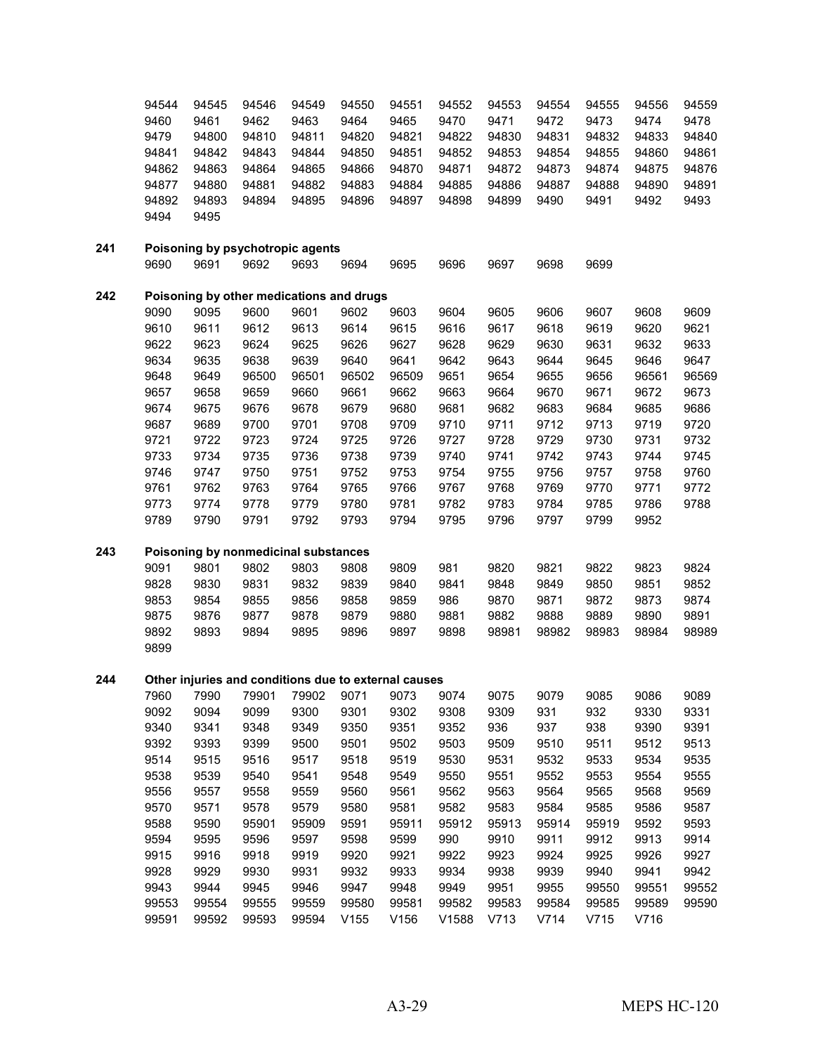94544 94545 94546 94549 94550 94551 94552 94553 94554 94555 94556 94559
9460 9461 9462 9463 9464 9465 9470 9471 9472 9473 9474 9478
9479 94800 94810 94811 94820 94821 94822 94830 94831 94832 94833 94840
94841 94842 94843 94844 94850 94851 94852 94853 94854 94855 94860 94861
94862 94863 94864 94865 94866 94870 94871 94872 94873 94874 94875 94876
94877 94880 94881 94882 94883 94884 94885 94886 94887 94888 94890 94891
94892 94893 94894 94895 94896 94897 94898 94899 9490 9491 9492 9493
9494 9495

**241 Poisoning by psychotropic agents**

9690 9691 9692 9693 9694 9695 9696 9697 9698 9699

**242 Poisoning by other medications and drugs**

9090 9095 9600 9601 9602 9603 9604 9605 9606 9607 9608 9609
9610 9611 9612 9613 9614 9615 9616 9617 9618 9619 9620 9621
9622 9623 9624 9625 9626 9627 9628 9629 9630 9631 9632 9633
9634 9635 9638 9639 9640 9641 9642 9643 9644 9645 9646 9647
9648 9649 96500 96501 96502 96509 9651 9654 9655 9656 96561 96569
9657 9658 9659 9660 9661 9662 9663 9664 9670 9671 9672 9673
9674 9675 9676 9678 9679 9680 9681 9682 9683 9684 9685 9686
9687 9689 9700 9701 9708 9709 9710 9711 9712 9713 9719 9720
9721 9722 9723 9724 9725 9726 9727 9728 9729 9730 9731 9732
9733 9734 9735 9736 9738 9739 9740 9741 9742 9743 9744 9745
9746 9747 9750 9751 9752 9753 9754 9755 9756 9757 9758 9760
9761 9762 9763 9764 9765 9766 9767 9768 9769 9770 9771 9772
9773 9774 9778 9779 9780 9781 9782 9783 9784 9785 9786 9788
9789 9790 9791 9792 9793 9794 9795 9796 9797 9799 9952

**243 Poisoning by nonmedicinal substances**

9091 9801 9802 9803 9808 9809 981 9820 9821 9822 9823 9824
9828 9830 9831 9832 9839 9840 9841 9848 9849 9850 9851 9852
9853 9854 9855 9856 9858 9859 986 9870 9871 9872 9873 9874
9875 9876 9877 9878 9879 9880 9881 9882 9888 9889 9890 9891
9892 9893 9894 9895 9896 9897 9898 98981 98982 98983 98984 98989
9899

**244 Other injuries and conditions due to external causes**

7960 7990 79901 79902 9071 9073 9074 9075 9079 9085 9086 9089
9092 9094 9099 9300 9301 9302 9308 9309 931 932 9330 9331
9340 9341 9348 9349 9350 9351 9352 936 937 938 9390 9391
9392 9393 9399 9500 9501 9502 9503 9509 9510 9511 9512 9513
9514 9515 9516 9517 9518 9519 9530 9531 9532 9533 9534 9535
9538 9539 9540 9541 9548 9549 9550 9551 9552 9553 9554 9555
9556 9557 9558 9559 9560 9561 9562 9563 9564 9565 9568 9569
9570 9571 9578 9579 9580 9581 9582 9583 9584 9585 9586 9587
9588 9590 95901 95909 9591 95911 95912 95913 95914 95919 9592 9593
9594 9595 9596 9597 9598 9599 990 9910 9911 9912 9913 9914
9915 9916 9918 9919 9920 9921 9922 9923 9924 9925 9926 9927
9928 9929 9930 9931 9932 9933 9934 9938 9939 9940 9941 9942
9943 9944 9945 9946 9947 9948 9949 9951 9955 99550 99551 99552
99553 99554 99555 99559 99580 99581 99582 99583 99584 99585 99589 99590
99591 99592 99593 99594 V155 V156 V1588 V713 V714 V715 V716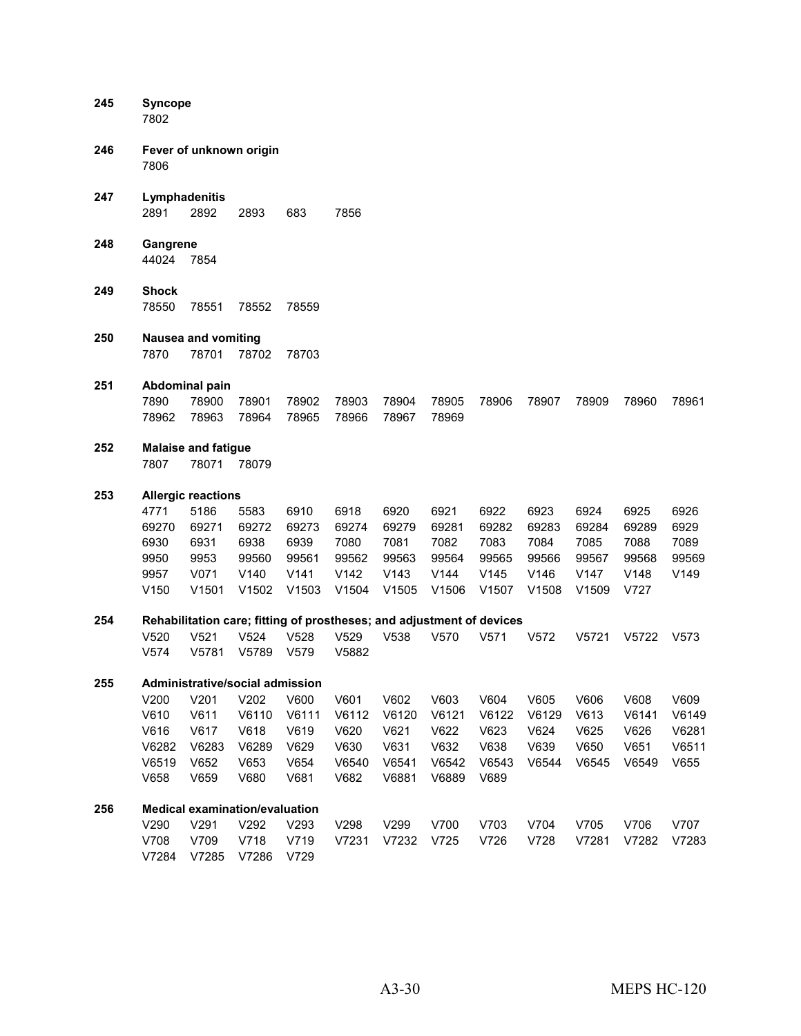**245** **Syncope**
7802

**246** **Fever of unknown origin**
7806

**247** **Lymphadenitis**
2891 2892 2893 683 7856

**248** **Gangrene**
44024 7854

**249** **Shock**
78550 78551 78552 78559

**250** **Nausea and vomiting**
7870 78701 78702 78703

**251** **Abdominal pain**
7890 78900 78901 78902 78903 78904 78905 78906 78907 78909 78960 78961
78962 78963 78964 78965 78966 78967 78969

**252** **Malaise and fatigue**
7807 78071 78079

**253** **Allergic reactions**
4771 5186 5583 6910 6918 6920 6921 6922 6923 6924 6925 6926
69270 69271 69272 69273 69274 69279 69281 69282 69283 69284 69289 6929
6930 6931 6938 6939 7080 7081 7082 7083 7084 7085 7088 7089
9950 9953 99560 99561 99562 99563 99564 99565 99566 99567 99568 99569
9957 V071 V140 V141 V142 V143 V144 V145 V146 V147 V148 V149
V150 V1501 V1502 V1503 V1504 V1505 V1506 V1507 V1508 V1509 V727

**254** **Rehabilitation care; fitting of prostheses; and adjustment of devices**
V520 V521 V524 V528 V529 V538 V570 V571 V572 V5721 V5722 V573
V574 V5781 V5789 V579 V5882

**255** **Administrative/social admission**
V200 V201 V202 V600 V601 V602 V603 V604 V605 V606 V608 V609
V610 V611 V6110 V6111 V6112 V6120 V6121 V6122 V6129 V613 V6141 V6149
V616 V617 V618 V619 V620 V621 V622 V623 V624 V625 V626 V6281
V6282 V6283 V6289 V629 V630 V631 V632 V638 V639 V650 V651 V6511
V6519 V652 V653 V654 V6540 V6541 V6542 V6543 V6544 V6545 V6549 V655
V658 V659 V680 V681 V682 V6881 V6889 V689

**256** **Medical examination/evaluation**
V290 V291 V292 V293 V298 V299 V700 V703 V704 V705 V706 V707
V708 V709 V718 V719 V7231 V7232 V725 V726 V728 V7281 V7282 V7283
V7284 V7285 V7286 V729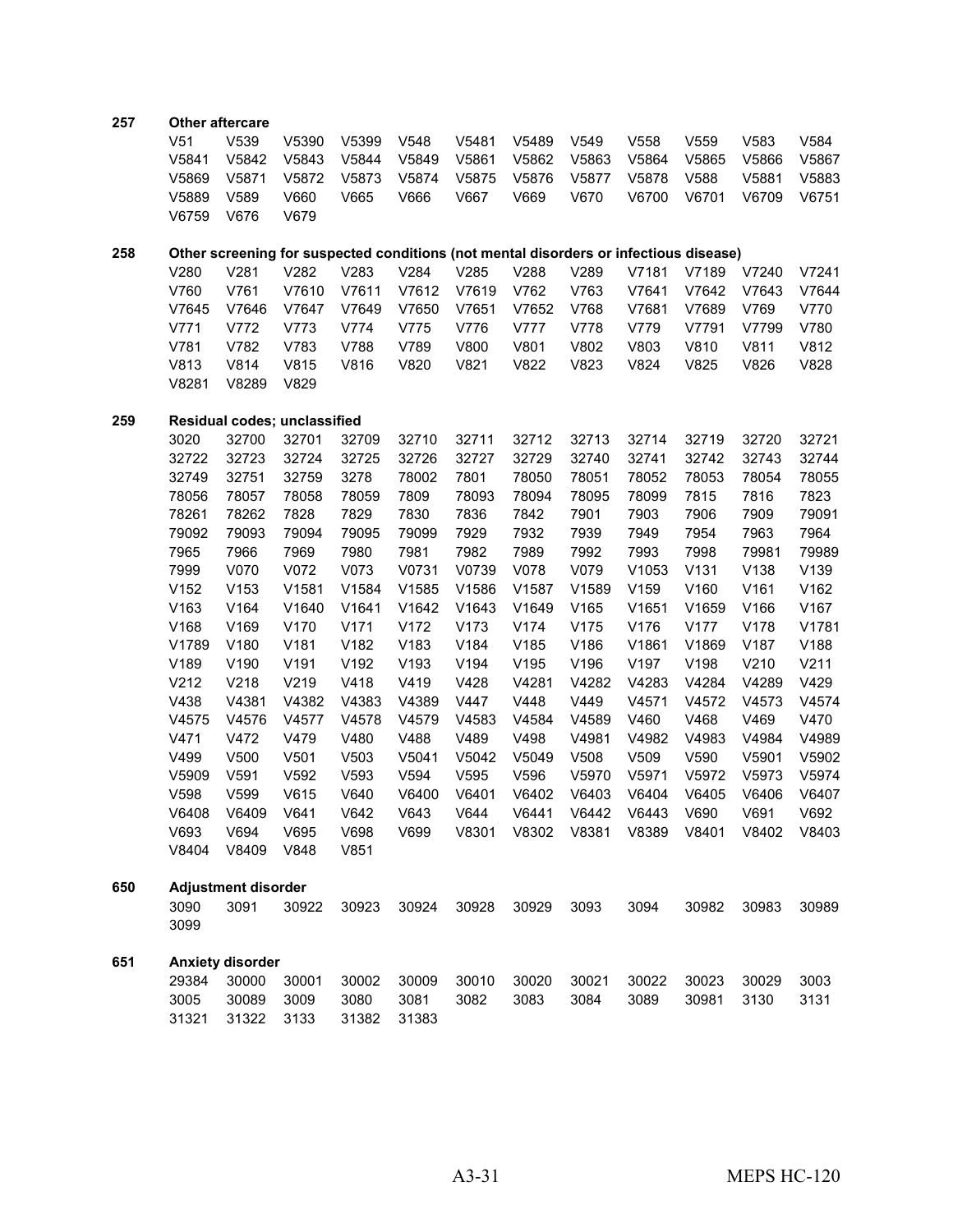**257 Other aftercare**

V51 V539 V5390 V5399 V548 V5481 V5489 V549 V558 V559 V583 V584
V5841 V5842 V5843 V5844 V5849 V5861 V5862 V5863 V5864 V5865 V5866 V5867
V5869 V5871 V5872 V5873 V5874 V5875 V5876 V5877 V5878 V588 V5881 V5883
V5889 V589 V660 V665 V666 V667 V669 V670 V6700 V6701 V6709 V6751
V6759 V676 V679

**258 Other screening for suspected conditions (not mental disorders or infectious disease)**

V280 V281 V282 V283 V284 V285 V288 V289 V7181 V7189 V7240 V7241
V760 V761 V7610 V7611 V7612 V7619 V762 V763 V7641 V7642 V7643 V7644
V7645 V7646 V7647 V7649 V7650 V7651 V7652 V768 V7681 V7689 V769 V770
V771 V772 V773 V774 V775 V776 V777 V778 V779 V7791 V7799 V780
V781 V782 V783 V788 V789 V800 V801 V802 V803 V810 V811 V812
V813 V814 V815 V816 V820 V821 V822 V823 V824 V825 V826 V828
V8281 V8289 V829

**259 Residual codes; unclassified**

3020 32700 32701 32709 32710 32711 32712 32713 32714 32719 32720 32721
32722 32723 32724 32725 32726 32727 32729 32740 32741 32742 32743 32744
32749 32751 32759 3278 78002 7801 78050 78051 78052 78053 78054 78055
78056 78057 78058 78059 7809 78093 78094 78095 78099 7815 7816 7823
78261 78262 7828 7829 7830 7836 7842 7901 7903 7906 7909 79091
79092 79093 79094 79095 79099 7929 7932 7939 7949 7954 7963 7964
7965 7966 7969 7980 7981 7982 7989 7992 7993 7998 79981 79989
7999 V070 V072 V073 V0731 V0739 V078 V079 V1053 V131 V138 V139
V152 V153 V1581 V1584 V1585 V1586 V1587 V1589 V159 V160 V161 V162
V163 V164 V1640 V1641 V1642 V1643 V1649 V165 V1651 V1659 V166 V167
V168 V169 V170 V171 V172 V173 V174 V175 V176 V177 V178 V1781
V1789 V180 V181 V182 V183 V184 V185 V186 V1861 V1869 V187 V188
V189 V190 V191 V192 V193 V194 V195 V196 V197 V198 V210 V211
V212 V218 V219 V418 V419 V428 V4281 V4282 V4283 V4284 V4289 V429
V438 V4381 V4382 V4383 V4389 V447 V448 V449 V4571 V4572 V4573 V4574
V4575 V4576 V4577 V4578 V4579 V4583 V4584 V4589 V460 V468 V469 V470
V471 V472 V479 V480 V488 V489 V498 V4981 V4982 V4983 V4984 V4989
V499 V500 V501 V503 V5041 V5042 V5049 V508 V509 V590 V5901 V5902
V5909 V591 V592 V593 V594 V595 V596 V5970 V5971 V5972 V5973 V5974
V598 V599 V615 V640 V6400 V6401 V6402 V6403 V6404 V6405 V6406 V6407
V6408 V6409 V641 V642 V643 V644 V6441 V6442 V6443 V690 V691 V692
V693 V694 V695 V698 V699 V8301 V8302 V8381 V8389 V8401 V8402 V8403
V8404 V8409 V848 V851

**650 Adjustment disorder**

3090 3091 30922 30923 30924 30928 30929 3093 3094 30982 30983 30989
3099

**651 Anxiety disorder**

29384 30000 30001 30002 30009 30010 30020 30021 30022 30023 30029 3003
3005 30089 3009 3080 3081 3082 3083 3084 3089 30981 3130 3131
31321 31322 3133 31382 31383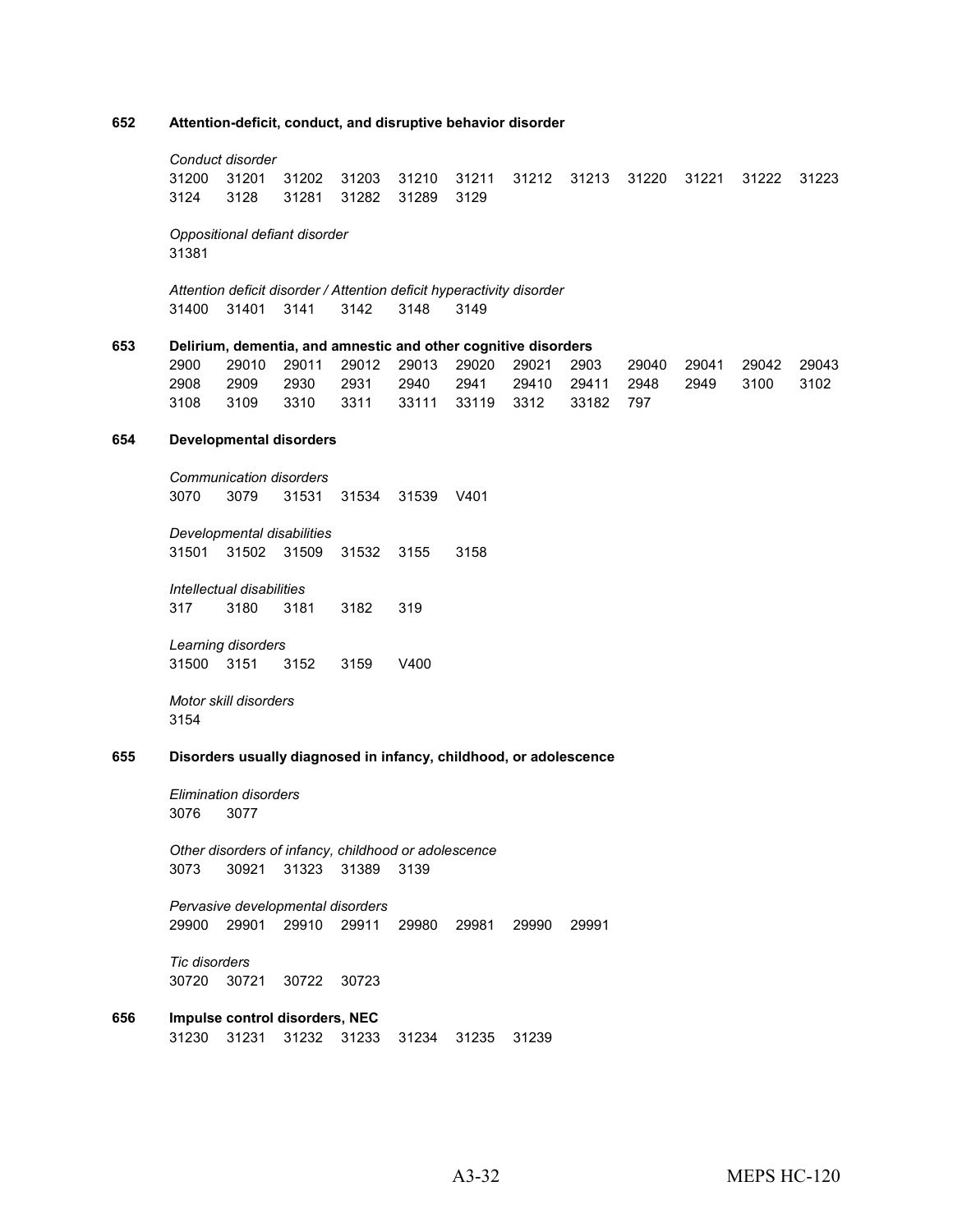**652 Attention-deficit, conduct, and disruptive behavior disorder**

*Conduct disorder*

31200 31201 31202 31203 31210 31211 31212 31213 31220 31221 31222 31223
3124 3128 31281 31282 31289 3129

*Oppositional defiant disorder*

31381

*Attention deficit disorder / Attention deficit hyperactivity disorder*

31400 31401 3141 3142 3148 3149

**653 Delirium, dementia, and amnestic and other cognitive disorders**

2900 29010 29011 29012 29013 29020 29021 2903 29040 29041 29042 29043
2908 2909 2930 2931 2940 2941 29410 29411 2948 2949 3100 3102
3108 3109 3310 3311 33111 33119 3312 33182 797

**654 Developmental disorders**

*Communication disorders*

3070 3079 31531 31534 31539 V401

*Developmental disabilities*

31501 31502 31509 31532 3155 3158

*Intellectual disabilities*

317 3180 3181 3182 319

*Learning disorders*

31500 3151 3152 3159 V400

*Motor skill disorders*

3154

**655 Disorders usually diagnosed in infancy, childhood, or adolescence**

*Elimination disorders*

3076 3077

*Other disorders of infancy, childhood or adolescence*

3073 30921 31323 31389 3139

*Pervasive developmental disorders*

29900 29901 29910 29911 29980 29981 29990 29991

*Tic disorders*

30720 30721 30722 30723

**656 Impulse control disorders, NEC**

31230 31231 31232 31233 31234 31235 31239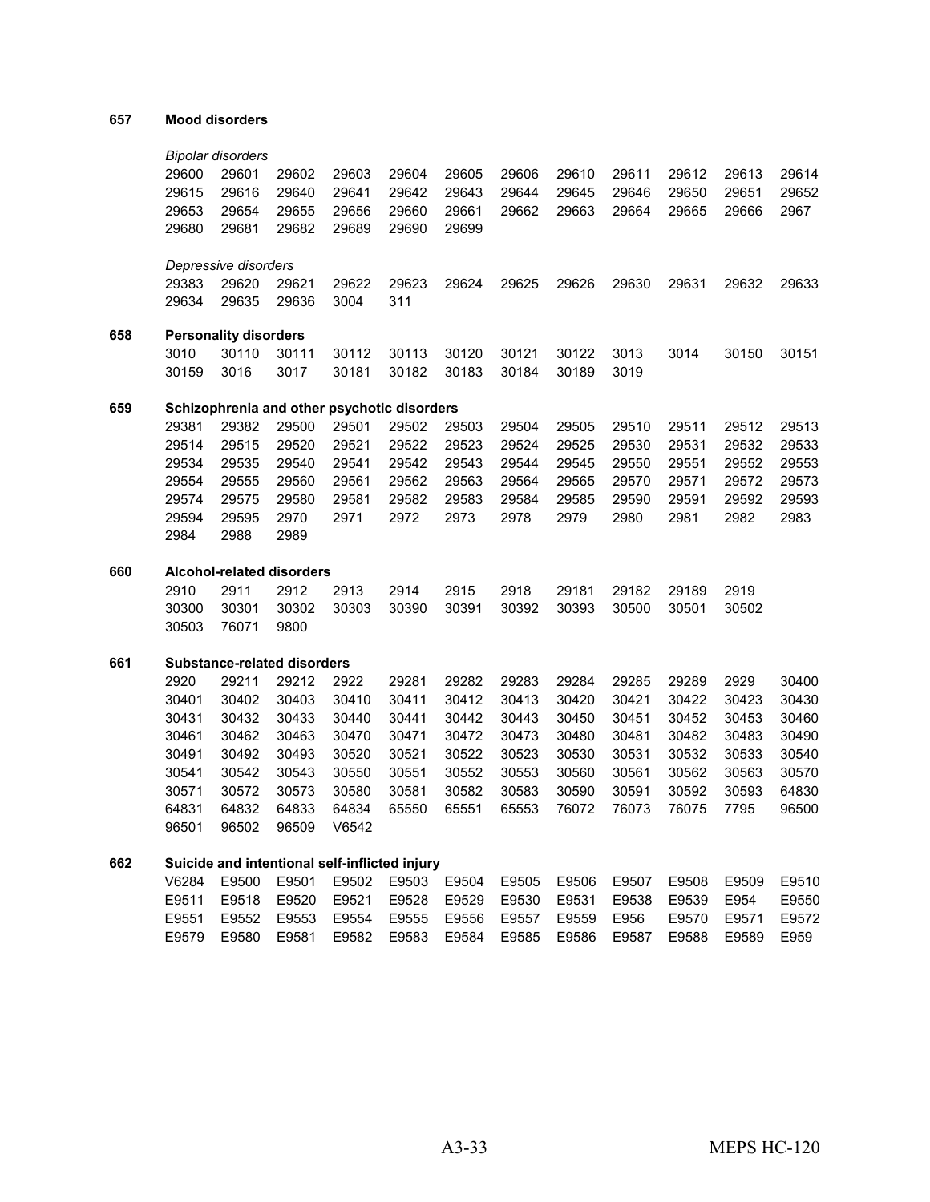**657 Mood disorders**

*Bipolar disorders*

29600 29601 29602 29603 29604 29605 29606 29610 29611 29612 29613 29614
29615 29616 29640 29641 29642 29643 29644 29645 29646 29650 29651 29652
29653 29654 29655 29656 29660 29661 29662 29663 29664 29665 29666 2967
29680 29681 29682 29689 29690 29699

*Depressive disorders*

29383 29620 29621 29622 29623 29624 29625 29626 29630 29631 29632 29633
29634 29635 29636 3004 311

**658 Personality disorders**

3010 30110 30111 30112 30113 30120 30121 30122 3013 3014 30150 30151
30159 3016 3017 30181 30182 30183 30184 30189 3019

**659 Schizophrenia and other psychotic disorders**

29381 29382 29500 29501 29502 29503 29504 29505 29510 29511 29512 29513
29514 29515 29520 29521 29522 29523 29524 29525 29530 29531 29532 29533
29534 29535 29540 29541 29542 29543 29544 29545 29550 29551 29552 29553
29554 29555 29560 29561 29562 29563 29564 29565 29570 29571 29572 29573
29574 29575 29580 29581 29582 29583 29584 29585 29590 29591 29592 29593
29594 29595 2970 2971 2972 2973 2978 2979 2980 2981 2982 2983
2984 2988 2989

**660 Alcohol-related disorders**

2910 2911 2912 2913 2914 2915 2918 29181 29182 29189 2919
30300 30301 30302 30303 30390 30391 30392 30393 30500 30501 30502
30503 76071 9800

**661 Substance-related disorders**

2920 29211 29212 2922 29281 29282 29283 29284 29285 29289 2929 30400
30401 30402 30403 30410 30411 30412 30413 30420 30421 30422 30423 30430
30431 30432 30433 30440 30441 30442 30443 30450 30451 30452 30453 30460
30461 30462 30463 30470 30471 30472 30473 30480 30481 30482 30483 30490
30491 30492 30493 30520 30521 30522 30523 30530 30531 30532 30533 30540
30541 30542 30543 30550 30551 30552 30553 30560 30561 30562 30563 30570
30571 30572 30573 30580 30581 30582 30583 30590 30591 30592 30593 64830
64831 64832 64833 64834 65550 65551 65553 76072 76073 76075 7795 96500
96501 96502 96509 V6542

**662 Suicide and intentional self-inflicted injury**

V6284 E9500 E9501 E9502 E9503 E9504 E9505 E9506 E9507 E9508 E9509 E9510
E9511 E9518 E9520 E9521 E9528 E9529 E9530 E9531 E9538 E9539 E954 E9550
E9551 E9552 E9553 E9554 E9555 E9556 E9557 E9559 E956 E9570 E9571 E9572
E9579 E9580 E9581 E9582 E9583 E9584 E9585 E9586 E9587 E9588 E9589 E959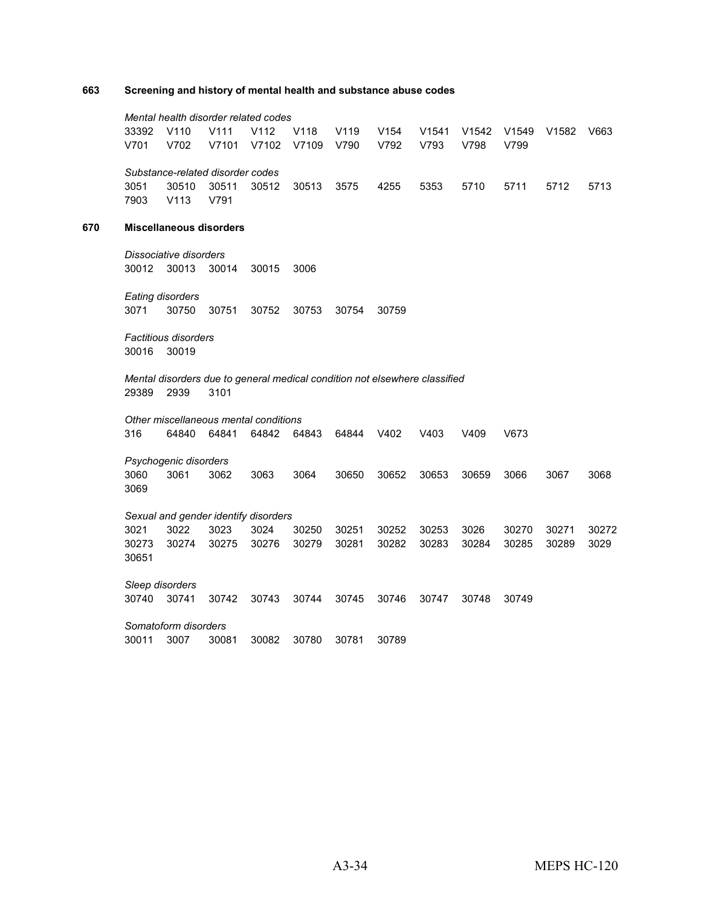**663 Screening and history of mental health and substance abuse codes**

*Mental health disorder related codes*

33392 V110 V111 V112 V118 V119 V154 V1541 V1542 V1549 V1582 V663
V701 V702 V7101 V7102 V7109 V790 V792 V793 V798 V799

*Substance-related disorder codes*

3051 30510 30511 30512 30513 3575 4255 5353 5710 5711 5712 5713
7903 V113 V791

**670 Miscellaneous disorders**

*Dissociative disorders*

30012 30013 30014 30015 3006

*Eating disorders*

3071 30750 30751 30752 30753 30754 30759

*Factitious disorders*

30016 30019

*Mental disorders due to general medical condition not elsewhere classified*

29389 2939 3101

*Other miscellaneous mental conditions*

316 64840 64841 64842 64843 64844 V402 V403 V409 V673

*Psychogenic disorders*

3060 3061 3062 3063 3064 30650 30652 30653 30659 3066 3067 3068
3069

*Sexual and gender identify disorders*

3021 3022 3023 3024 30250 30251 30252 30253 3026 30270 30271 30272
30273 30274 30275 30276 30279 30281 30282 30283 30284 30285 30289 3029
30651

*Sleep disorders*

30740 30741 30742 30743 30744 30745 30746 30747 30748 30749

*Somatoform disorders*

30011 3007 30081 30082 30780 30781 30789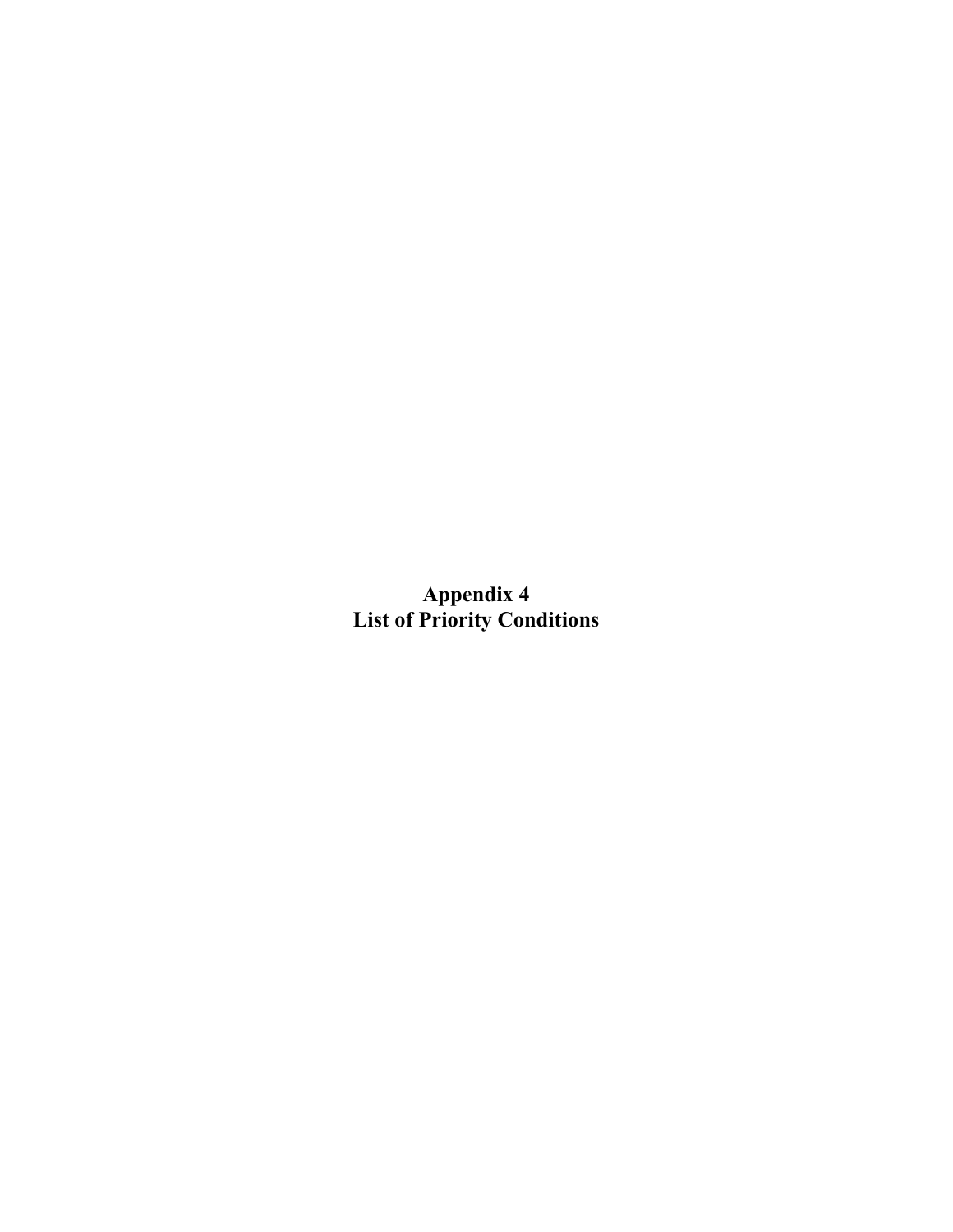# Appendix 4
# List of Priority Conditions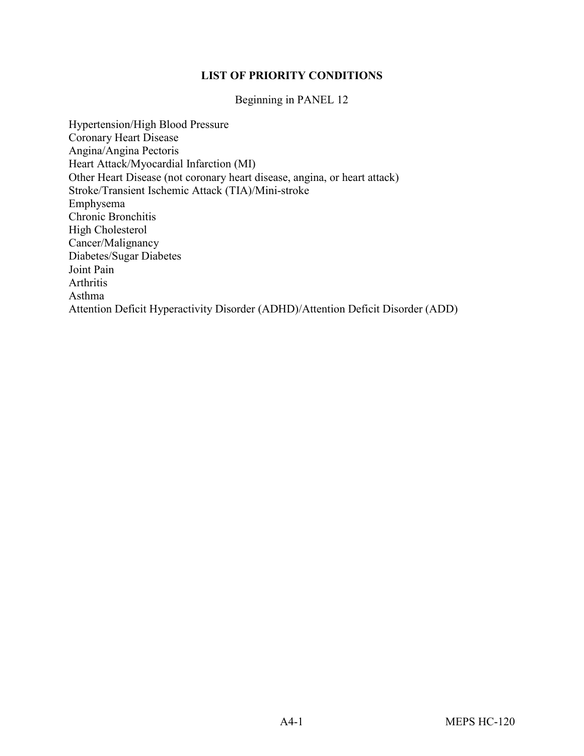## LIST OF PRIORITY CONDITIONS

Beginning in PANEL 12

Hypertension/High Blood Pressure
Coronary Heart Disease
Angina/Angina Pectoris
Heart Attack/Myocardial Infarction (MI)
Other Heart Disease (not coronary heart disease, angina, or heart attack)
Stroke/Transient Ischemic Attack (TIA)/Mini-stroke
Emphysema
Chronic Bronchitis
High Cholesterol
Cancer/Malignancy
Diabetes/Sugar Diabetes
Joint Pain
Arthritis
Asthma
Attention Deficit Hyperactivity Disorder (ADHD)/Attention Deficit Disorder (ADD)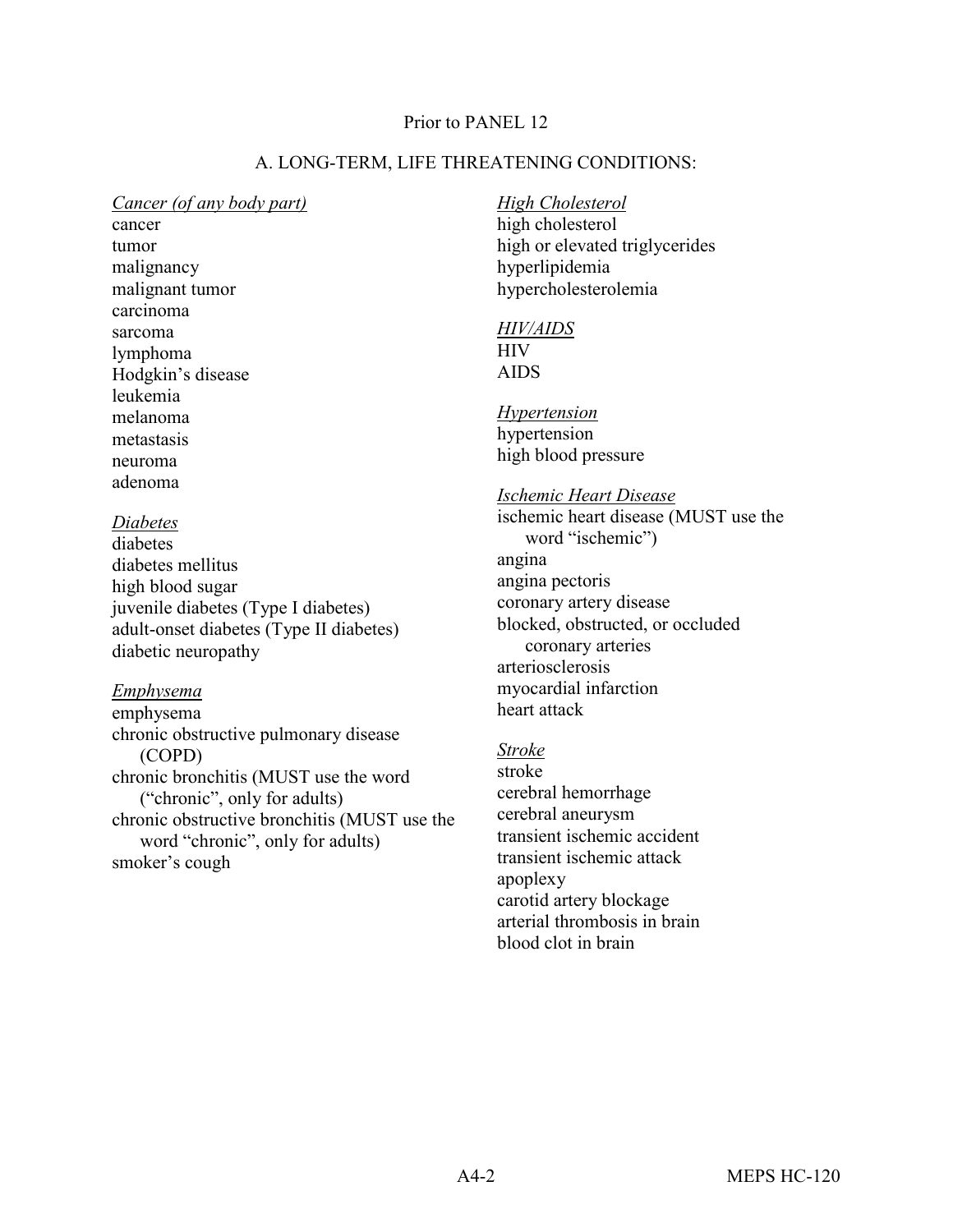Prior to PANEL 12

A. LONG-TERM, LIFE THREATENING CONDITIONS:

*Cancer (of any body part)*
cancer
tumor
malignancy
malignant tumor
carcinoma
sarcoma
lymphoma
Hodgkin's disease
leukemia
melanoma
metastasis
neuroma
adenoma

*Diabetes*
diabetes
diabetes mellitus
high blood sugar
juvenile diabetes (Type I diabetes)
adult-onset diabetes (Type II diabetes)
diabetic neuropathy

*Emphysema*
emphysema
chronic obstructive pulmonary disease (COPD)
chronic bronchitis (MUST use the word ("chronic", only for adults)
chronic obstructive bronchitis (MUST use the word "chronic", only for adults)
smoker's cough

*High Cholesterol*
high cholesterol
high or elevated triglycerides
hyperlipidemia
hypercholesterolemia

*HIV/AIDS*
HIV
AIDS

*Hypertension*
hypertension
high blood pressure

*Ischemic Heart Disease*
ischemic heart disease (MUST use the word "ischemic")
angina
angina pectoris
coronary artery disease
blocked, obstructed, or occluded coronary arteries
arteriosclerosis
myocardial infarction
heart attack

*Stroke*
stroke
cerebral hemorrhage
cerebral aneurysm
transient ischemic accident
transient ischemic attack
apoplexy
carotid artery blockage
arterial thrombosis in brain
blood clot in brain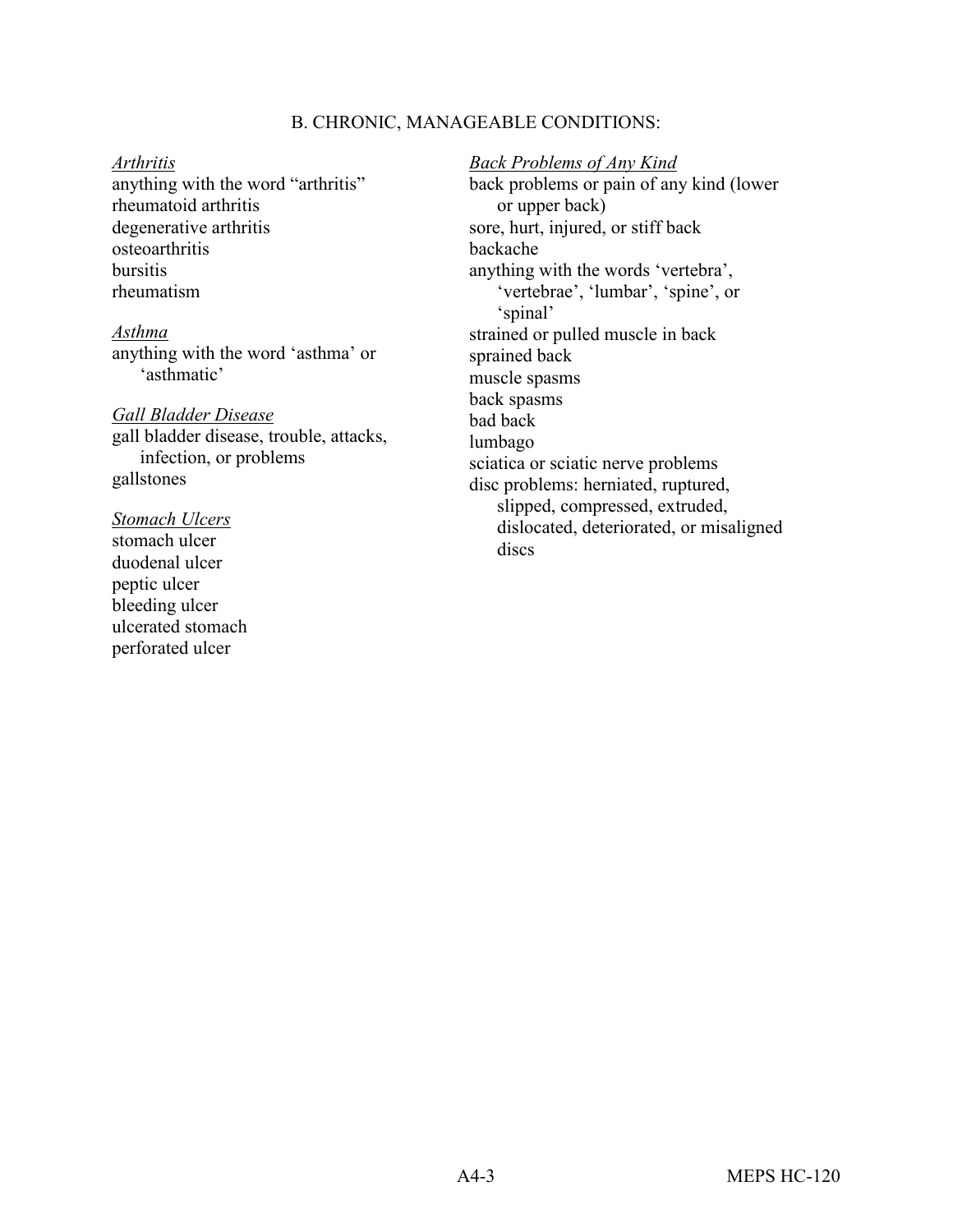## B. CHRONIC, MANAGEABLE CONDITIONS:

*Arthritis*

anything with the word "arthritis"
rheumatoid arthritis
degenerative arthritis
osteoarthritis
bursitis
rheumatism

*Asthma*

anything with the word 'asthma' or 'asthmatic'

*Gall Bladder Disease*

gall bladder disease, trouble, attacks, infection, or problems
gallstones

*Stomach Ulcers*

stomach ulcer
duodenal ulcer
peptic ulcer
bleeding ulcer
ulcerated stomach
perforated ulcer

*Back Problems of Any Kind*

back problems or pain of any kind (lower or upper back)
sore, hurt, injured, or stiff back
backache
anything with the words 'vertebra', 'vertebrae', 'lumbar', 'spine', or 'spinal'
strained or pulled muscle in back
sprained back
muscle spasms
back spasms
bad back
lumbago
sciatica or sciatic nerve problems
disc problems: herniated, ruptured, slipped, compressed, extruded, dislocated, deteriorated, or misaligned discs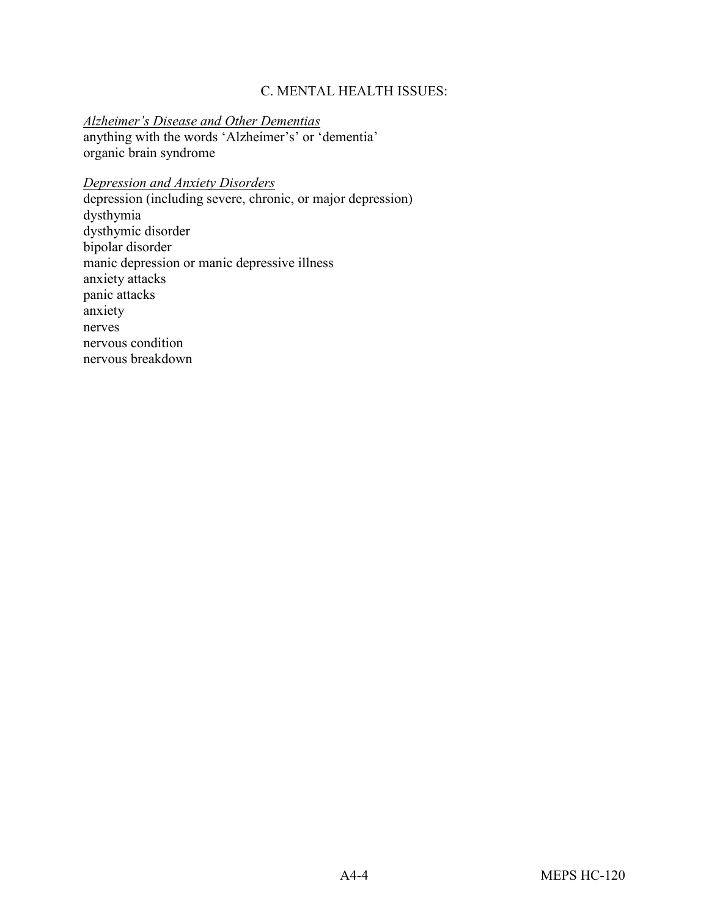## C. MENTAL HEALTH ISSUES:

*Alzheimer's Disease and Other Dementias*
anything with the words 'Alzheimer's' or 'dementia'
organic brain syndrome

*Depression and Anxiety Disorders*
depression (including severe, chronic, or major depression)
dysthymia
dysthymic disorder
bipolar disorder
manic depression or manic depressive illness
anxiety attacks
panic attacks
anxiety
nerves
nervous condition
nervous breakdown